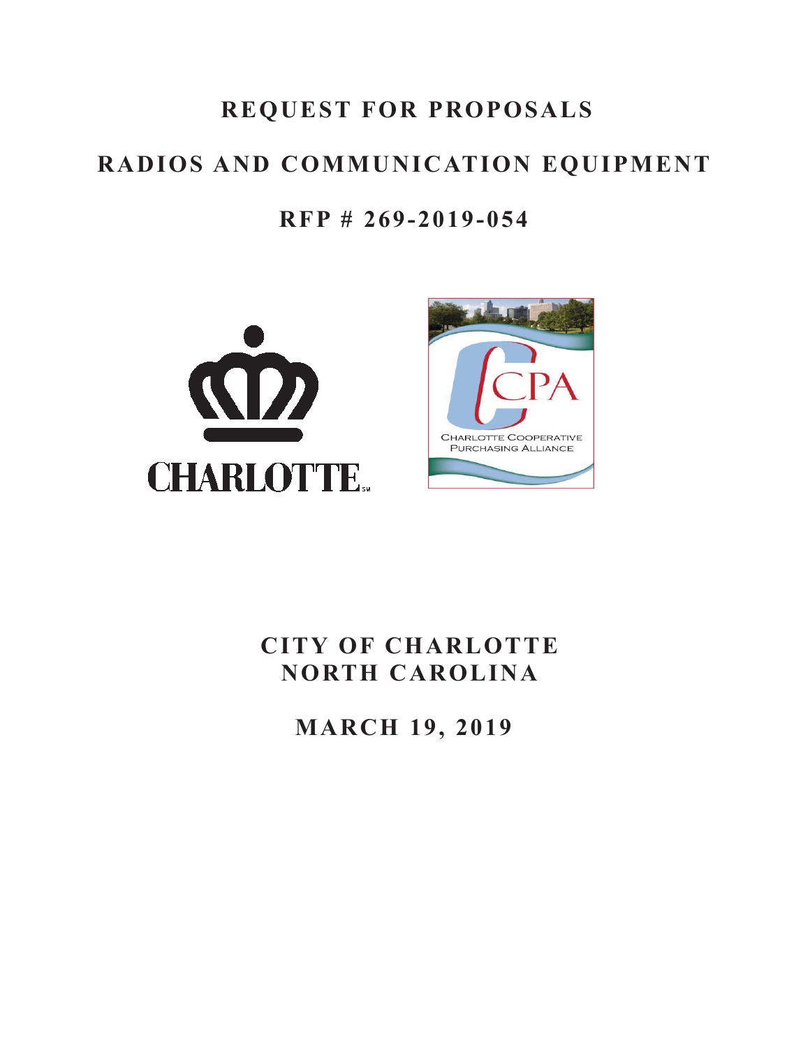# REQUEST FOR PROPOSALS

# RADIOS AND COMMUNICATION EQUIPMENT

# RFP # 269-2019-054

CHARLOTTE

CCPA
CHARLOTTE COOPERATIVE PURCHASING ALLIANCE

## CITY OF CHARLOTTE
## NORTH CAROLINA

## MARCH 19, 2019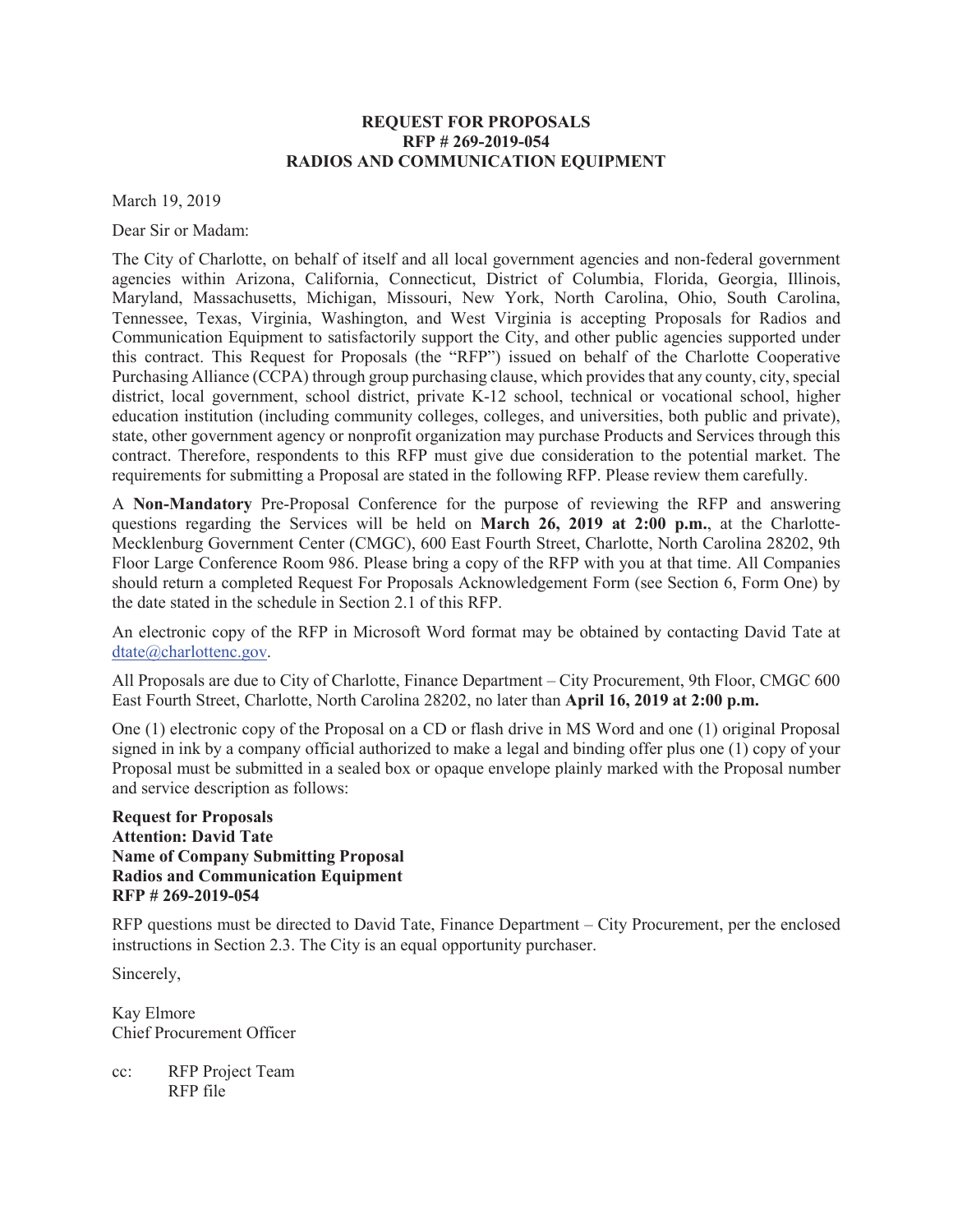**REQUEST FOR PROPOSALS**
**RFP # 269-2019-054**
**RADIOS AND COMMUNICATION EQUIPMENT**

March 19, 2019

Dear Sir or Madam:

The City of Charlotte, on behalf of itself and all local government agencies and non-federal government agencies within Arizona, California, Connecticut, District of Columbia, Florida, Georgia, Illinois, Maryland, Massachusetts, Michigan, Missouri, New York, North Carolina, Ohio, South Carolina, Tennessee, Texas, Virginia, Washington, and West Virginia is accepting Proposals for Radios and Communication Equipment to satisfactorily support the City, and other public agencies supported under this contract. This Request for Proposals (the "RFP") issued on behalf of the Charlotte Cooperative Purchasing Alliance (CCPA) through group purchasing clause, which provides that any county, city, special district, local government, school district, private K-12 school, technical or vocational school, higher education institution (including community colleges, colleges, and universities, both public and private), state, other government agency or nonprofit organization may purchase Products and Services through this contract. Therefore, respondents to this RFP must give due consideration to the potential market. The requirements for submitting a Proposal are stated in the following RFP. Please review them carefully.

A **Non-Mandatory** Pre-Proposal Conference for the purpose of reviewing the RFP and answering questions regarding the Services will be held on **March 26, 2019 at 2:00 p.m.**, at the Charlotte-Mecklenburg Government Center (CMGC), 600 East Fourth Street, Charlotte, North Carolina 28202, 9th Floor Large Conference Room 986. Please bring a copy of the RFP with you at that time. All Companies should return a completed Request For Proposals Acknowledgement Form (see Section 6, Form One) by the date stated in the schedule in Section 2.1 of this RFP.

An electronic copy of the RFP in Microsoft Word format may be obtained by contacting David Tate at dtate@charlottenc.gov.

All Proposals are due to City of Charlotte, Finance Department – City Procurement, 9th Floor, CMGC 600 East Fourth Street, Charlotte, North Carolina 28202, no later than **April 16, 2019 at 2:00 p.m.**

One (1) electronic copy of the Proposal on a CD or flash drive in MS Word and one (1) original Proposal signed in ink by a company official authorized to make a legal and binding offer plus one (1) copy of your Proposal must be submitted in a sealed box or opaque envelope plainly marked with the Proposal number and service description as follows:

**Request for Proposals**
**Attention: David Tate**
**Name of Company Submitting Proposal**
**Radios and Communication Equipment**
**RFP # 269-2019-054**

RFP questions must be directed to David Tate, Finance Department – City Procurement, per the enclosed instructions in Section 2.3. The City is an equal opportunity purchaser.

Sincerely,

Kay Elmore
Chief Procurement Officer

cc: RFP Project Team
RFP file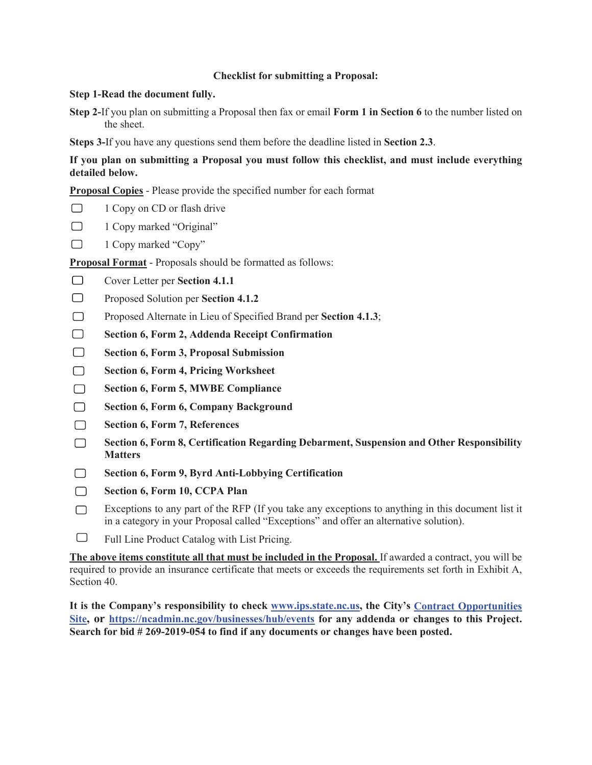**Checklist for submitting a Proposal:**

**Step 1-Read the document fully.**

**Step 2-**If you plan on submitting a Proposal then fax or email **Form 1 in Section 6** to the number listed on the sheet.

**Steps 3-**If you have any questions send them before the deadline listed in **Section 2.3**.

**If you plan on submitting a Proposal you must follow this checklist, and must include everything detailed below.**

**<u>Proposal Copies</u>** - Please provide the specified number for each format

- ☐ 1 Copy on CD or flash drive
- ☐ 1 Copy marked "Original"
- ☐ 1 Copy marked "Copy"

**<u>Proposal Format</u>** - Proposals should be formatted as follows:

- ☐ Cover Letter per **Section 4.1.1**
- ☐ Proposed Solution per **Section 4.1.2**
- ☐ Proposed Alternate in Lieu of Specified Brand per **Section 4.1.3**;
- ☐ **Section 6, Form 2, Addenda Receipt Confirmation**
- ☐ **Section 6, Form 3, Proposal Submission**
- ☐ **Section 6, Form 4, Pricing Worksheet**
- ☐ **Section 6, Form 5, MWBE Compliance**
- ☐ **Section 6, Form 6, Company Background**
- ☐ **Section 6, Form 7, References**
- ☐ **Section 6, Form 8, Certification Regarding Debarment, Suspension and Other Responsibility Matters**
- ☐ **Section 6, Form 9, Byrd Anti-Lobbying Certification**
- ☐ **Section 6, Form 10, CCPA Plan**
- ☐ Exceptions to any part of the RFP (If you take any exceptions to anything in this document list it in a category in your Proposal called "Exceptions" and offer an alternative solution).
- ☐ Full Line Product Catalog with List Pricing.

**<u>The above items constitute all that must be included in the Proposal.</u>** If awarded a contract, you will be required to provide an insurance certificate that meets or exceeds the requirements set forth in Exhibit A, Section 40.

**It is the Company's responsibility to check [www.ips.state.nc.us](www.ips.state.nc.us), the City's [Contract Opportunities Site](), or [https://ncadmin.nc.gov/businesses/hub/events](https://ncadmin.nc.gov/businesses/hub/events) for any addenda or changes to this Project. Search for bid # 269-2019-054 to find if any documents or changes have been posted.**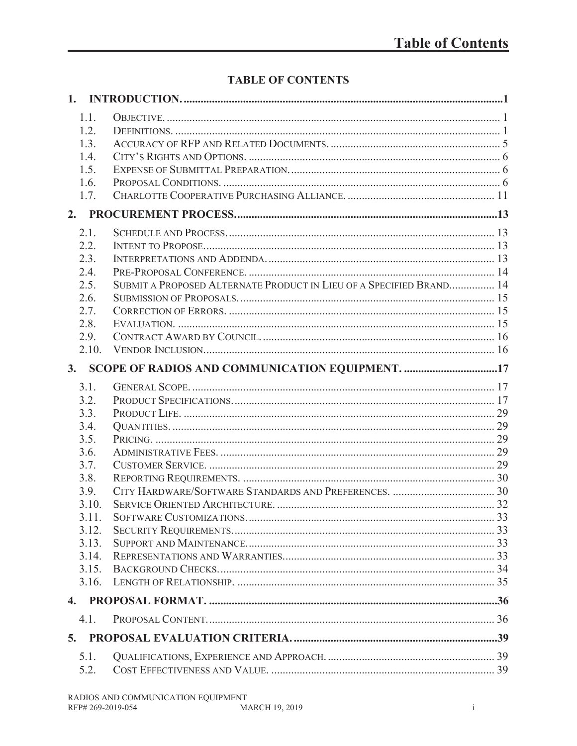# TABLE OF CONTENTS

**1. INTRODUCTION. .......... 1**

- 1.1. OBJECTIVE. .......... 1
- 1.2. DEFINITIONS. .......... 1
- 1.3. ACCURACY OF RFP AND RELATED DOCUMENTS. .......... 5
- 1.4. CITY'S RIGHTS AND OPTIONS. .......... 6
- 1.5. EXPENSE OF SUBMITTAL PREPARATION. .......... 6
- 1.6. PROPOSAL CONDITIONS. .......... 6
- 1.7. CHARLOTTE COOPERATIVE PURCHASING ALLIANCE. .......... 11

**2. PROCUREMENT PROCESS. .......... 13**

- 2.1. SCHEDULE AND PROCESS. .......... 13
- 2.2. INTENT TO PROPOSE. .......... 13
- 2.3. INTERPRETATIONS AND ADDENDA. .......... 13
- 2.4. PRE-PROPOSAL CONFERENCE. .......... 14
- 2.5. SUBMIT A PROPOSED ALTERNATE PRODUCT IN LIEU OF A SPECIFIED BRAND. .......... 14
- 2.6. SUBMISSION OF PROPOSALS. .......... 15
- 2.7. CORRECTION OF ERRORS. .......... 15
- 2.8. EVALUATION. .......... 15
- 2.9. CONTRACT AWARD BY COUNCIL. .......... 16
- 2.10. VENDOR INCLUSION. .......... 16

**3. SCOPE OF RADIOS AND COMMUNICATION EQUIPMENT. .......... 17**

- 3.1. GENERAL SCOPE. .......... 17
- 3.2. PRODUCT SPECIFICATIONS. .......... 17
- 3.3. PRODUCT LIFE. .......... 29
- 3.4. QUANTITIES. .......... 29
- 3.5. PRICING. .......... 29
- 3.6. ADMINISTRATIVE FEES. .......... 29
- 3.7. CUSTOMER SERVICE. .......... 29
- 3.8. REPORTING REQUIREMENTS. .......... 30
- 3.9. CITY HARDWARE/SOFTWARE STANDARDS AND PREFERENCES. .......... 30
- 3.10. SERVICE ORIENTED ARCHITECTURE. .......... 32
- 3.11. SOFTWARE CUSTOMIZATIONS. .......... 33
- 3.12. SECURITY REQUIREMENTS. .......... 33
- 3.13. SUPPORT AND MAINTENANCE. .......... 33
- 3.14. REPRESENTATIONS AND WARRANTIES. .......... 33
- 3.15. BACKGROUND CHECKS. .......... 34
- 3.16. LENGTH OF RELATIONSHIP. .......... 35

**4. PROPOSAL FORMAT. .......... 36**

- 4.1. PROPOSAL CONTENT. .......... 36

**5. PROPOSAL EVALUATION CRITERIA. .......... 39**

- 5.1. QUALIFICATIONS, EXPERIENCE AND APPROACH. .......... 39
- 5.2. COST EFFECTIVENESS AND VALUE. .......... 39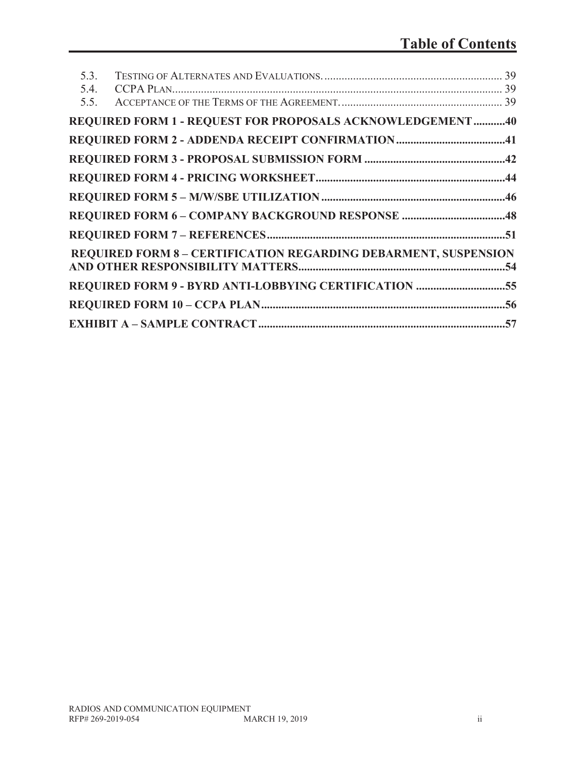# Table of Contents

5.3. Testing of Alternates and Evaluations. .............................................................. 39
5.4. CCPA Plan ................................................................................................................ 39
5.5. Acceptance of the Terms of the Agreement. ......................................................... 39

**REQUIRED FORM 1 - REQUEST FOR PROPOSALS ACKNOWLEDGEMENT ...........40**

**REQUIRED FORM 2 - ADDENDA RECEIPT CONFIRMATION ......................................41**

**REQUIRED FORM 3 - PROPOSAL SUBMISSION FORM .................................................42**

**REQUIRED FORM 4 - PRICING WORKSHEET.................................................................44**

**REQUIRED FORM 5 – M/W/SBE UTILIZATION ................................................................46**

**REQUIRED FORM 6 – COMPANY BACKGROUND RESPONSE ....................................48**

**REQUIRED FORM 7 – REFERENCES..................................................................................51**

**REQUIRED FORM 8 – CERTIFICATION REGARDING DEBARMENT, SUSPENSION AND OTHER RESPONSIBILITY MATTERS........................................................................54**

**REQUIRED FORM 9 - BYRD ANTI-LOBBYING CERTIFICATION ...............................55**

**REQUIRED FORM 10 – CCPA PLAN....................................................................................56**

**EXHIBIT A – SAMPLE CONTRACT......................................................................................57**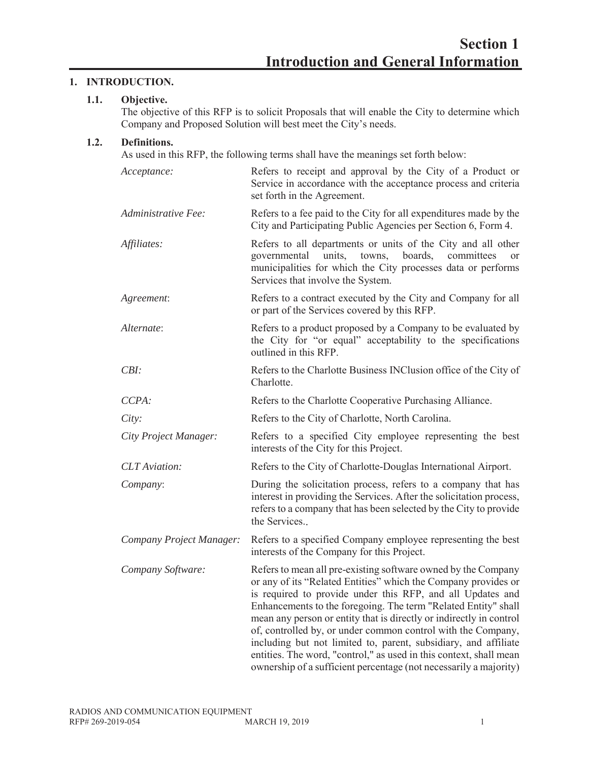# Section 1
# Introduction and General Information

## 1. INTRODUCTION.

### 1.1. Objective.

The objective of this RFP is to solicit Proposals that will enable the City to determine which Company and Proposed Solution will best meet the City's needs.

### 1.2. Definitions.

As used in this RFP, the following terms shall have the meanings set forth below:

| | |
|---|---|
| *Acceptance:* | Refers to receipt and approval by the City of a Product or Service in accordance with the acceptance process and criteria set forth in the Agreement. |
| *Administrative Fee:* | Refers to a fee paid to the City for all expenditures made by the City and Participating Public Agencies per Section 6, Form 4. |
| *Affiliates:* | Refers to all departments or units of the City and all other governmental units, towns, boards, committees or municipalities for which the City processes data or performs Services that involve the System. |
| *Agreement*: | Refers to a contract executed by the City and Company for all or part of the Services covered by this RFP. |
| *Alternate*: | Refers to a product proposed by a Company to be evaluated by the City for "or equal" acceptability to the specifications outlined in this RFP. |
| *CBI:* | Refers to the Charlotte Business INClusion office of the City of Charlotte. |
| *CCPA:* | Refers to the Charlotte Cooperative Purchasing Alliance. |
| *City:* | Refers to the City of Charlotte, North Carolina. |
| *City Project Manager:* | Refers to a specified City employee representing the best interests of the City for this Project. |
| *CLT Aviation:* | Refers to the City of Charlotte-Douglas International Airport. |
| *Company*: | During the solicitation process, refers to a company that has interest in providing the Services. After the solicitation process, refers to a company that has been selected by the City to provide the Services.. |
| *Company Project Manager:* | Refers to a specified Company employee representing the best interests of the Company for this Project. |
| *Company Software:* | Refers to mean all pre-existing software owned by the Company or any of its "Related Entities" which the Company provides or is required to provide under this RFP, and all Updates and Enhancements to the foregoing. The term "Related Entity" shall mean any person or entity that is directly or indirectly in control of, controlled by, or under common control with the Company, including but not limited to, parent, subsidiary, and affiliate entities. The word, "control," as used in this context, shall mean ownership of a sufficient percentage (not necessarily a majority) |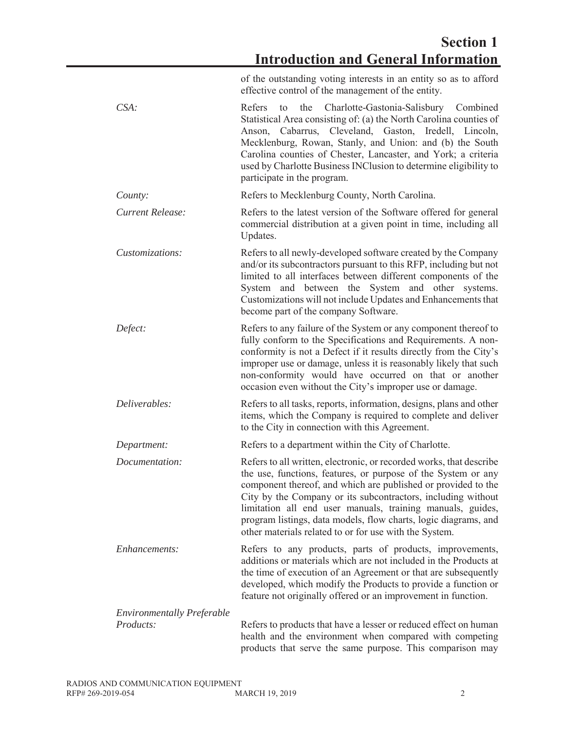of the outstanding voting interests in an entity so as to afford effective control of the management of the entity.

*CSA:* Refers to the Charlotte-Gastonia-Salisbury Combined Statistical Area consisting of: (a) the North Carolina counties of Anson, Cabarrus, Cleveland, Gaston, Iredell, Lincoln, Mecklenburg, Rowan, Stanly, and Union: and (b) the South Carolina counties of Chester, Lancaster, and York; a criteria used by Charlotte Business INClusion to determine eligibility to participate in the program.

*County:* Refers to Mecklenburg County, North Carolina.

*Current Release:* Refers to the latest version of the Software offered for general commercial distribution at a given point in time, including all Updates.

*Customizations:* Refers to all newly-developed software created by the Company and/or its subcontractors pursuant to this RFP, including but not limited to all interfaces between different components of the System and between the System and other systems. Customizations will not include Updates and Enhancements that become part of the company Software.

*Defect:* Refers to any failure of the System or any component thereof to fully conform to the Specifications and Requirements. A non-conformity is not a Defect if it results directly from the City's improper use or damage, unless it is reasonably likely that such non-conformity would have occurred on that or another occasion even without the City's improper use or damage.

*Deliverables:* Refers to all tasks, reports, information, designs, plans and other items, which the Company is required to complete and deliver to the City in connection with this Agreement.

*Department:* Refers to a department within the City of Charlotte.

*Documentation:* Refers to all written, electronic, or recorded works, that describe the use, functions, features, or purpose of the System or any component thereof, and which are published or provided to the City by the Company or its subcontractors, including without limitation all end user manuals, training manuals, guides, program listings, data models, flow charts, logic diagrams, and other materials related to or for use with the System.

*Enhancements:* Refers to any products, parts of products, improvements, additions or materials which are not included in the Products at the time of execution of an Agreement or that are subsequently developed, which modify the Products to provide a function or feature not originally offered or an improvement in function.

*Environmentally Preferable Products:* Refers to products that have a lesser or reduced effect on human health and the environment when compared with competing products that serve the same purpose. This comparison may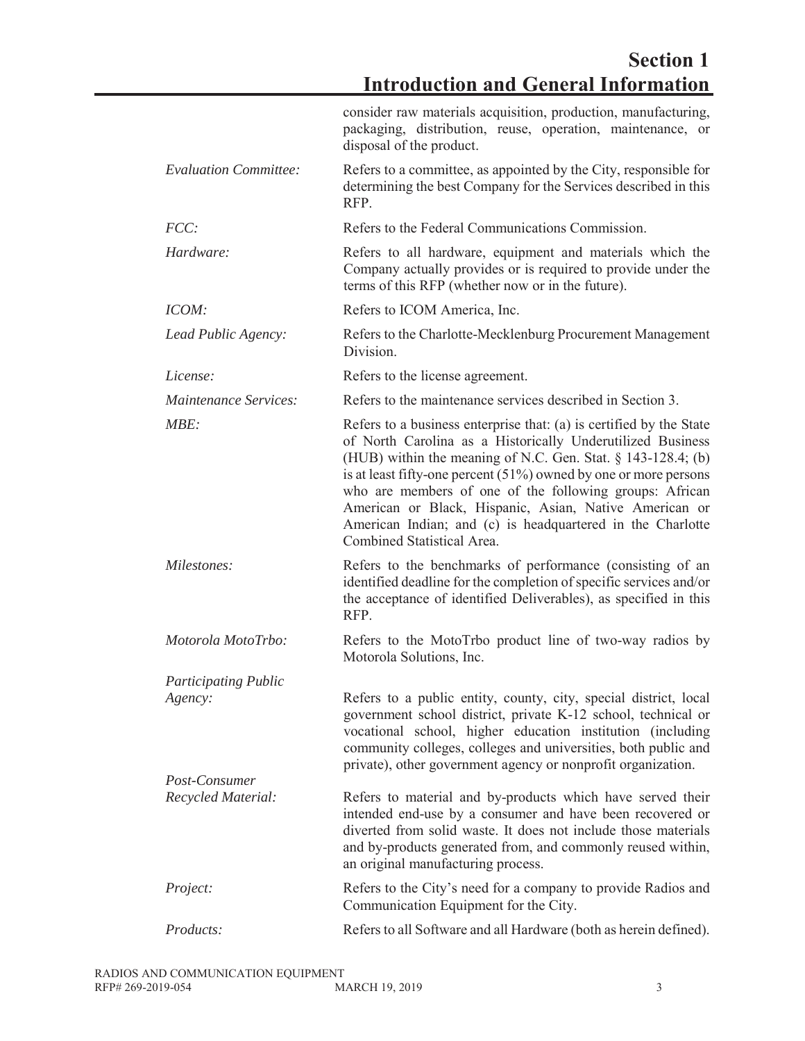consider raw materials acquisition, production, manufacturing, packaging, distribution, reuse, operation, maintenance, or disposal of the product.

*Evaluation Committee:* Refers to a committee, as appointed by the City, responsible for determining the best Company for the Services described in this RFP.

*FCC:* Refers to the Federal Communications Commission.

*Hardware:* Refers to all hardware, equipment and materials which the Company actually provides or is required to provide under the terms of this RFP (whether now or in the future).

*ICOM:* Refers to ICOM America, Inc.

*Lead Public Agency:* Refers to the Charlotte-Mecklenburg Procurement Management Division.

*License:* Refers to the license agreement.

*Maintenance Services:* Refers to the maintenance services described in Section 3.

*MBE:* Refers to a business enterprise that: (a) is certified by the State of North Carolina as a Historically Underutilized Business (HUB) within the meaning of N.C. Gen. Stat. § 143-128.4; (b) is at least fifty-one percent (51%) owned by one or more persons who are members of one of the following groups: African American or Black, Hispanic, Asian, Native American or American Indian; and (c) is headquartered in the Charlotte Combined Statistical Area.

*Milestones:* Refers to the benchmarks of performance (consisting of an identified deadline for the completion of specific services and/or the acceptance of identified Deliverables), as specified in this RFP.

*Motorola MotoTrbo:* Refers to the MotoTrbo product line of two-way radios by Motorola Solutions, Inc.

*Participating Public Agency:* Refers to a public entity, county, city, special district, local government school district, private K-12 school, technical or vocational school, higher education institution (including community colleges, colleges and universities, both public and private), other government agency or nonprofit organization.

*Post-Consumer Recycled Material:* Refers to material and by-products which have served their intended end-use by a consumer and have been recovered or diverted from solid waste. It does not include those materials and by-products generated from, and commonly reused within, an original manufacturing process.

*Project:* Refers to the City's need for a company to provide Radios and Communication Equipment for the City.

*Products:* Refers to all Software and all Hardware (both as herein defined).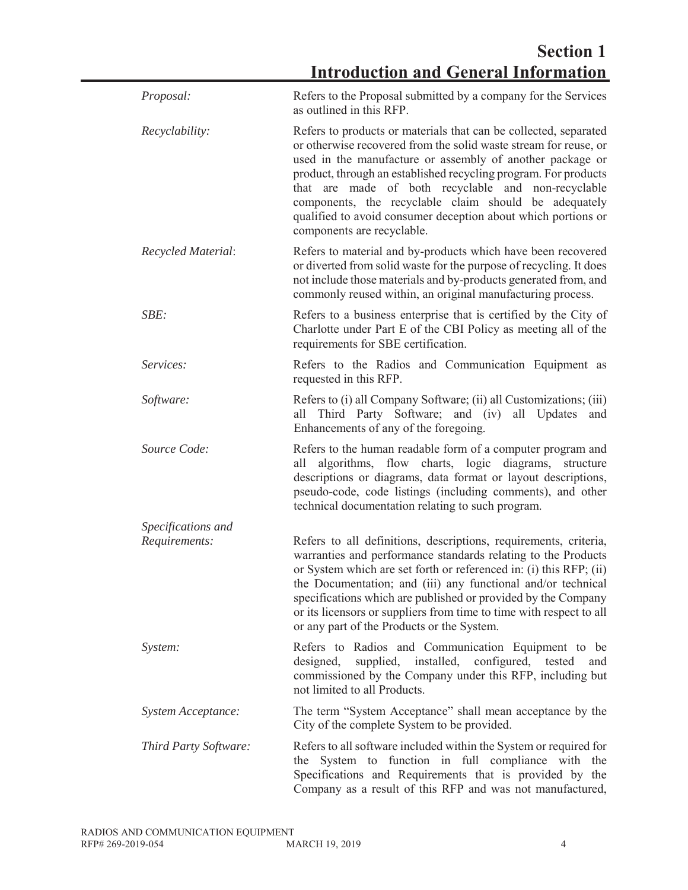*Proposal:* Refers to the Proposal submitted by a company for the Services as outlined in this RFP.

*Recyclability:* Refers to products or materials that can be collected, separated or otherwise recovered from the solid waste stream for reuse, or used in the manufacture or assembly of another package or product, through an established recycling program. For products that are made of both recyclable and non-recyclable components, the recyclable claim should be adequately qualified to avoid consumer deception about which portions or components are recyclable.

*Recycled Material*: Refers to material and by-products which have been recovered or diverted from solid waste for the purpose of recycling. It does not include those materials and by-products generated from, and commonly reused within, an original manufacturing process.

*SBE:* Refers to a business enterprise that is certified by the City of Charlotte under Part E of the CBI Policy as meeting all of the requirements for SBE certification.

*Services:* Refers to the Radios and Communication Equipment as requested in this RFP.

*Software:* Refers to (i) all Company Software; (ii) all Customizations; (iii) all Third Party Software; and (iv) all Updates and Enhancements of any of the foregoing.

*Source Code:* Refers to the human readable form of a computer program and all algorithms, flow charts, logic diagrams, structure descriptions or diagrams, data format or layout descriptions, pseudo-code, code listings (including comments), and other technical documentation relating to such program.

*Specifications and Requirements:* Refers to all definitions, descriptions, requirements, criteria, warranties and performance standards relating to the Products or System which are set forth or referenced in: (i) this RFP; (ii) the Documentation; and (iii) any functional and/or technical specifications which are published or provided by the Company or its licensors or suppliers from time to time with respect to all or any part of the Products or the System.

*System:* Refers to Radios and Communication Equipment to be designed, supplied, installed, configured, tested and commissioned by the Company under this RFP, including but not limited to all Products.

*System Acceptance:* The term "System Acceptance" shall mean acceptance by the City of the complete System to be provided.

*Third Party Software:* Refers to all software included within the System or required for the System to function in full compliance with the Specifications and Requirements that is provided by the Company as a result of this RFP and was not manufactured,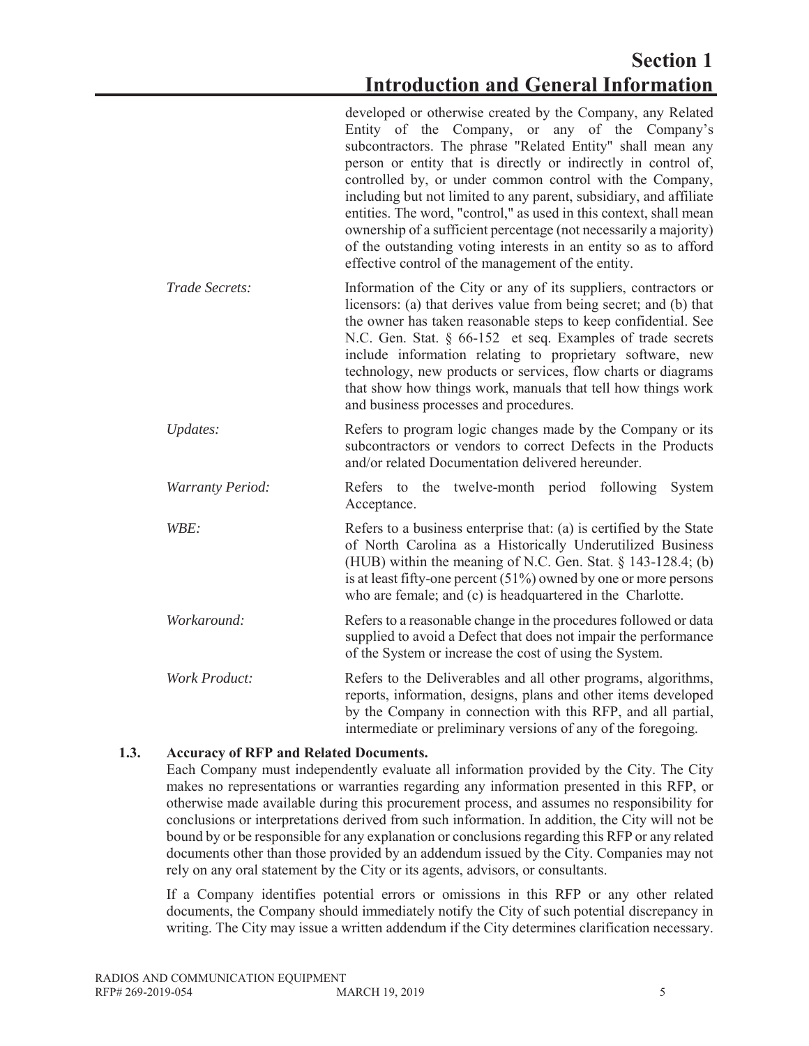developed or otherwise created by the Company, any Related Entity of the Company, or any of the Company's subcontractors. The phrase "Related Entity" shall mean any person or entity that is directly or indirectly in control of, controlled by, or under common control with the Company, including but not limited to any parent, subsidiary, and affiliate entities. The word, "control," as used in this context, shall mean ownership of a sufficient percentage (not necessarily a majority) of the outstanding voting interests in an entity so as to afford effective control of the management of the entity.

| | |
|---|---|
| *Trade Secrets:* | Information of the City or any of its suppliers, contractors or licensors: (a) that derives value from being secret; and (b) that the owner has taken reasonable steps to keep confidential. See N.C. Gen. Stat. § 66-152 et seq. Examples of trade secrets include information relating to proprietary software, new technology, new products or services, flow charts or diagrams that show how things work, manuals that tell how things work and business processes and procedures. |
| *Updates:* | Refers to program logic changes made by the Company or its subcontractors or vendors to correct Defects in the Products and/or related Documentation delivered hereunder. |
| *Warranty Period:* | Refers to the twelve-month period following System Acceptance. |
| *WBE:* | Refers to a business enterprise that: (a) is certified by the State of North Carolina as a Historically Underutilized Business (HUB) within the meaning of N.C. Gen. Stat. § 143-128.4; (b) is at least fifty-one percent (51%) owned by one or more persons who are female; and (c) is headquartered in the Charlotte. |
| *Workaround:* | Refers to a reasonable change in the procedures followed or data supplied to avoid a Defect that does not impair the performance of the System or increase the cost of using the System. |
| *Work Product:* | Refers to the Deliverables and all other programs, algorithms, reports, information, designs, plans and other items developed by the Company in connection with this RFP, and all partial, intermediate or preliminary versions of any of the foregoing. |

### 1.3. Accuracy of RFP and Related Documents.

Each Company must independently evaluate all information provided by the City. The City makes no representations or warranties regarding any information presented in this RFP, or otherwise made available during this procurement process, and assumes no responsibility for conclusions or interpretations derived from such information. In addition, the City will not be bound by or be responsible for any explanation or conclusions regarding this RFP or any related documents other than those provided by an addendum issued by the City. Companies may not rely on any oral statement by the City or its agents, advisors, or consultants.

If a Company identifies potential errors or omissions in this RFP or any other related documents, the Company should immediately notify the City of such potential discrepancy in writing. The City may issue a written addendum if the City determines clarification necessary.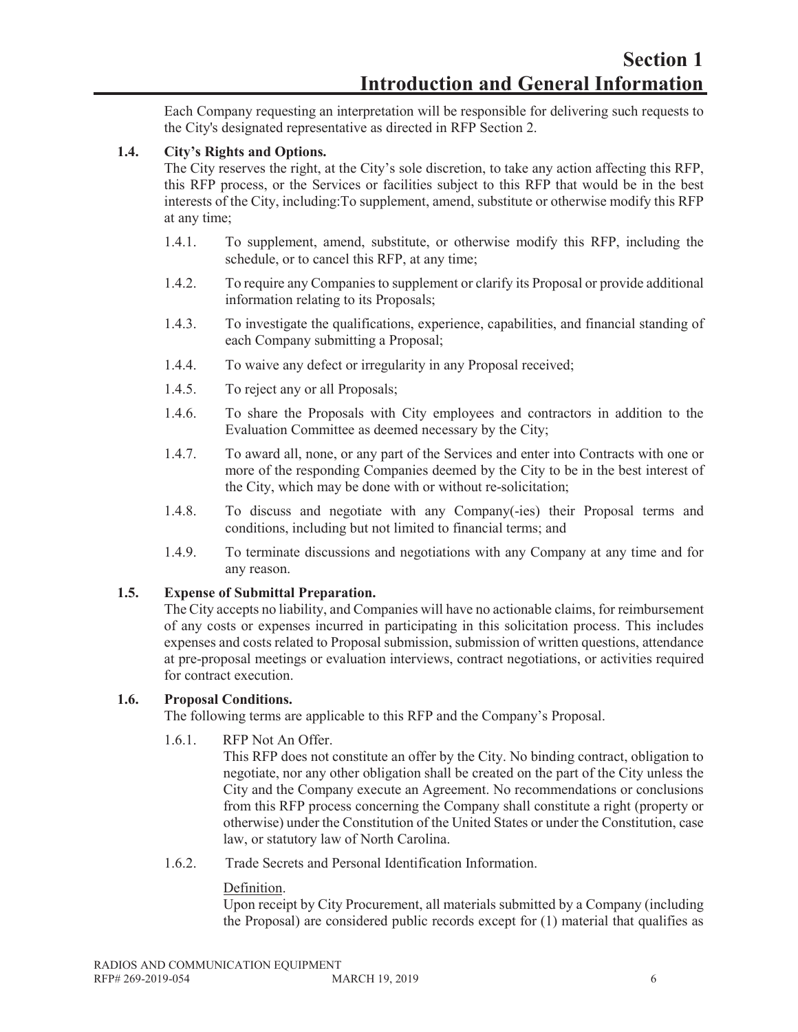Each Company requesting an interpretation will be responsible for delivering such requests to the City's designated representative as directed in RFP Section 2.

### 1.4. City's Rights and Options.

The City reserves the right, at the City's sole discretion, to take any action affecting this RFP, this RFP process, or the Services or facilities subject to this RFP that would be in the best interests of the City, including:To supplement, amend, substitute or otherwise modify this RFP at any time;

1.4.1. To supplement, amend, substitute, or otherwise modify this RFP, including the schedule, or to cancel this RFP, at any time;

1.4.2. To require any Companies to supplement or clarify its Proposal or provide additional information relating to its Proposals;

1.4.3. To investigate the qualifications, experience, capabilities, and financial standing of each Company submitting a Proposal;

1.4.4. To waive any defect or irregularity in any Proposal received;

1.4.5. To reject any or all Proposals;

1.4.6. To share the Proposals with City employees and contractors in addition to the Evaluation Committee as deemed necessary by the City;

1.4.7. To award all, none, or any part of the Services and enter into Contracts with one or more of the responding Companies deemed by the City to be in the best interest of the City, which may be done with or without re-solicitation;

1.4.8. To discuss and negotiate with any Company(-ies) their Proposal terms and conditions, including but not limited to financial terms; and

1.4.9. To terminate discussions and negotiations with any Company at any time and for any reason.

### 1.5. Expense of Submittal Preparation.

The City accepts no liability, and Companies will have no actionable claims, for reimbursement of any costs or expenses incurred in participating in this solicitation process. This includes expenses and costs related to Proposal submission, submission of written questions, attendance at pre-proposal meetings or evaluation interviews, contract negotiations, or activities required for contract execution.

### 1.6. Proposal Conditions.

The following terms are applicable to this RFP and the Company's Proposal.

1.6.1. RFP Not An Offer.

This RFP does not constitute an offer by the City. No binding contract, obligation to negotiate, nor any other obligation shall be created on the part of the City unless the City and the Company execute an Agreement. No recommendations or conclusions from this RFP process concerning the Company shall constitute a right (property or otherwise) under the Constitution of the United States or under the Constitution, case law, or statutory law of North Carolina.

1.6.2. Trade Secrets and Personal Identification Information.

Definition.

Upon receipt by City Procurement, all materials submitted by a Company (including the Proposal) are considered public records except for (1) material that qualifies as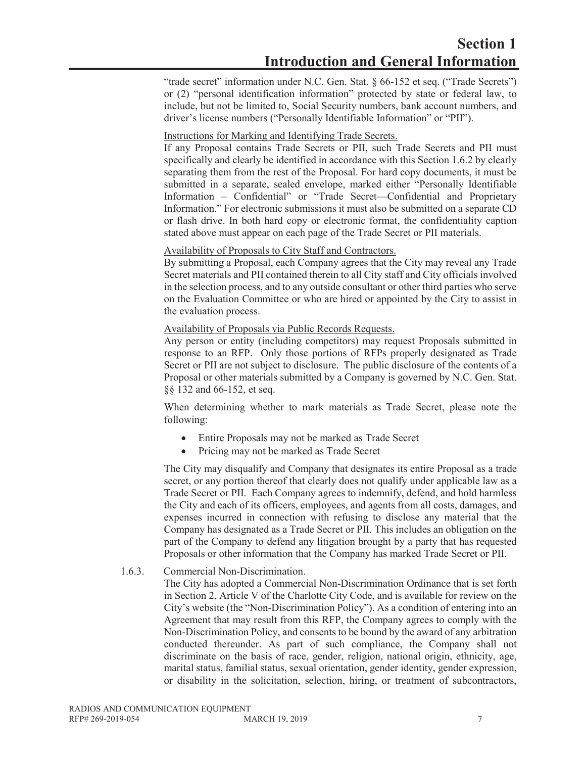"trade secret" information under N.C. Gen. Stat. § 66-152 et seq. ("Trade Secrets") or (2) "personal identification information" protected by state or federal law, to include, but not be limited to, Social Security numbers, bank account numbers, and driver's license numbers ("Personally Identifiable Information" or "PII").

Instructions for Marking and Identifying Trade Secrets.

If any Proposal contains Trade Secrets or PII, such Trade Secrets and PII must specifically and clearly be identified in accordance with this Section 1.6.2 by clearly separating them from the rest of the Proposal. For hard copy documents, it must be submitted in a separate, sealed envelope, marked either "Personally Identifiable Information – Confidential" or "Trade Secret—Confidential and Proprietary Information." For electronic submissions it must also be submitted on a separate CD or flash drive. In both hard copy or electronic format, the confidentiality caption stated above must appear on each page of the Trade Secret or PII materials.

Availability of Proposals to City Staff and Contractors.

By submitting a Proposal, each Company agrees that the City may reveal any Trade Secret materials and PII contained therein to all City staff and City officials involved in the selection process, and to any outside consultant or other third parties who serve on the Evaluation Committee or who are hired or appointed by the City to assist in the evaluation process.

Availability of Proposals via Public Records Requests.

Any person or entity (including competitors) may request Proposals submitted in response to an RFP. Only those portions of RFPs properly designated as Trade Secret or PII are not subject to disclosure. The public disclosure of the contents of a Proposal or other materials submitted by a Company is governed by N.C. Gen. Stat. §§ 132 and 66-152, et seq.

When determining whether to mark materials as Trade Secret, please note the following:

- Entire Proposals may not be marked as Trade Secret
- Pricing may not be marked as Trade Secret

The City may disqualify and Company that designates its entire Proposal as a trade secret, or any portion thereof that clearly does not qualify under applicable law as a Trade Secret or PII. Each Company agrees to indemnify, defend, and hold harmless the City and each of its officers, employees, and agents from all costs, damages, and expenses incurred in connection with refusing to disclose any material that the Company has designated as a Trade Secret or PII. This includes an obligation on the part of the Company to defend any litigation brought by a party that has requested Proposals or other information that the Company has marked Trade Secret or PII.

1.6.3. Commercial Non-Discrimination.

The City has adopted a Commercial Non-Discrimination Ordinance that is set forth in Section 2, Article V of the Charlotte City Code, and is available for review on the City's website (the "Non-Discrimination Policy"). As a condition of entering into an Agreement that may result from this RFP, the Company agrees to comply with the Non-Discrimination Policy, and consents to be bound by the award of any arbitration conducted thereunder. As part of such compliance, the Company shall not discriminate on the basis of race, gender, religion, national origin, ethnicity, age, marital status, familial status, sexual orientation, gender identity, gender expression, or disability in the solicitation, selection, hiring, or treatment of subcontractors,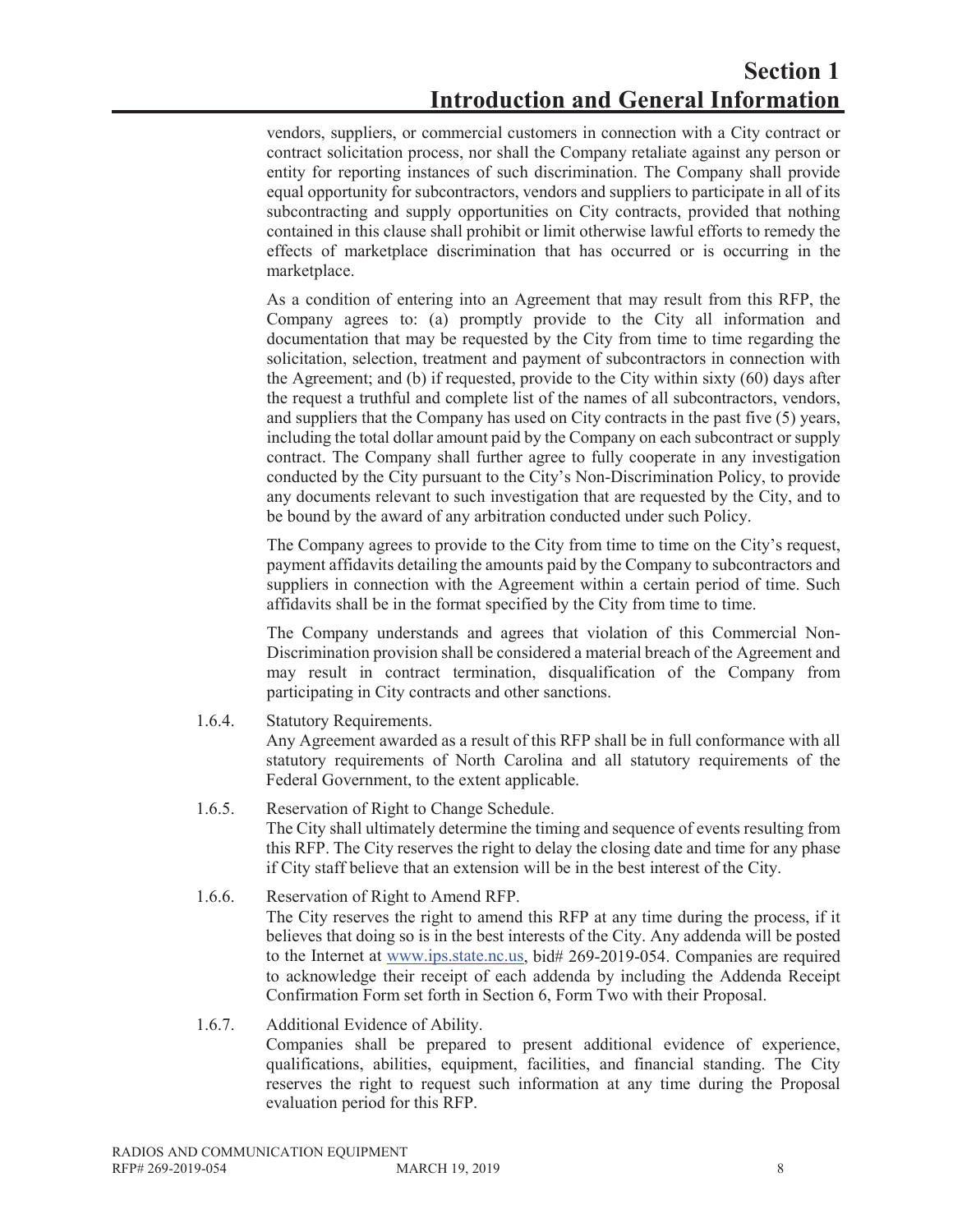vendors, suppliers, or commercial customers in connection with a City contract or contract solicitation process, nor shall the Company retaliate against any person or entity for reporting instances of such discrimination. The Company shall provide equal opportunity for subcontractors, vendors and suppliers to participate in all of its subcontracting and supply opportunities on City contracts, provided that nothing contained in this clause shall prohibit or limit otherwise lawful efforts to remedy the effects of marketplace discrimination that has occurred or is occurring in the marketplace.

As a condition of entering into an Agreement that may result from this RFP, the Company agrees to: (a) promptly provide to the City all information and documentation that may be requested by the City from time to time regarding the solicitation, selection, treatment and payment of subcontractors in connection with the Agreement; and (b) if requested, provide to the City within sixty (60) days after the request a truthful and complete list of the names of all subcontractors, vendors, and suppliers that the Company has used on City contracts in the past five (5) years, including the total dollar amount paid by the Company on each subcontract or supply contract. The Company shall further agree to fully cooperate in any investigation conducted by the City pursuant to the City's Non-Discrimination Policy, to provide any documents relevant to such investigation that are requested by the City, and to be bound by the award of any arbitration conducted under such Policy.

The Company agrees to provide to the City from time to time on the City's request, payment affidavits detailing the amounts paid by the Company to subcontractors and suppliers in connection with the Agreement within a certain period of time. Such affidavits shall be in the format specified by the City from time to time.

The Company understands and agrees that violation of this Commercial Non-Discrimination provision shall be considered a material breach of the Agreement and may result in contract termination, disqualification of the Company from participating in City contracts and other sanctions.

1.6.4. Statutory Requirements.
Any Agreement awarded as a result of this RFP shall be in full conformance with all statutory requirements of North Carolina and all statutory requirements of the Federal Government, to the extent applicable.

1.6.5. Reservation of Right to Change Schedule.
The City shall ultimately determine the timing and sequence of events resulting from this RFP. The City reserves the right to delay the closing date and time for any phase if City staff believe that an extension will be in the best interest of the City.

1.6.6. Reservation of Right to Amend RFP.
The City reserves the right to amend this RFP at any time during the process, if it believes that doing so is in the best interests of the City. Any addenda will be posted to the Internet at www.ips.state.nc.us, bid# 269-2019-054. Companies are required to acknowledge their receipt of each addenda by including the Addenda Receipt Confirmation Form set forth in Section 6, Form Two with their Proposal.

1.6.7. Additional Evidence of Ability.
Companies shall be prepared to present additional evidence of experience, qualifications, abilities, equipment, facilities, and financial standing. The City reserves the right to request such information at any time during the Proposal evaluation period for this RFP.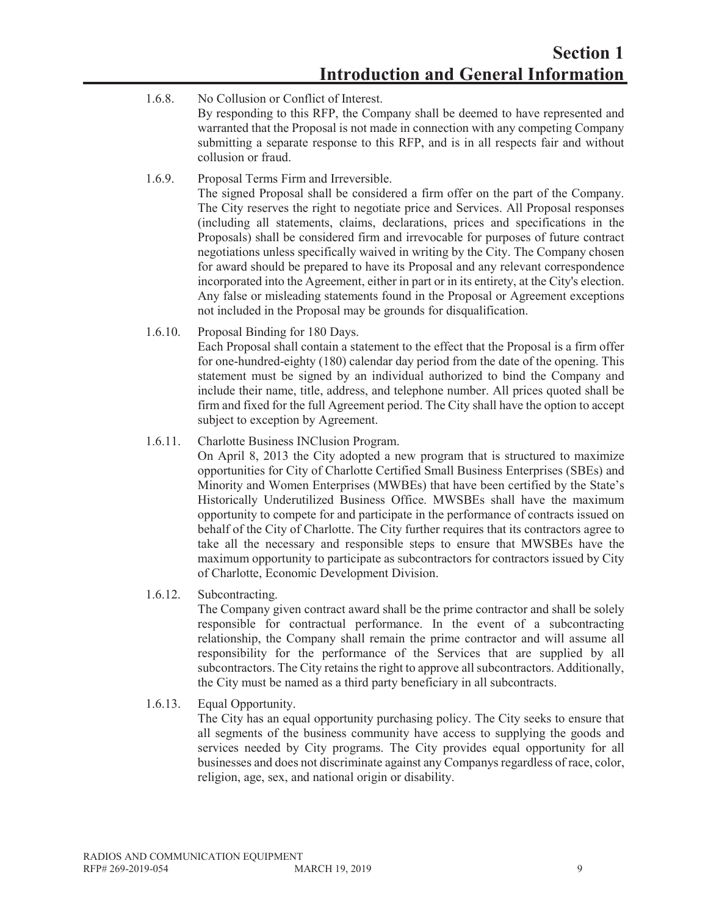1.6.8. No Collusion or Conflict of Interest.

By responding to this RFP, the Company shall be deemed to have represented and warranted that the Proposal is not made in connection with any competing Company submitting a separate response to this RFP, and is in all respects fair and without collusion or fraud.

1.6.9. Proposal Terms Firm and Irreversible.

The signed Proposal shall be considered a firm offer on the part of the Company. The City reserves the right to negotiate price and Services. All Proposal responses (including all statements, claims, declarations, prices and specifications in the Proposals) shall be considered firm and irrevocable for purposes of future contract negotiations unless specifically waived in writing by the City. The Company chosen for award should be prepared to have its Proposal and any relevant correspondence incorporated into the Agreement, either in part or in its entirety, at the City's election. Any false or misleading statements found in the Proposal or Agreement exceptions not included in the Proposal may be grounds for disqualification.

1.6.10. Proposal Binding for 180 Days.

Each Proposal shall contain a statement to the effect that the Proposal is a firm offer for one-hundred-eighty (180) calendar day period from the date of the opening. This statement must be signed by an individual authorized to bind the Company and include their name, title, address, and telephone number. All prices quoted shall be firm and fixed for the full Agreement period. The City shall have the option to accept subject to exception by Agreement.

1.6.11. Charlotte Business INClusion Program.

On April 8, 2013 the City adopted a new program that is structured to maximize opportunities for City of Charlotte Certified Small Business Enterprises (SBEs) and Minority and Women Enterprises (MWBEs) that have been certified by the State's Historically Underutilized Business Office. MWSBEs shall have the maximum opportunity to compete for and participate in the performance of contracts issued on behalf of the City of Charlotte. The City further requires that its contractors agree to take all the necessary and responsible steps to ensure that MWSBEs have the maximum opportunity to participate as subcontractors for contractors issued by City of Charlotte, Economic Development Division.

1.6.12. Subcontracting.

The Company given contract award shall be the prime contractor and shall be solely responsible for contractual performance. In the event of a subcontracting relationship, the Company shall remain the prime contractor and will assume all responsibility for the performance of the Services that are supplied by all subcontractors. The City retains the right to approve all subcontractors. Additionally, the City must be named as a third party beneficiary in all subcontracts.

1.6.13. Equal Opportunity.

The City has an equal opportunity purchasing policy. The City seeks to ensure that all segments of the business community have access to supplying the goods and services needed by City programs. The City provides equal opportunity for all businesses and does not discriminate against any Companys regardless of race, color, religion, age, sex, and national origin or disability.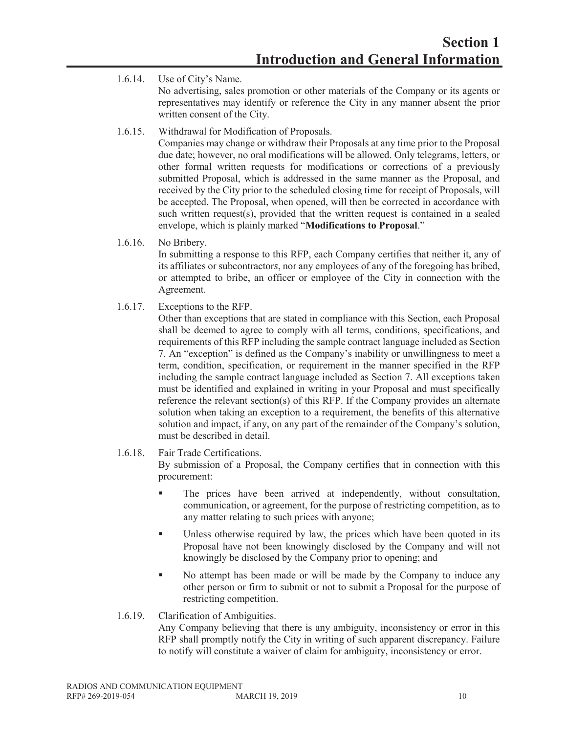# Section 1
# Introduction and General Information

1.6.14. Use of City's Name.

No advertising, sales promotion or other materials of the Company or its agents or representatives may identify or reference the City in any manner absent the prior written consent of the City.

1.6.15. Withdrawal for Modification of Proposals.

Companies may change or withdraw their Proposals at any time prior to the Proposal due date; however, no oral modifications will be allowed. Only telegrams, letters, or other formal written requests for modifications or corrections of a previously submitted Proposal, which is addressed in the same manner as the Proposal, and received by the City prior to the scheduled closing time for receipt of Proposals, will be accepted. The Proposal, when opened, will then be corrected in accordance with such written request(s), provided that the written request is contained in a sealed envelope, which is plainly marked "**Modifications to Proposal**."

1.6.16. No Bribery.

In submitting a response to this RFP, each Company certifies that neither it, any of its affiliates or subcontractors, nor any employees of any of the foregoing has bribed, or attempted to bribe, an officer or employee of the City in connection with the Agreement.

1.6.17. Exceptions to the RFP.

Other than exceptions that are stated in compliance with this Section, each Proposal shall be deemed to agree to comply with all terms, conditions, specifications, and requirements of this RFP including the sample contract language included as Section 7. An "exception" is defined as the Company's inability or unwillingness to meet a term, condition, specification, or requirement in the manner specified in the RFP including the sample contract language included as Section 7. All exceptions taken must be identified and explained in writing in your Proposal and must specifically reference the relevant section(s) of this RFP. If the Company provides an alternate solution when taking an exception to a requirement, the benefits of this alternative solution and impact, if any, on any part of the remainder of the Company's solution, must be described in detail.

1.6.18. Fair Trade Certifications.

By submission of a Proposal, the Company certifies that in connection with this procurement:

- The prices have been arrived at independently, without consultation, communication, or agreement, for the purpose of restricting competition, as to any matter relating to such prices with anyone;
- Unless otherwise required by law, the prices which have been quoted in its Proposal have not been knowingly disclosed by the Company and will not knowingly be disclosed by the Company prior to opening; and
- No attempt has been made or will be made by the Company to induce any other person or firm to submit or not to submit a Proposal for the purpose of restricting competition.

1.6.19. Clarification of Ambiguities.

Any Company believing that there is any ambiguity, inconsistency or error in this RFP shall promptly notify the City in writing of such apparent discrepancy. Failure to notify will constitute a waiver of claim for ambiguity, inconsistency or error.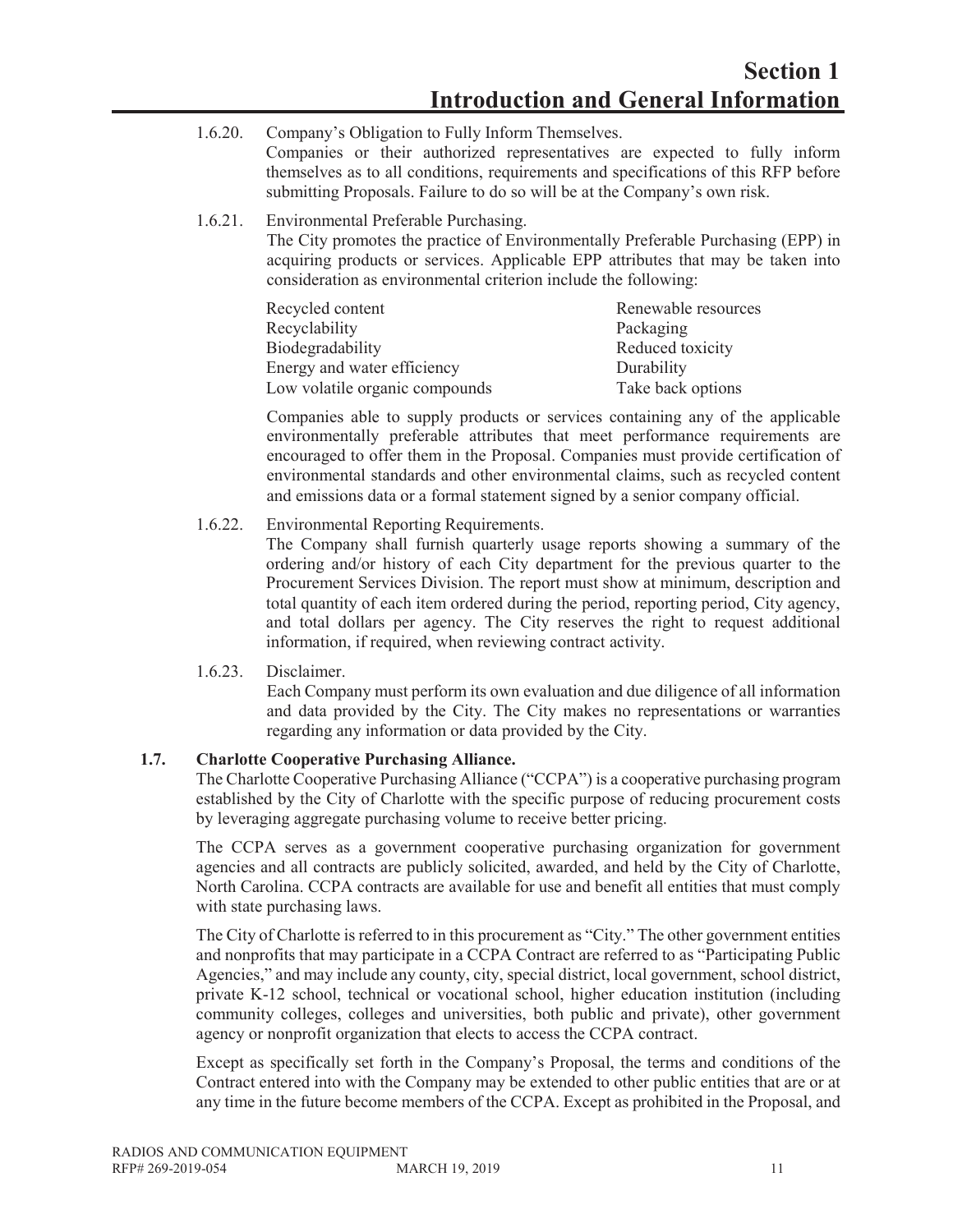1.6.20. Company's Obligation to Fully Inform Themselves.
Companies or their authorized representatives are expected to fully inform themselves as to all conditions, requirements and specifications of this RFP before submitting Proposals. Failure to do so will be at the Company's own risk.

1.6.21. Environmental Preferable Purchasing.
The City promotes the practice of Environmentally Preferable Purchasing (EPP) in acquiring products or services. Applicable EPP attributes that may be taken into consideration as environmental criterion include the following:

| | |
|---|---|
| Recycled content | Renewable resources |
| Recyclability | Packaging |
| Biodegradability | Reduced toxicity |
| Energy and water efficiency | Durability |
| Low volatile organic compounds | Take back options |

Companies able to supply products or services containing any of the applicable environmentally preferable attributes that meet performance requirements are encouraged to offer them in the Proposal. Companies must provide certification of environmental standards and other environmental claims, such as recycled content and emissions data or a formal statement signed by a senior company official.

1.6.22. Environmental Reporting Requirements.
The Company shall furnish quarterly usage reports showing a summary of the ordering and/or history of each City department for the previous quarter to the Procurement Services Division. The report must show at minimum, description and total quantity of each item ordered during the period, reporting period, City agency, and total dollars per agency. The City reserves the right to request additional information, if required, when reviewing contract activity.

1.6.23. Disclaimer.
Each Company must perform its own evaluation and due diligence of all information and data provided by the City. The City makes no representations or warranties regarding any information or data provided by the City.

### 1.7. Charlotte Cooperative Purchasing Alliance.

The Charlotte Cooperative Purchasing Alliance ("CCPA") is a cooperative purchasing program established by the City of Charlotte with the specific purpose of reducing procurement costs by leveraging aggregate purchasing volume to receive better pricing.

The CCPA serves as a government cooperative purchasing organization for government agencies and all contracts are publicly solicited, awarded, and held by the City of Charlotte, North Carolina. CCPA contracts are available for use and benefit all entities that must comply with state purchasing laws.

The City of Charlotte is referred to in this procurement as "City." The other government entities and nonprofits that may participate in a CCPA Contract are referred to as "Participating Public Agencies," and may include any county, city, special district, local government, school district, private K-12 school, technical or vocational school, higher education institution (including community colleges, colleges and universities, both public and private), other government agency or nonprofit organization that elects to access the CCPA contract.

Except as specifically set forth in the Company's Proposal, the terms and conditions of the Contract entered into with the Company may be extended to other public entities that are or at any time in the future become members of the CCPA. Except as prohibited in the Proposal, and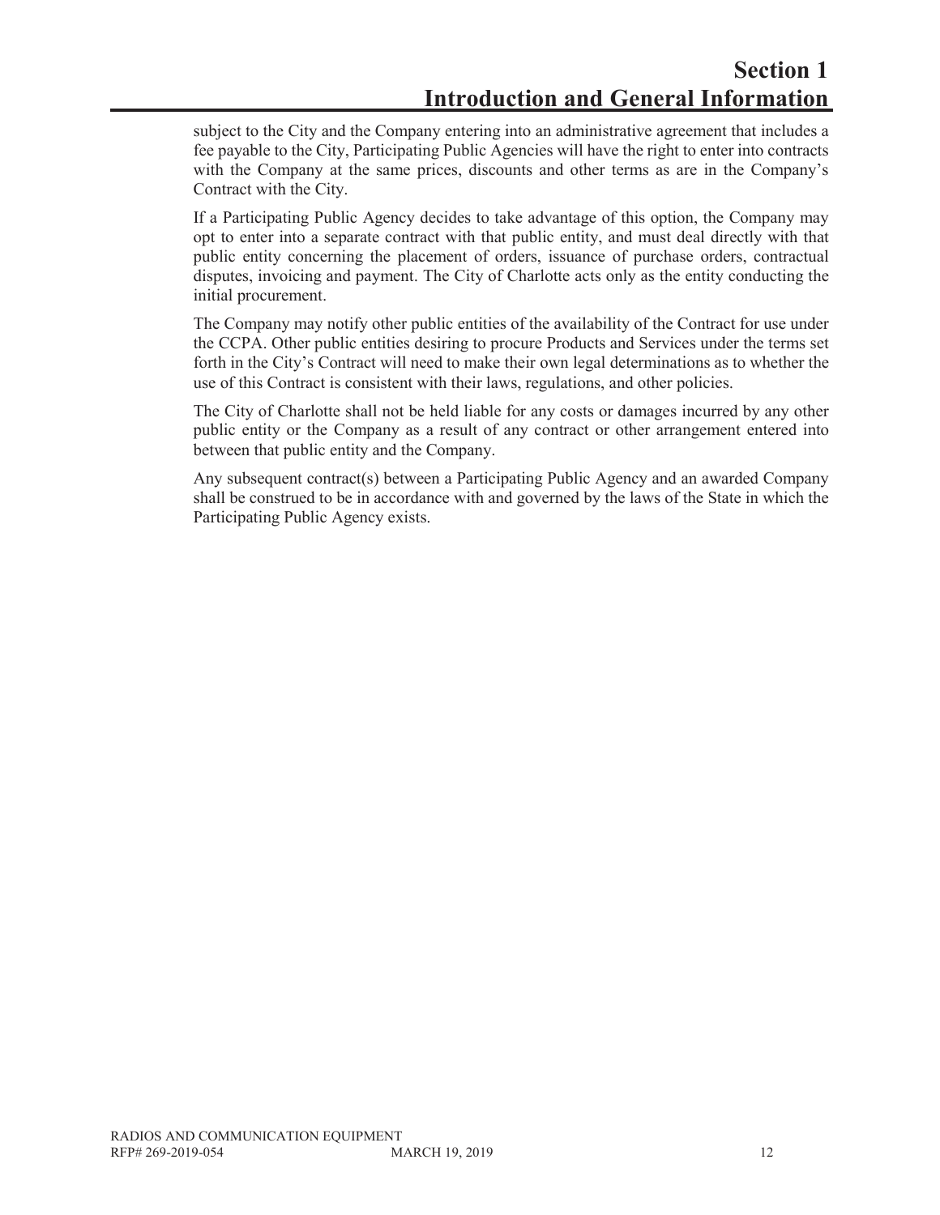subject to the City and the Company entering into an administrative agreement that includes a fee payable to the City, Participating Public Agencies will have the right to enter into contracts with the Company at the same prices, discounts and other terms as are in the Company's Contract with the City.

If a Participating Public Agency decides to take advantage of this option, the Company may opt to enter into a separate contract with that public entity, and must deal directly with that public entity concerning the placement of orders, issuance of purchase orders, contractual disputes, invoicing and payment. The City of Charlotte acts only as the entity conducting the initial procurement.

The Company may notify other public entities of the availability of the Contract for use under the CCPA. Other public entities desiring to procure Products and Services under the terms set forth in the City's Contract will need to make their own legal determinations as to whether the use of this Contract is consistent with their laws, regulations, and other policies.

The City of Charlotte shall not be held liable for any costs or damages incurred by any other public entity or the Company as a result of any contract or other arrangement entered into between that public entity and the Company.

Any subsequent contract(s) between a Participating Public Agency and an awarded Company shall be construed to be in accordance with and governed by the laws of the State in which the Participating Public Agency exists.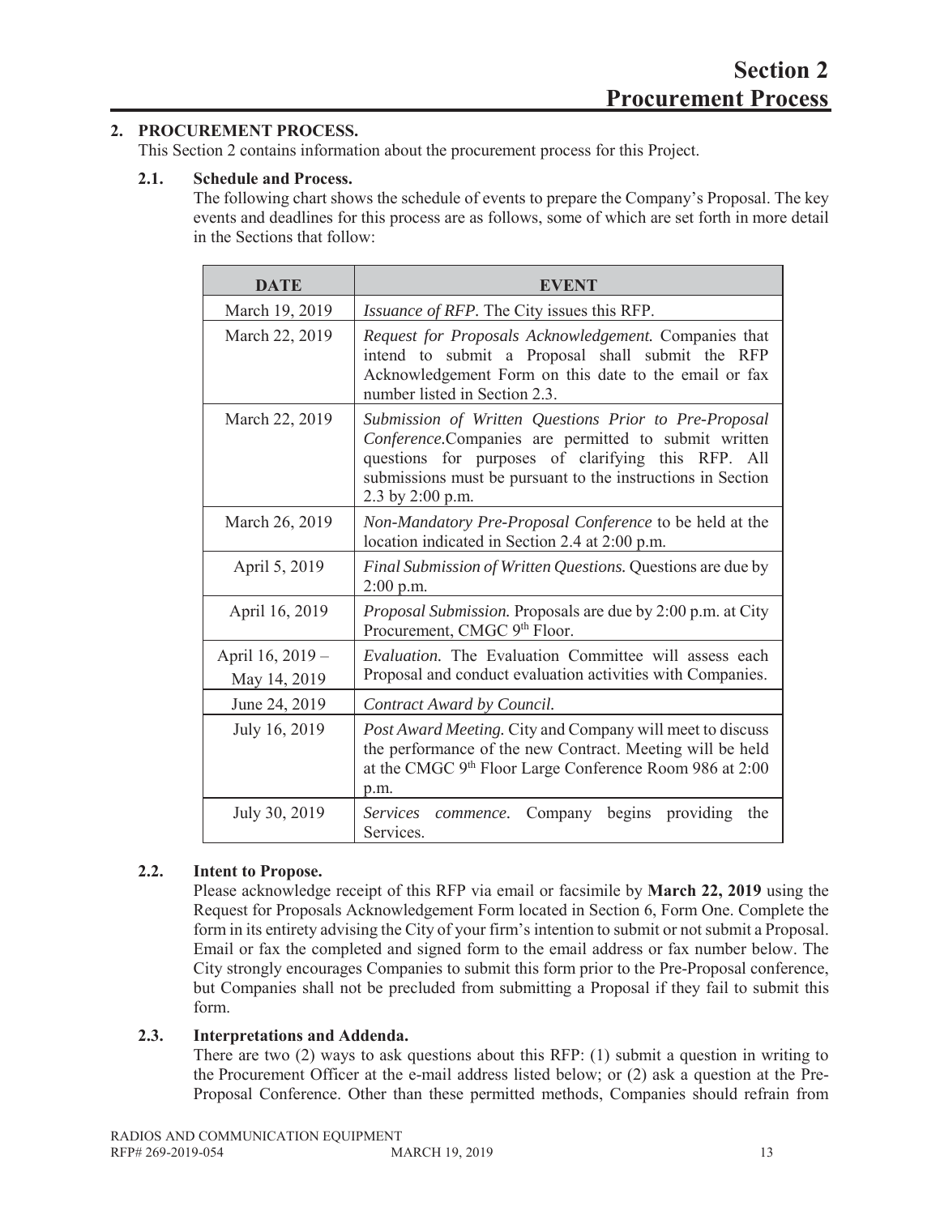# Section 2 Procurement Process

## 2. PROCUREMENT PROCESS.

This Section 2 contains information about the procurement process for this Project.

### 2.1. Schedule and Process.

The following chart shows the schedule of events to prepare the Company's Proposal. The key events and deadlines for this process are as follows, some of which are set forth in more detail in the Sections that follow:

| DATE | EVENT |
|---|---|
| March 19, 2019 | *Issuance of RFP.* The City issues this RFP. |
| March 22, 2019 | *Request for Proposals Acknowledgement.* Companies that intend to submit a Proposal shall submit the RFP Acknowledgement Form on this date to the email or fax number listed in Section 2.3. |
| March 22, 2019 | *Submission of Written Questions Prior to Pre-Proposal Conference.*Companies are permitted to submit written questions for purposes of clarifying this RFP. All submissions must be pursuant to the instructions in Section 2.3 by 2:00 p.m. |
| March 26, 2019 | *Non-Mandatory Pre-Proposal Conference* to be held at the location indicated in Section 2.4 at 2:00 p.m. |
| April 5, 2019 | *Final Submission of Written Questions.* Questions are due by 2:00 p.m. |
| April 16, 2019 | *Proposal Submission.* Proposals are due by 2:00 p.m. at City Procurement, CMGC 9th Floor. |
| April 16, 2019 – May 14, 2019 | *Evaluation.* The Evaluation Committee will assess each Proposal and conduct evaluation activities with Companies. |
| June 24, 2019 | *Contract Award by Council.* |
| July 16, 2019 | *Post Award Meeting.* City and Company will meet to discuss the performance of the new Contract. Meeting will be held at the CMGC 9th Floor Large Conference Room 986 at 2:00 p.m. |
| July 30, 2019 | *Services commence.* Company begins providing the Services. |

### 2.2. Intent to Propose.

Please acknowledge receipt of this RFP via email or facsimile by **March 22, 2019** using the Request for Proposals Acknowledgement Form located in Section 6, Form One. Complete the form in its entirety advising the City of your firm's intention to submit or not submit a Proposal. Email or fax the completed and signed form to the email address or fax number below. The City strongly encourages Companies to submit this form prior to the Pre-Proposal conference, but Companies shall not be precluded from submitting a Proposal if they fail to submit this form.

### 2.3. Interpretations and Addenda.

There are two (2) ways to ask questions about this RFP: (1) submit a question in writing to the Procurement Officer at the e-mail address listed below; or (2) ask a question at the Pre-Proposal Conference. Other than these permitted methods, Companies should refrain from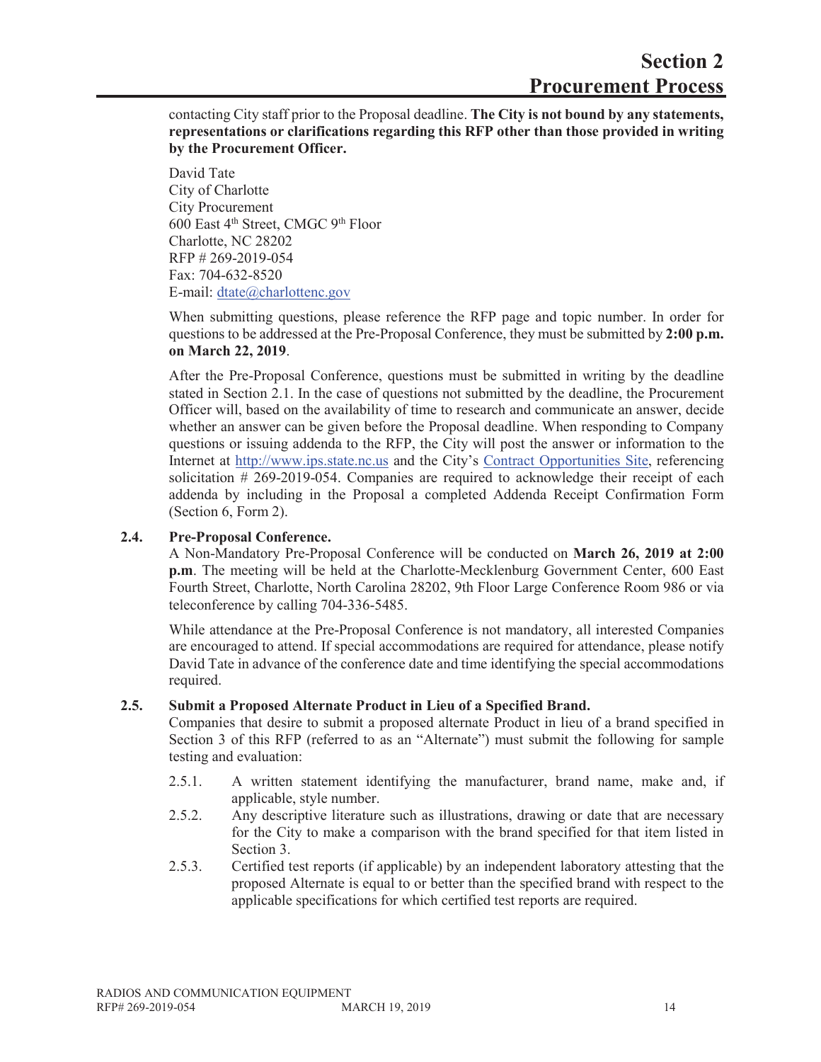contacting City staff prior to the Proposal deadline. **The City is not bound by any statements, representations or clarifications regarding this RFP other than those provided in writing by the Procurement Officer.**

David Tate
City of Charlotte
City Procurement
600 East 4th Street, CMGC 9th Floor
Charlotte, NC 28202
RFP # 269-2019-054
Fax: 704-632-8520
E-mail: dtate@charlottenc.gov

When submitting questions, please reference the RFP page and topic number. In order for questions to be addressed at the Pre-Proposal Conference, they must be submitted by **2:00 p.m. on March 22, 2019**.

After the Pre-Proposal Conference, questions must be submitted in writing by the deadline stated in Section 2.1. In the case of questions not submitted by the deadline, the Procurement Officer will, based on the availability of time to research and communicate an answer, decide whether an answer can be given before the Proposal deadline. When responding to Company questions or issuing addenda to the RFP, the City will post the answer or information to the Internet at http://www.ips.state.nc.us and the City's Contract Opportunities Site, referencing solicitation # 269-2019-054. Companies are required to acknowledge their receipt of each addenda by including in the Proposal a completed Addenda Receipt Confirmation Form (Section 6, Form 2).

## 2.4. Pre-Proposal Conference.

A Non-Mandatory Pre-Proposal Conference will be conducted on **March 26, 2019 at 2:00 p.m**. The meeting will be held at the Charlotte-Mecklenburg Government Center, 600 East Fourth Street, Charlotte, North Carolina 28202, 9th Floor Large Conference Room 986 or via teleconference by calling 704-336-5485.

While attendance at the Pre-Proposal Conference is not mandatory, all interested Companies are encouraged to attend. If special accommodations are required for attendance, please notify David Tate in advance of the conference date and time identifying the special accommodations required.

## 2.5. Submit a Proposed Alternate Product in Lieu of a Specified Brand.

Companies that desire to submit a proposed alternate Product in lieu of a brand specified in Section 3 of this RFP (referred to as an "Alternate") must submit the following for sample testing and evaluation:

- 2.5.1. A written statement identifying the manufacturer, brand name, make and, if applicable, style number.
- 2.5.2. Any descriptive literature such as illustrations, drawing or date that are necessary for the City to make a comparison with the brand specified for that item listed in Section 3.
- 2.5.3. Certified test reports (if applicable) by an independent laboratory attesting that the proposed Alternate is equal to or better than the specified brand with respect to the applicable specifications for which certified test reports are required.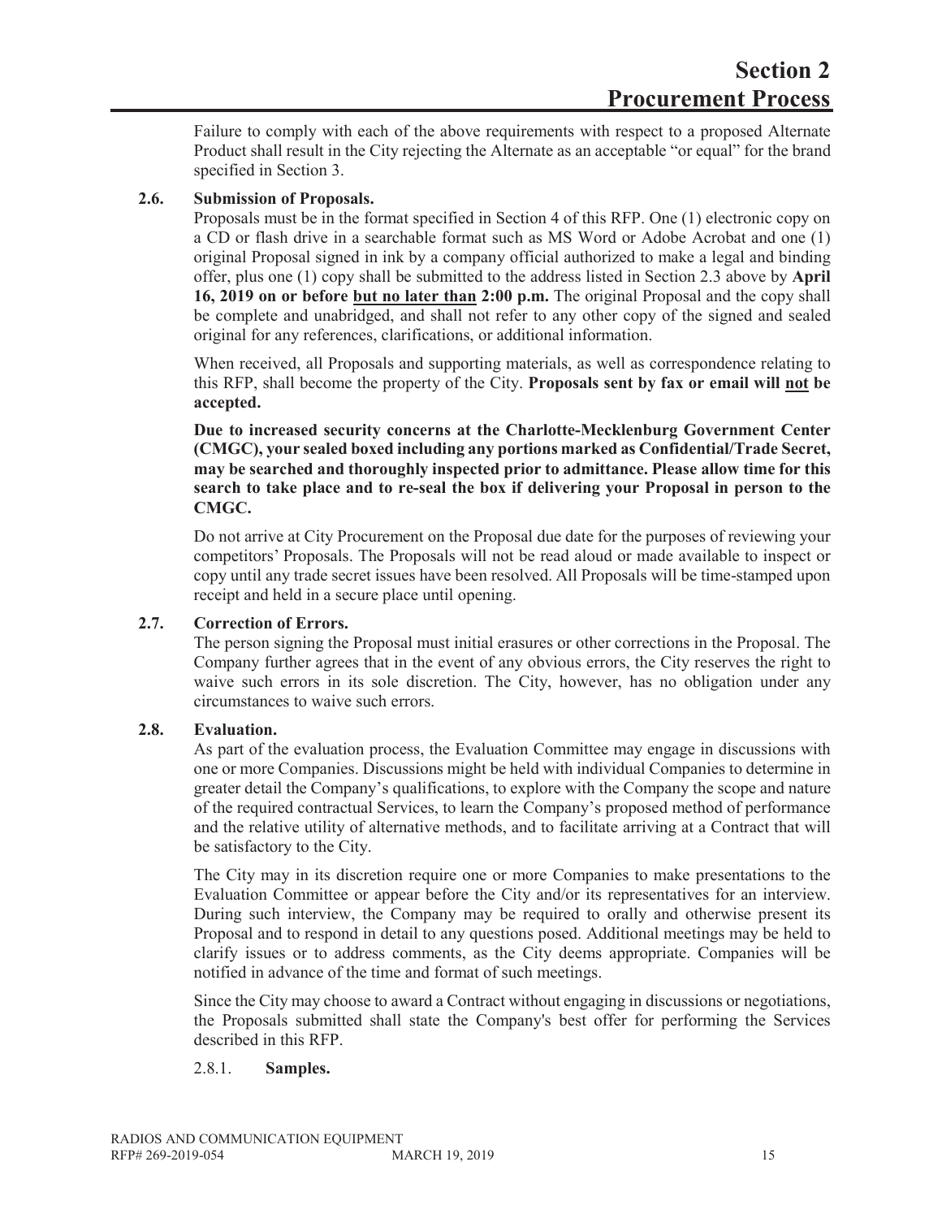Failure to comply with each of the above requirements with respect to a proposed Alternate Product shall result in the City rejecting the Alternate as an acceptable "or equal" for the brand specified in Section 3.

### 2.6. Submission of Proposals.

Proposals must be in the format specified in Section 4 of this RFP. One (1) electronic copy on a CD or flash drive in a searchable format such as MS Word or Adobe Acrobat and one (1) original Proposal signed in ink by a company official authorized to make a legal and binding offer, plus one (1) copy shall be submitted to the address listed in Section 2.3 above by **April 16, 2019 on or before but no later than 2:00 p.m.** The original Proposal and the copy shall be complete and unabridged, and shall not refer to any other copy of the signed and sealed original for any references, clarifications, or additional information.

When received, all Proposals and supporting materials, as well as correspondence relating to this RFP, shall become the property of the City. **Proposals sent by fax or email will not be accepted.**

**Due to increased security concerns at the Charlotte-Mecklenburg Government Center (CMGC), your sealed boxed including any portions marked as Confidential/Trade Secret, may be searched and thoroughly inspected prior to admittance. Please allow time for this search to take place and to re-seal the box if delivering your Proposal in person to the CMGC.**

Do not arrive at City Procurement on the Proposal due date for the purposes of reviewing your competitors' Proposals. The Proposals will not be read aloud or made available to inspect or copy until any trade secret issues have been resolved. All Proposals will be time-stamped upon receipt and held in a secure place until opening.

### 2.7. Correction of Errors.

The person signing the Proposal must initial erasures or other corrections in the Proposal. The Company further agrees that in the event of any obvious errors, the City reserves the right to waive such errors in its sole discretion. The City, however, has no obligation under any circumstances to waive such errors.

### 2.8. Evaluation.

As part of the evaluation process, the Evaluation Committee may engage in discussions with one or more Companies. Discussions might be held with individual Companies to determine in greater detail the Company's qualifications, to explore with the Company the scope and nature of the required contractual Services, to learn the Company's proposed method of performance and the relative utility of alternative methods, and to facilitate arriving at a Contract that will be satisfactory to the City.

The City may in its discretion require one or more Companies to make presentations to the Evaluation Committee or appear before the City and/or its representatives for an interview. During such interview, the Company may be required to orally and otherwise present its Proposal and to respond in detail to any questions posed. Additional meetings may be held to clarify issues or to address comments, as the City deems appropriate. Companies will be notified in advance of the time and format of such meetings.

Since the City may choose to award a Contract without engaging in discussions or negotiations, the Proposals submitted shall state the Company's best offer for performing the Services described in this RFP.

#### 2.8.1. Samples.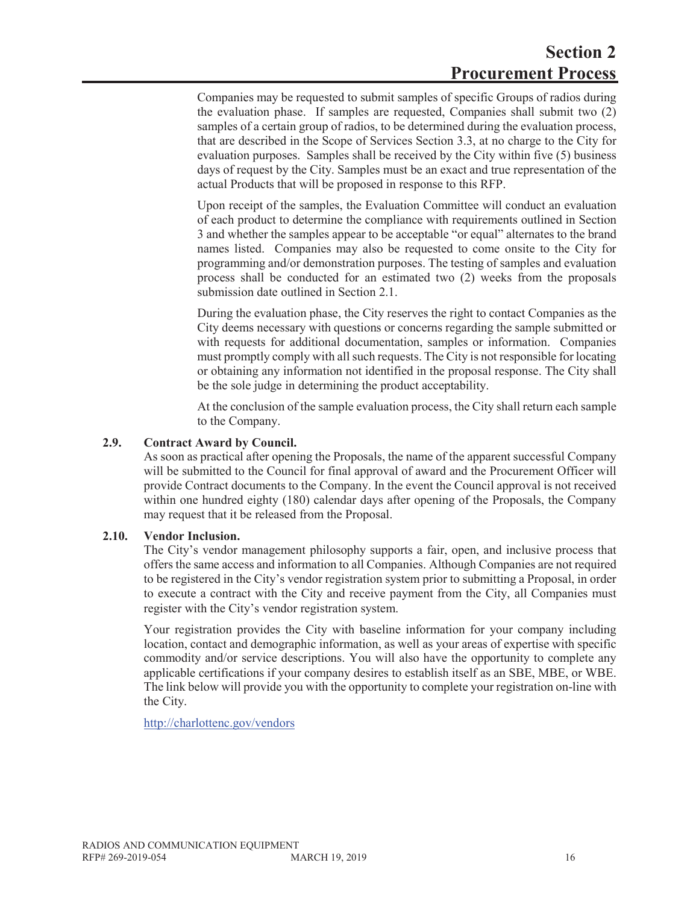Companies may be requested to submit samples of specific Groups of radios during the evaluation phase. If samples are requested, Companies shall submit two (2) samples of a certain group of radios, to be determined during the evaluation process, that are described in the Scope of Services Section 3.3, at no charge to the City for evaluation purposes. Samples shall be received by the City within five (5) business days of request by the City. Samples must be an exact and true representation of the actual Products that will be proposed in response to this RFP.

Upon receipt of the samples, the Evaluation Committee will conduct an evaluation of each product to determine the compliance with requirements outlined in Section 3 and whether the samples appear to be acceptable "or equal" alternates to the brand names listed. Companies may also be requested to come onsite to the City for programming and/or demonstration purposes. The testing of samples and evaluation process shall be conducted for an estimated two (2) weeks from the proposals submission date outlined in Section 2.1.

During the evaluation phase, the City reserves the right to contact Companies as the City deems necessary with questions or concerns regarding the sample submitted or with requests for additional documentation, samples or information. Companies must promptly comply with all such requests. The City is not responsible for locating or obtaining any information not identified in the proposal response. The City shall be the sole judge in determining the product acceptability.

At the conclusion of the sample evaluation process, the City shall return each sample to the Company.

### 2.9. Contract Award by Council.

As soon as practical after opening the Proposals, the name of the apparent successful Company will be submitted to the Council for final approval of award and the Procurement Officer will provide Contract documents to the Company. In the event the Council approval is not received within one hundred eighty (180) calendar days after opening of the Proposals, the Company may request that it be released from the Proposal.

### 2.10. Vendor Inclusion.

The City's vendor management philosophy supports a fair, open, and inclusive process that offers the same access and information to all Companies. Although Companies are not required to be registered in the City's vendor registration system prior to submitting a Proposal, in order to execute a contract with the City and receive payment from the City, all Companies must register with the City's vendor registration system.

Your registration provides the City with baseline information for your company including location, contact and demographic information, as well as your areas of expertise with specific commodity and/or service descriptions. You will also have the opportunity to complete any applicable certifications if your company desires to establish itself as an SBE, MBE, or WBE. The link below will provide you with the opportunity to complete your registration on-line with the City.

http://charlottenc.gov/vendors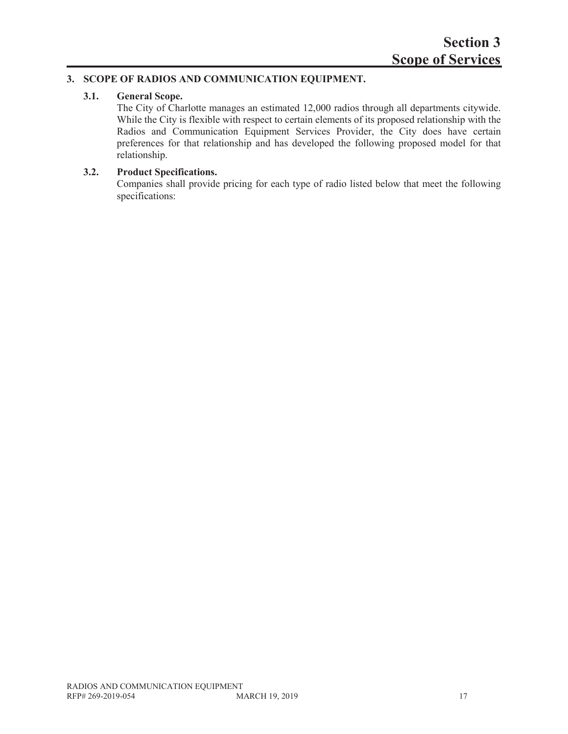# Section 3
# Scope of Services

## 3. SCOPE OF RADIOS AND COMMUNICATION EQUIPMENT.

### 3.1. General Scope.

The City of Charlotte manages an estimated 12,000 radios through all departments citywide. While the City is flexible with respect to certain elements of its proposed relationship with the Radios and Communication Equipment Services Provider, the City does have certain preferences for that relationship and has developed the following proposed model for that relationship.

### 3.2. Product Specifications.

Companies shall provide pricing for each type of radio listed below that meet the following specifications: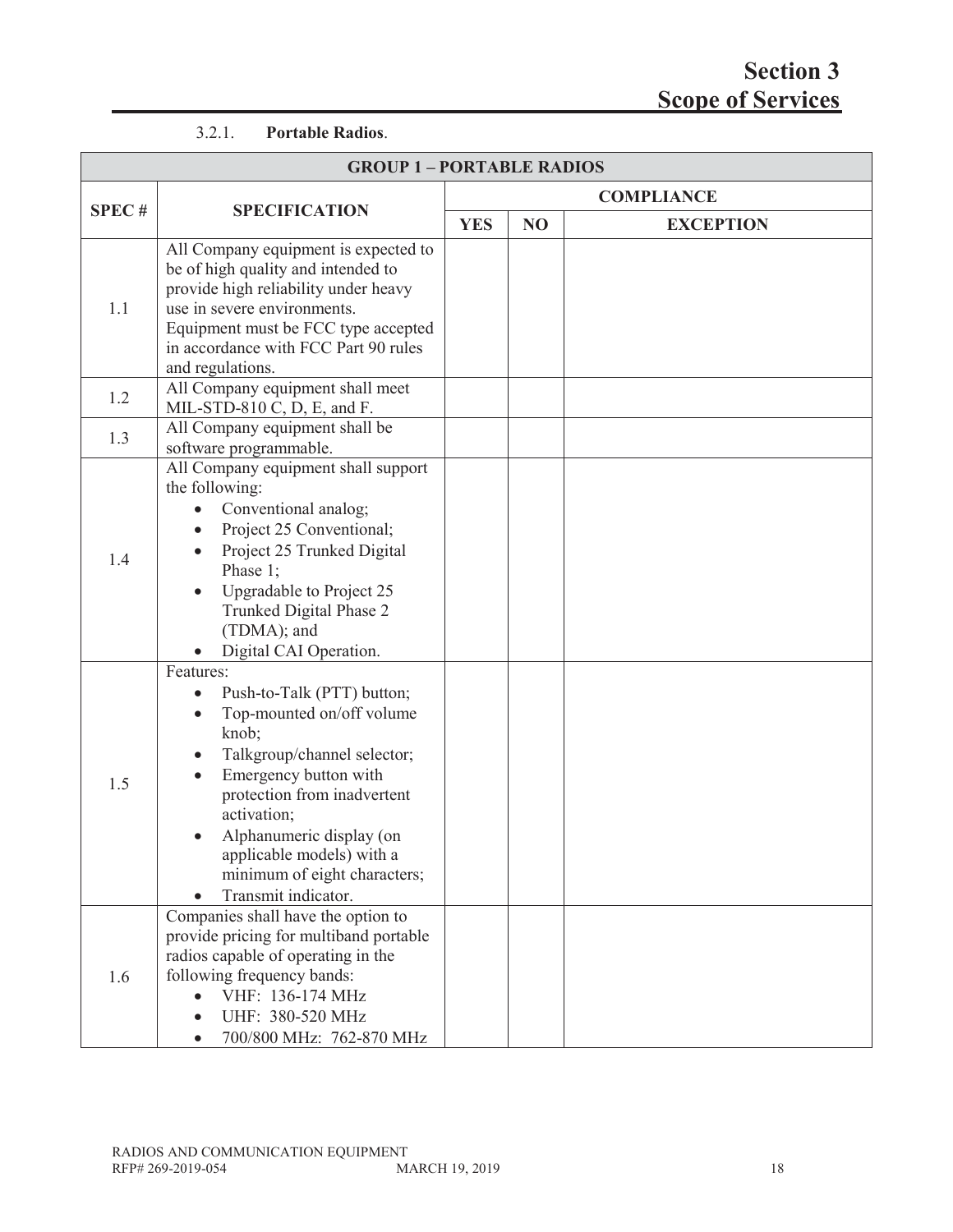# Section 3
# Scope of Services

3.2.1. **Portable Radios**.

| **GROUP 1 – PORTABLE RADIOS** | | | | |
|---|---|---|---|---|
| **SPEC #** | **SPECIFICATION** | **COMPLIANCE** | | |
| | | **YES** | **NO** | **EXCEPTION** |
| 1.1 | All Company equipment is expected to be of high quality and intended to provide high reliability under heavy use in severe environments. Equipment must be FCC type accepted in accordance with FCC Part 90 rules and regulations. | | | |
| 1.2 | All Company equipment shall meet MIL-STD-810 C, D, E, and F. | | | |
| 1.3 | All Company equipment shall be software programmable. | | | |
| 1.4 | All Company equipment shall support the following: <br>• Conventional analog; <br>• Project 25 Conventional; <br>• Project 25 Trunked Digital Phase 1; <br>• Upgradable to Project 25 Trunked Digital Phase 2 (TDMA); and <br>• Digital CAI Operation. | | | |
| 1.5 | Features: <br>• Push-to-Talk (PTT) button; <br>• Top-mounted on/off volume knob; <br>• Talkgroup/channel selector; <br>• Emergency button with protection from inadvertent activation; <br>• Alphanumeric display (on applicable models) with a minimum of eight characters; <br>• Transmit indicator. | | | |
| 1.6 | Companies shall have the option to provide pricing for multiband portable radios capable of operating in the following frequency bands: <br>• VHF: 136-174 MHz <br>• UHF: 380-520 MHz <br>• 700/800 MHz: 762-870 MHz | | | |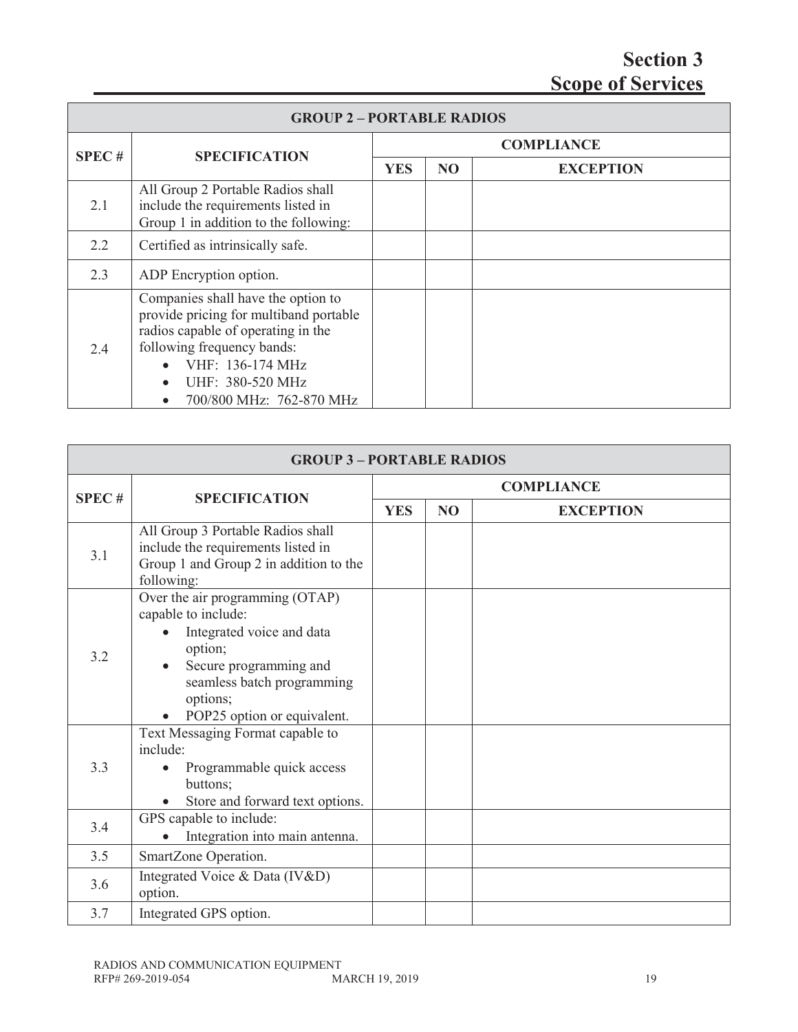# Section 3
# Scope of Services

| GROUP 2 – PORTABLE RADIOS | | | | |
|---|---|---|---|---|
| **SPEC #** | **SPECIFICATION** | **COMPLIANCE** | | |
| | | **YES** | **NO** | **EXCEPTION** |
| 2.1 | All Group 2 Portable Radios shall include the requirements listed in Group 1 in addition to the following: | | | |
| 2.2 | Certified as intrinsically safe. | | | |
| 2.3 | ADP Encryption option. | | | |
| 2.4 | Companies shall have the option to provide pricing for multiband portable radios capable of operating in the following frequency bands:<br>• VHF: 136-174 MHz<br>• UHF: 380-520 MHz<br>• 700/800 MHz: 762-870 MHz | | | |

| GROUP 3 – PORTABLE RADIOS | | | | |
|---|---|---|---|---|
| **SPEC #** | **SPECIFICATION** | **COMPLIANCE** | | |
| | | **YES** | **NO** | **EXCEPTION** |
| 3.1 | All Group 3 Portable Radios shall include the requirements listed in Group 1 and Group 2 in addition to the following: | | | |
| 3.2 | Over the air programming (OTAP) capable to include:<br>• Integrated voice and data option;<br>• Secure programming and seamless batch programming options;<br>• POP25 option or equivalent. | | | |
| 3.3 | Text Messaging Format capable to include:<br>• Programmable quick access buttons;<br>• Store and forward text options. | | | |
| 3.4 | GPS capable to include:<br>• Integration into main antenna. | | | |
| 3.5 | SmartZone Operation. | | | |
| 3.6 | Integrated Voice & Data (IV&D) option. | | | |
| 3.7 | Integrated GPS option. | | | |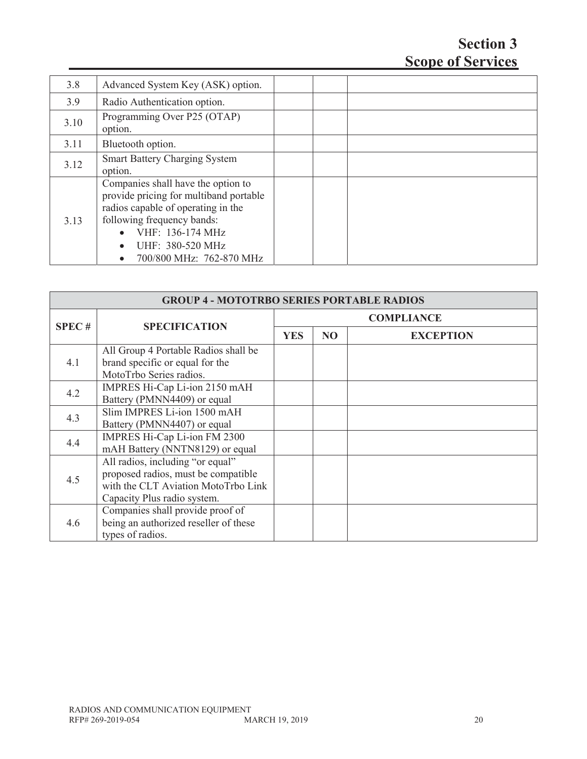| | | | | |
|---|---|---|---|---|
| 3.8 | Advanced System Key (ASK) option. | | | |
| 3.9 | Radio Authentication option. | | | |
| 3.10 | Programming Over P25 (OTAP) option. | | | |
| 3.11 | Bluetooth option. | | | |
| 3.12 | Smart Battery Charging System option. | | | |
| 3.13 | Companies shall have the option to provide pricing for multiband portable radios capable of operating in the following frequency bands:<br>• VHF: 136-174 MHz<br>• UHF: 380-520 MHz<br>• 700/800 MHz: 762-870 MHz | | | |

| **GROUP 4 - MOTOTRBO SERIES PORTABLE RADIOS** | | | | |
|---|---|---|---|---|
| **SPEC #** | **SPECIFICATION** | **COMPLIANCE** | | |
| | | **YES** | **NO** | **EXCEPTION** |
| 4.1 | All Group 4 Portable Radios shall be brand specific or equal for the MotoTrbo Series radios. | | | |
| 4.2 | IMPRES Hi-Cap Li-ion 2150 mAH Battery (PMNN4409) or equal | | | |
| 4.3 | Slim IMPRES Li-ion 1500 mAH Battery (PMNN4407) or equal | | | |
| 4.4 | IMPRES Hi-Cap Li-ion FM 2300 mAH Battery (NNTN8129) or equal | | | |
| 4.5 | All radios, including "or equal" proposed radios, must be compatible with the CLT Aviation MotoTrbo Link Capacity Plus radio system. | | | |
| 4.6 | Companies shall provide proof of being an authorized reseller of these types of radios. | | | |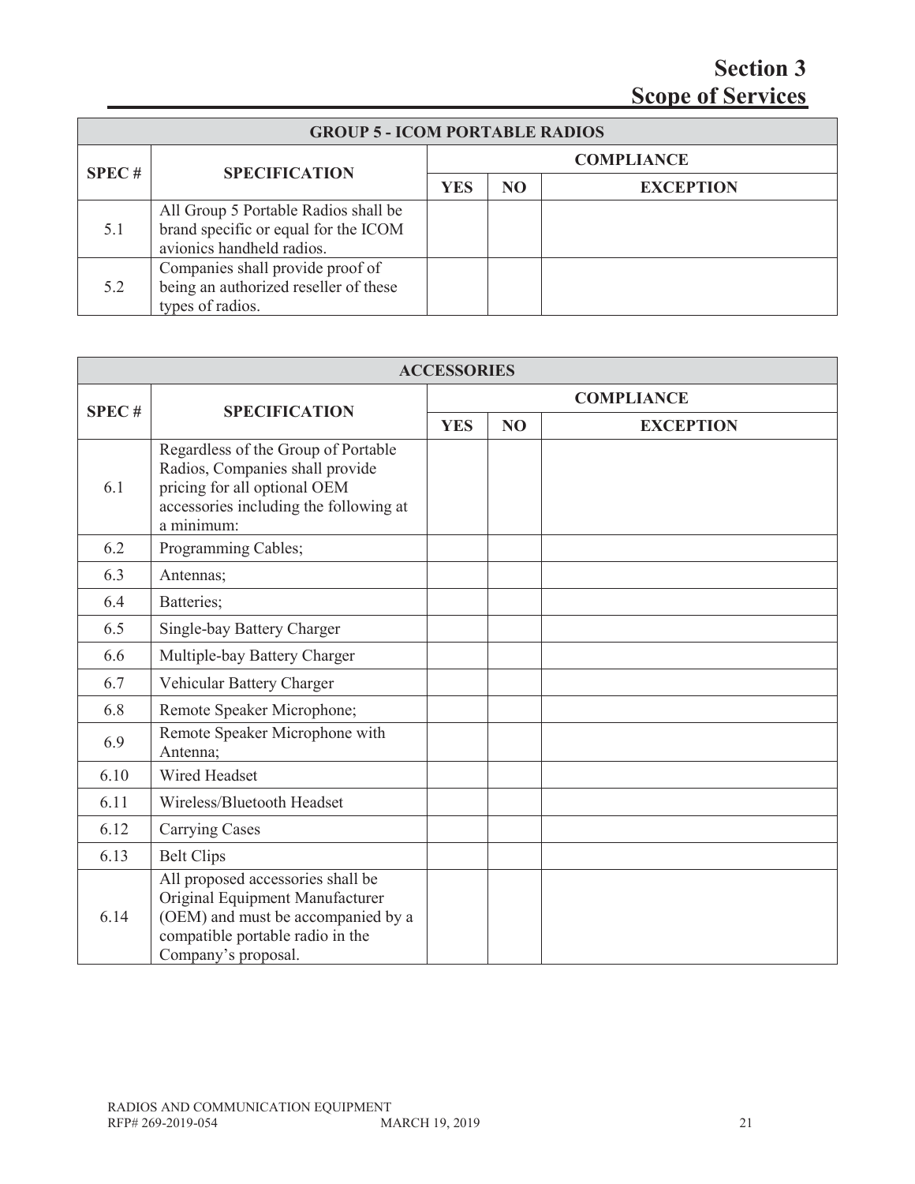# Section 3
## Scope of Services

| GROUP 5 - ICOM PORTABLE RADIOS | | | | |
|---|---|---|---|---|
| **SPEC #** | **SPECIFICATION** | **COMPLIANCE** | | |
| | | **YES** | **NO** | **EXCEPTION** |
| 5.1 | All Group 5 Portable Radios shall be brand specific or equal for the ICOM avionics handheld radios. | | | |
| 5.2 | Companies shall provide proof of being an authorized reseller of these types of radios. | | | |

| ACCESSORIES | | | | |
|---|---|---|---|---|
| **SPEC #** | **SPECIFICATION** | **COMPLIANCE** | | |
| | | **YES** | **NO** | **EXCEPTION** |
| 6.1 | Regardless of the Group of Portable Radios, Companies shall provide pricing for all optional OEM accessories including the following at a minimum: | | | |
| 6.2 | Programming Cables; | | | |
| 6.3 | Antennas; | | | |
| 6.4 | Batteries; | | | |
| 6.5 | Single-bay Battery Charger | | | |
| 6.6 | Multiple-bay Battery Charger | | | |
| 6.7 | Vehicular Battery Charger | | | |
| 6.8 | Remote Speaker Microphone; | | | |
| 6.9 | Remote Speaker Microphone with Antenna; | | | |
| 6.10 | Wired Headset | | | |
| 6.11 | Wireless/Bluetooth Headset | | | |
| 6.12 | Carrying Cases | | | |
| 6.13 | Belt Clips | | | |
| 6.14 | All proposed accessories shall be Original Equipment Manufacturer (OEM) and must be accompanied by a compatible portable radio in the Company's proposal. | | | |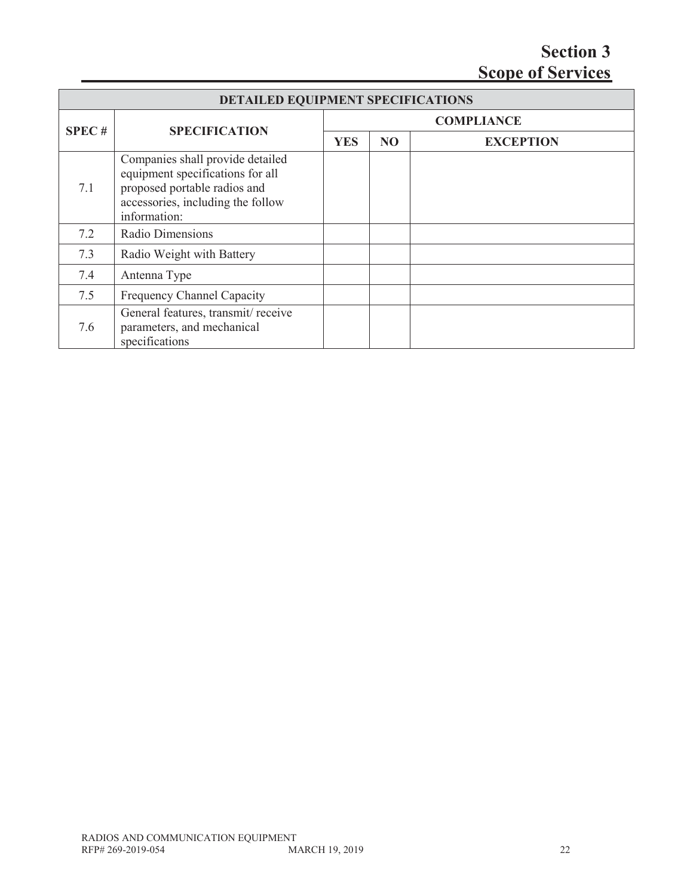# Section 3
## Scope of Services

| DETAILED EQUIPMENT SPECIFICATIONS | | | | |
|---|---|---|---|---|
| SPEC # | SPECIFICATION | COMPLIANCE | | |
| | | YES | NO | EXCEPTION |
| 7.1 | Companies shall provide detailed equipment specifications for all proposed portable radios and accessories, including the follow information: | | | |
| 7.2 | Radio Dimensions | | | |
| 7.3 | Radio Weight with Battery | | | |
| 7.4 | Antenna Type | | | |
| 7.5 | Frequency Channel Capacity | | | |
| 7.6 | General features, transmit/ receive parameters, and mechanical specifications | | | |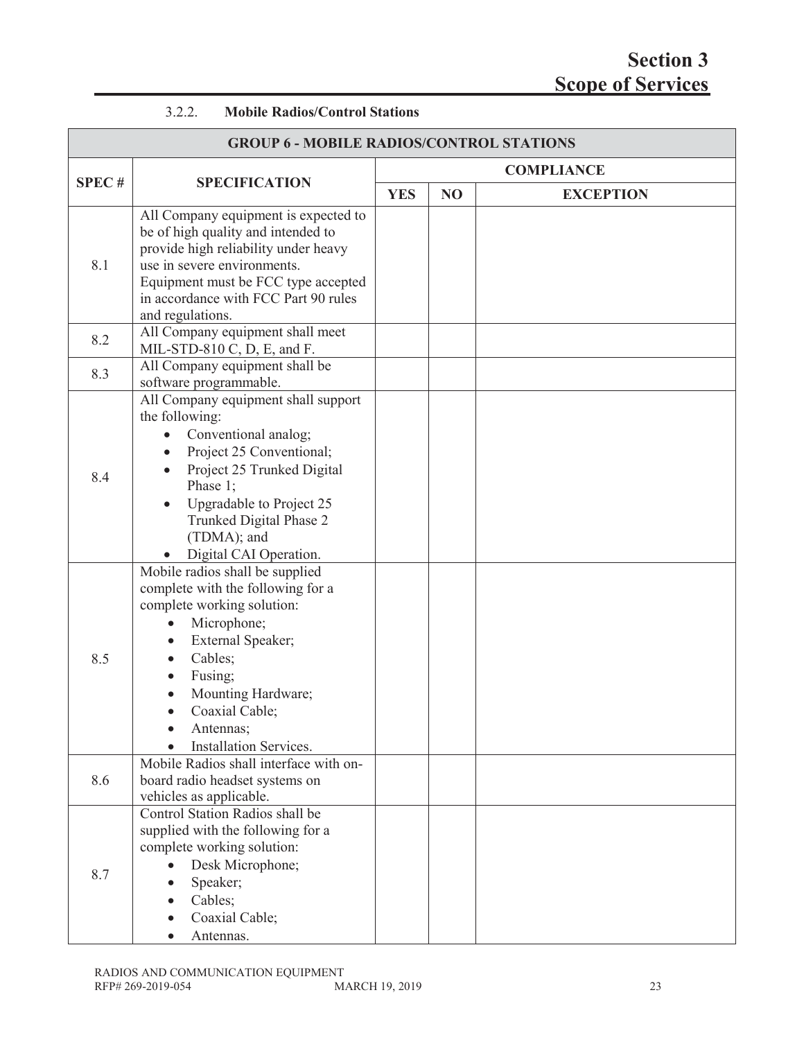# Section 3
# Scope of Services

### 3.2.2. Mobile Radios/Control Stations

| GROUP 6 - MOBILE RADIOS/CONTROL STATIONS | | | | |
|---|---|---|---|---|
| **SPEC #** | **SPECIFICATION** | **COMPLIANCE** | | |
| | | **YES** | **NO** | **EXCEPTION** |
| 8.1 | All Company equipment is expected to be of high quality and intended to provide high reliability under heavy use in severe environments. Equipment must be FCC type accepted in accordance with FCC Part 90 rules and regulations. | | | |
| 8.2 | All Company equipment shall meet MIL-STD-810 C, D, E, and F. | | | |
| 8.3 | All Company equipment shall be software programmable. | | | |
| 8.4 | All Company equipment shall support the following:<br>• Conventional analog;<br>• Project 25 Conventional;<br>• Project 25 Trunked Digital Phase 1;<br>• Upgradable to Project 25 Trunked Digital Phase 2 (TDMA); and<br>• Digital CAI Operation. | | | |
| 8.5 | Mobile radios shall be supplied complete with the following for a complete working solution:<br>• Microphone;<br>• External Speaker;<br>• Cables;<br>• Fusing;<br>• Mounting Hardware;<br>• Coaxial Cable;<br>• Antennas;<br>• Installation Services. | | | |
| 8.6 | Mobile Radios shall interface with on-board radio headset systems on vehicles as applicable. | | | |
| 8.7 | Control Station Radios shall be supplied with the following for a complete working solution:<br>• Desk Microphone;<br>• Speaker;<br>• Cables;<br>• Coaxial Cable;<br>• Antennas. | | | |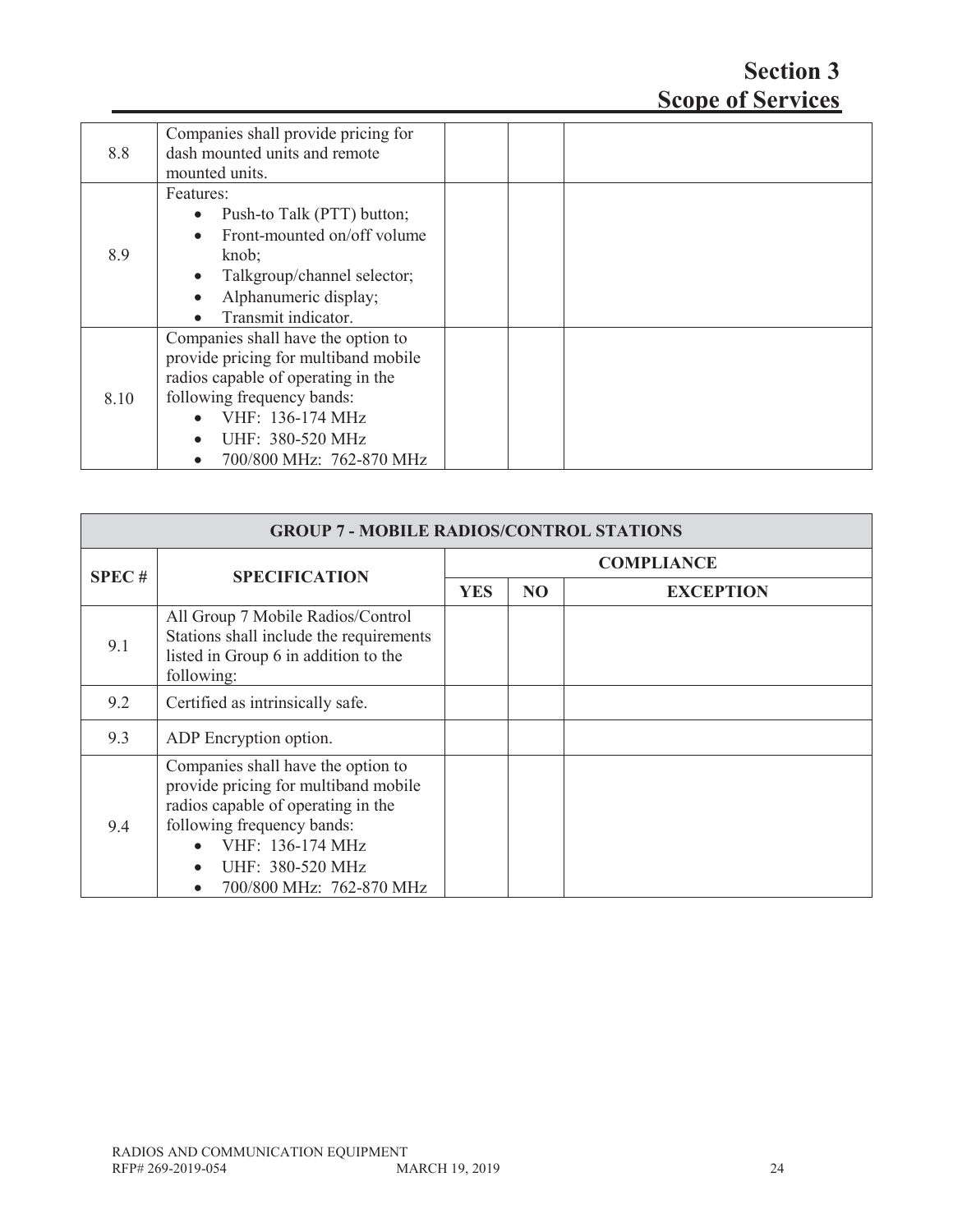| | | | | |
|---|---|---|---|---|
| 8.8 | Companies shall provide pricing for dash mounted units and remote mounted units. | | | |
| 8.9 | Features:<br>• Push-to Talk (PTT) button;<br>• Front-mounted on/off volume knob;<br>• Talkgroup/channel selector;<br>• Alphanumeric display;<br>• Transmit indicator. | | | |
| 8.10 | Companies shall have the option to provide pricing for multiband mobile radios capable of operating in the following frequency bands:<br>• VHF: 136-174 MHz<br>• UHF: 380-520 MHz<br>• 700/800 MHz: 762-870 MHz | | | |

| GROUP 7 - MOBILE RADIOS/CONTROL STATIONS | | | | |
|---|---|---|---|---|
| SPEC # | SPECIFICATION | COMPLIANCE | | |
| | | YES | NO | EXCEPTION |
| 9.1 | All Group 7 Mobile Radios/Control Stations shall include the requirements listed in Group 6 in addition to the following: | | | |
| 9.2 | Certified as intrinsically safe. | | | |
| 9.3 | ADP Encryption option. | | | |
| 9.4 | Companies shall have the option to provide pricing for multiband mobile radios capable of operating in the following frequency bands:<br>• VHF: 136-174 MHz<br>• UHF: 380-520 MHz<br>• 700/800 MHz: 762-870 MHz | | | |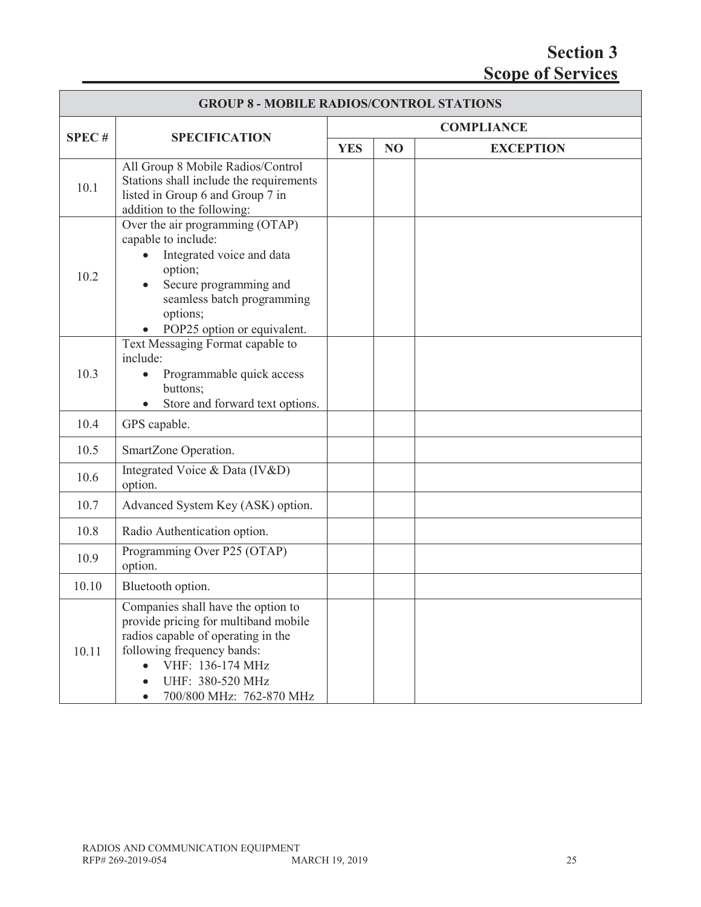# Section 3
# Scope of Services

| GROUP 8 - MOBILE RADIOS/CONTROL STATIONS | | | | |
|---|---|---|---|---|
| **SPEC #** | **SPECIFICATION** | **COMPLIANCE** | | |
| | | **YES** | **NO** | **EXCEPTION** |
| 10.1 | All Group 8 Mobile Radios/Control Stations shall include the requirements listed in Group 6 and Group 7 in addition to the following: | | | |
| 10.2 | Over the air programming (OTAP) capable to include: <br>• Integrated voice and data option; <br>• Secure programming and seamless batch programming options; <br>• POP25 option or equivalent. | | | |
| 10.3 | Text Messaging Format capable to include: <br>• Programmable quick access buttons; <br>• Store and forward text options. | | | |
| 10.4 | GPS capable. | | | |
| 10.5 | SmartZone Operation. | | | |
| 10.6 | Integrated Voice & Data (IV&D) option. | | | |
| 10.7 | Advanced System Key (ASK) option. | | | |
| 10.8 | Radio Authentication option. | | | |
| 10.9 | Programming Over P25 (OTAP) option. | | | |
| 10.10 | Bluetooth option. | | | |
| 10.11 | Companies shall have the option to provide pricing for multiband mobile radios capable of operating in the following frequency bands: <br>• VHF: 136-174 MHz <br>• UHF: 380-520 MHz <br>• 700/800 MHz: 762-870 MHz | | | |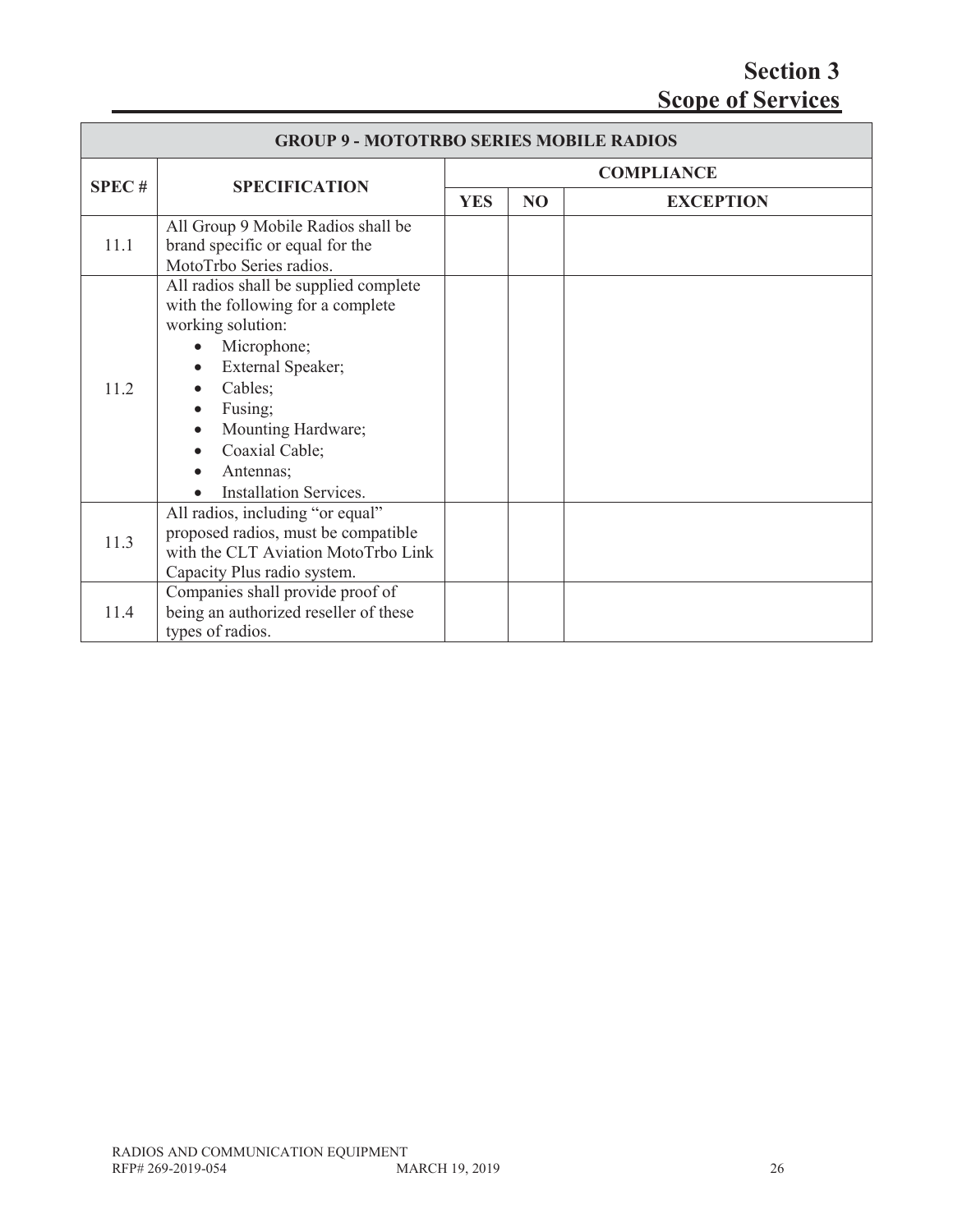# Section 3
# Scope of Services

| GROUP 9 - MOTOTRBO SERIES MOBILE RADIOS | | | | |
|---|---|---|---|---|
| SPEC # | SPECIFICATION | COMPLIANCE | | |
| | | YES | NO | EXCEPTION |
| 11.1 | All Group 9 Mobile Radios shall be brand specific or equal for the MotoTrbo Series radios. | | | |
| 11.2 | All radios shall be supplied complete with the following for a complete working solution:<br>• Microphone;<br>• External Speaker;<br>• Cables;<br>• Fusing;<br>• Mounting Hardware;<br>• Coaxial Cable;<br>• Antennas;<br>• Installation Services. | | | |
| 11.3 | All radios, including "or equal" proposed radios, must be compatible with the CLT Aviation MotoTrbo Link Capacity Plus radio system. | | | |
| 11.4 | Companies shall provide proof of being an authorized reseller of these types of radios. | | | |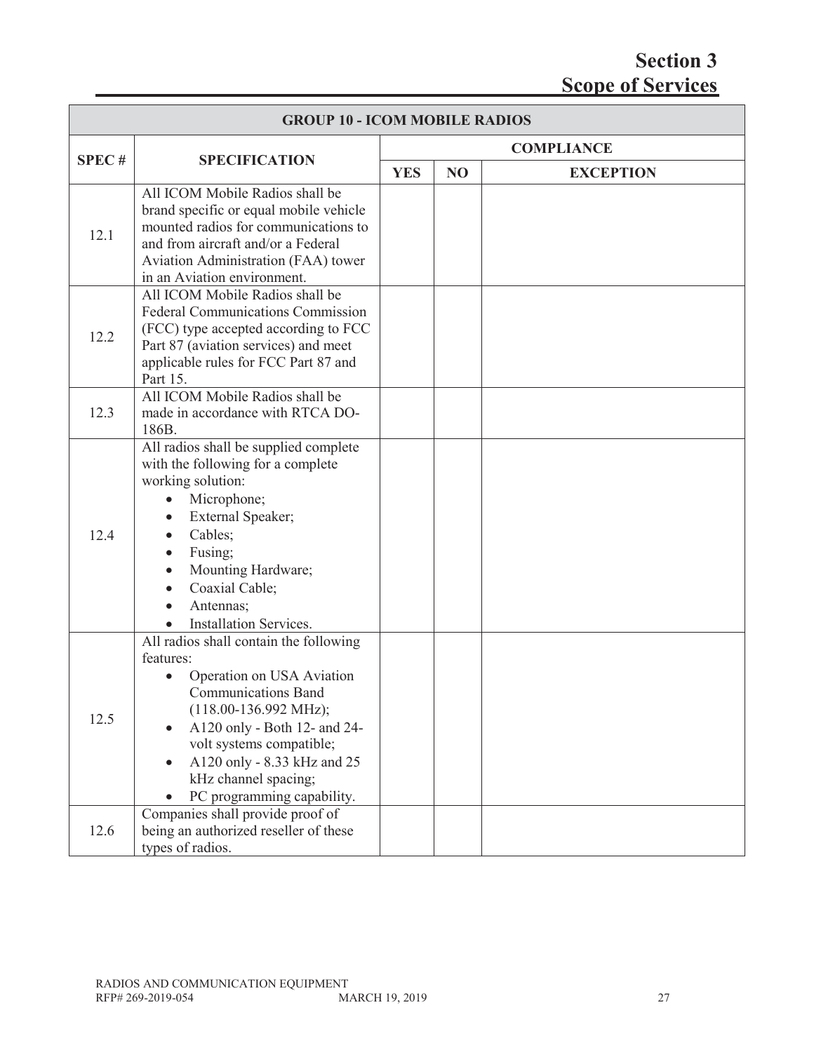# Section 3
## Scope of Services

| GROUP 10 - ICOM MOBILE RADIOS | | | | |
|---|---|---|---|---|
| **SPEC #** | **SPECIFICATION** | **COMPLIANCE** | | |
| | | **YES** | **NO** | **EXCEPTION** |
| 12.1 | All ICOM Mobile Radios shall be brand specific or equal mobile vehicle mounted radios for communications to and from aircraft and/or a Federal Aviation Administration (FAA) tower in an Aviation environment. | | | |
| 12.2 | All ICOM Mobile Radios shall be Federal Communications Commission (FCC) type accepted according to FCC Part 87 (aviation services) and meet applicable rules for FCC Part 87 and Part 15. | | | |
| 12.3 | All ICOM Mobile Radios shall be made in accordance with RTCA DO-186B. | | | |
| 12.4 | All radios shall be supplied complete with the following for a complete working solution:<br>• Microphone;<br>• External Speaker;<br>• Cables;<br>• Fusing;<br>• Mounting Hardware;<br>• Coaxial Cable;<br>• Antennas;<br>• Installation Services. | | | |
| 12.5 | All radios shall contain the following features:<br>• Operation on USA Aviation Communications Band (118.00-136.992 MHz);<br>• A120 only - Both 12- and 24-volt systems compatible;<br>• A120 only - 8.33 kHz and 25 kHz channel spacing;<br>• PC programming capability. | | | |
| 12.6 | Companies shall provide proof of being an authorized reseller of these types of radios. | | | |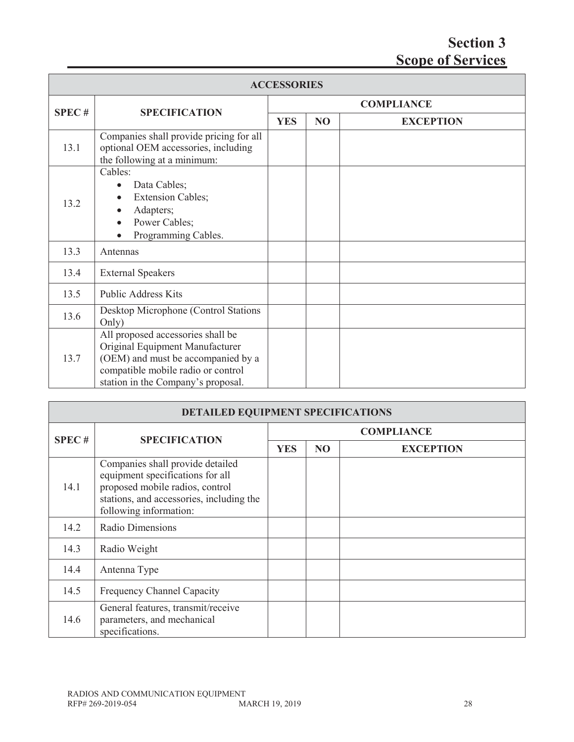# Section 3
## Scope of Services

| ACCESSORIES | | | | |
|---|---|---|---|---|
| **SPEC #** | **SPECIFICATION** | **COMPLIANCE** | | |
| | | **YES** | **NO** | **EXCEPTION** |
| 13.1 | Companies shall provide pricing for all optional OEM accessories, including the following at a minimum: | | | |
| 13.2 | Cables:<br>• Data Cables;<br>• Extension Cables;<br>• Adapters;<br>• Power Cables;<br>• Programming Cables. | | | |
| 13.3 | Antennas | | | |
| 13.4 | External Speakers | | | |
| 13.5 | Public Address Kits | | | |
| 13.6 | Desktop Microphone (Control Stations Only) | | | |
| 13.7 | All proposed accessories shall be Original Equipment Manufacturer (OEM) and must be accompanied by a compatible mobile radio or control station in the Company's proposal. | | | |

| DETAILED EQUIPMENT SPECIFICATIONS | | | | |
|---|---|---|---|---|
| **SPEC #** | **SPECIFICATION** | **COMPLIANCE** | | |
| | | **YES** | **NO** | **EXCEPTION** |
| 14.1 | Companies shall provide detailed equipment specifications for all proposed mobile radios, control stations, and accessories, including the following information: | | | |
| 14.2 | Radio Dimensions | | | |
| 14.3 | Radio Weight | | | |
| 14.4 | Antenna Type | | | |
| 14.5 | Frequency Channel Capacity | | | |
| 14.6 | General features, transmit/receive parameters, and mechanical specifications. | | | |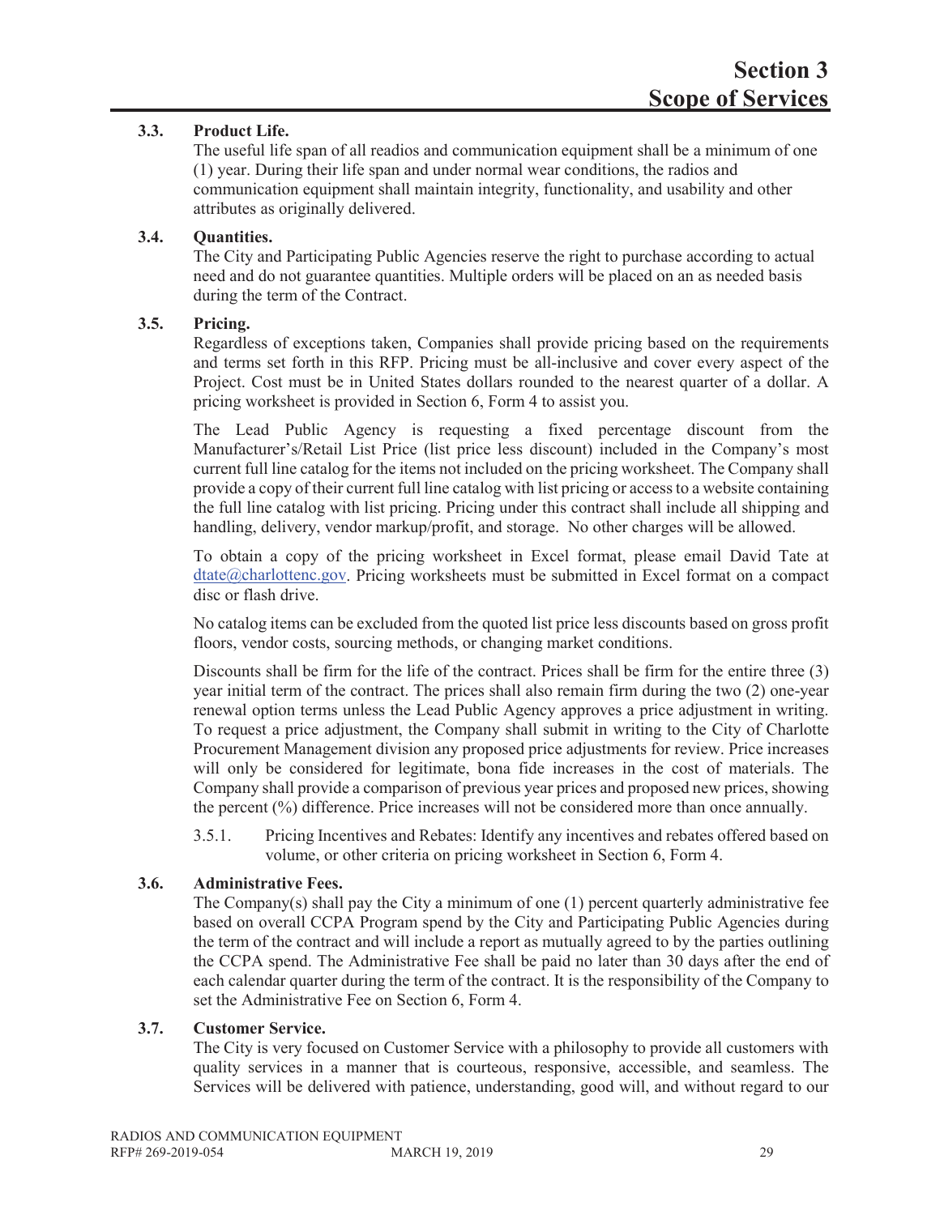### 3.3. Product Life.

The useful life span of all readios and communication equipment shall be a minimum of one (1) year. During their life span and under normal wear conditions, the radios and communication equipment shall maintain integrity, functionality, and usability and other attributes as originally delivered.

### 3.4. Quantities.

The City and Participating Public Agencies reserve the right to purchase according to actual need and do not guarantee quantities. Multiple orders will be placed on an as needed basis during the term of the Contract.

### 3.5. Pricing.

Regardless of exceptions taken, Companies shall provide pricing based on the requirements and terms set forth in this RFP. Pricing must be all-inclusive and cover every aspect of the Project. Cost must be in United States dollars rounded to the nearest quarter of a dollar. A pricing worksheet is provided in Section 6, Form 4 to assist you.

The Lead Public Agency is requesting a fixed percentage discount from the Manufacturer's/Retail List Price (list price less discount) included in the Company's most current full line catalog for the items not included on the pricing worksheet. The Company shall provide a copy of their current full line catalog with list pricing or access to a website containing the full line catalog with list pricing. Pricing under this contract shall include all shipping and handling, delivery, vendor markup/profit, and storage. No other charges will be allowed.

To obtain a copy of the pricing worksheet in Excel format, please email David Tate at dtate@charlottenc.gov. Pricing worksheets must be submitted in Excel format on a compact disc or flash drive.

No catalog items can be excluded from the quoted list price less discounts based on gross profit floors, vendor costs, sourcing methods, or changing market conditions.

Discounts shall be firm for the life of the contract. Prices shall be firm for the entire three (3) year initial term of the contract. The prices shall also remain firm during the two (2) one-year renewal option terms unless the Lead Public Agency approves a price adjustment in writing. To request a price adjustment, the Company shall submit in writing to the City of Charlotte Procurement Management division any proposed price adjustments for review. Price increases will only be considered for legitimate, bona fide increases in the cost of materials. The Company shall provide a comparison of previous year prices and proposed new prices, showing the percent (%) difference. Price increases will not be considered more than once annually.

3.5.1. Pricing Incentives and Rebates: Identify any incentives and rebates offered based on volume, or other criteria on pricing worksheet in Section 6, Form 4.

### 3.6. Administrative Fees.

The Company(s) shall pay the City a minimum of one (1) percent quarterly administrative fee based on overall CCPA Program spend by the City and Participating Public Agencies during the term of the contract and will include a report as mutually agreed to by the parties outlining the CCPA spend. The Administrative Fee shall be paid no later than 30 days after the end of each calendar quarter during the term of the contract. It is the responsibility of the Company to set the Administrative Fee on Section 6, Form 4.

### 3.7. Customer Service.

The City is very focused on Customer Service with a philosophy to provide all customers with quality services in a manner that is courteous, responsive, accessible, and seamless. The Services will be delivered with patience, understanding, good will, and without regard to our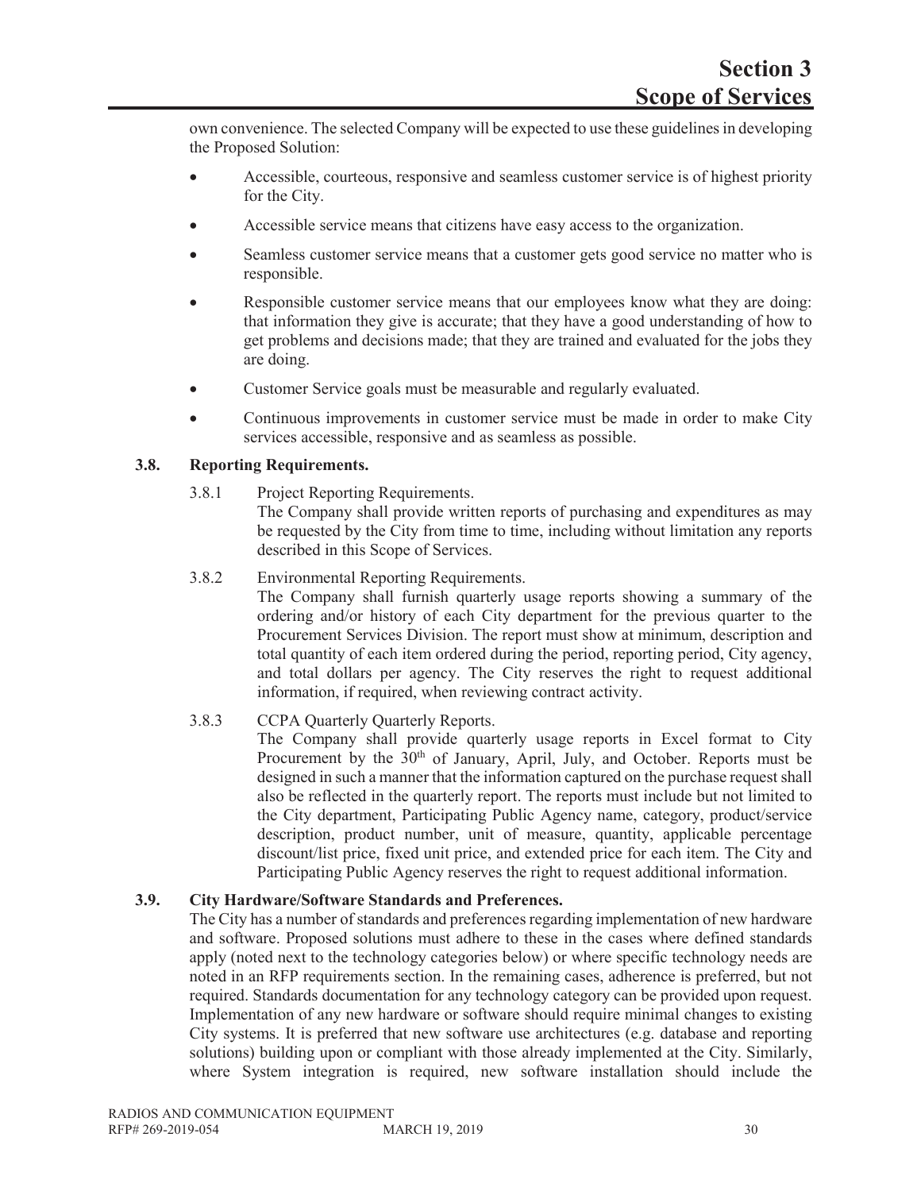own convenience. The selected Company will be expected to use these guidelines in developing the Proposed Solution:

- Accessible, courteous, responsive and seamless customer service is of highest priority for the City.
- Accessible service means that citizens have easy access to the organization.
- Seamless customer service means that a customer gets good service no matter who is responsible.
- Responsible customer service means that our employees know what they are doing: that information they give is accurate; that they have a good understanding of how to get problems and decisions made; that they are trained and evaluated for the jobs they are doing.
- Customer Service goals must be measurable and regularly evaluated.
- Continuous improvements in customer service must be made in order to make City services accessible, responsive and as seamless as possible.

### 3.8. Reporting Requirements.

3.8.1 Project Reporting Requirements.
The Company shall provide written reports of purchasing and expenditures as may be requested by the City from time to time, including without limitation any reports described in this Scope of Services.

3.8.2 Environmental Reporting Requirements.
The Company shall furnish quarterly usage reports showing a summary of the ordering and/or history of each City department for the previous quarter to the Procurement Services Division. The report must show at minimum, description and total quantity of each item ordered during the period, reporting period, City agency, and total dollars per agency. The City reserves the right to request additional information, if required, when reviewing contract activity.

3.8.3 CCPA Quarterly Quarterly Reports.
The Company shall provide quarterly usage reports in Excel format to City Procurement by the 30th of January, April, July, and October. Reports must be designed in such a manner that the information captured on the purchase request shall also be reflected in the quarterly report. The reports must include but not limited to the City department, Participating Public Agency name, category, product/service description, product number, unit of measure, quantity, applicable percentage discount/list price, fixed unit price, and extended price for each item. The City and Participating Public Agency reserves the right to request additional information.

### 3.9. City Hardware/Software Standards and Preferences.

The City has a number of standards and preferences regarding implementation of new hardware and software. Proposed solutions must adhere to these in the cases where defined standards apply (noted next to the technology categories below) or where specific technology needs are noted in an RFP requirements section. In the remaining cases, adherence is preferred, but not required. Standards documentation for any technology category can be provided upon request. Implementation of any new hardware or software should require minimal changes to existing City systems. It is preferred that new software use architectures (e.g. database and reporting solutions) building upon or compliant with those already implemented at the City. Similarly, where System integration is required, new software installation should include the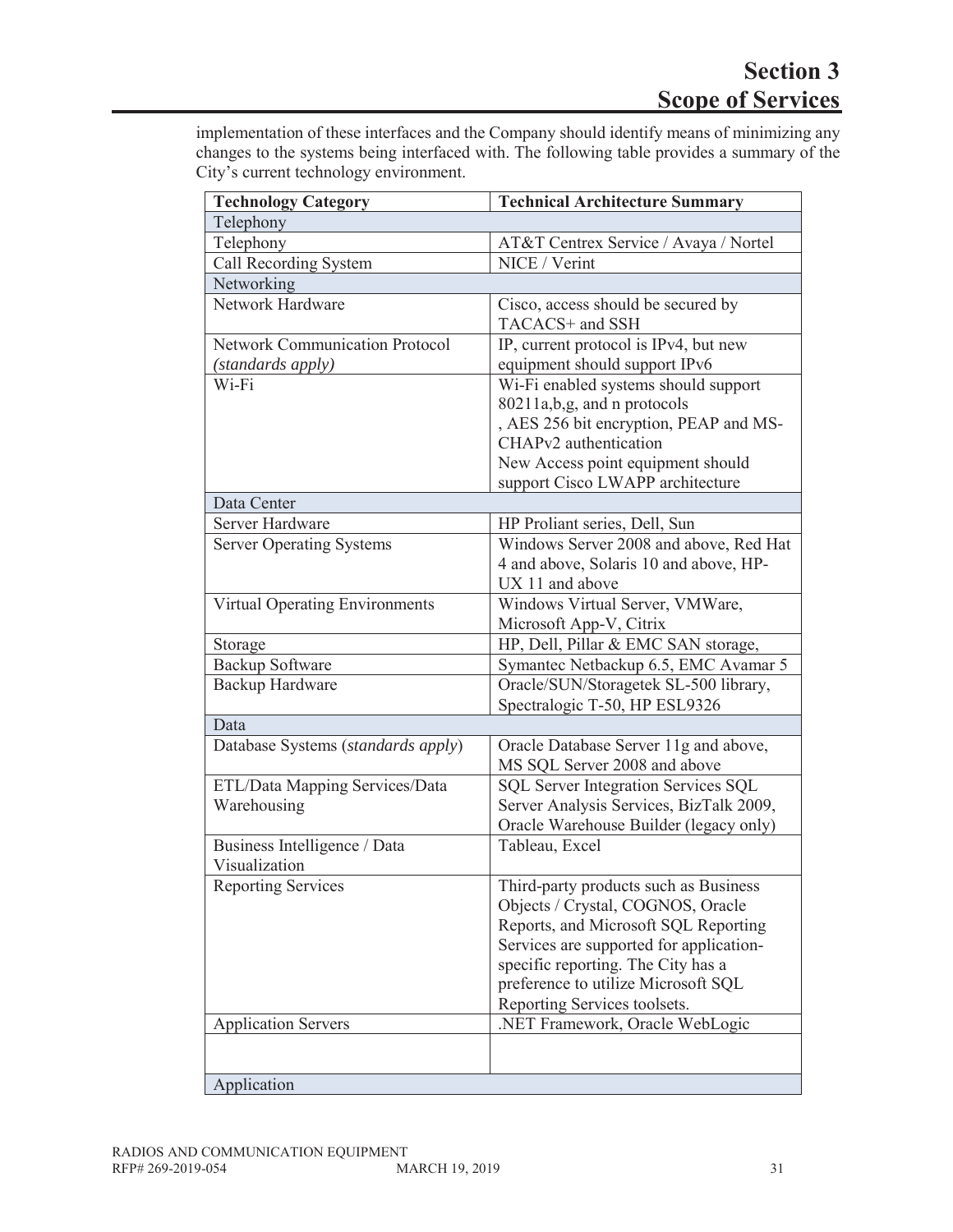implementation of these interfaces and the Company should identify means of minimizing any changes to the systems being interfaced with. The following table provides a summary of the City's current technology environment.

| Technology Category | Technical Architecture Summary |
|---|---|
| Telephony | |
| Telephony | AT&T Centrex Service / Avaya / Nortel |
| Call Recording System | NICE / Verint |
| Networking | |
| Network Hardware | Cisco, access should be secured by TACACS+ and SSH |
| Network Communication Protocol *(standards apply)* | IP, current protocol is IPv4, but new equipment should support IPv6 |
| Wi-Fi | Wi-Fi enabled systems should support 80211a,b,g, and n protocols , AES 256 bit encryption, PEAP and MS-CHAPv2 authentication New Access point equipment should support Cisco LWAPP architecture |
| Data Center | |
| Server Hardware | HP Proliant series, Dell, Sun |
| Server Operating Systems | Windows Server 2008 and above, Red Hat 4 and above, Solaris 10 and above, HP-UX 11 and above |
| Virtual Operating Environments | Windows Virtual Server, VMWare, Microsoft App-V, Citrix |
| Storage | HP, Dell, Pillar & EMC SAN storage, |
| Backup Software | Symantec Netbackup 6.5, EMC Avamar 5 |
| Backup Hardware | Oracle/SUN/Storagetek SL-500 library, Spectralogic T-50, HP ESL9326 |
| Data | |
| Database Systems (*standards apply*) | Oracle Database Server 11g and above, MS SQL Server 2008 and above |
| ETL/Data Mapping Services/Data Warehousing | SQL Server Integration Services SQL Server Analysis Services, BizTalk 2009, Oracle Warehouse Builder (legacy only) |
| Business Intelligence / Data Visualization | Tableau, Excel |
| Reporting Services | Third-party products such as Business Objects / Crystal, COGNOS, Oracle Reports, and Microsoft SQL Reporting Services are supported for application-specific reporting. The City has a preference to utilize Microsoft SQL Reporting Services toolsets. |
| Application Servers | .NET Framework, Oracle WebLogic |
| | |
| Application | |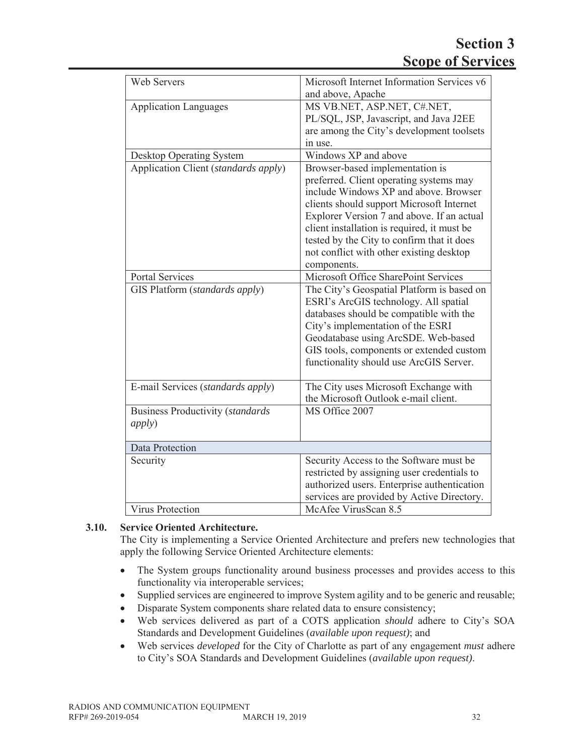| Web Servers | Microsoft Internet Information Services v6 and above, Apache |
|---|---|
| Application Languages | MS VB.NET, ASP.NET, C#.NET, PL/SQL, JSP, Javascript, and Java J2EE are among the City's development toolsets in use. |
| Desktop Operating System | Windows XP and above |
| Application Client (*standards apply*) | Browser-based implementation is preferred. Client operating systems may include Windows XP and above. Browser clients should support Microsoft Internet Explorer Version 7 and above. If an actual client installation is required, it must be tested by the City to confirm that it does not conflict with other existing desktop components. |
| Portal Services | Microsoft Office SharePoint Services |
| GIS Platform (*standards apply*) | The City's Geospatial Platform is based on ESRI's ArcGIS technology. All spatial databases should be compatible with the City's implementation of the ESRI Geodatabase using ArcSDE. Web-based GIS tools, components or extended custom functionality should use ArcGIS Server. |
| E-mail Services (*standards apply*) | The City uses Microsoft Exchange with the Microsoft Outlook e-mail client. |
| Business Productivity (*standards apply*) | MS Office 2007 |
| Data Protection | |
| Security | Security Access to the Software must be restricted by assigning user credentials to authorized users. Enterprise authentication services are provided by Active Directory. |
| Virus Protection | McAfee VirusScan 8.5 |

**3.10. Service Oriented Architecture.**

The City is implementing a Service Oriented Architecture and prefers new technologies that apply the following Service Oriented Architecture elements:

- The System groups functionality around business processes and provides access to this functionality via interoperable services;
- Supplied services are engineered to improve System agility and to be generic and reusable;
- Disparate System components share related data to ensure consistency;
- Web services delivered as part of a COTS application *should* adhere to City's SOA Standards and Development Guidelines (*available upon request)*; and
- Web services *developed* for the City of Charlotte as part of any engagement *must* adhere to City's SOA Standards and Development Guidelines (*available upon request)*.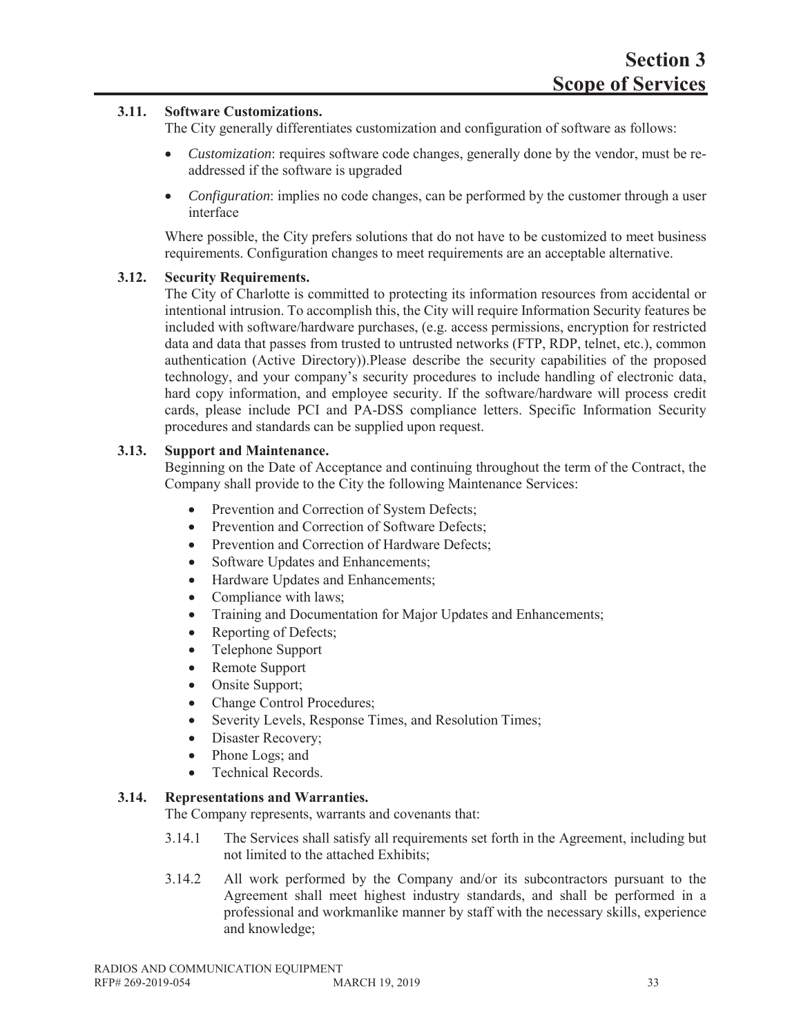### 3.11. Software Customizations.

The City generally differentiates customization and configuration of software as follows:

- *Customization*: requires software code changes, generally done by the vendor, must be re-addressed if the software is upgraded
- *Configuration*: implies no code changes, can be performed by the customer through a user interface

Where possible, the City prefers solutions that do not have to be customized to meet business requirements. Configuration changes to meet requirements are an acceptable alternative.

### 3.12. Security Requirements.

The City of Charlotte is committed to protecting its information resources from accidental or intentional intrusion. To accomplish this, the City will require Information Security features be included with software/hardware purchases, (e.g. access permissions, encryption for restricted data and data that passes from trusted to untrusted networks (FTP, RDP, telnet, etc.), common authentication (Active Directory)).Please describe the security capabilities of the proposed technology, and your company's security procedures to include handling of electronic data, hard copy information, and employee security. If the software/hardware will process credit cards, please include PCI and PA-DSS compliance letters. Specific Information Security procedures and standards can be supplied upon request.

### 3.13. Support and Maintenance.

Beginning on the Date of Acceptance and continuing throughout the term of the Contract, the Company shall provide to the City the following Maintenance Services:

- Prevention and Correction of System Defects;
- Prevention and Correction of Software Defects;
- Prevention and Correction of Hardware Defects;
- Software Updates and Enhancements;
- Hardware Updates and Enhancements;
- Compliance with laws;
- Training and Documentation for Major Updates and Enhancements;
- Reporting of Defects;
- Telephone Support
- Remote Support
- Onsite Support;
- Change Control Procedures;
- Severity Levels, Response Times, and Resolution Times;
- Disaster Recovery;
- Phone Logs; and
- Technical Records.

### 3.14. Representations and Warranties.

The Company represents, warrants and covenants that:

3.14.1 The Services shall satisfy all requirements set forth in the Agreement, including but not limited to the attached Exhibits;

3.14.2 All work performed by the Company and/or its subcontractors pursuant to the Agreement shall meet highest industry standards, and shall be performed in a professional and workmanlike manner by staff with the necessary skills, experience and knowledge;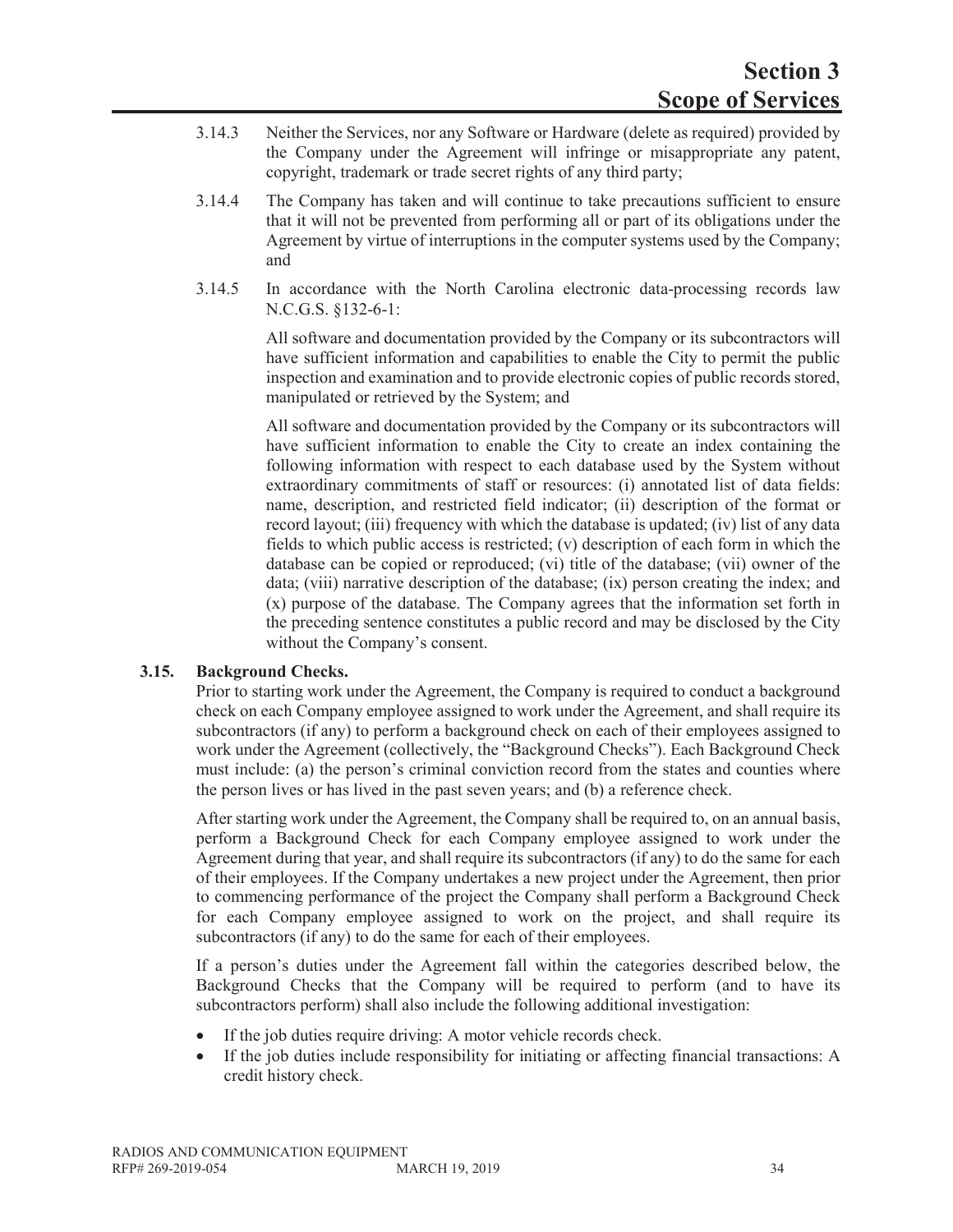3.14.3 Neither the Services, nor any Software or Hardware (delete as required) provided by the Company under the Agreement will infringe or misappropriate any patent, copyright, trademark or trade secret rights of any third party;

3.14.4 The Company has taken and will continue to take precautions sufficient to ensure that it will not be prevented from performing all or part of its obligations under the Agreement by virtue of interruptions in the computer systems used by the Company; and

3.14.5 In accordance with the North Carolina electronic data-processing records law N.C.G.S. §132-6-1:

All software and documentation provided by the Company or its subcontractors will have sufficient information and capabilities to enable the City to permit the public inspection and examination and to provide electronic copies of public records stored, manipulated or retrieved by the System; and

All software and documentation provided by the Company or its subcontractors will have sufficient information to enable the City to create an index containing the following information with respect to each database used by the System without extraordinary commitments of staff or resources: (i) annotated list of data fields: name, description, and restricted field indicator; (ii) description of the format or record layout; (iii) frequency with which the database is updated; (iv) list of any data fields to which public access is restricted; (v) description of each form in which the database can be copied or reproduced; (vi) title of the database; (vii) owner of the data; (viii) narrative description of the database; (ix) person creating the index; and (x) purpose of the database. The Company agrees that the information set forth in the preceding sentence constitutes a public record and may be disclosed by the City without the Company's consent.

### 3.15. Background Checks.

Prior to starting work under the Agreement, the Company is required to conduct a background check on each Company employee assigned to work under the Agreement, and shall require its subcontractors (if any) to perform a background check on each of their employees assigned to work under the Agreement (collectively, the "Background Checks"). Each Background Check must include: (a) the person's criminal conviction record from the states and counties where the person lives or has lived in the past seven years; and (b) a reference check.

After starting work under the Agreement, the Company shall be required to, on an annual basis, perform a Background Check for each Company employee assigned to work under the Agreement during that year, and shall require its subcontractors (if any) to do the same for each of their employees. If the Company undertakes a new project under the Agreement, then prior to commencing performance of the project the Company shall perform a Background Check for each Company employee assigned to work on the project, and shall require its subcontractors (if any) to do the same for each of their employees.

If a person's duties under the Agreement fall within the categories described below, the Background Checks that the Company will be required to perform (and to have its subcontractors perform) shall also include the following additional investigation:

- If the job duties require driving: A motor vehicle records check.
- If the job duties include responsibility for initiating or affecting financial transactions: A credit history check.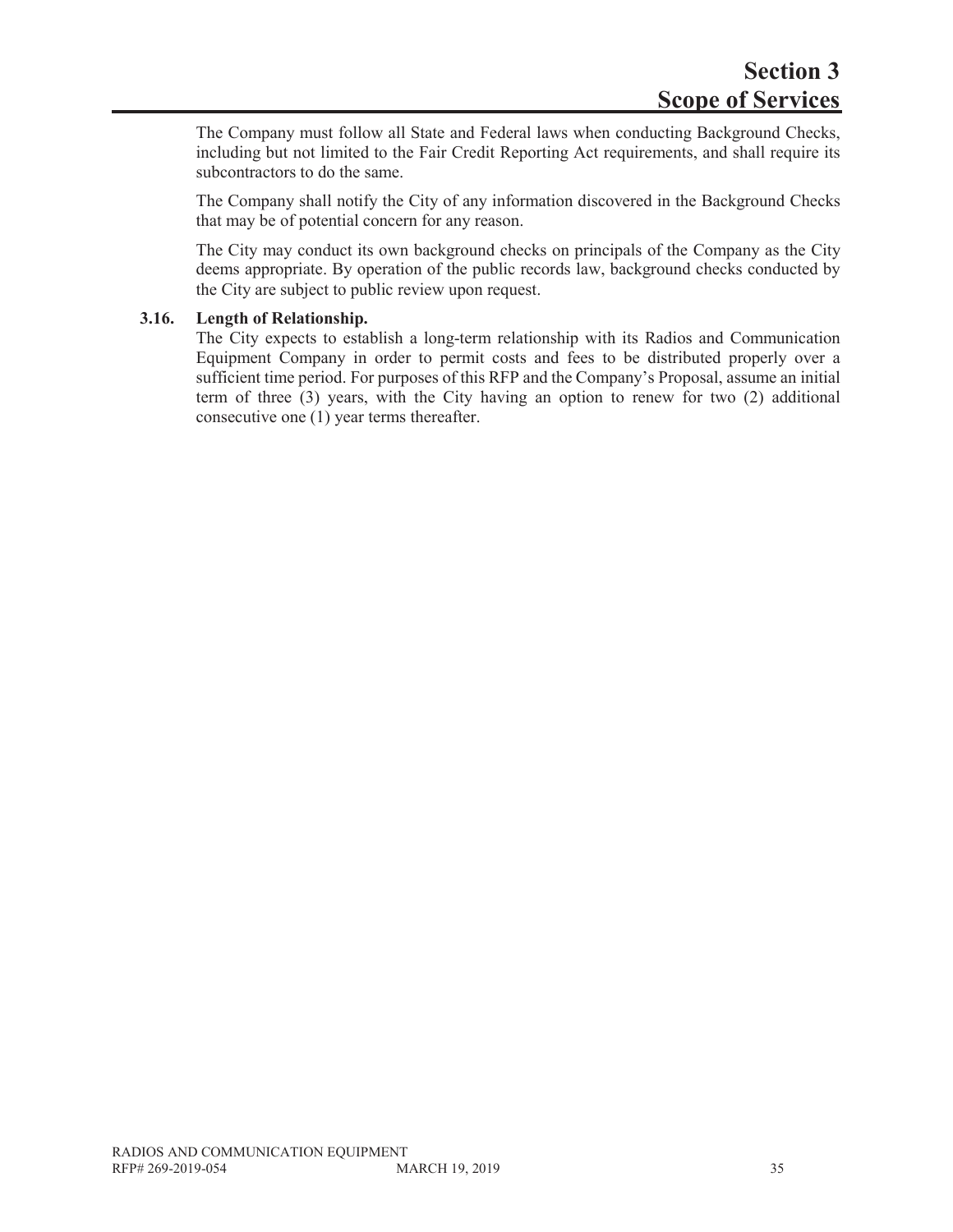The Company must follow all State and Federal laws when conducting Background Checks, including but not limited to the Fair Credit Reporting Act requirements, and shall require its subcontractors to do the same.

The Company shall notify the City of any information discovered in the Background Checks that may be of potential concern for any reason.

The City may conduct its own background checks on principals of the Company as the City deems appropriate. By operation of the public records law, background checks conducted by the City are subject to public review upon request.

**3.16. Length of Relationship.**

The City expects to establish a long-term relationship with its Radios and Communication Equipment Company in order to permit costs and fees to be distributed properly over a sufficient time period. For purposes of this RFP and the Company's Proposal, assume an initial term of three (3) years, with the City having an option to renew for two (2) additional consecutive one (1) year terms thereafter.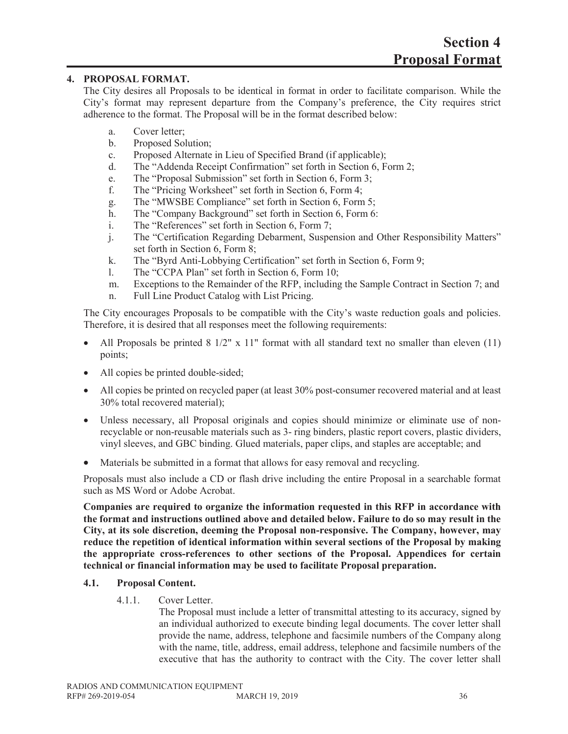# Section 4
# Proposal Format

## 4. PROPOSAL FORMAT.

The City desires all Proposals to be identical in format in order to facilitate comparison. While the City's format may represent departure from the Company's preference, the City requires strict adherence to the format. The Proposal will be in the format described below:

a. Cover letter;
b. Proposed Solution;
c. Proposed Alternate in Lieu of Specified Brand (if applicable);
d. The "Addenda Receipt Confirmation" set forth in Section 6, Form 2;
e. The "Proposal Submission" set forth in Section 6, Form 3;
f. The "Pricing Worksheet" set forth in Section 6, Form 4;
g. The "MWSBE Compliance" set forth in Section 6, Form 5;
h. The "Company Background" set forth in Section 6, Form 6:
i. The "References" set forth in Section 6, Form 7;
j. The "Certification Regarding Debarment, Suspension and Other Responsibility Matters" set forth in Section 6, Form 8;
k. The "Byrd Anti-Lobbying Certification" set forth in Section 6, Form 9;
l. The "CCPA Plan" set forth in Section 6, Form 10;
m. Exceptions to the Remainder of the RFP, including the Sample Contract in Section 7; and
n. Full Line Product Catalog with List Pricing.

The City encourages Proposals to be compatible with the City's waste reduction goals and policies. Therefore, it is desired that all responses meet the following requirements:

- All Proposals be printed 8 1/2" x 11" format with all standard text no smaller than eleven (11) points;
- All copies be printed double-sided;
- All copies be printed on recycled paper (at least 30% post-consumer recovered material and at least 30% total recovered material);
- Unless necessary, all Proposal originals and copies should minimize or eliminate use of non-recyclable or non-reusable materials such as 3- ring binders, plastic report covers, plastic dividers, vinyl sleeves, and GBC binding. Glued materials, paper clips, and staples are acceptable; and
- Materials be submitted in a format that allows for easy removal and recycling.

Proposals must also include a CD or flash drive including the entire Proposal in a searchable format such as MS Word or Adobe Acrobat.

**Companies are required to organize the information requested in this RFP in accordance with the format and instructions outlined above and detailed below. Failure to do so may result in the City, at its sole discretion, deeming the Proposal non-responsive. The Company, however, may reduce the repetition of identical information within several sections of the Proposal by making the appropriate cross-references to other sections of the Proposal. Appendices for certain technical or financial information may be used to facilitate Proposal preparation.**

### 4.1. Proposal Content.

4.1.1. Cover Letter.

The Proposal must include a letter of transmittal attesting to its accuracy, signed by an individual authorized to execute binding legal documents. The cover letter shall provide the name, address, telephone and facsimile numbers of the Company along with the name, title, address, email address, telephone and facsimile numbers of the executive that has the authority to contract with the City. The cover letter shall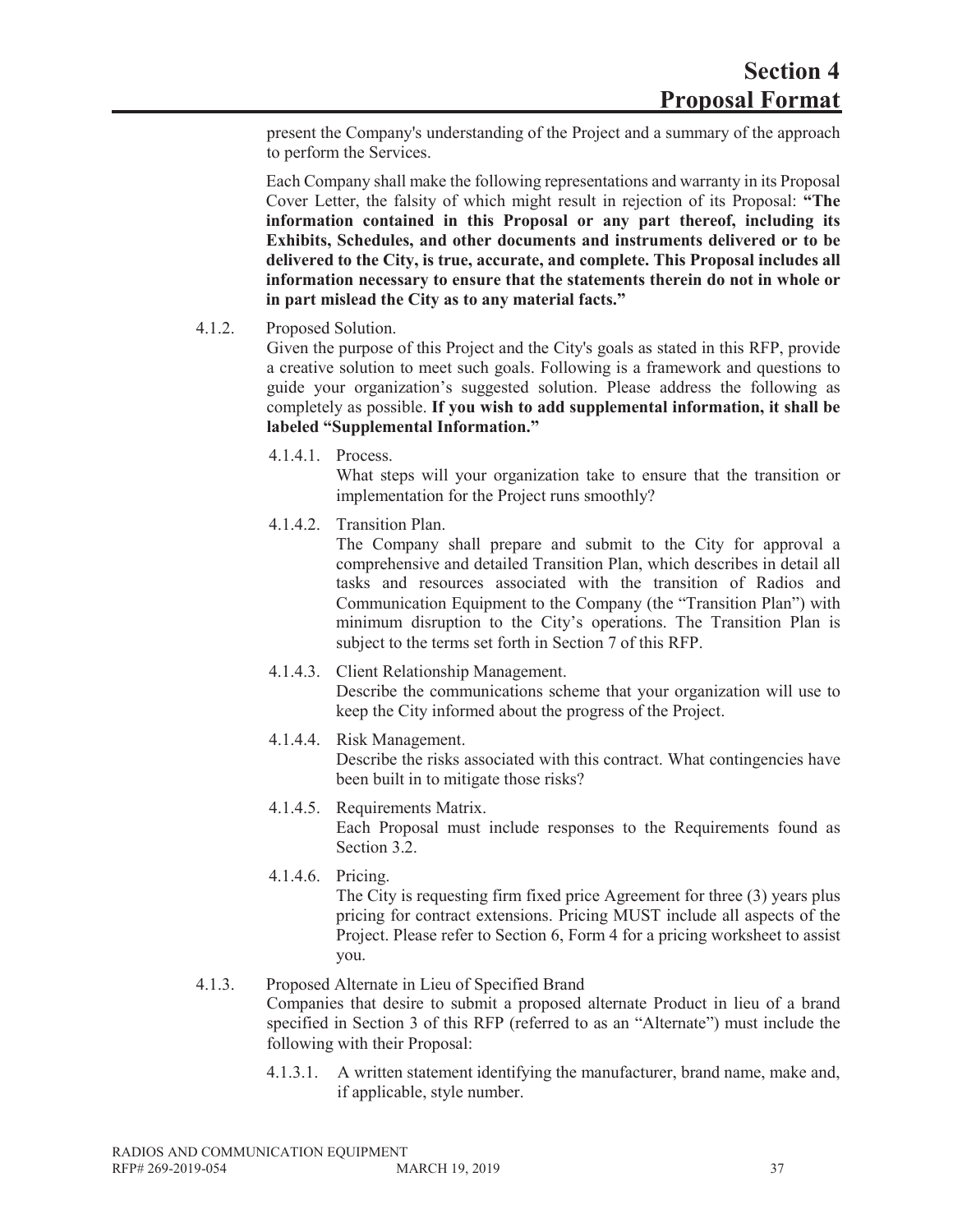present the Company's understanding of the Project and a summary of the approach to perform the Services.

Each Company shall make the following representations and warranty in its Proposal Cover Letter, the falsity of which might result in rejection of its Proposal: **"The information contained in this Proposal or any part thereof, including its Exhibits, Schedules, and other documents and instruments delivered or to be delivered to the City, is true, accurate, and complete. This Proposal includes all information necessary to ensure that the statements therein do not in whole or in part mislead the City as to any material facts."**

4.1.2. Proposed Solution.

Given the purpose of this Project and the City's goals as stated in this RFP, provide a creative solution to meet such goals. Following is a framework and questions to guide your organization's suggested solution. Please address the following as completely as possible. **If you wish to add supplemental information, it shall be labeled "Supplemental Information."**

4.1.4.1. Process.

What steps will your organization take to ensure that the transition or implementation for the Project runs smoothly?

4.1.4.2. Transition Plan.

The Company shall prepare and submit to the City for approval a comprehensive and detailed Transition Plan, which describes in detail all tasks and resources associated with the transition of Radios and Communication Equipment to the Company (the "Transition Plan") with minimum disruption to the City's operations. The Transition Plan is subject to the terms set forth in Section 7 of this RFP.

4.1.4.3. Client Relationship Management.

Describe the communications scheme that your organization will use to keep the City informed about the progress of the Project.

4.1.4.4. Risk Management.

Describe the risks associated with this contract. What contingencies have been built in to mitigate those risks?

4.1.4.5. Requirements Matrix.

Each Proposal must include responses to the Requirements found as Section 3.2.

4.1.4.6. Pricing.

The City is requesting firm fixed price Agreement for three (3) years plus pricing for contract extensions. Pricing MUST include all aspects of the Project. Please refer to Section 6, Form 4 for a pricing worksheet to assist you.

4.1.3. Proposed Alternate in Lieu of Specified Brand

Companies that desire to submit a proposed alternate Product in lieu of a brand specified in Section 3 of this RFP (referred to as an "Alternate") must include the following with their Proposal:

4.1.3.1. A written statement identifying the manufacturer, brand name, make and, if applicable, style number.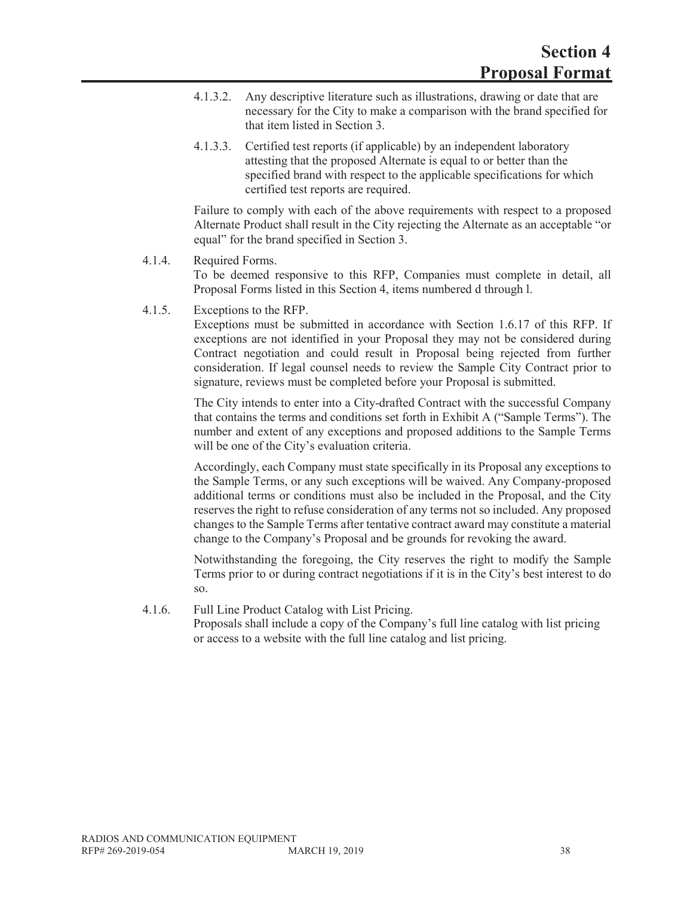4.1.3.2. Any descriptive literature such as illustrations, drawing or date that are necessary for the City to make a comparison with the brand specified for that item listed in Section 3.

4.1.3.3. Certified test reports (if applicable) by an independent laboratory attesting that the proposed Alternate is equal to or better than the specified brand with respect to the applicable specifications for which certified test reports are required.

Failure to comply with each of the above requirements with respect to a proposed Alternate Product shall result in the City rejecting the Alternate as an acceptable "or equal" for the brand specified in Section 3.

4.1.4. Required Forms.

To be deemed responsive to this RFP, Companies must complete in detail, all Proposal Forms listed in this Section 4, items numbered d through l.

4.1.5. Exceptions to the RFP.

Exceptions must be submitted in accordance with Section 1.6.17 of this RFP. If exceptions are not identified in your Proposal they may not be considered during Contract negotiation and could result in Proposal being rejected from further consideration. If legal counsel needs to review the Sample City Contract prior to signature, reviews must be completed before your Proposal is submitted.

The City intends to enter into a City-drafted Contract with the successful Company that contains the terms and conditions set forth in Exhibit A ("Sample Terms"). The number and extent of any exceptions and proposed additions to the Sample Terms will be one of the City's evaluation criteria.

Accordingly, each Company must state specifically in its Proposal any exceptions to the Sample Terms, or any such exceptions will be waived. Any Company-proposed additional terms or conditions must also be included in the Proposal, and the City reserves the right to refuse consideration of any terms not so included. Any proposed changes to the Sample Terms after tentative contract award may constitute a material change to the Company's Proposal and be grounds for revoking the award.

Notwithstanding the foregoing, the City reserves the right to modify the Sample Terms prior to or during contract negotiations if it is in the City's best interest to do so.

4.1.6. Full Line Product Catalog with List Pricing.

Proposals shall include a copy of the Company's full line catalog with list pricing or access to a website with the full line catalog and list pricing.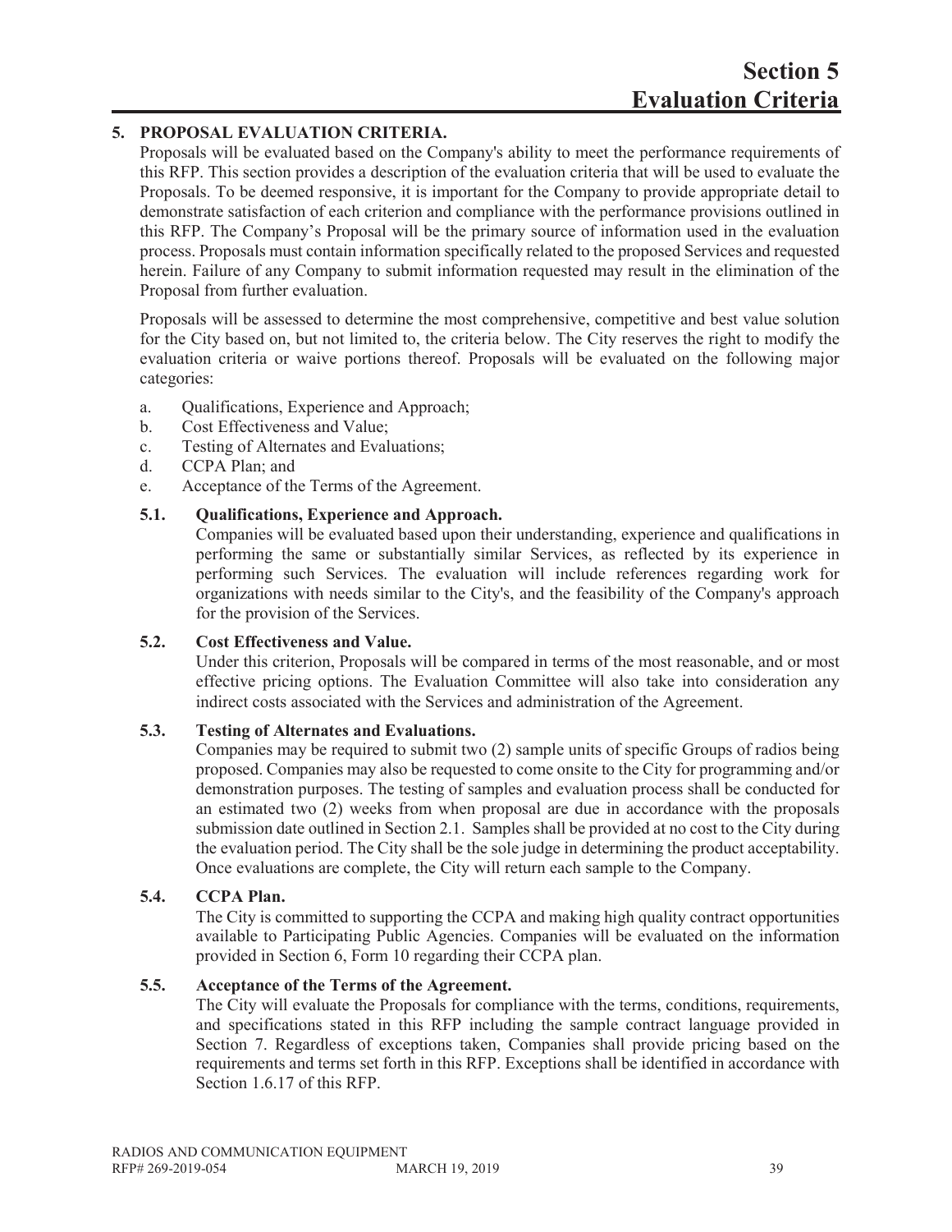# Section 5
# Evaluation Criteria

## 5. PROPOSAL EVALUATION CRITERIA.

Proposals will be evaluated based on the Company's ability to meet the performance requirements of this RFP. This section provides a description of the evaluation criteria that will be used to evaluate the Proposals. To be deemed responsive, it is important for the Company to provide appropriate detail to demonstrate satisfaction of each criterion and compliance with the performance provisions outlined in this RFP. The Company's Proposal will be the primary source of information used in the evaluation process. Proposals must contain information specifically related to the proposed Services and requested herein. Failure of any Company to submit information requested may result in the elimination of the Proposal from further evaluation.

Proposals will be assessed to determine the most comprehensive, competitive and best value solution for the City based on, but not limited to, the criteria below. The City reserves the right to modify the evaluation criteria or waive portions thereof. Proposals will be evaluated on the following major categories:

a. Qualifications, Experience and Approach;
b. Cost Effectiveness and Value;
c. Testing of Alternates and Evaluations;
d. CCPA Plan; and
e. Acceptance of the Terms of the Agreement.

### 5.1. Qualifications, Experience and Approach.

Companies will be evaluated based upon their understanding, experience and qualifications in performing the same or substantially similar Services, as reflected by its experience in performing such Services. The evaluation will include references regarding work for organizations with needs similar to the City's, and the feasibility of the Company's approach for the provision of the Services.

### 5.2. Cost Effectiveness and Value.

Under this criterion, Proposals will be compared in terms of the most reasonable, and or most effective pricing options. The Evaluation Committee will also take into consideration any indirect costs associated with the Services and administration of the Agreement.

### 5.3. Testing of Alternates and Evaluations.

Companies may be required to submit two (2) sample units of specific Groups of radios being proposed. Companies may also be requested to come onsite to the City for programming and/or demonstration purposes. The testing of samples and evaluation process shall be conducted for an estimated two (2) weeks from when proposal are due in accordance with the proposals submission date outlined in Section 2.1. Samples shall be provided at no cost to the City during the evaluation period. The City shall be the sole judge in determining the product acceptability. Once evaluations are complete, the City will return each sample to the Company.

### 5.4. CCPA Plan.

The City is committed to supporting the CCPA and making high quality contract opportunities available to Participating Public Agencies. Companies will be evaluated on the information provided in Section 6, Form 10 regarding their CCPA plan.

### 5.5. Acceptance of the Terms of the Agreement.

The City will evaluate the Proposals for compliance with the terms, conditions, requirements, and specifications stated in this RFP including the sample contract language provided in Section 7. Regardless of exceptions taken, Companies shall provide pricing based on the requirements and terms set forth in this RFP. Exceptions shall be identified in accordance with Section 1.6.17 of this RFP.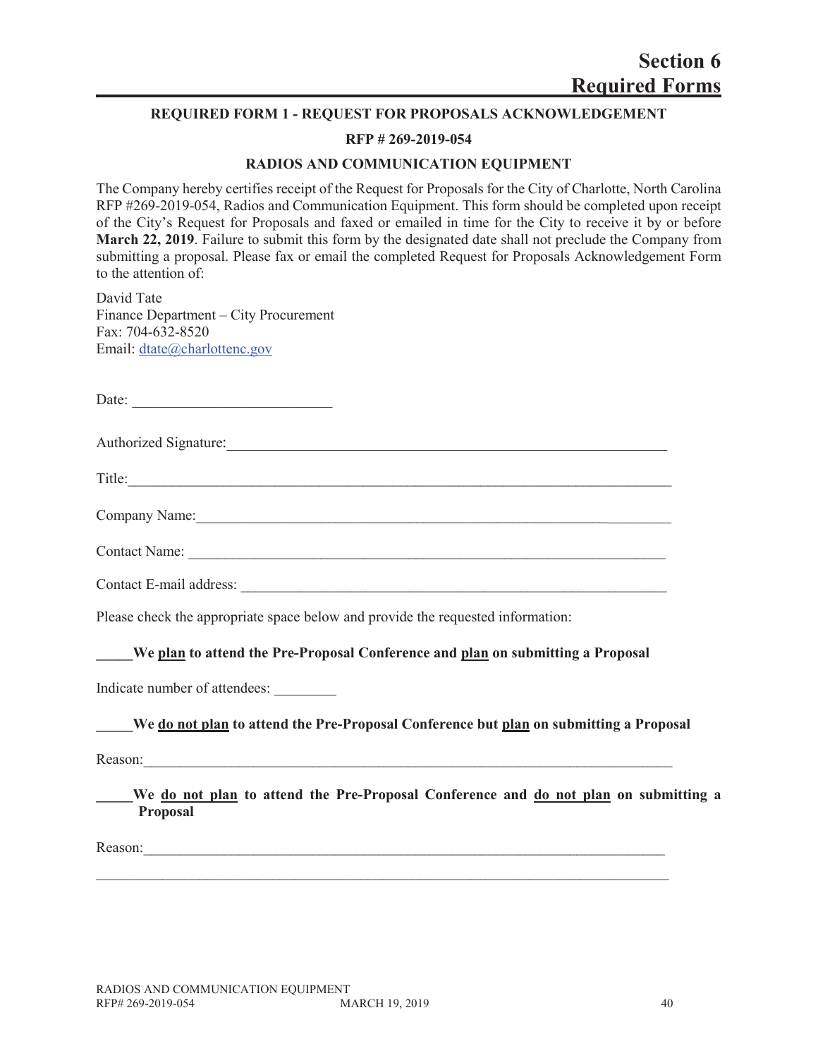# Section 6
# Required Forms

### REQUIRED FORM 1 - REQUEST FOR PROPOSALS ACKNOWLEDGEMENT

**RFP # 269-2019-054**

**RADIOS AND COMMUNICATION EQUIPMENT**

The Company hereby certifies receipt of the Request for Proposals for the City of Charlotte, North Carolina RFP #269-2019-054, Radios and Communication Equipment. This form should be completed upon receipt of the City's Request for Proposals and faxed or emailed in time for the City to receive it by or before **March 22, 2019**. Failure to submit this form by the designated date shall not preclude the Company from submitting a proposal. Please fax or email the completed Request for Proposals Acknowledgement Form to the attention of:

David Tate
Finance Department – City Procurement
Fax: 704-632-8520
Email: dtate@charlottenc.gov

Date: ___________________________

Authorized Signature:_____________________________________________________________

Title:__________________________________________________________________________

Company Name:_________________________________________________________________

Contact Name: _________________________________________________________________

Contact E-mail address: __________________________________________________________

Please check the appropriate space below and provide the requested information:

**_____We plan to attend the Pre-Proposal Conference and plan on submitting a Proposal**

Indicate number of attendees: _________

**_____We do not plan to attend the Pre-Proposal Conference but plan on submitting a Proposal**

Reason:_______________________________________________________________________

**_____We do not plan to attend the Pre-Proposal Conference and do not plan on submitting a Proposal**

Reason:_______________________________________________________________________

______________________________________________________________________________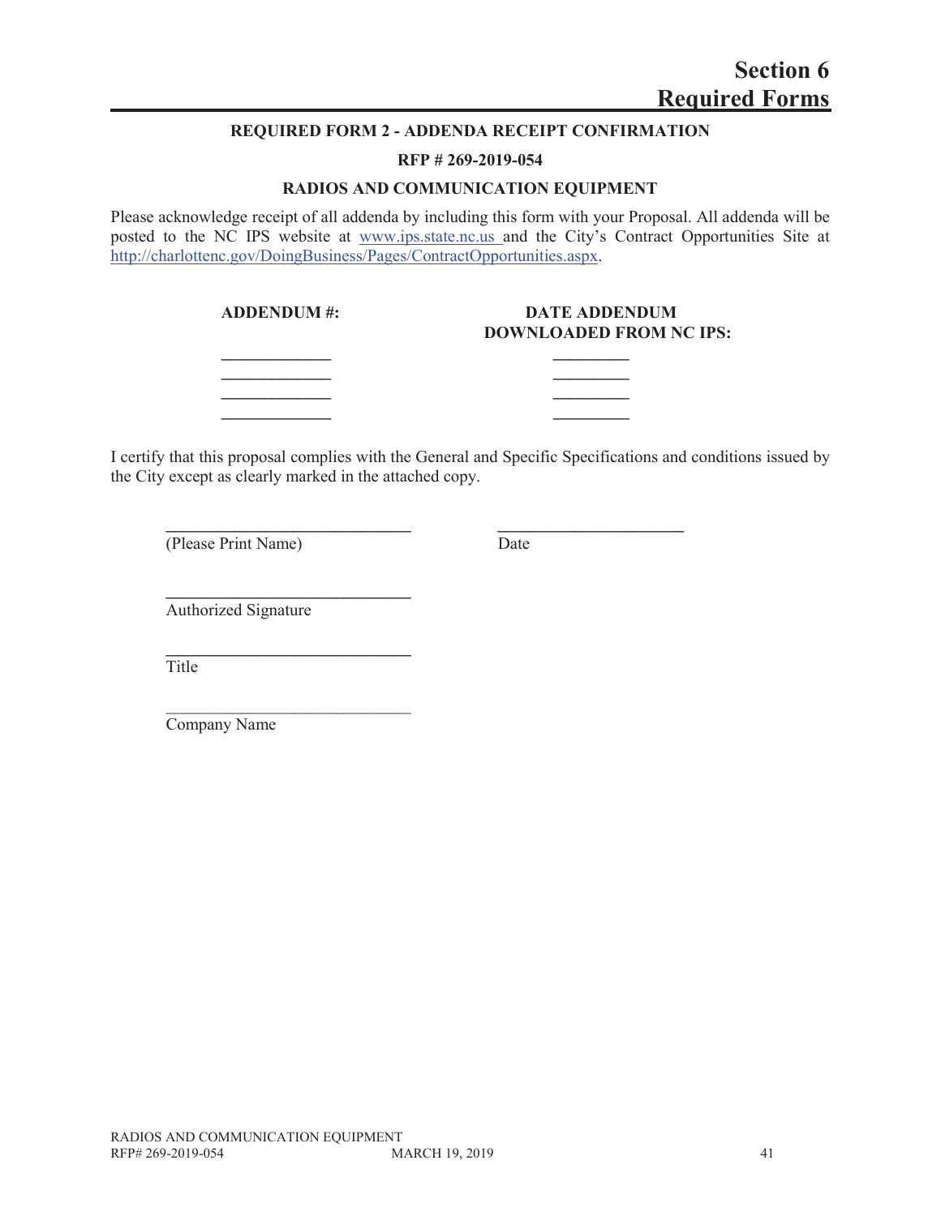# Section 6
# Required Forms

### REQUIRED FORM 2 - ADDENDA RECEIPT CONFIRMATION

### RFP # 269-2019-054

### RADIOS AND COMMUNICATION EQUIPMENT

Please acknowledge receipt of all addenda by including this form with your Proposal. All addenda will be posted to the NC IPS website at www.ips.state.nc.us and the City's Contract Opportunities Site at http://charlottenc.gov/DoingBusiness/Pages/ContractOpportunities.aspx.

| ADDENDUM #: | DATE ADDENDUM DOWNLOADED FROM NC IPS: |
|---|---|
| ____________ | _________ |
| ____________ | _________ |
| ____________ | _________ |
| ____________ | _________ |

I certify that this proposal complies with the General and Specific Specifications and conditions issued by the City except as clearly marked in the attached copy.

____________________________ &nbsp;&nbsp;&nbsp;&nbsp; ______________________
(Please Print Name) &nbsp;&nbsp;&nbsp;&nbsp; Date

____________________________
Authorized Signature

____________________________
Title

____________________________
Company Name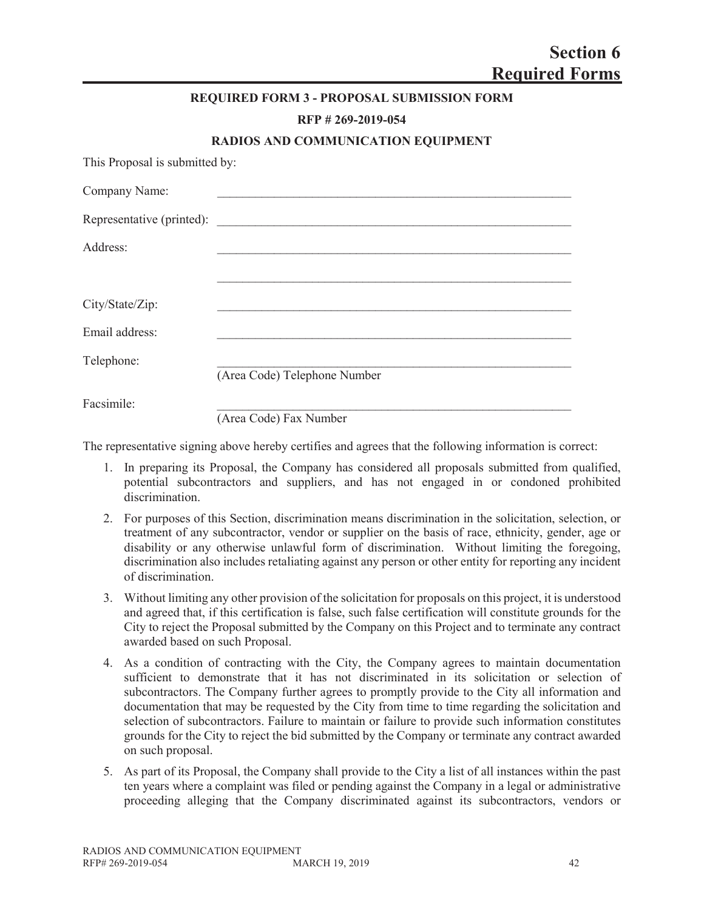# Section 6
# Required Forms

**REQUIRED FORM 3 - PROPOSAL SUBMISSION FORM**

**RFP # 269-2019-054**

**RADIOS AND COMMUNICATION EQUIPMENT**

This Proposal is submitted by:

Company Name: \_\_\_\_\_\_\_\_\_\_\_\_\_\_\_\_\_\_\_\_\_\_\_\_\_\_\_\_\_\_\_\_\_\_\_\_\_\_\_\_\_\_\_\_\_\_\_\_

Representative (printed): \_\_\_\_\_\_\_\_\_\_\_\_\_\_\_\_\_\_\_\_\_\_\_\_\_\_\_\_\_\_\_\_\_\_\_\_\_\_\_\_\_\_\_\_\_\_\_\_

Address: \_\_\_\_\_\_\_\_\_\_\_\_\_\_\_\_\_\_\_\_\_\_\_\_\_\_\_\_\_\_\_\_\_\_\_\_\_\_\_\_\_\_\_\_\_\_\_\_

\_\_\_\_\_\_\_\_\_\_\_\_\_\_\_\_\_\_\_\_\_\_\_\_\_\_\_\_\_\_\_\_\_\_\_\_\_\_\_\_\_\_\_\_\_\_\_\_

City/State/Zip: \_\_\_\_\_\_\_\_\_\_\_\_\_\_\_\_\_\_\_\_\_\_\_\_\_\_\_\_\_\_\_\_\_\_\_\_\_\_\_\_\_\_\_\_\_\_\_\_

Email address: \_\_\_\_\_\_\_\_\_\_\_\_\_\_\_\_\_\_\_\_\_\_\_\_\_\_\_\_\_\_\_\_\_\_\_\_\_\_\_\_\_\_\_\_\_\_\_\_

Telephone: \_\_\_\_\_\_\_\_\_\_\_\_\_\_\_\_\_\_\_\_\_\_\_\_\_\_\_\_\_\_\_\_\_\_\_\_\_\_\_\_\_\_\_\_\_\_\_\_
(Area Code) Telephone Number

Facsimile: \_\_\_\_\_\_\_\_\_\_\_\_\_\_\_\_\_\_\_\_\_\_\_\_\_\_\_\_\_\_\_\_\_\_\_\_\_\_\_\_\_\_\_\_\_\_\_\_
(Area Code) Fax Number

The representative signing above hereby certifies and agrees that the following information is correct:

1. In preparing its Proposal, the Company has considered all proposals submitted from qualified, potential subcontractors and suppliers, and has not engaged in or condoned prohibited discrimination.
2. For purposes of this Section, discrimination means discrimination in the solicitation, selection, or treatment of any subcontractor, vendor or supplier on the basis of race, ethnicity, gender, age or disability or any otherwise unlawful form of discrimination. Without limiting the foregoing, discrimination also includes retaliating against any person or other entity for reporting any incident of discrimination.
3. Without limiting any other provision of the solicitation for proposals on this project, it is understood and agreed that, if this certification is false, such false certification will constitute grounds for the City to reject the Proposal submitted by the Company on this Project and to terminate any contract awarded based on such Proposal.
4. As a condition of contracting with the City, the Company agrees to maintain documentation sufficient to demonstrate that it has not discriminated in its solicitation or selection of subcontractors. The Company further agrees to promptly provide to the City all information and documentation that may be requested by the City from time to time regarding the solicitation and selection of subcontractors. Failure to maintain or failure to provide such information constitutes grounds for the City to reject the bid submitted by the Company or terminate any contract awarded on such proposal.
5. As part of its Proposal, the Company shall provide to the City a list of all instances within the past ten years where a complaint was filed or pending against the Company in a legal or administrative proceeding alleging that the Company discriminated against its subcontractors, vendors or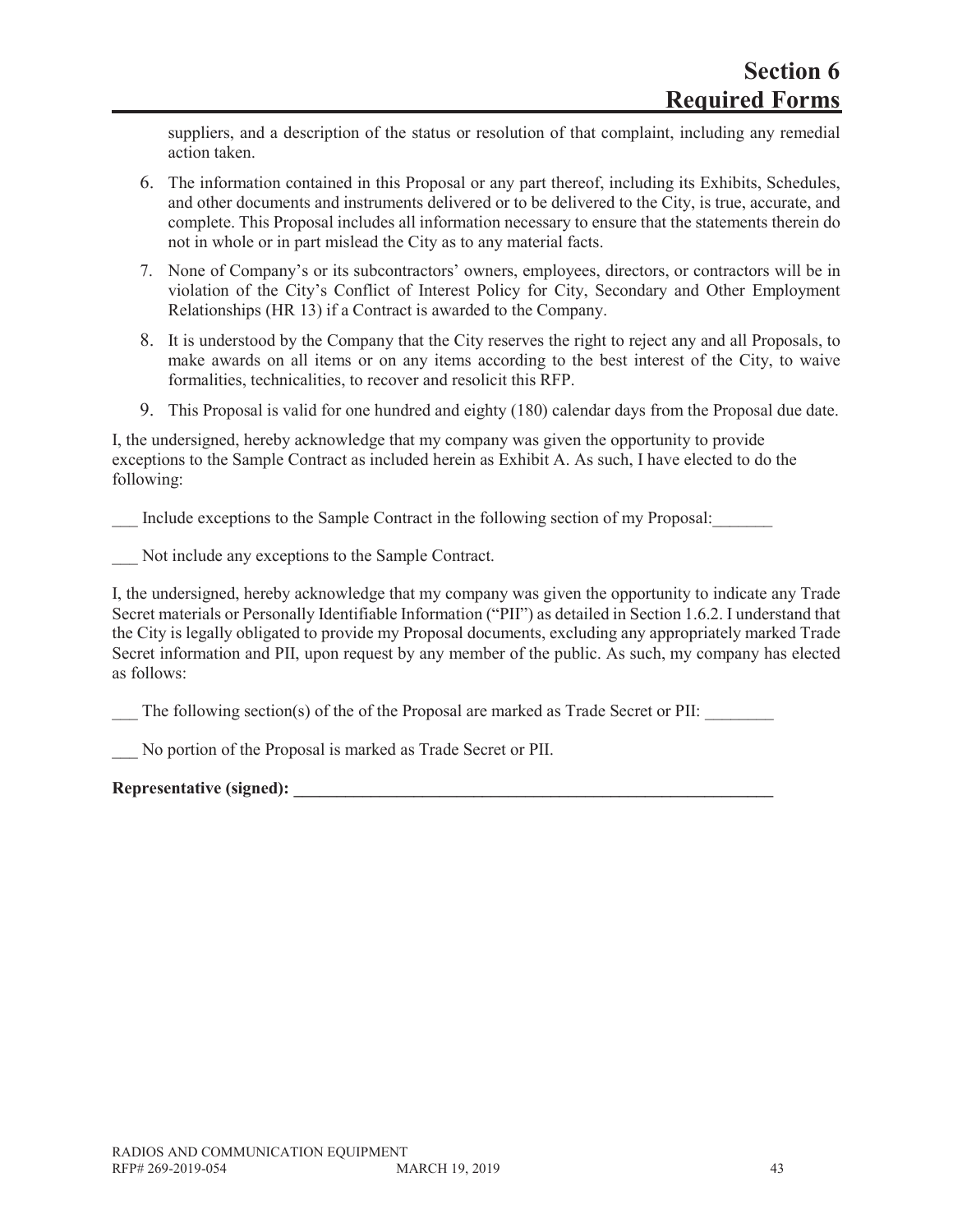suppliers, and a description of the status or resolution of that complaint, including any remedial action taken.

6. The information contained in this Proposal or any part thereof, including its Exhibits, Schedules, and other documents and instruments delivered or to be delivered to the City, is true, accurate, and complete. This Proposal includes all information necessary to ensure that the statements therein do not in whole or in part mislead the City as to any material facts.
7. None of Company's or its subcontractors' owners, employees, directors, or contractors will be in violation of the City's Conflict of Interest Policy for City, Secondary and Other Employment Relationships (HR 13) if a Contract is awarded to the Company.
8. It is understood by the Company that the City reserves the right to reject any and all Proposals, to make awards on all items or on any items according to the best interest of the City, to waive formalities, technicalities, to recover and resolicit this RFP.
9. This Proposal is valid for one hundred and eighty (180) calendar days from the Proposal due date.

I, the undersigned, hereby acknowledge that my company was given the opportunity to provide exceptions to the Sample Contract as included herein as Exhibit A. As such, I have elected to do the following:

___ Include exceptions to the Sample Contract in the following section of my Proposal:_______

___ Not include any exceptions to the Sample Contract.

I, the undersigned, hereby acknowledge that my company was given the opportunity to indicate any Trade Secret materials or Personally Identifiable Information ("PII") as detailed in Section 1.6.2. I understand that the City is legally obligated to provide my Proposal documents, excluding any appropriately marked Trade Secret information and PII, upon request by any member of the public. As such, my company has elected as follows:

___ The following section(s) of the of the Proposal are marked as Trade Secret or PII: ________

___ No portion of the Proposal is marked as Trade Secret or PII.

**Representative (signed): ____________________________________________________________**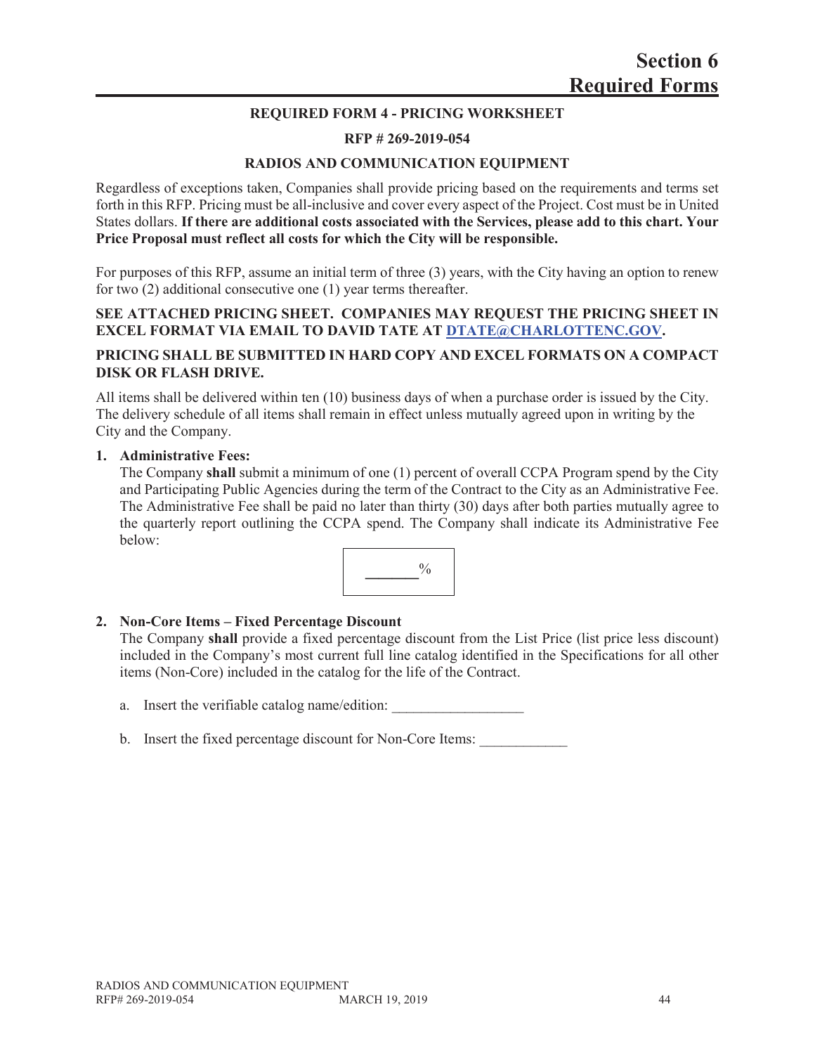# Section 6
# Required Forms

**REQUIRED FORM 4 - PRICING WORKSHEET**

**RFP # 269-2019-054**

**RADIOS AND COMMUNICATION EQUIPMENT**

Regardless of exceptions taken, Companies shall provide pricing based on the requirements and terms set forth in this RFP. Pricing must be all-inclusive and cover every aspect of the Project. Cost must be in United States dollars. **If there are additional costs associated with the Services, please add to this chart. Your Price Proposal must reflect all costs for which the City will be responsible.**

For purposes of this RFP, assume an initial term of three (3) years, with the City having an option to renew for two (2) additional consecutive one (1) year terms thereafter.

**SEE ATTACHED PRICING SHEET. COMPANIES MAY REQUEST THE PRICING SHEET IN EXCEL FORMAT VIA EMAIL TO DAVID TATE AT DTATE@CHARLOTTENC.GOV.**

**PRICING SHALL BE SUBMITTED IN HARD COPY AND EXCEL FORMATS ON A COMPACT DISK OR FLASH DRIVE.**

All items shall be delivered within ten (10) business days of when a purchase order is issued by the City. The delivery schedule of all items shall remain in effect unless mutually agreed upon in writing by the City and the Company.

1. **Administrative Fees:**
   The Company **shall** submit a minimum of one (1) percent of overall CCPA Program spend by the City and Participating Public Agencies during the term of the Contract to the City as an Administrative Fee. The Administrative Fee shall be paid no later than thirty (30) days after both parties mutually agree to the quarterly report outlining the CCPA spend. The Company shall indicate its Administrative Fee below:

   | _______% |
   |---|

2. **Non-Core Items – Fixed Percentage Discount**
   The Company **shall** provide a fixed percentage discount from the List Price (list price less discount) included in the Company's most current full line catalog identified in the Specifications for all other items (Non-Core) included in the catalog for the life of the Contract.

   a. Insert the verifiable catalog name/edition: __________________

   b. Insert the fixed percentage discount for Non-Core Items: ____________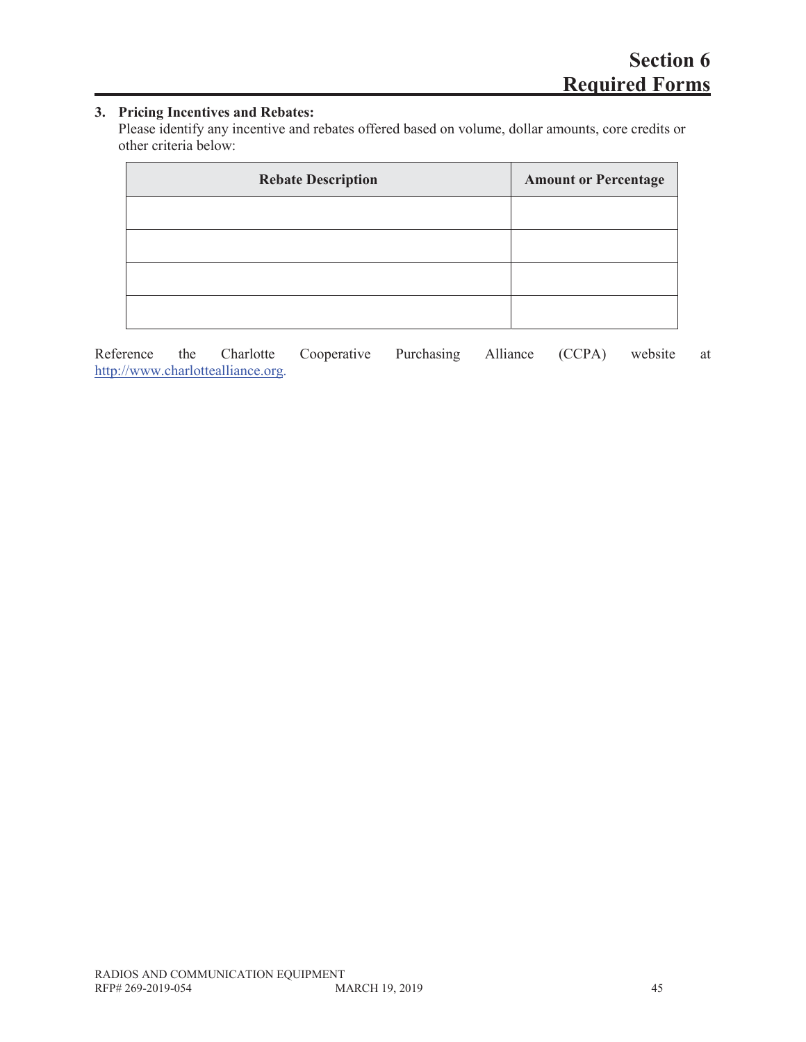# Section 6
# Required Forms

**3. Pricing Incentives and Rebates:**

Please identify any incentive and rebates offered based on volume, dollar amounts, core credits or other criteria below:

| Rebate Description | Amount or Percentage |
|---|---|
| | |
| | |
| | |
| | |

Reference the Charlotte Cooperative Purchasing Alliance (CCPA) website at http://www.charlottealliance.org.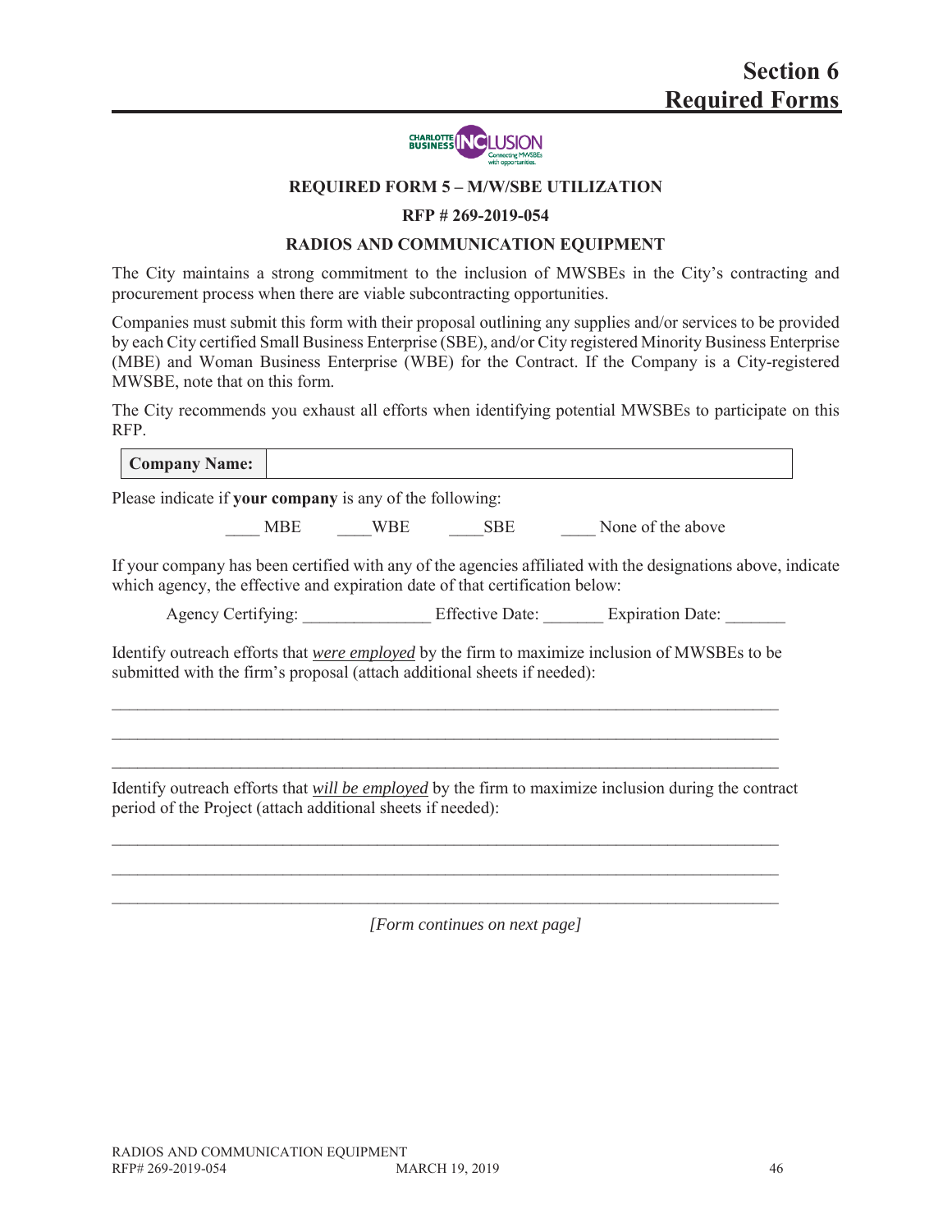# Section 6
# Required Forms

**REQUIRED FORM 5 – M/W/SBE UTILIZATION**

**RFP # 269-2019-054**

**RADIOS AND COMMUNICATION EQUIPMENT**

The City maintains a strong commitment to the inclusion of MWSBEs in the City's contracting and procurement process when there are viable subcontracting opportunities.

Companies must submit this form with their proposal outlining any supplies and/or services to be provided by each City certified Small Business Enterprise (SBE), and/or City registered Minority Business Enterprise (MBE) and Woman Business Enterprise (WBE) for the Contract. If the Company is a City-registered MWSBE, note that on this form.

The City recommends you exhaust all efforts when identifying potential MWSBEs to participate on this RFP.

| **Company Name:** | |
|---|---|

Please indicate if **your company** is any of the following:

____ MBE ____WBE ____SBE ____ None of the above

If your company has been certified with any of the agencies affiliated with the designations above, indicate which agency, the effective and expiration date of that certification below:

Agency Certifying: _______________ Effective Date: _______ Expiration Date: _______

Identify outreach efforts that *were employed* by the firm to maximize inclusion of MWSBEs to be submitted with the firm's proposal (attach additional sheets if needed):

_____________________________________________________________________________

_____________________________________________________________________________

_____________________________________________________________________________

Identify outreach efforts that *will be employed* by the firm to maximize inclusion during the contract period of the Project (attach additional sheets if needed):

_____________________________________________________________________________

_____________________________________________________________________________

_____________________________________________________________________________

*[Form continues on next page]*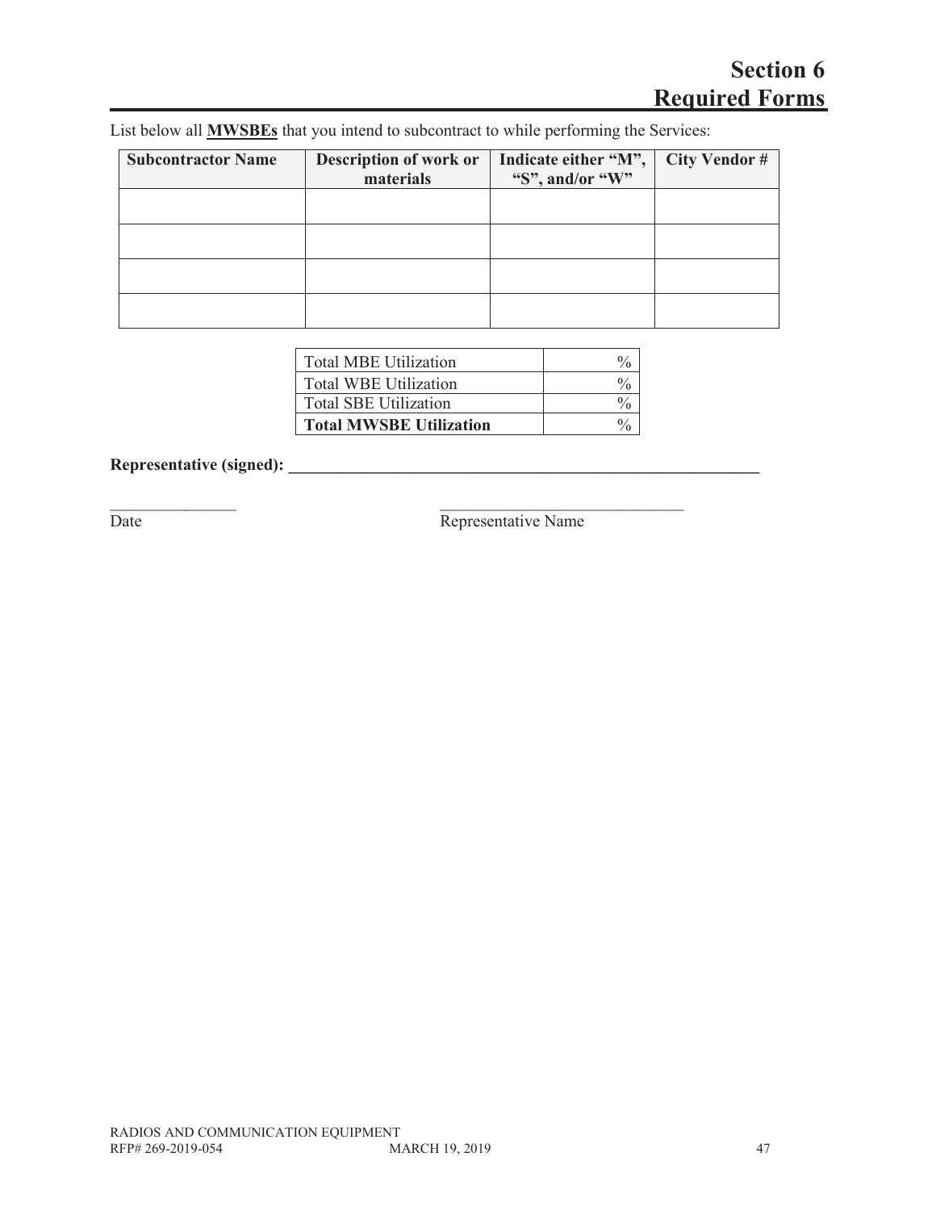# Section 6
# Required Forms

List below all **MWSBEs** that you intend to subcontract to while performing the Services:

| Subcontractor Name | Description of work or materials | Indicate either "M", "S", and/or "W" | City Vendor # |
|---|---|---|---|
| | | | |
| | | | |
| | | | |
| | | | |

| | |
|---|---|
| Total MBE Utilization | % |
| Total WBE Utilization | % |
| Total SBE Utilization | % |
| **Total MWSBE Utilization** | % |

**Representative (signed): ____________________________________________________________**

_______________ _____________________________

Date Representative Name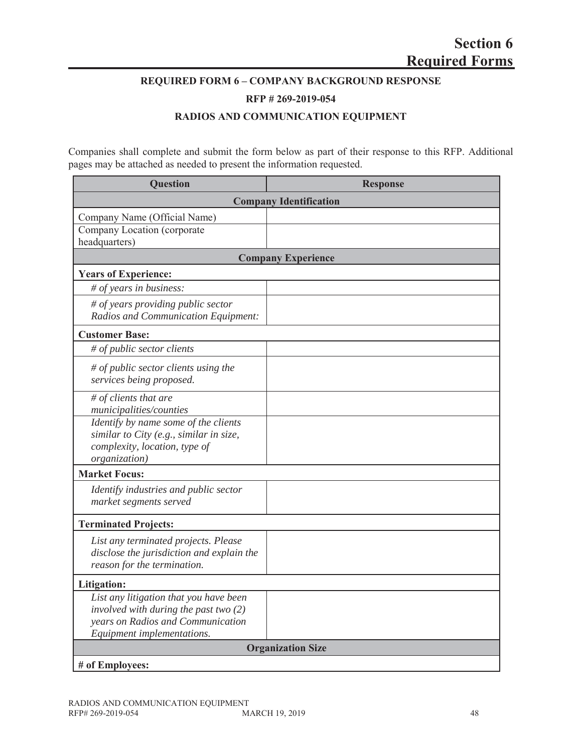# Section 6
# Required Forms

**REQUIRED FORM 6 – COMPANY BACKGROUND RESPONSE**

**RFP # 269-2019-054**

**RADIOS AND COMMUNICATION EQUIPMENT**

Companies shall complete and submit the form below as part of their response to this RFP. Additional pages may be attached as needed to present the information requested.

| Question | Response |
|---|---|
| **Company Identification** | |
| Company Name (Official Name) | |
| Company Location (corporate headquarters) | |
| **Company Experience** | |
| **Years of Experience:** | |
| *# of years in business:* | |
| *# of years providing public sector Radios and Communication Equipment:* | |
| **Customer Base:** | |
| *# of public sector clients* | |
| *# of public sector clients using the services being proposed.* | |
| *# of clients that are municipalities/counties* | |
| *Identify by name some of the clients similar to City (e.g., similar in size, complexity, location, type of organization)* | |
| **Market Focus:** | |
| *Identify industries and public sector market segments served* | |
| **Terminated Projects:** | |
| *List any terminated projects. Please disclose the jurisdiction and explain the reason for the termination.* | |
| **Litigation:** | |
| *List any litigation that you have been involved with during the past two (2) years on Radios and Communication Equipment implementations.* | |
| **Organization Size** | |
| **# of Employees:** | |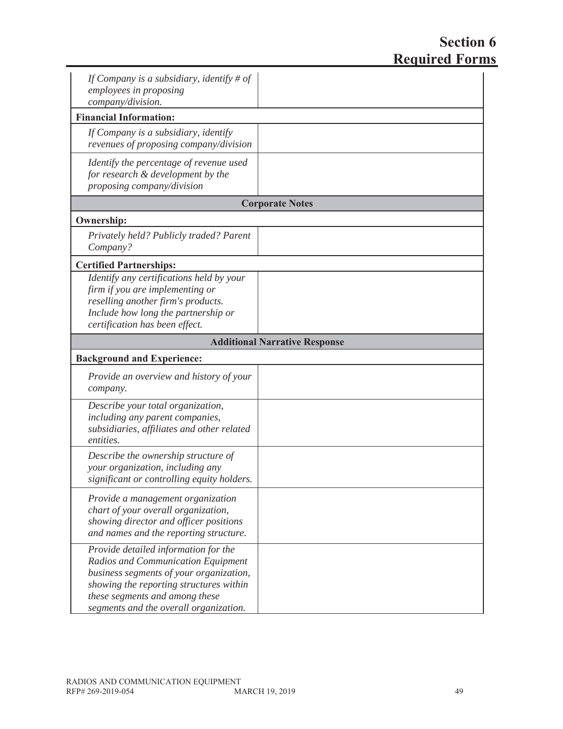| | |
|---|---|
| *If Company is a subsidiary, identify # of employees in proposing company/division.* | |
| **Financial Information:** | |
| *If Company is a subsidiary, identify revenues of proposing company/division* | |
| *Identify the percentage of revenue used for research & development by the proposing company/division* | |
| **Corporate Notes** | |
| **Ownership:** | |
| *Privately held? Publicly traded? Parent Company?* | |
| **Certified Partnerships:** | |
| *Identify any certifications held by your firm if you are implementing or reselling another firm's products. Include how long the partnership or certification has been effect.* | |
| **Additional Narrative Response** | |
| **Background and Experience:** | |
| *Provide an overview and history of your company.* | |
| *Describe your total organization, including any parent companies, subsidiaries, affiliates and other related entities.* | |
| *Describe the ownership structure of your organization, including any significant or controlling equity holders.* | |
| *Provide a management organization chart of your overall organization, showing director and officer positions and names and the reporting structure.* | |
| *Provide detailed information for the Radios and Communication Equipment business segments of your organization, showing the reporting structures within these segments and among these segments and the overall organization.* | |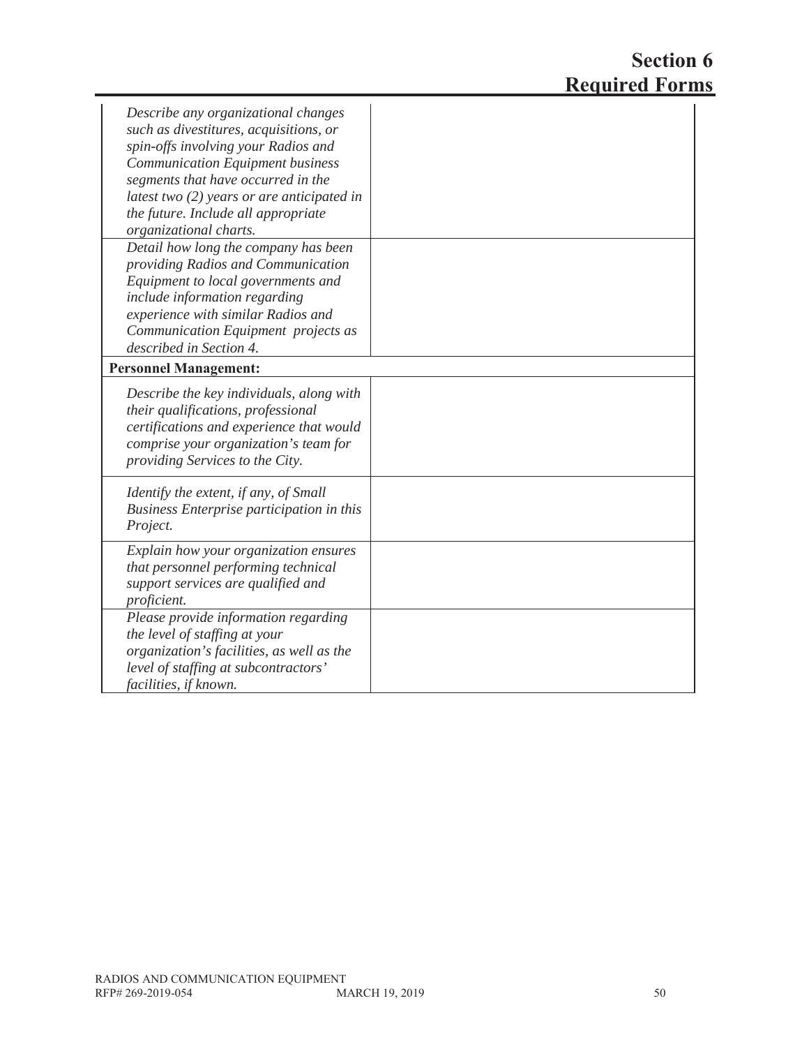| | |
|---|---|
| *Describe any organizational changes such as divestitures, acquisitions, or spin-offs involving your Radios and Communication Equipment business segments that have occurred in the latest two (2) years or are anticipated in the future. Include all appropriate organizational charts.* | |
| *Detail how long the company has been providing Radios and Communication Equipment to local governments and include information regarding experience with similar Radios and Communication Equipment projects as described in Section 4.* | |
| **Personnel Management:** | |
| *Describe the key individuals, along with their qualifications, professional certifications and experience that would comprise your organization's team for providing Services to the City.* | |
| *Identify the extent, if any, of Small Business Enterprise participation in this Project.* | |
| *Explain how your organization ensures that personnel performing technical support services are qualified and proficient.* | |
| *Please provide information regarding the level of staffing at your organization's facilities, as well as the level of staffing at subcontractors' facilities, if known.* | |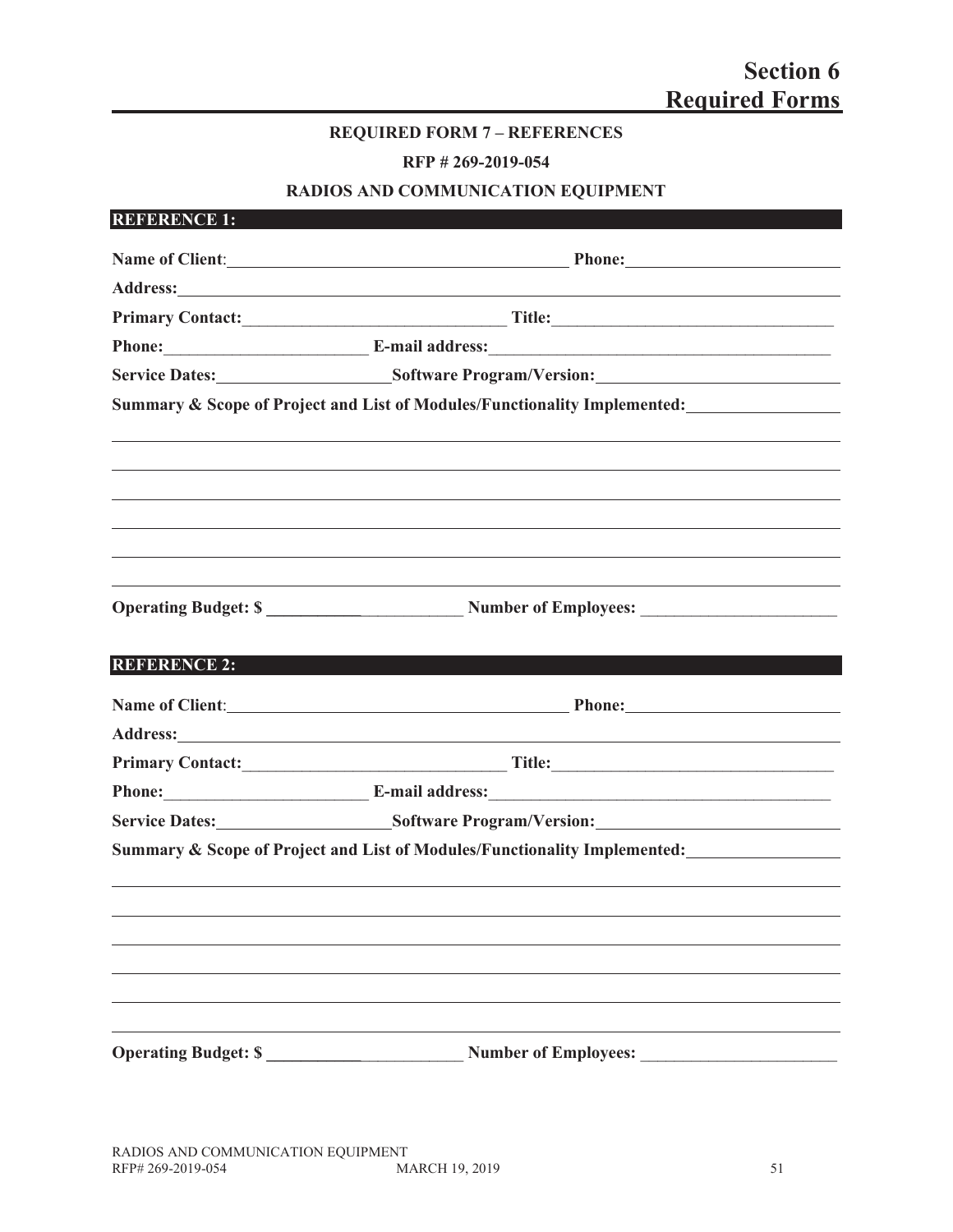# Section 6
# Required Forms

**REQUIRED FORM 7 – REFERENCES**

**RFP # 269-2019-054**

**RADIOS AND COMMUNICATION EQUIPMENT**

## REFERENCE 1:

**Name of Client**:\_\_\_\_\_\_\_\_\_\_\_\_\_\_\_\_\_\_\_\_\_\_\_\_\_\_\_\_\_\_\_\_\_\_\_\_\_\_\_\_ **Phone:**\_\_\_\_\_\_\_\_\_\_\_\_\_\_\_\_\_\_\_\_\_\_\_\_

**Address:**\_\_\_\_\_\_\_\_\_\_\_\_\_\_\_\_\_\_\_\_\_\_\_\_\_\_\_\_\_\_\_\_\_\_\_\_\_\_\_\_\_\_\_\_\_\_\_\_\_\_\_\_\_\_\_\_\_\_\_\_\_\_\_\_\_\_\_\_\_\_\_\_\_\_

**Primary Contact:**\_\_\_\_\_\_\_\_\_\_\_\_\_\_\_\_\_\_\_\_\_\_\_\_\_\_\_\_\_\_\_ **Title:**\_\_\_\_\_\_\_\_\_\_\_\_\_\_\_\_\_\_\_\_\_\_\_\_\_\_\_\_\_\_\_\_

**Phone:**\_\_\_\_\_\_\_\_\_\_\_\_\_\_\_\_\_\_\_\_\_\_\_\_ **E-mail address:**\_\_\_\_\_\_\_\_\_\_\_\_\_\_\_\_\_\_\_\_\_\_\_\_\_\_\_\_\_\_\_\_\_\_\_\_\_\_\_\_

**Service Dates:**\_\_\_\_\_\_\_\_\_\_\_\_\_\_\_\_\_\_\_\_ **Software Program/Version:**\_\_\_\_\_\_\_\_\_\_\_\_\_\_\_\_\_\_\_\_\_\_\_\_\_\_\_\_

**Summary & Scope of Project and List of Modules/Functionality Implemented:**\_\_\_\_\_\_\_\_\_\_\_\_\_\_\_\_\_\_

\_\_\_\_\_\_\_\_\_\_\_\_\_\_\_\_\_\_\_\_\_\_\_\_\_\_\_\_\_\_\_\_\_\_\_\_\_\_\_\_\_\_\_\_\_\_\_\_\_\_\_\_\_\_\_\_\_\_\_\_\_\_\_\_\_\_\_\_\_\_\_\_\_\_\_\_\_\_\_\_\_\_\_\_

\_\_\_\_\_\_\_\_\_\_\_\_\_\_\_\_\_\_\_\_\_\_\_\_\_\_\_\_\_\_\_\_\_\_\_\_\_\_\_\_\_\_\_\_\_\_\_\_\_\_\_\_\_\_\_\_\_\_\_\_\_\_\_\_\_\_\_\_\_\_\_\_\_\_\_\_\_\_\_\_\_\_\_\_

\_\_\_\_\_\_\_\_\_\_\_\_\_\_\_\_\_\_\_\_\_\_\_\_\_\_\_\_\_\_\_\_\_\_\_\_\_\_\_\_\_\_\_\_\_\_\_\_\_\_\_\_\_\_\_\_\_\_\_\_\_\_\_\_\_\_\_\_\_\_\_\_\_\_\_\_\_\_\_\_\_\_\_\_

\_\_\_\_\_\_\_\_\_\_\_\_\_\_\_\_\_\_\_\_\_\_\_\_\_\_\_\_\_\_\_\_\_\_\_\_\_\_\_\_\_\_\_\_\_\_\_\_\_\_\_\_\_\_\_\_\_\_\_\_\_\_\_\_\_\_\_\_\_\_\_\_\_\_\_\_\_\_\_\_\_\_\_\_

\_\_\_\_\_\_\_\_\_\_\_\_\_\_\_\_\_\_\_\_\_\_\_\_\_\_\_\_\_\_\_\_\_\_\_\_\_\_\_\_\_\_\_\_\_\_\_\_\_\_\_\_\_\_\_\_\_\_\_\_\_\_\_\_\_\_\_\_\_\_\_\_\_\_\_\_\_\_\_\_\_\_\_\_

\_\_\_\_\_\_\_\_\_\_\_\_\_\_\_\_\_\_\_\_\_\_\_\_\_\_\_\_\_\_\_\_\_\_\_\_\_\_\_\_\_\_\_\_\_\_\_\_\_\_\_\_\_\_\_\_\_\_\_\_\_\_\_\_\_\_\_\_\_\_\_\_\_\_\_\_\_\_\_\_\_\_\_\_

**Operating Budget: $** \_\_\_\_\_\_\_\_\_\_\_\_\_\_\_\_\_\_\_\_\_\_\_ **Number of Employees:** \_\_\_\_\_\_\_\_\_\_\_\_\_\_\_\_\_\_\_\_\_\_\_

## REFERENCE 2:

**Name of Client**:\_\_\_\_\_\_\_\_\_\_\_\_\_\_\_\_\_\_\_\_\_\_\_\_\_\_\_\_\_\_\_\_\_\_\_\_\_\_\_\_ **Phone:**\_\_\_\_\_\_\_\_\_\_\_\_\_\_\_\_\_\_\_\_\_\_\_\_

**Address:**\_\_\_\_\_\_\_\_\_\_\_\_\_\_\_\_\_\_\_\_\_\_\_\_\_\_\_\_\_\_\_\_\_\_\_\_\_\_\_\_\_\_\_\_\_\_\_\_\_\_\_\_\_\_\_\_\_\_\_\_\_\_\_\_\_\_\_\_\_\_\_\_\_\_

**Primary Contact:**\_\_\_\_\_\_\_\_\_\_\_\_\_\_\_\_\_\_\_\_\_\_\_\_\_\_\_\_\_\_\_ **Title:**\_\_\_\_\_\_\_\_\_\_\_\_\_\_\_\_\_\_\_\_\_\_\_\_\_\_\_\_\_\_\_\_

**Phone:**\_\_\_\_\_\_\_\_\_\_\_\_\_\_\_\_\_\_\_\_\_\_\_\_ **E-mail address:**\_\_\_\_\_\_\_\_\_\_\_\_\_\_\_\_\_\_\_\_\_\_\_\_\_\_\_\_\_\_\_\_\_\_\_\_\_\_\_\_

**Service Dates:**\_\_\_\_\_\_\_\_\_\_\_\_\_\_\_\_\_\_\_\_ **Software Program/Version:**\_\_\_\_\_\_\_\_\_\_\_\_\_\_\_\_\_\_\_\_\_\_\_\_\_\_\_\_

**Summary & Scope of Project and List of Modules/Functionality Implemented:**\_\_\_\_\_\_\_\_\_\_\_\_\_\_\_\_\_\_

\_\_\_\_\_\_\_\_\_\_\_\_\_\_\_\_\_\_\_\_\_\_\_\_\_\_\_\_\_\_\_\_\_\_\_\_\_\_\_\_\_\_\_\_\_\_\_\_\_\_\_\_\_\_\_\_\_\_\_\_\_\_\_\_\_\_\_\_\_\_\_\_\_\_\_\_\_\_\_\_\_\_\_\_

\_\_\_\_\_\_\_\_\_\_\_\_\_\_\_\_\_\_\_\_\_\_\_\_\_\_\_\_\_\_\_\_\_\_\_\_\_\_\_\_\_\_\_\_\_\_\_\_\_\_\_\_\_\_\_\_\_\_\_\_\_\_\_\_\_\_\_\_\_\_\_\_\_\_\_\_\_\_\_\_\_\_\_\_

\_\_\_\_\_\_\_\_\_\_\_\_\_\_\_\_\_\_\_\_\_\_\_\_\_\_\_\_\_\_\_\_\_\_\_\_\_\_\_\_\_\_\_\_\_\_\_\_\_\_\_\_\_\_\_\_\_\_\_\_\_\_\_\_\_\_\_\_\_\_\_\_\_\_\_\_\_\_\_\_\_\_\_\_

\_\_\_\_\_\_\_\_\_\_\_\_\_\_\_\_\_\_\_\_\_\_\_\_\_\_\_\_\_\_\_\_\_\_\_\_\_\_\_\_\_\_\_\_\_\_\_\_\_\_\_\_\_\_\_\_\_\_\_\_\_\_\_\_\_\_\_\_\_\_\_\_\_\_\_\_\_\_\_\_\_\_\_\_

\_\_\_\_\_\_\_\_\_\_\_\_\_\_\_\_\_\_\_\_\_\_\_\_\_\_\_\_\_\_\_\_\_\_\_\_\_\_\_\_\_\_\_\_\_\_\_\_\_\_\_\_\_\_\_\_\_\_\_\_\_\_\_\_\_\_\_\_\_\_\_\_\_\_\_\_\_\_\_\_\_\_\_\_

\_\_\_\_\_\_\_\_\_\_\_\_\_\_\_\_\_\_\_\_\_\_\_\_\_\_\_\_\_\_\_\_\_\_\_\_\_\_\_\_\_\_\_\_\_\_\_\_\_\_\_\_\_\_\_\_\_\_\_\_\_\_\_\_\_\_\_\_\_\_\_\_\_\_\_\_\_\_\_\_\_\_\_\_

**Operating Budget: $** \_\_\_\_\_\_\_\_\_\_\_\_\_\_\_\_\_\_\_\_\_\_\_ **Number of Employees:** \_\_\_\_\_\_\_\_\_\_\_\_\_\_\_\_\_\_\_\_\_\_\_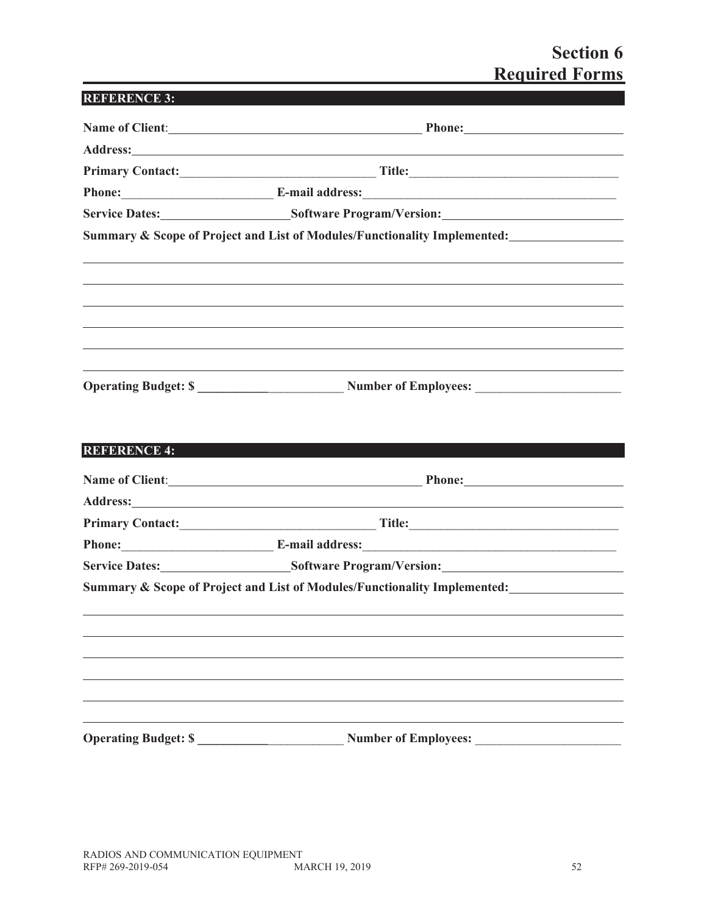# Section 6
# Required Forms

**REFERENCE 3:**

**Name of Client**:_________________________________________ **Phone:**_________________________

**Address:**_____________________________________________________________________________

**Primary Contact:**_______________________________ **Title:**__________________________________

**Phone:**________________________ **E-mail address:**________________________________________

**Service Dates:**____________________**Software Program/Version:**____________________________

**Summary & Scope of Project and List of Modules/Functionality Implemented:**__________________

_________________________________________________________________________________________

_________________________________________________________________________________________

_________________________________________________________________________________________

_________________________________________________________________________________________

_________________________________________________________________________________________

_________________________________________________________________________________________

**Operating Budget: $** _______________________ **Number of Employees:** _______________________

**REFERENCE 4:**

**Name of Client**:_________________________________________ **Phone:**_________________________

**Address:**_____________________________________________________________________________

**Primary Contact:**_______________________________ **Title:**__________________________________

**Phone:**________________________ **E-mail address:**________________________________________

**Service Dates:**____________________**Software Program/Version:**____________________________

**Summary & Scope of Project and List of Modules/Functionality Implemented:**__________________

_________________________________________________________________________________________

_________________________________________________________________________________________

_________________________________________________________________________________________

_________________________________________________________________________________________

_________________________________________________________________________________________

_________________________________________________________________________________________

**Operating Budget: $** _______________________ **Number of Employees:** _______________________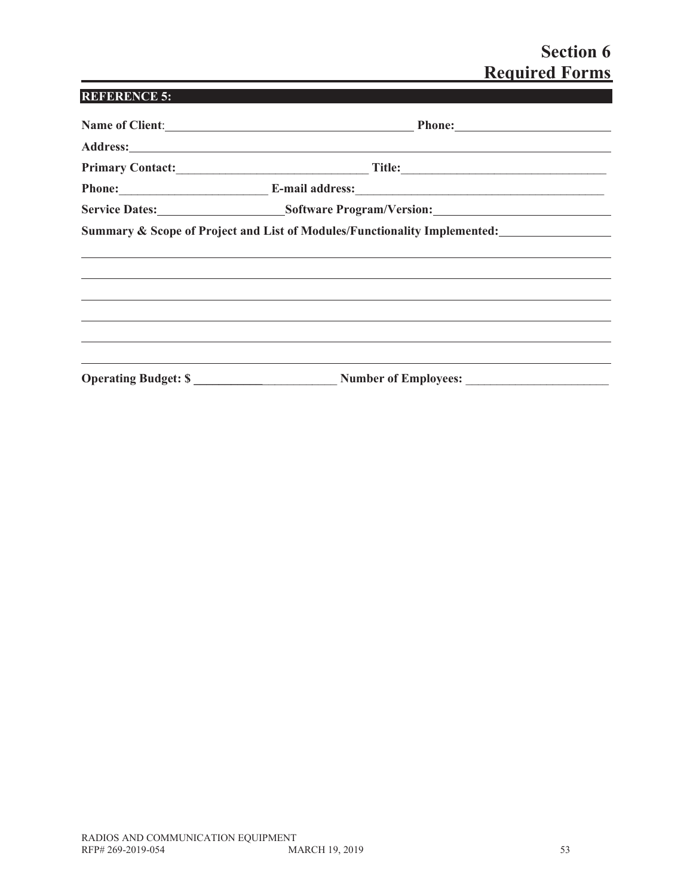# Section 6
# Required Forms

**REFERENCE 5:**

**Name of Client**:\_\_\_\_\_\_\_\_\_\_\_\_\_\_\_\_\_\_\_\_\_\_\_\_\_\_\_\_\_\_\_\_\_\_\_\_\_\_\_\_ **Phone:**\_\_\_\_\_\_\_\_\_\_\_\_\_\_\_\_\_\_\_\_\_\_\_\_\_\_

**Address:**\_\_\_\_\_\_\_\_\_\_\_\_\_\_\_\_\_\_\_\_\_\_\_\_\_\_\_\_\_\_\_\_\_\_\_\_\_\_\_\_\_\_\_\_\_\_\_\_\_\_\_\_\_\_\_\_\_\_\_\_\_\_\_\_\_\_\_\_\_\_\_\_\_\_\_\_

**Primary Contact:**\_\_\_\_\_\_\_\_\_\_\_\_\_\_\_\_\_\_\_\_\_\_\_\_\_\_\_\_\_\_\_\_ **Title:**\_\_\_\_\_\_\_\_\_\_\_\_\_\_\_\_\_\_\_\_\_\_\_\_\_\_\_\_\_\_\_\_\_\_

**Phone:**\_\_\_\_\_\_\_\_\_\_\_\_\_\_\_\_\_\_\_\_\_\_\_\_\_ **E-mail address:**\_\_\_\_\_\_\_\_\_\_\_\_\_\_\_\_\_\_\_\_\_\_\_\_\_\_\_\_\_\_\_\_\_\_\_\_\_\_\_\_\_\_

**Service Dates:**\_\_\_\_\_\_\_\_\_\_\_\_\_\_\_\_\_\_\_\_\_**Software Program/Version:**\_\_\_\_\_\_\_\_\_\_\_\_\_\_\_\_\_\_\_\_\_\_\_\_\_\_\_\_\_

**Summary & Scope of Project and List of Modules/Functionality Implemented:**\_\_\_\_\_\_\_\_\_\_\_\_\_\_\_\_\_\_\_

\_\_\_\_\_\_\_\_\_\_\_\_\_\_\_\_\_\_\_\_\_\_\_\_\_\_\_\_\_\_\_\_\_\_\_\_\_\_\_\_\_\_\_\_\_\_\_\_\_\_\_\_\_\_\_\_\_\_\_\_\_\_\_\_\_\_\_\_\_\_\_\_\_\_\_\_\_\_\_\_\_\_\_\_\_\_

\_\_\_\_\_\_\_\_\_\_\_\_\_\_\_\_\_\_\_\_\_\_\_\_\_\_\_\_\_\_\_\_\_\_\_\_\_\_\_\_\_\_\_\_\_\_\_\_\_\_\_\_\_\_\_\_\_\_\_\_\_\_\_\_\_\_\_\_\_\_\_\_\_\_\_\_\_\_\_\_\_\_\_\_\_\_

\_\_\_\_\_\_\_\_\_\_\_\_\_\_\_\_\_\_\_\_\_\_\_\_\_\_\_\_\_\_\_\_\_\_\_\_\_\_\_\_\_\_\_\_\_\_\_\_\_\_\_\_\_\_\_\_\_\_\_\_\_\_\_\_\_\_\_\_\_\_\_\_\_\_\_\_\_\_\_\_\_\_\_\_\_\_

\_\_\_\_\_\_\_\_\_\_\_\_\_\_\_\_\_\_\_\_\_\_\_\_\_\_\_\_\_\_\_\_\_\_\_\_\_\_\_\_\_\_\_\_\_\_\_\_\_\_\_\_\_\_\_\_\_\_\_\_\_\_\_\_\_\_\_\_\_\_\_\_\_\_\_\_\_\_\_\_\_\_\_\_\_\_

\_\_\_\_\_\_\_\_\_\_\_\_\_\_\_\_\_\_\_\_\_\_\_\_\_\_\_\_\_\_\_\_\_\_\_\_\_\_\_\_\_\_\_\_\_\_\_\_\_\_\_\_\_\_\_\_\_\_\_\_\_\_\_\_\_\_\_\_\_\_\_\_\_\_\_\_\_\_\_\_\_\_\_\_\_\_

\_\_\_\_\_\_\_\_\_\_\_\_\_\_\_\_\_\_\_\_\_\_\_\_\_\_\_\_\_\_\_\_\_\_\_\_\_\_\_\_\_\_\_\_\_\_\_\_\_\_\_\_\_\_\_\_\_\_\_\_\_\_\_\_\_\_\_\_\_\_\_\_\_\_\_\_\_\_\_\_\_\_\_\_\_\_

**Operating Budget: $** \_\_\_\_\_\_\_\_\_\_\_\_\_\_\_\_\_\_\_\_\_\_\_\_ **Number of Employees:** \_\_\_\_\_\_\_\_\_\_\_\_\_\_\_\_\_\_\_\_\_\_\_\_

RADIOS AND COMMUNICATION EQUIPMENT
RFP# 269-2019-054 MARCH 19, 2019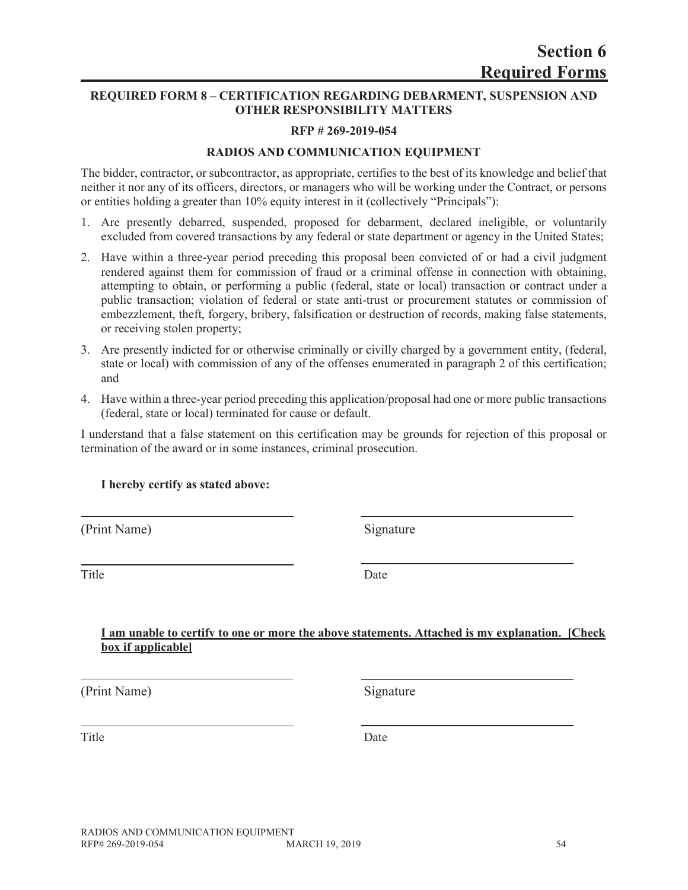# Section 6
# Required Forms

**REQUIRED FORM 8 – CERTIFICATION REGARDING DEBARMENT, SUSPENSION AND OTHER RESPONSIBILITY MATTERS**

**RFP # 269-2019-054**

**RADIOS AND COMMUNICATION EQUIPMENT**

The bidder, contractor, or subcontractor, as appropriate, certifies to the best of its knowledge and belief that neither it nor any of its officers, directors, or managers who will be working under the Contract, or persons or entities holding a greater than 10% equity interest in it (collectively "Principals"):

1. Are presently debarred, suspended, proposed for debarment, declared ineligible, or voluntarily excluded from covered transactions by any federal or state department or agency in the United States;
2. Have within a three-year period preceding this proposal been convicted of or had a civil judgment rendered against them for commission of fraud or a criminal offense in connection with obtaining, attempting to obtain, or performing a public (federal, state or local) transaction or contract under a public transaction; violation of federal or state anti-trust or procurement statutes or commission of embezzlement, theft, forgery, bribery, falsification or destruction of records, making false statements, or receiving stolen property;
3. Are presently indicted for or otherwise criminally or civilly charged by a government entity, (federal, state or local) with commission of any of the offenses enumerated in paragraph 2 of this certification; and
4. Have within a three-year period preceding this application/proposal had one or more public transactions (federal, state or local) terminated for cause or default.

I understand that a false statement on this certification may be grounds for rejection of this proposal or termination of the award or in some instances, criminal prosecution.

**I hereby certify as stated above:**

| | |
|---|---|
| _________________________ | _________________________ |
| (Print Name) | Signature |
| _________________________ | _________________________ |
| Title | Date |

**<u>I am unable to certify to one or more the above statements. Attached is my explanation. [Check box if applicable]</u>**

| | |
|---|---|
| _________________________ | _________________________ |
| (Print Name) | Signature |
| _________________________ | _________________________ |
| Title | Date |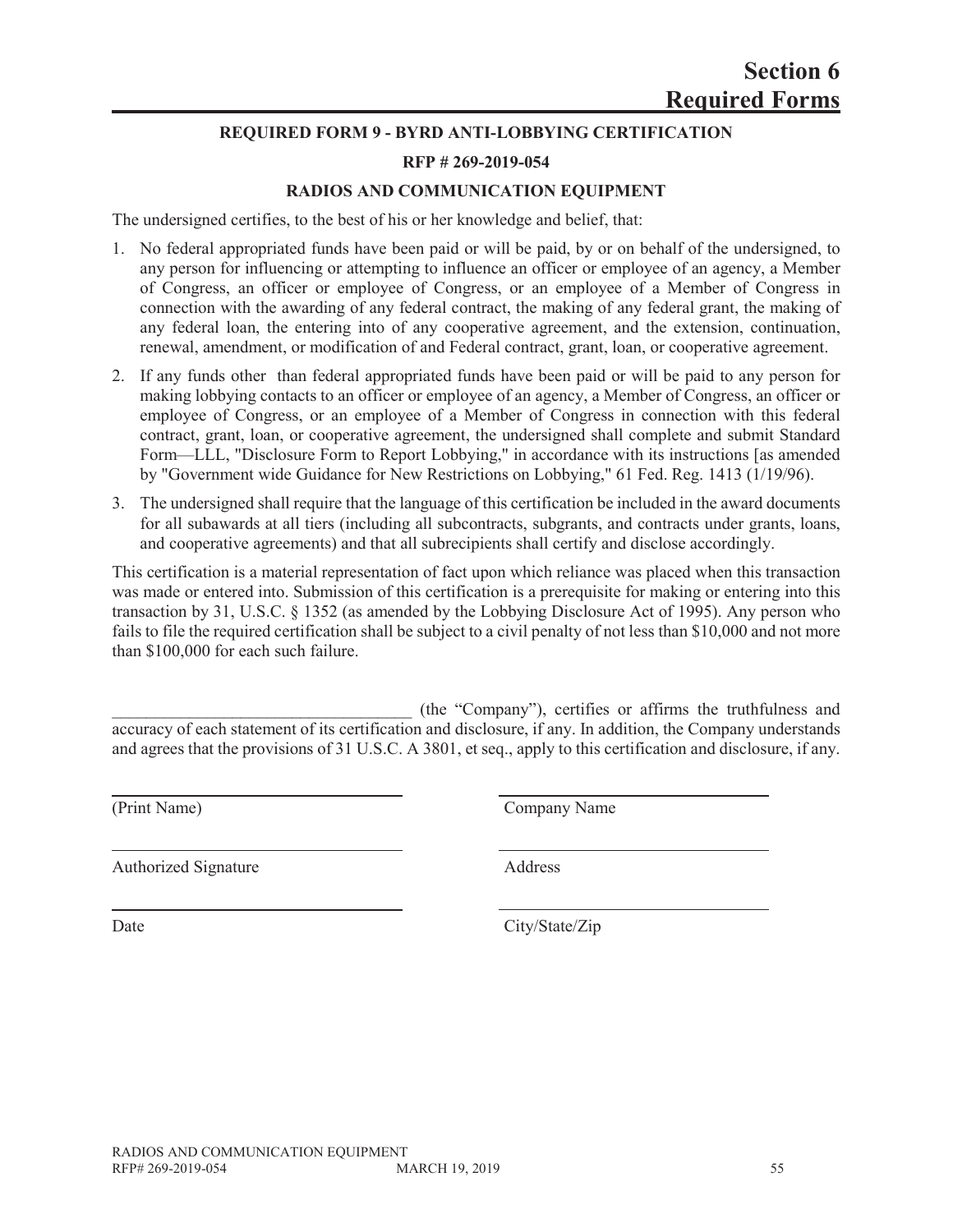# Section 6
# Required Forms

### REQUIRED FORM 9 - BYRD ANTI-LOBBYING CERTIFICATION

### RFP # 269-2019-054

### RADIOS AND COMMUNICATION EQUIPMENT

The undersigned certifies, to the best of his or her knowledge and belief, that:

1. No federal appropriated funds have been paid or will be paid, by or on behalf of the undersigned, to any person for influencing or attempting to influence an officer or employee of an agency, a Member of Congress, an officer or employee of Congress, or an employee of a Member of Congress in connection with the awarding of any federal contract, the making of any federal grant, the making of any federal loan, the entering into of any cooperative agreement, and the extension, continuation, renewal, amendment, or modification of and Federal contract, grant, loan, or cooperative agreement.
2. If any funds other than federal appropriated funds have been paid or will be paid to any person for making lobbying contacts to an officer or employee of an agency, a Member of Congress, an officer or employee of Congress, or an employee of a Member of Congress in connection with this federal contract, grant, loan, or cooperative agreement, the undersigned shall complete and submit Standard Form—LLL, "Disclosure Form to Report Lobbying," in accordance with its instructions [as amended by "Government wide Guidance for New Restrictions on Lobbying," 61 Fed. Reg. 1413 (1/19/96).
3. The undersigned shall require that the language of this certification be included in the award documents for all subawards at all tiers (including all subcontracts, subgrants, and contracts under grants, loans, and cooperative agreements) and that all subrecipients shall certify and disclose accordingly.

This certification is a material representation of fact upon which reliance was placed when this transaction was made or entered into. Submission of this certification is a prerequisite for making or entering into this transaction by 31, U.S.C. § 1352 (as amended by the Lobbying Disclosure Act of 1995). Any person who fails to file the required certification shall be subject to a civil penalty of not less than $10,000 and not more than $100,000 for each such failure.

___________________________________ (the "Company"), certifies or affirms the truthfulness and accuracy of each statement of its certification and disclosure, if any. In addition, the Company understands and agrees that the provisions of 31 U.S.C. A 3801, et seq., apply to this certification and disclosure, if any.

| | |
|---|---|
| ______________________________ | ______________________________ |
| (Print Name) | Company Name |
| ______________________________ | ______________________________ |
| Authorized Signature | Address |
| ______________________________ | ______________________________ |
| Date | City/State/Zip |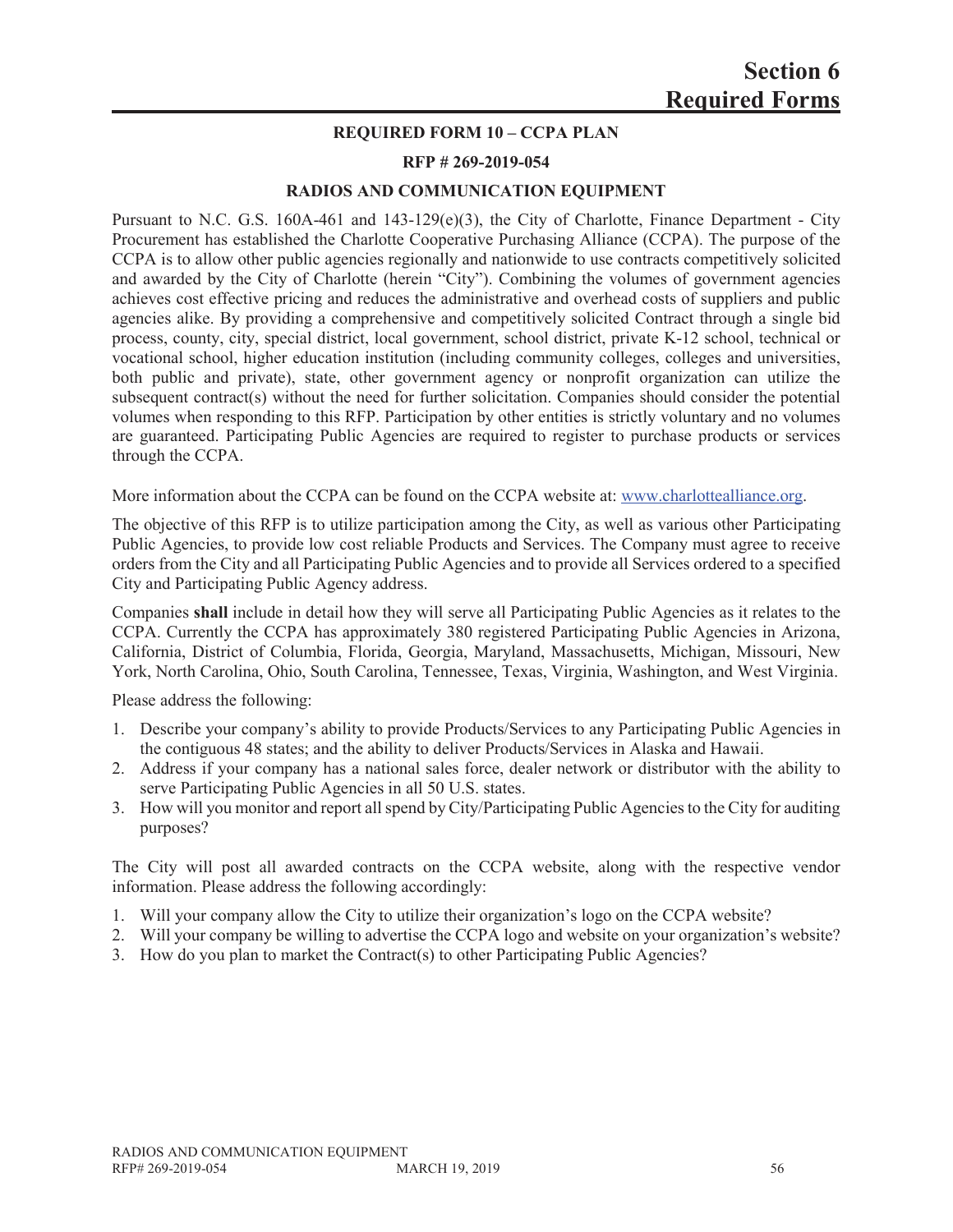# Section 6 Required Forms

## REQUIRED FORM 10 – CCPA PLAN

### RFP # 269-2019-054

### RADIOS AND COMMUNICATION EQUIPMENT

Pursuant to N.C. G.S. 160A-461 and 143-129(e)(3), the City of Charlotte, Finance Department - City Procurement has established the Charlotte Cooperative Purchasing Alliance (CCPA). The purpose of the CCPA is to allow other public agencies regionally and nationwide to use contracts competitively solicited and awarded by the City of Charlotte (herein "City"). Combining the volumes of government agencies achieves cost effective pricing and reduces the administrative and overhead costs of suppliers and public agencies alike. By providing a comprehensive and competitively solicited Contract through a single bid process, county, city, special district, local government, school district, private K-12 school, technical or vocational school, higher education institution (including community colleges, colleges and universities, both public and private), state, other government agency or nonprofit organization can utilize the subsequent contract(s) without the need for further solicitation. Companies should consider the potential volumes when responding to this RFP. Participation by other entities is strictly voluntary and no volumes are guaranteed. Participating Public Agencies are required to register to purchase products or services through the CCPA.

More information about the CCPA can be found on the CCPA website at: www.charlottealliance.org.

The objective of this RFP is to utilize participation among the City, as well as various other Participating Public Agencies, to provide low cost reliable Products and Services. The Company must agree to receive orders from the City and all Participating Public Agencies and to provide all Services ordered to a specified City and Participating Public Agency address.

Companies **shall** include in detail how they will serve all Participating Public Agencies as it relates to the CCPA. Currently the CCPA has approximately 380 registered Participating Public Agencies in Arizona, California, District of Columbia, Florida, Georgia, Maryland, Massachusetts, Michigan, Missouri, New York, North Carolina, Ohio, South Carolina, Tennessee, Texas, Virginia, Washington, and West Virginia.

Please address the following:

1. Describe your company's ability to provide Products/Services to any Participating Public Agencies in the contiguous 48 states; and the ability to deliver Products/Services in Alaska and Hawaii.
2. Address if your company has a national sales force, dealer network or distributor with the ability to serve Participating Public Agencies in all 50 U.S. states.
3. How will you monitor and report all spend by City/Participating Public Agencies to the City for auditing purposes?

The City will post all awarded contracts on the CCPA website, along with the respective vendor information. Please address the following accordingly:

1. Will your company allow the City to utilize their organization's logo on the CCPA website?
2. Will your company be willing to advertise the CCPA logo and website on your organization's website?
3. How do you plan to market the Contract(s) to other Participating Public Agencies?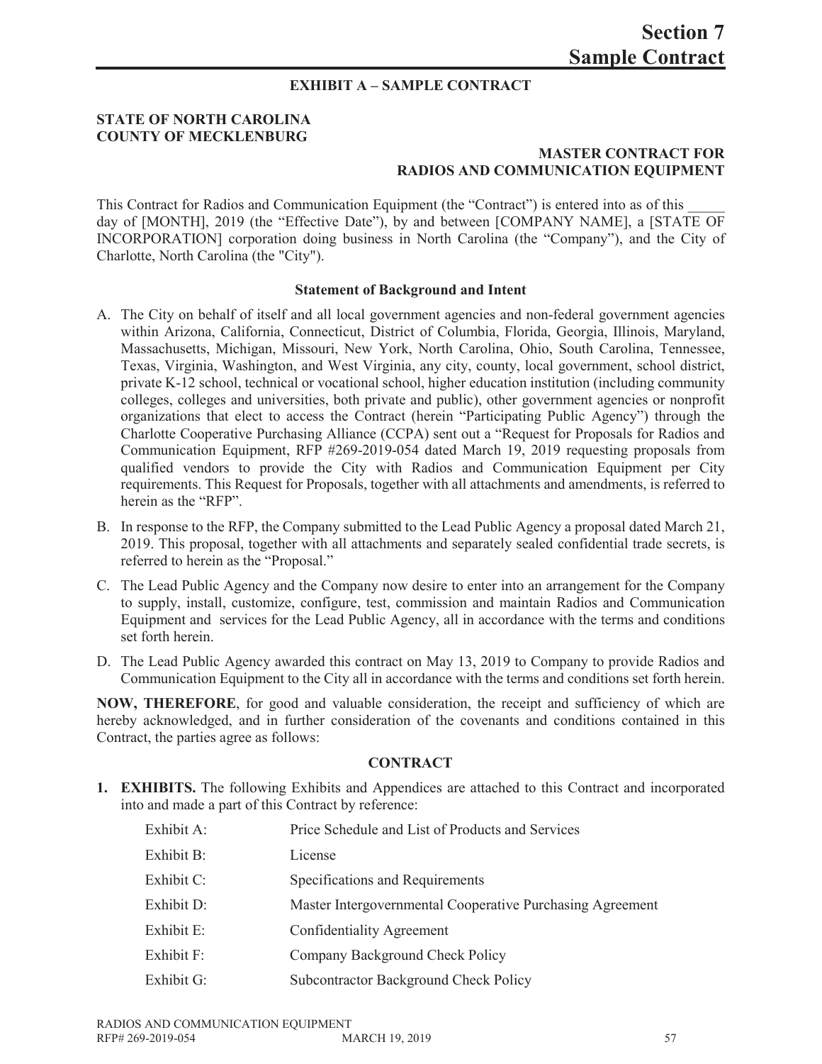# Section 7 Sample Contract

**EXHIBIT A – SAMPLE CONTRACT**

**STATE OF NORTH CAROLINA**
**COUNTY OF MECKLENBURG**

**MASTER CONTRACT FOR RADIOS AND COMMUNICATION EQUIPMENT**

This Contract for Radios and Communication Equipment (the "Contract") is entered into as of this _____ day of [MONTH], 2019 (the "Effective Date"), by and between [COMPANY NAME], a [STATE OF INCORPORATION] corporation doing business in North Carolina (the "Company"), and the City of Charlotte, North Carolina (the "City").

**Statement of Background and Intent**

A. The City on behalf of itself and all local government agencies and non-federal government agencies within Arizona, California, Connecticut, District of Columbia, Florida, Georgia, Illinois, Maryland, Massachusetts, Michigan, Missouri, New York, North Carolina, Ohio, South Carolina, Tennessee, Texas, Virginia, Washington, and West Virginia, any city, county, local government, school district, private K-12 school, technical or vocational school, higher education institution (including community colleges, colleges and universities, both private and public), other government agencies or nonprofit organizations that elect to access the Contract (herein "Participating Public Agency") through the Charlotte Cooperative Purchasing Alliance (CCPA) sent out a "Request for Proposals for Radios and Communication Equipment, RFP #269-2019-054 dated March 19, 2019 requesting proposals from qualified vendors to provide the City with Radios and Communication Equipment per City requirements. This Request for Proposals, together with all attachments and amendments, is referred to herein as the "RFP".

B. In response to the RFP, the Company submitted to the Lead Public Agency a proposal dated March 21, 2019. This proposal, together with all attachments and separately sealed confidential trade secrets, is referred to herein as the "Proposal."

C. The Lead Public Agency and the Company now desire to enter into an arrangement for the Company to supply, install, customize, configure, test, commission and maintain Radios and Communication Equipment and services for the Lead Public Agency, all in accordance with the terms and conditions set forth herein.

D. The Lead Public Agency awarded this contract on May 13, 2019 to Company to provide Radios and Communication Equipment to the City all in accordance with the terms and conditions set forth herein.

**NOW, THEREFORE**, for good and valuable consideration, the receipt and sufficiency of which are hereby acknowledged, and in further consideration of the covenants and conditions contained in this Contract, the parties agree as follows:

**CONTRACT**

1. **EXHIBITS.** The following Exhibits and Appendices are attached to this Contract and incorporated into and made a part of this Contract by reference:

| | |
|---|---|
| Exhibit A: | Price Schedule and List of Products and Services |
| Exhibit B: | License |
| Exhibit C: | Specifications and Requirements |
| Exhibit D: | Master Intergovernmental Cooperative Purchasing Agreement |
| Exhibit E: | Confidentiality Agreement |
| Exhibit F: | Company Background Check Policy |
| Exhibit G: | Subcontractor Background Check Policy |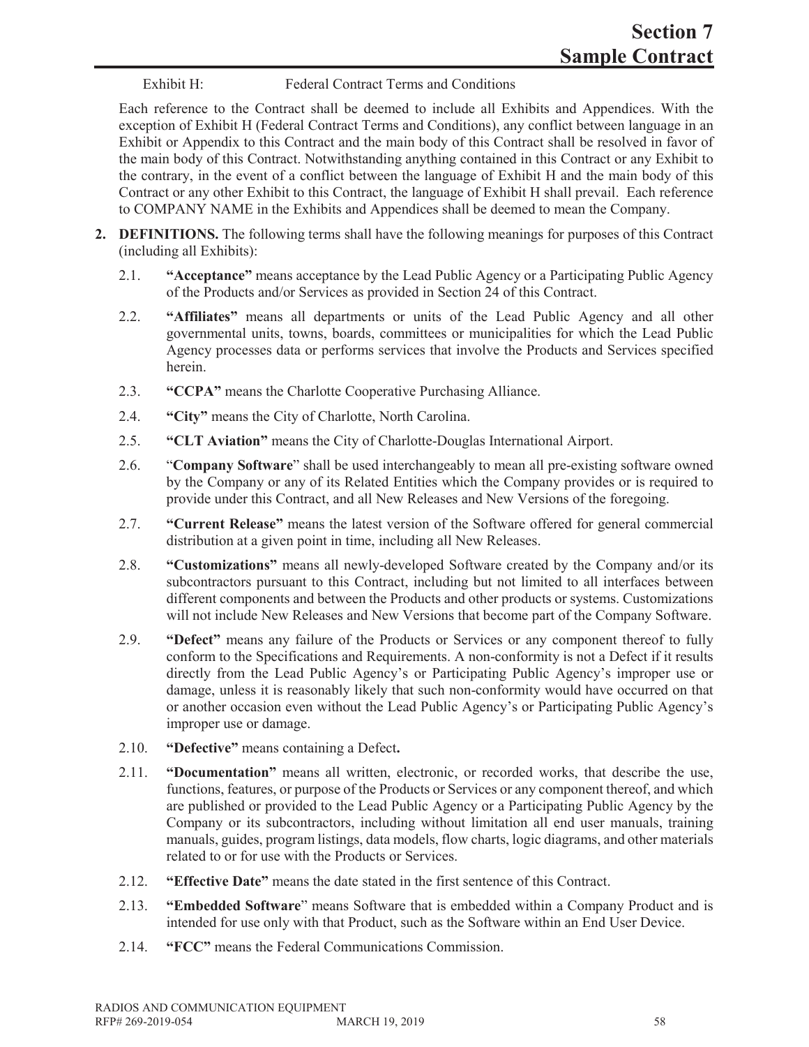Exhibit H: Federal Contract Terms and Conditions

Each reference to the Contract shall be deemed to include all Exhibits and Appendices. With the exception of Exhibit H (Federal Contract Terms and Conditions), any conflict between language in an Exhibit or Appendix to this Contract and the main body of this Contract shall be resolved in favor of the main body of this Contract. Notwithstanding anything contained in this Contract or any Exhibit to the contrary, in the event of a conflict between the language of Exhibit H and the main body of this Contract or any other Exhibit to this Contract, the language of Exhibit H shall prevail. Each reference to COMPANY NAME in the Exhibits and Appendices shall be deemed to mean the Company.

**2. DEFINITIONS.** The following terms shall have the following meanings for purposes of this Contract (including all Exhibits):

2.1. **"Acceptance"** means acceptance by the Lead Public Agency or a Participating Public Agency of the Products and/or Services as provided in Section 24 of this Contract.

2.2. **"Affiliates"** means all departments or units of the Lead Public Agency and all other governmental units, towns, boards, committees or municipalities for which the Lead Public Agency processes data or performs services that involve the Products and Services specified herein.

2.3. **"CCPA"** means the Charlotte Cooperative Purchasing Alliance.

2.4. **"City"** means the City of Charlotte, North Carolina.

2.5. **"CLT Aviation"** means the City of Charlotte-Douglas International Airport.

2.6. "**Company Software**" shall be used interchangeably to mean all pre-existing software owned by the Company or any of its Related Entities which the Company provides or is required to provide under this Contract, and all New Releases and New Versions of the foregoing.

2.7. **"Current Release"** means the latest version of the Software offered for general commercial distribution at a given point in time, including all New Releases.

2.8. **"Customizations"** means all newly-developed Software created by the Company and/or its subcontractors pursuant to this Contract, including but not limited to all interfaces between different components and between the Products and other products or systems. Customizations will not include New Releases and New Versions that become part of the Company Software.

2.9. **"Defect"** means any failure of the Products or Services or any component thereof to fully conform to the Specifications and Requirements. A non-conformity is not a Defect if it results directly from the Lead Public Agency's or Participating Public Agency's improper use or damage, unless it is reasonably likely that such non-conformity would have occurred on that or another occasion even without the Lead Public Agency's or Participating Public Agency's improper use or damage.

2.10. **"Defective"** means containing a Defect**.**

2.11. **"Documentation"** means all written, electronic, or recorded works, that describe the use, functions, features, or purpose of the Products or Services or any component thereof, and which are published or provided to the Lead Public Agency or a Participating Public Agency by the Company or its subcontractors, including without limitation all end user manuals, training manuals, guides, program listings, data models, flow charts, logic diagrams, and other materials related to or for use with the Products or Services.

2.12. **"Effective Date"** means the date stated in the first sentence of this Contract.

2.13. **"Embedded Software"** means Software that is embedded within a Company Product and is intended for use only with that Product, such as the Software within an End User Device.

2.14. **"FCC"** means the Federal Communications Commission.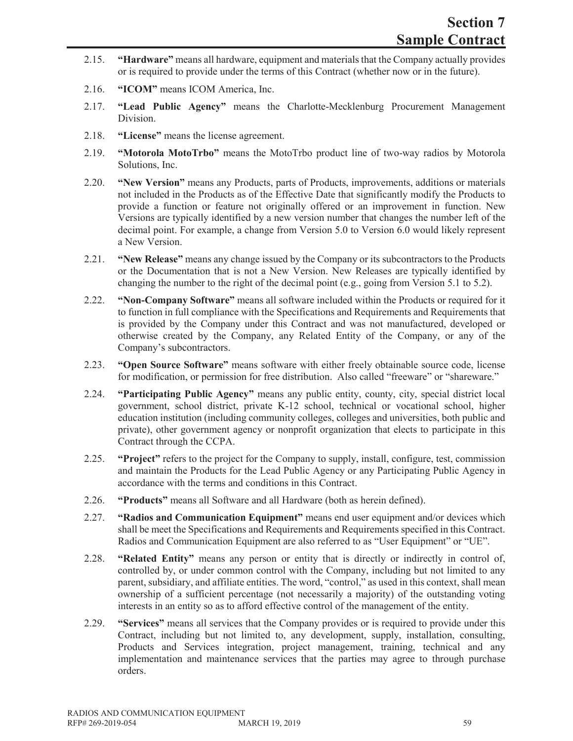2.15. **"Hardware"** means all hardware, equipment and materials that the Company actually provides or is required to provide under the terms of this Contract (whether now or in the future).

2.16. **"ICOM"** means ICOM America, Inc.

2.17. **"Lead Public Agency"** means the Charlotte-Mecklenburg Procurement Management Division.

2.18. **"License"** means the license agreement.

2.19. **"Motorola MotoTrbo"** means the MotoTrbo product line of two-way radios by Motorola Solutions, Inc.

2.20. **"New Version"** means any Products, parts of Products, improvements, additions or materials not included in the Products as of the Effective Date that significantly modify the Products to provide a function or feature not originally offered or an improvement in function. New Versions are typically identified by a new version number that changes the number left of the decimal point. For example, a change from Version 5.0 to Version 6.0 would likely represent a New Version.

2.21. **"New Release"** means any change issued by the Company or its subcontractors to the Products or the Documentation that is not a New Version. New Releases are typically identified by changing the number to the right of the decimal point (e.g., going from Version 5.1 to 5.2).

2.22. **"Non-Company Software"** means all software included within the Products or required for it to function in full compliance with the Specifications and Requirements and Requirements that is provided by the Company under this Contract and was not manufactured, developed or otherwise created by the Company, any Related Entity of the Company, or any of the Company's subcontractors.

2.23. **"Open Source Software"** means software with either freely obtainable source code, license for modification, or permission for free distribution. Also called "freeware" or "shareware."

2.24. **"Participating Public Agency"** means any public entity, county, city, special district local government, school district, private K-12 school, technical or vocational school, higher education institution (including community colleges, colleges and universities, both public and private), other government agency or nonprofit organization that elects to participate in this Contract through the CCPA.

2.25. **"Project"** refers to the project for the Company to supply, install, configure, test, commission and maintain the Products for the Lead Public Agency or any Participating Public Agency in accordance with the terms and conditions in this Contract.

2.26. **"Products"** means all Software and all Hardware (both as herein defined).

2.27. **"Radios and Communication Equipment"** means end user equipment and/or devices which shall be meet the Specifications and Requirements and Requirements specified in this Contract. Radios and Communication Equipment are also referred to as "User Equipment" or "UE".

2.28. **"Related Entity"** means any person or entity that is directly or indirectly in control of, controlled by, or under common control with the Company, including but not limited to any parent, subsidiary, and affiliate entities. The word, "control," as used in this context, shall mean ownership of a sufficient percentage (not necessarily a majority) of the outstanding voting interests in an entity so as to afford effective control of the management of the entity.

2.29. **"Services"** means all services that the Company provides or is required to provide under this Contract, including but not limited to, any development, supply, installation, consulting, Products and Services integration, project management, training, technical and any implementation and maintenance services that the parties may agree to through purchase orders.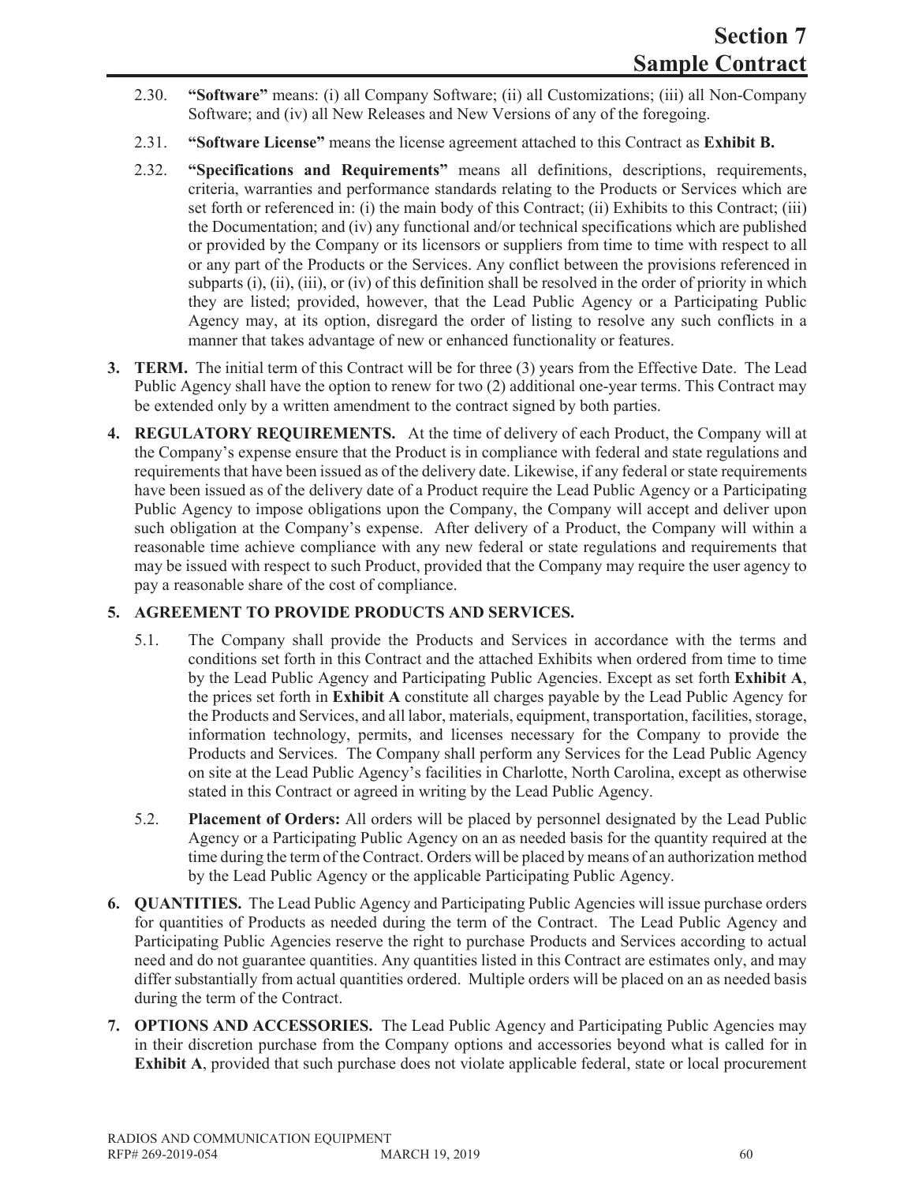2.30. **"Software"** means: (i) all Company Software; (ii) all Customizations; (iii) all Non-Company Software; and (iv) all New Releases and New Versions of any of the foregoing.

2.31. **"Software License"** means the license agreement attached to this Contract as **Exhibit B.**

2.32. **"Specifications and Requirements"** means all definitions, descriptions, requirements, criteria, warranties and performance standards relating to the Products or Services which are set forth or referenced in: (i) the main body of this Contract; (ii) Exhibits to this Contract; (iii) the Documentation; and (iv) any functional and/or technical specifications which are published or provided by the Company or its licensors or suppliers from time to time with respect to all or any part of the Products or the Services. Any conflict between the provisions referenced in subparts (i), (ii), (iii), or (iv) of this definition shall be resolved in the order of priority in which they are listed; provided, however, that the Lead Public Agency or a Participating Public Agency may, at its option, disregard the order of listing to resolve any such conflicts in a manner that takes advantage of new or enhanced functionality or features.

**3. TERM.** The initial term of this Contract will be for three (3) years from the Effective Date. The Lead Public Agency shall have the option to renew for two (2) additional one-year terms. This Contract may be extended only by a written amendment to the contract signed by both parties.

**4. REGULATORY REQUIREMENTS.** At the time of delivery of each Product, the Company will at the Company's expense ensure that the Product is in compliance with federal and state regulations and requirements that have been issued as of the delivery date. Likewise, if any federal or state requirements have been issued as of the delivery date of a Product require the Lead Public Agency or a Participating Public Agency to impose obligations upon the Company, the Company will accept and deliver upon such obligation at the Company's expense. After delivery of a Product, the Company will within a reasonable time achieve compliance with any new federal or state regulations and requirements that may be issued with respect to such Product, provided that the Company may require the user agency to pay a reasonable share of the cost of compliance.

**5. AGREEMENT TO PROVIDE PRODUCTS AND SERVICES.**

5.1. The Company shall provide the Products and Services in accordance with the terms and conditions set forth in this Contract and the attached Exhibits when ordered from time to time by the Lead Public Agency and Participating Public Agencies. Except as set forth **Exhibit A**, the prices set forth in **Exhibit A** constitute all charges payable by the Lead Public Agency for the Products and Services, and all labor, materials, equipment, transportation, facilities, storage, information technology, permits, and licenses necessary for the Company to provide the Products and Services. The Company shall perform any Services for the Lead Public Agency on site at the Lead Public Agency's facilities in Charlotte, North Carolina, except as otherwise stated in this Contract or agreed in writing by the Lead Public Agency.

5.2. **Placement of Orders:** All orders will be placed by personnel designated by the Lead Public Agency or a Participating Public Agency on an as needed basis for the quantity required at the time during the term of the Contract. Orders will be placed by means of an authorization method by the Lead Public Agency or the applicable Participating Public Agency.

**6. QUANTITIES.** The Lead Public Agency and Participating Public Agencies will issue purchase orders for quantities of Products as needed during the term of the Contract. The Lead Public Agency and Participating Public Agencies reserve the right to purchase Products and Services according to actual need and do not guarantee quantities. Any quantities listed in this Contract are estimates only, and may differ substantially from actual quantities ordered. Multiple orders will be placed on an as needed basis during the term of the Contract.

**7. OPTIONS AND ACCESSORIES.** The Lead Public Agency and Participating Public Agencies may in their discretion purchase from the Company options and accessories beyond what is called for in **Exhibit A**, provided that such purchase does not violate applicable federal, state or local procurement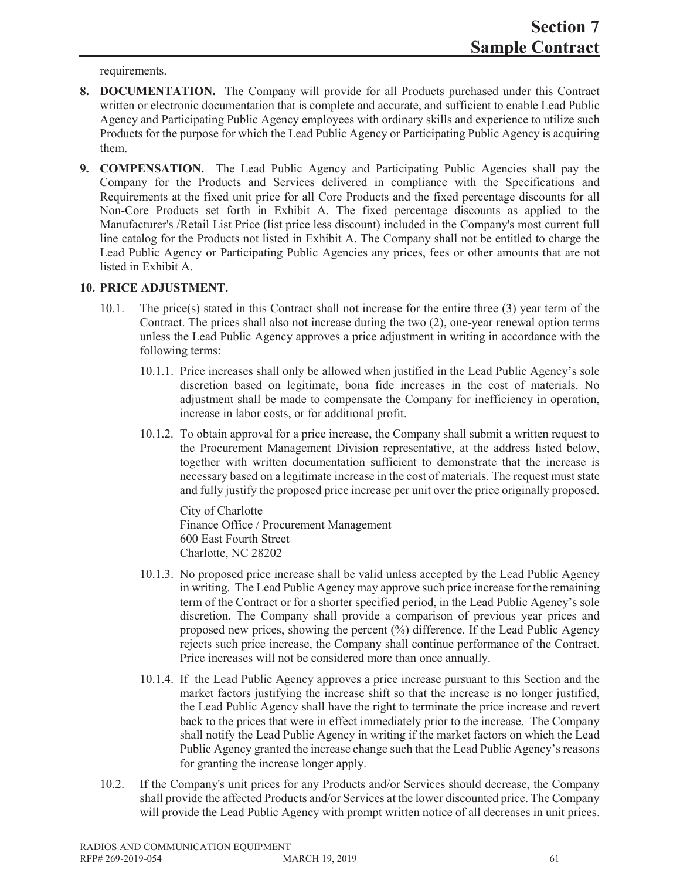requirements.

**8. DOCUMENTATION.** The Company will provide for all Products purchased under this Contract written or electronic documentation that is complete and accurate, and sufficient to enable Lead Public Agency and Participating Public Agency employees with ordinary skills and experience to utilize such Products for the purpose for which the Lead Public Agency or Participating Public Agency is acquiring them.

**9. COMPENSATION.** The Lead Public Agency and Participating Public Agencies shall pay the Company for the Products and Services delivered in compliance with the Specifications and Requirements at the fixed unit price for all Core Products and the fixed percentage discounts for all Non-Core Products set forth in Exhibit A. The fixed percentage discounts as applied to the Manufacturer's /Retail List Price (list price less discount) included in the Company's most current full line catalog for the Products not listed in Exhibit A. The Company shall not be entitled to charge the Lead Public Agency or Participating Public Agencies any prices, fees or other amounts that are not listed in Exhibit A.

**10. PRICE ADJUSTMENT.**

10.1. The price(s) stated in this Contract shall not increase for the entire three (3) year term of the Contract. The prices shall also not increase during the two (2), one-year renewal option terms unless the Lead Public Agency approves a price adjustment in writing in accordance with the following terms:

10.1.1. Price increases shall only be allowed when justified in the Lead Public Agency's sole discretion based on legitimate, bona fide increases in the cost of materials. No adjustment shall be made to compensate the Company for inefficiency in operation, increase in labor costs, or for additional profit.

10.1.2. To obtain approval for a price increase, the Company shall submit a written request to the Procurement Management Division representative, at the address listed below, together with written documentation sufficient to demonstrate that the increase is necessary based on a legitimate increase in the cost of materials. The request must state and fully justify the proposed price increase per unit over the price originally proposed.

City of Charlotte
Finance Office / Procurement Management
600 East Fourth Street
Charlotte, NC 28202

10.1.3. No proposed price increase shall be valid unless accepted by the Lead Public Agency in writing. The Lead Public Agency may approve such price increase for the remaining term of the Contract or for a shorter specified period, in the Lead Public Agency's sole discretion. The Company shall provide a comparison of previous year prices and proposed new prices, showing the percent (%) difference. If the Lead Public Agency rejects such price increase, the Company shall continue performance of the Contract. Price increases will not be considered more than once annually.

10.1.4. If the Lead Public Agency approves a price increase pursuant to this Section and the market factors justifying the increase shift so that the increase is no longer justified, the Lead Public Agency shall have the right to terminate the price increase and revert back to the prices that were in effect immediately prior to the increase. The Company shall notify the Lead Public Agency in writing if the market factors on which the Lead Public Agency granted the increase change such that the Lead Public Agency's reasons for granting the increase longer apply.

10.2. If the Company's unit prices for any Products and/or Services should decrease, the Company shall provide the affected Products and/or Services at the lower discounted price. The Company will provide the Lead Public Agency with prompt written notice of all decreases in unit prices.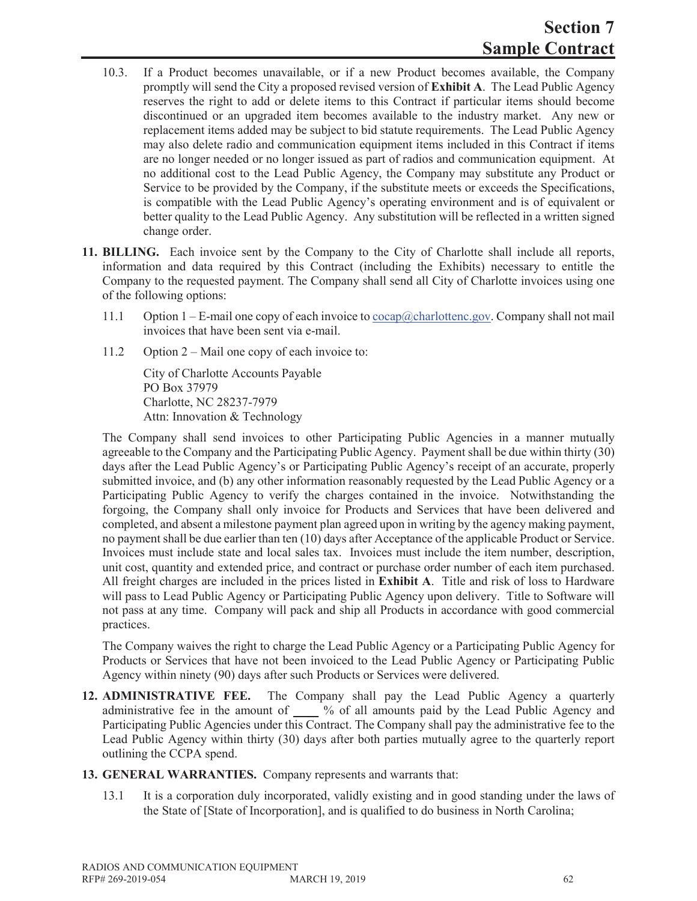10.3. If a Product becomes unavailable, or if a new Product becomes available, the Company promptly will send the City a proposed revised version of **Exhibit A**. The Lead Public Agency reserves the right to add or delete items to this Contract if particular items should become discontinued or an upgraded item becomes available to the industry market. Any new or replacement items added may be subject to bid statute requirements. The Lead Public Agency may also delete radio and communication equipment items included in this Contract if items are no longer needed or no longer issued as part of radios and communication equipment. At no additional cost to the Lead Public Agency, the Company may substitute any Product or Service to be provided by the Company, if the substitute meets or exceeds the Specifications, is compatible with the Lead Public Agency's operating environment and is of equivalent or better quality to the Lead Public Agency. Any substitution will be reflected in a written signed change order.

**11. BILLING.** Each invoice sent by the Company to the City of Charlotte shall include all reports, information and data required by this Contract (including the Exhibits) necessary to entitle the Company to the requested payment. The Company shall send all City of Charlotte invoices using one of the following options:

11.1 Option 1 – E-mail one copy of each invoice to cocap@charlottenc.gov. Company shall not mail invoices that have been sent via e-mail.

11.2 Option 2 – Mail one copy of each invoice to:

City of Charlotte Accounts Payable
PO Box 37979
Charlotte, NC 28237-7979
Attn: Innovation & Technology

The Company shall send invoices to other Participating Public Agencies in a manner mutually agreeable to the Company and the Participating Public Agency. Payment shall be due within thirty (30) days after the Lead Public Agency's or Participating Public Agency's receipt of an accurate, properly submitted invoice, and (b) any other information reasonably requested by the Lead Public Agency or a Participating Public Agency to verify the charges contained in the invoice. Notwithstanding the forgoing, the Company shall only invoice for Products and Services that have been delivered and completed, and absent a milestone payment plan agreed upon in writing by the agency making payment, no payment shall be due earlier than ten (10) days after Acceptance of the applicable Product or Service. Invoices must include state and local sales tax. Invoices must include the item number, description, unit cost, quantity and extended price, and contract or purchase order number of each item purchased. All freight charges are included in the prices listed in **Exhibit A**. Title and risk of loss to Hardware will pass to Lead Public Agency or Participating Public Agency upon delivery. Title to Software will not pass at any time. Company will pack and ship all Products in accordance with good commercial practices.

The Company waives the right to charge the Lead Public Agency or a Participating Public Agency for Products or Services that have not been invoiced to the Lead Public Agency or Participating Public Agency within ninety (90) days after such Products or Services were delivered.

**12. ADMINISTRATIVE FEE.** The Company shall pay the Lead Public Agency a quarterly administrative fee in the amount of ____ % of all amounts paid by the Lead Public Agency and Participating Public Agencies under this Contract. The Company shall pay the administrative fee to the Lead Public Agency within thirty (30) days after both parties mutually agree to the quarterly report outlining the CCPA spend.

**13. GENERAL WARRANTIES.** Company represents and warrants that:

13.1 It is a corporation duly incorporated, validly existing and in good standing under the laws of the State of [State of Incorporation], and is qualified to do business in North Carolina;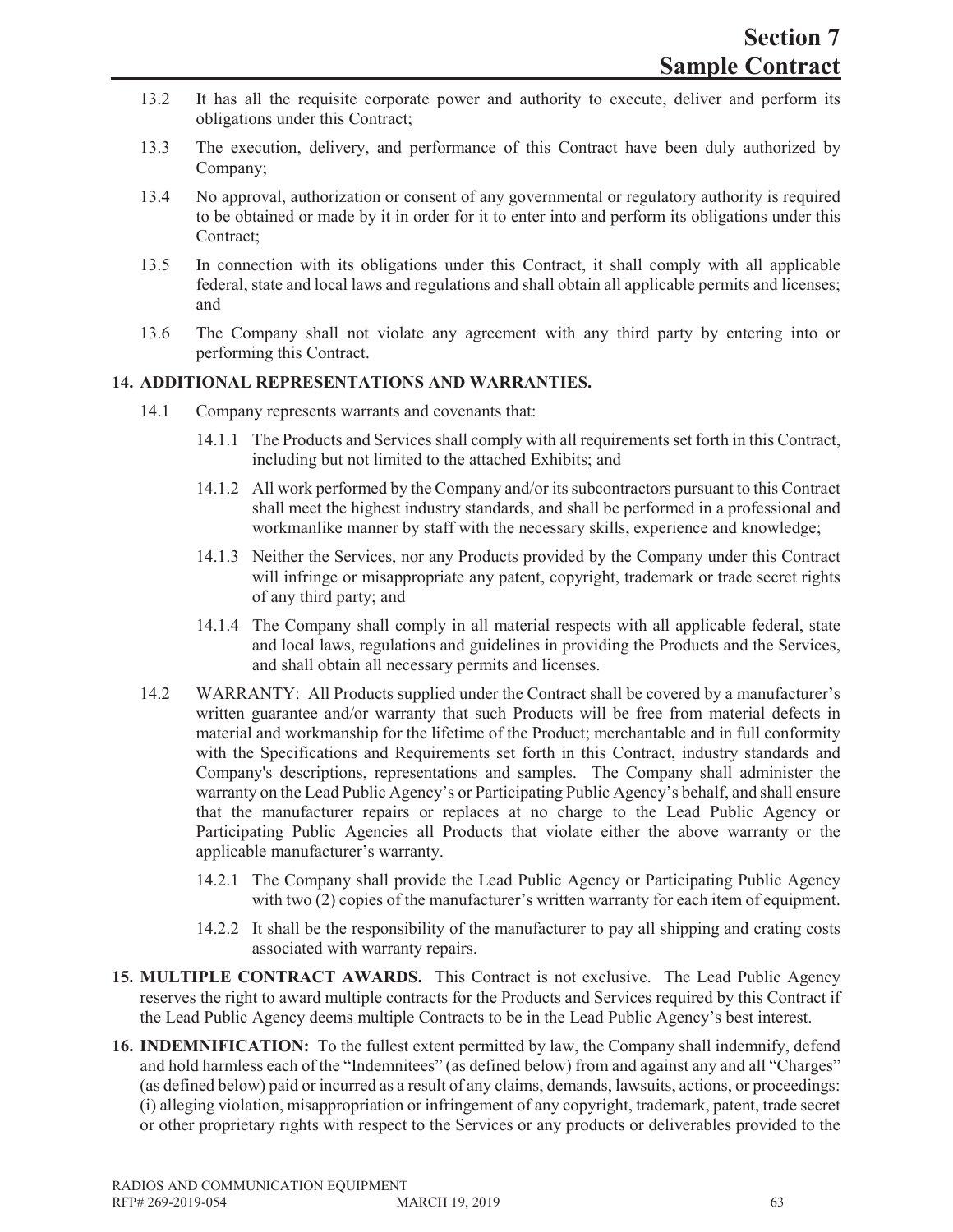13.2 It has all the requisite corporate power and authority to execute, deliver and perform its obligations under this Contract;

13.3 The execution, delivery, and performance of this Contract have been duly authorized by Company;

13.4 No approval, authorization or consent of any governmental or regulatory authority is required to be obtained or made by it in order for it to enter into and perform its obligations under this Contract;

13.5 In connection with its obligations under this Contract, it shall comply with all applicable federal, state and local laws and regulations and shall obtain all applicable permits and licenses; and

13.6 The Company shall not violate any agreement with any third party by entering into or performing this Contract.

**14. ADDITIONAL REPRESENTATIONS AND WARRANTIES.**

14.1 Company represents warrants and covenants that:

14.1.1 The Products and Services shall comply with all requirements set forth in this Contract, including but not limited to the attached Exhibits; and

14.1.2 All work performed by the Company and/or its subcontractors pursuant to this Contract shall meet the highest industry standards, and shall be performed in a professional and workmanlike manner by staff with the necessary skills, experience and knowledge;

14.1.3 Neither the Services, nor any Products provided by the Company under this Contract will infringe or misappropriate any patent, copyright, trademark or trade secret rights of any third party; and

14.1.4 The Company shall comply in all material respects with all applicable federal, state and local laws, regulations and guidelines in providing the Products and the Services, and shall obtain all necessary permits and licenses.

14.2 WARRANTY: All Products supplied under the Contract shall be covered by a manufacturer's written guarantee and/or warranty that such Products will be free from material defects in material and workmanship for the lifetime of the Product; merchantable and in full conformity with the Specifications and Requirements set forth in this Contract, industry standards and Company's descriptions, representations and samples. The Company shall administer the warranty on the Lead Public Agency's or Participating Public Agency's behalf, and shall ensure that the manufacturer repairs or replaces at no charge to the Lead Public Agency or Participating Public Agencies all Products that violate either the above warranty or the applicable manufacturer's warranty.

14.2.1 The Company shall provide the Lead Public Agency or Participating Public Agency with two (2) copies of the manufacturer's written warranty for each item of equipment.

14.2.2 It shall be the responsibility of the manufacturer to pay all shipping and crating costs associated with warranty repairs.

**15. MULTIPLE CONTRACT AWARDS.** This Contract is not exclusive. The Lead Public Agency reserves the right to award multiple contracts for the Products and Services required by this Contract if the Lead Public Agency deems multiple Contracts to be in the Lead Public Agency's best interest.

**16. INDEMNIFICATION:** To the fullest extent permitted by law, the Company shall indemnify, defend and hold harmless each of the "Indemnitees" (as defined below) from and against any and all "Charges" (as defined below) paid or incurred as a result of any claims, demands, lawsuits, actions, or proceedings: (i) alleging violation, misappropriation or infringement of any copyright, trademark, patent, trade secret or other proprietary rights with respect to the Services or any products or deliverables provided to the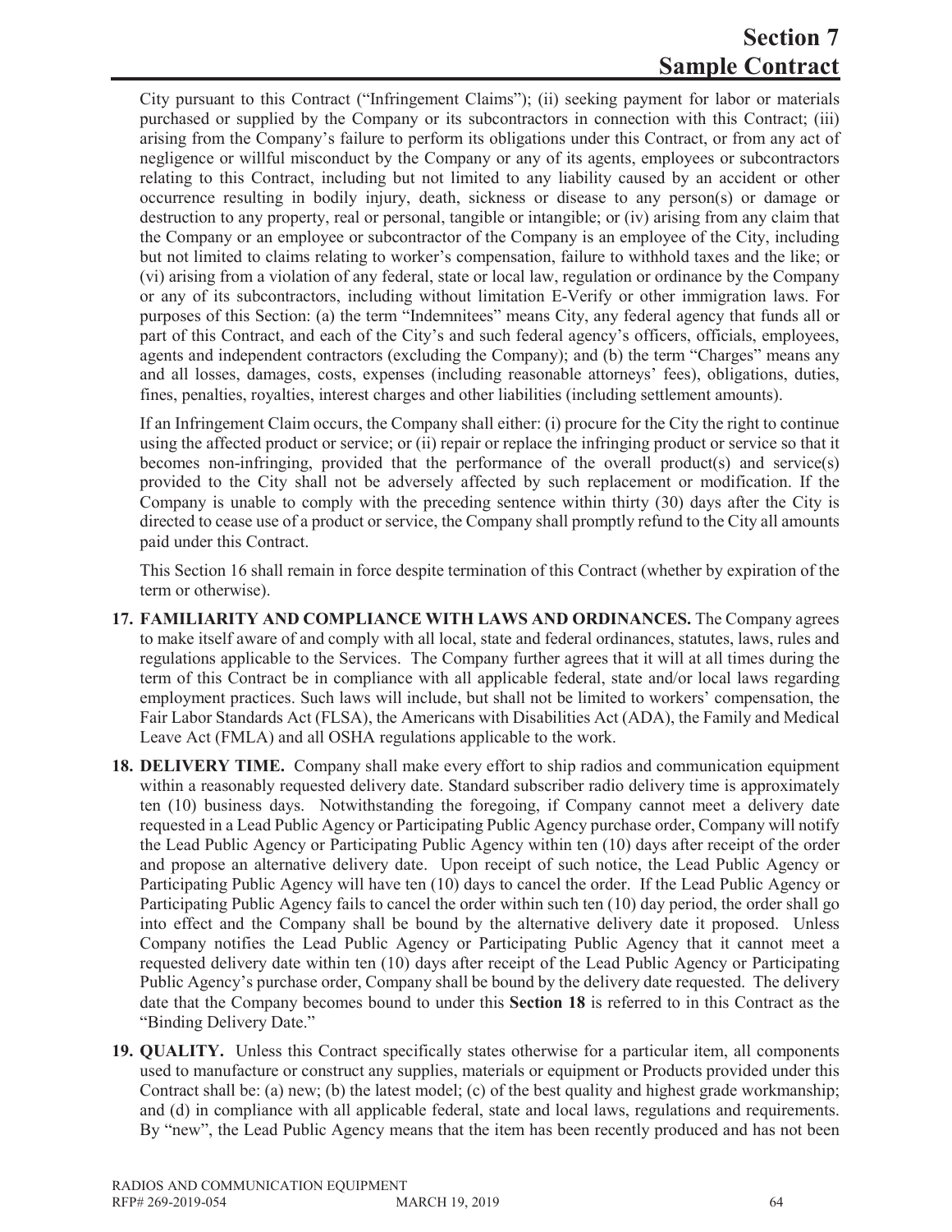City pursuant to this Contract ("Infringement Claims"); (ii) seeking payment for labor or materials purchased or supplied by the Company or its subcontractors in connection with this Contract; (iii) arising from the Company's failure to perform its obligations under this Contract, or from any act of negligence or willful misconduct by the Company or any of its agents, employees or subcontractors relating to this Contract, including but not limited to any liability caused by an accident or other occurrence resulting in bodily injury, death, sickness or disease to any person(s) or damage or destruction to any property, real or personal, tangible or intangible; or (iv) arising from any claim that the Company or an employee or subcontractor of the Company is an employee of the City, including but not limited to claims relating to worker's compensation, failure to withhold taxes and the like; or (vi) arising from a violation of any federal, state or local law, regulation or ordinance by the Company or any of its subcontractors, including without limitation E-Verify or other immigration laws. For purposes of this Section: (a) the term "Indemnitees" means City, any federal agency that funds all or part of this Contract, and each of the City's and such federal agency's officers, officials, employees, agents and independent contractors (excluding the Company); and (b) the term "Charges" means any and all losses, damages, costs, expenses (including reasonable attorneys' fees), obligations, duties, fines, penalties, royalties, interest charges and other liabilities (including settlement amounts).

If an Infringement Claim occurs, the Company shall either: (i) procure for the City the right to continue using the affected product or service; or (ii) repair or replace the infringing product or service so that it becomes non-infringing, provided that the performance of the overall product(s) and service(s) provided to the City shall not be adversely affected by such replacement or modification. If the Company is unable to comply with the preceding sentence within thirty (30) days after the City is directed to cease use of a product or service, the Company shall promptly refund to the City all amounts paid under this Contract.

This Section 16 shall remain in force despite termination of this Contract (whether by expiration of the term or otherwise).

17. **FAMILIARITY AND COMPLIANCE WITH LAWS AND ORDINANCES.** The Company agrees to make itself aware of and comply with all local, state and federal ordinances, statutes, laws, rules and regulations applicable to the Services. The Company further agrees that it will at all times during the term of this Contract be in compliance with all applicable federal, state and/or local laws regarding employment practices. Such laws will include, but shall not be limited to workers' compensation, the Fair Labor Standards Act (FLSA), the Americans with Disabilities Act (ADA), the Family and Medical Leave Act (FMLA) and all OSHA regulations applicable to the work.

18. **DELIVERY TIME.** Company shall make every effort to ship radios and communication equipment within a reasonably requested delivery date. Standard subscriber radio delivery time is approximately ten (10) business days. Notwithstanding the foregoing, if Company cannot meet a delivery date requested in a Lead Public Agency or Participating Public Agency purchase order, Company will notify the Lead Public Agency or Participating Public Agency within ten (10) days after receipt of the order and propose an alternative delivery date. Upon receipt of such notice, the Lead Public Agency or Participating Public Agency will have ten (10) days to cancel the order. If the Lead Public Agency or Participating Public Agency fails to cancel the order within such ten (10) day period, the order shall go into effect and the Company shall be bound by the alternative delivery date it proposed. Unless Company notifies the Lead Public Agency or Participating Public Agency that it cannot meet a requested delivery date within ten (10) days after receipt of the Lead Public Agency or Participating Public Agency's purchase order, Company shall be bound by the delivery date requested. The delivery date that the Company becomes bound to under this **Section 18** is referred to in this Contract as the "Binding Delivery Date."

19. **QUALITY.** Unless this Contract specifically states otherwise for a particular item, all components used to manufacture or construct any supplies, materials or equipment or Products provided under this Contract shall be: (a) new; (b) the latest model; (c) of the best quality and highest grade workmanship; and (d) in compliance with all applicable federal, state and local laws, regulations and requirements. By "new", the Lead Public Agency means that the item has been recently produced and has not been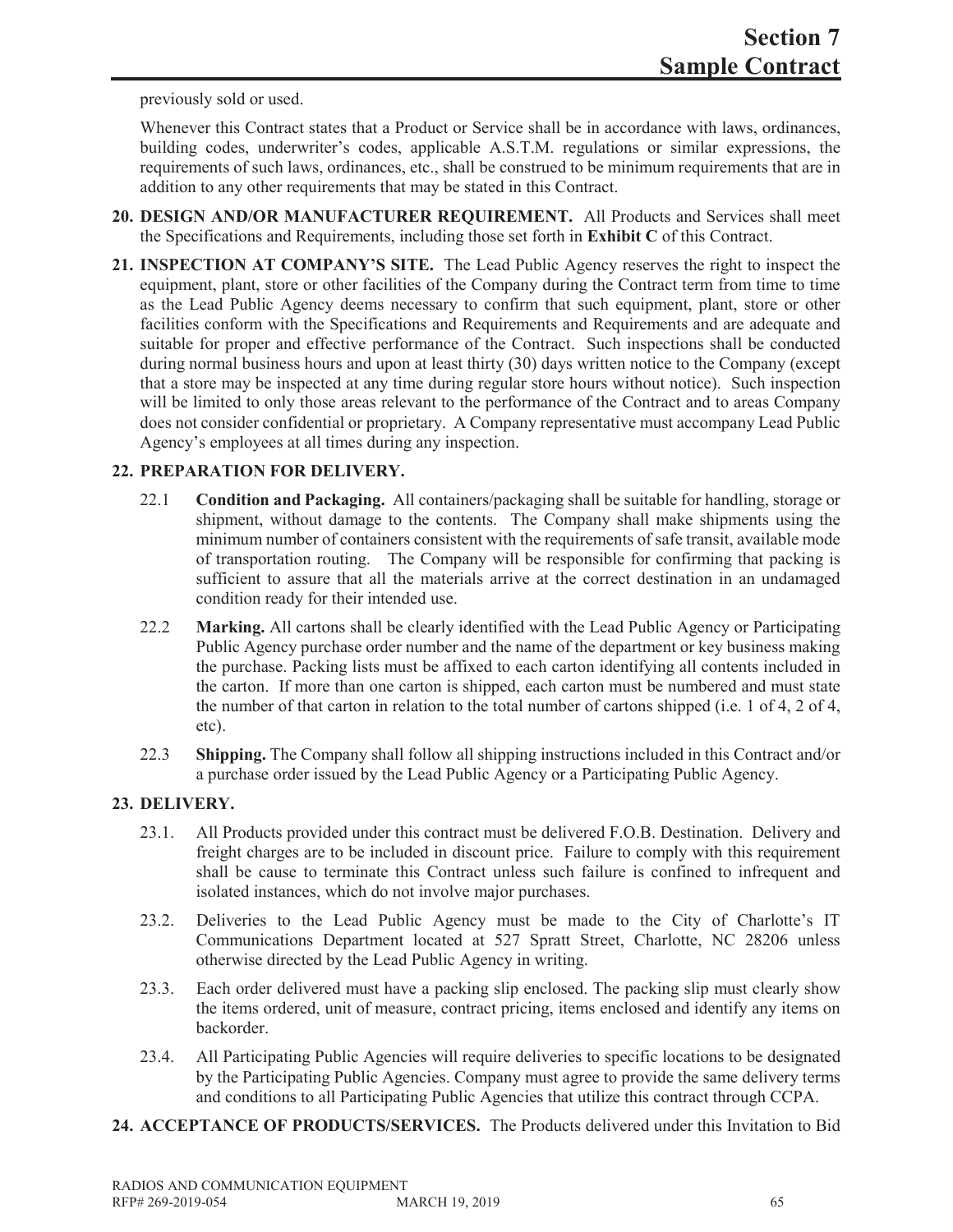previously sold or used.

Whenever this Contract states that a Product or Service shall be in accordance with laws, ordinances, building codes, underwriter's codes, applicable A.S.T.M. regulations or similar expressions, the requirements of such laws, ordinances, etc., shall be construed to be minimum requirements that are in addition to any other requirements that may be stated in this Contract.

**20. DESIGN AND/OR MANUFACTURER REQUIREMENT.** All Products and Services shall meet the Specifications and Requirements, including those set forth in **Exhibit C** of this Contract.

**21. INSPECTION AT COMPANY'S SITE.** The Lead Public Agency reserves the right to inspect the equipment, plant, store or other facilities of the Company during the Contract term from time to time as the Lead Public Agency deems necessary to confirm that such equipment, plant, store or other facilities conform with the Specifications and Requirements and Requirements and are adequate and suitable for proper and effective performance of the Contract. Such inspections shall be conducted during normal business hours and upon at least thirty (30) days written notice to the Company (except that a store may be inspected at any time during regular store hours without notice). Such inspection will be limited to only those areas relevant to the performance of the Contract and to areas Company does not consider confidential or proprietary. A Company representative must accompany Lead Public Agency's employees at all times during any inspection.

**22. PREPARATION FOR DELIVERY.**

22.1 **Condition and Packaging.** All containers/packaging shall be suitable for handling, storage or shipment, without damage to the contents. The Company shall make shipments using the minimum number of containers consistent with the requirements of safe transit, available mode of transportation routing. The Company will be responsible for confirming that packing is sufficient to assure that all the materials arrive at the correct destination in an undamaged condition ready for their intended use.

22.2 **Marking.** All cartons shall be clearly identified with the Lead Public Agency or Participating Public Agency purchase order number and the name of the department or key business making the purchase. Packing lists must be affixed to each carton identifying all contents included in the carton. If more than one carton is shipped, each carton must be numbered and must state the number of that carton in relation to the total number of cartons shipped (i.e. 1 of 4, 2 of 4, etc).

22.3 **Shipping.** The Company shall follow all shipping instructions included in this Contract and/or a purchase order issued by the Lead Public Agency or a Participating Public Agency.

**23. DELIVERY.**

23.1. All Products provided under this contract must be delivered F.O.B. Destination. Delivery and freight charges are to be included in discount price. Failure to comply with this requirement shall be cause to terminate this Contract unless such failure is confined to infrequent and isolated instances, which do not involve major purchases.

23.2. Deliveries to the Lead Public Agency must be made to the City of Charlotte's IT Communications Department located at 527 Spratt Street, Charlotte, NC 28206 unless otherwise directed by the Lead Public Agency in writing.

23.3. Each order delivered must have a packing slip enclosed. The packing slip must clearly show the items ordered, unit of measure, contract pricing, items enclosed and identify any items on backorder.

23.4. All Participating Public Agencies will require deliveries to specific locations to be designated by the Participating Public Agencies. Company must agree to provide the same delivery terms and conditions to all Participating Public Agencies that utilize this contract through CCPA.

**24. ACCEPTANCE OF PRODUCTS/SERVICES.** The Products delivered under this Invitation to Bid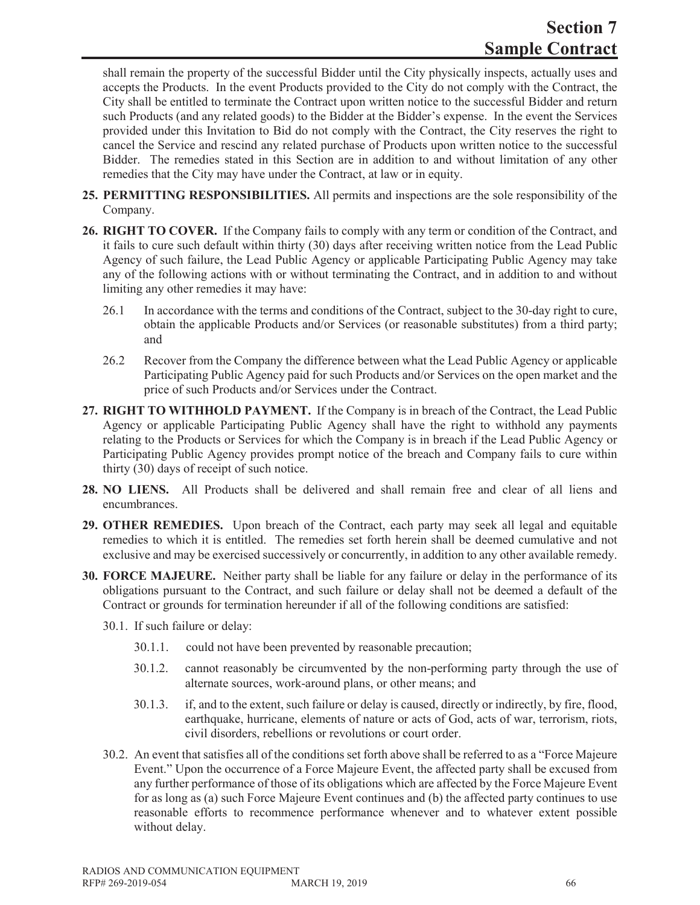shall remain the property of the successful Bidder until the City physically inspects, actually uses and accepts the Products. In the event Products provided to the City do not comply with the Contract, the City shall be entitled to terminate the Contract upon written notice to the successful Bidder and return such Products (and any related goods) to the Bidder at the Bidder's expense. In the event the Services provided under this Invitation to Bid do not comply with the Contract, the City reserves the right to cancel the Service and rescind any related purchase of Products upon written notice to the successful Bidder. The remedies stated in this Section are in addition to and without limitation of any other remedies that the City may have under the Contract, at law or in equity.

**25. PERMITTING RESPONSIBILITIES.** All permits and inspections are the sole responsibility of the Company.

**26. RIGHT TO COVER.** If the Company fails to comply with any term or condition of the Contract, and it fails to cure such default within thirty (30) days after receiving written notice from the Lead Public Agency of such failure, the Lead Public Agency or applicable Participating Public Agency may take any of the following actions with or without terminating the Contract, and in addition to and without limiting any other remedies it may have:

26.1 In accordance with the terms and conditions of the Contract, subject to the 30-day right to cure, obtain the applicable Products and/or Services (or reasonable substitutes) from a third party; and

26.2 Recover from the Company the difference between what the Lead Public Agency or applicable Participating Public Agency paid for such Products and/or Services on the open market and the price of such Products and/or Services under the Contract.

**27. RIGHT TO WITHHOLD PAYMENT.** If the Company is in breach of the Contract, the Lead Public Agency or applicable Participating Public Agency shall have the right to withhold any payments relating to the Products or Services for which the Company is in breach if the Lead Public Agency or Participating Public Agency provides prompt notice of the breach and Company fails to cure within thirty (30) days of receipt of such notice.

**28. NO LIENS.** All Products shall be delivered and shall remain free and clear of all liens and encumbrances.

**29. OTHER REMEDIES.** Upon breach of the Contract, each party may seek all legal and equitable remedies to which it is entitled. The remedies set forth herein shall be deemed cumulative and not exclusive and may be exercised successively or concurrently, in addition to any other available remedy.

**30. FORCE MAJEURE.** Neither party shall be liable for any failure or delay in the performance of its obligations pursuant to the Contract, and such failure or delay shall not be deemed a default of the Contract or grounds for termination hereunder if all of the following conditions are satisfied:

30.1. If such failure or delay:

30.1.1. could not have been prevented by reasonable precaution;

30.1.2. cannot reasonably be circumvented by the non-performing party through the use of alternate sources, work-around plans, or other means; and

30.1.3. if, and to the extent, such failure or delay is caused, directly or indirectly, by fire, flood, earthquake, hurricane, elements of nature or acts of God, acts of war, terrorism, riots, civil disorders, rebellions or revolutions or court order.

30.2. An event that satisfies all of the conditions set forth above shall be referred to as a "Force Majeure Event." Upon the occurrence of a Force Majeure Event, the affected party shall be excused from any further performance of those of its obligations which are affected by the Force Majeure Event for as long as (a) such Force Majeure Event continues and (b) the affected party continues to use reasonable efforts to recommence performance whenever and to whatever extent possible without delay.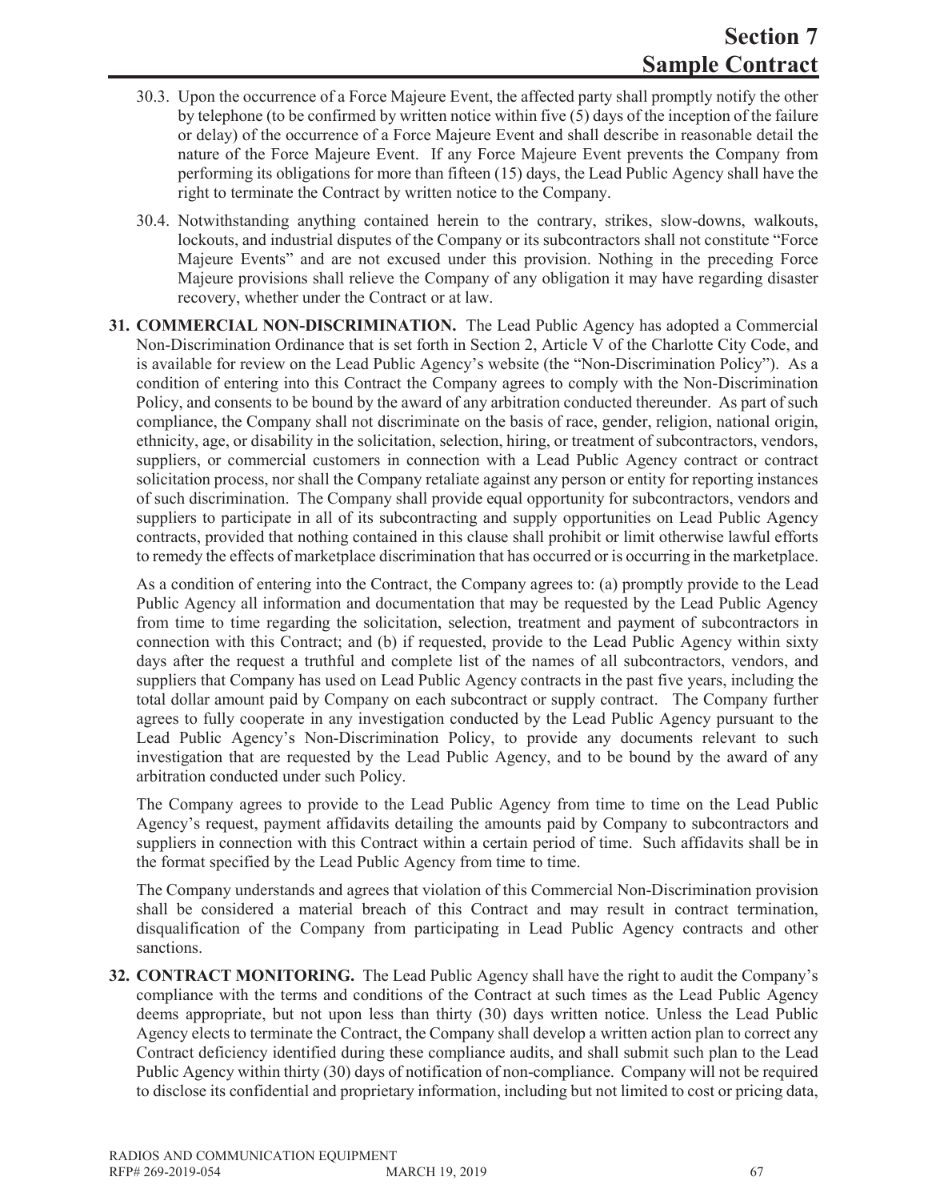30.3. Upon the occurrence of a Force Majeure Event, the affected party shall promptly notify the other by telephone (to be confirmed by written notice within five (5) days of the inception of the failure or delay) of the occurrence of a Force Majeure Event and shall describe in reasonable detail the nature of the Force Majeure Event. If any Force Majeure Event prevents the Company from performing its obligations for more than fifteen (15) days, the Lead Public Agency shall have the right to terminate the Contract by written notice to the Company.

30.4. Notwithstanding anything contained herein to the contrary, strikes, slow-downs, walkouts, lockouts, and industrial disputes of the Company or its subcontractors shall not constitute "Force Majeure Events" and are not excused under this provision. Nothing in the preceding Force Majeure provisions shall relieve the Company of any obligation it may have regarding disaster recovery, whether under the Contract or at law.

**31. COMMERCIAL NON-DISCRIMINATION.** The Lead Public Agency has adopted a Commercial Non-Discrimination Ordinance that is set forth in Section 2, Article V of the Charlotte City Code, and is available for review on the Lead Public Agency's website (the "Non-Discrimination Policy"). As a condition of entering into this Contract the Company agrees to comply with the Non-Discrimination Policy, and consents to be bound by the award of any arbitration conducted thereunder. As part of such compliance, the Company shall not discriminate on the basis of race, gender, religion, national origin, ethnicity, age, or disability in the solicitation, selection, hiring, or treatment of subcontractors, vendors, suppliers, or commercial customers in connection with a Lead Public Agency contract or contract solicitation process, nor shall the Company retaliate against any person or entity for reporting instances of such discrimination. The Company shall provide equal opportunity for subcontractors, vendors and suppliers to participate in all of its subcontracting and supply opportunities on Lead Public Agency contracts, provided that nothing contained in this clause shall prohibit or limit otherwise lawful efforts to remedy the effects of marketplace discrimination that has occurred or is occurring in the marketplace.

As a condition of entering into the Contract, the Company agrees to: (a) promptly provide to the Lead Public Agency all information and documentation that may be requested by the Lead Public Agency from time to time regarding the solicitation, selection, treatment and payment of subcontractors in connection with this Contract; and (b) if requested, provide to the Lead Public Agency within sixty days after the request a truthful and complete list of the names of all subcontractors, vendors, and suppliers that Company has used on Lead Public Agency contracts in the past five years, including the total dollar amount paid by Company on each subcontract or supply contract. The Company further agrees to fully cooperate in any investigation conducted by the Lead Public Agency pursuant to the Lead Public Agency's Non-Discrimination Policy, to provide any documents relevant to such investigation that are requested by the Lead Public Agency, and to be bound by the award of any arbitration conducted under such Policy.

The Company agrees to provide to the Lead Public Agency from time to time on the Lead Public Agency's request, payment affidavits detailing the amounts paid by Company to subcontractors and suppliers in connection with this Contract within a certain period of time. Such affidavits shall be in the format specified by the Lead Public Agency from time to time.

The Company understands and agrees that violation of this Commercial Non-Discrimination provision shall be considered a material breach of this Contract and may result in contract termination, disqualification of the Company from participating in Lead Public Agency contracts and other sanctions.

**32. CONTRACT MONITORING.** The Lead Public Agency shall have the right to audit the Company's compliance with the terms and conditions of the Contract at such times as the Lead Public Agency deems appropriate, but not upon less than thirty (30) days written notice. Unless the Lead Public Agency elects to terminate the Contract, the Company shall develop a written action plan to correct any Contract deficiency identified during these compliance audits, and shall submit such plan to the Lead Public Agency within thirty (30) days of notification of non-compliance. Company will not be required to disclose its confidential and proprietary information, including but not limited to cost or pricing data,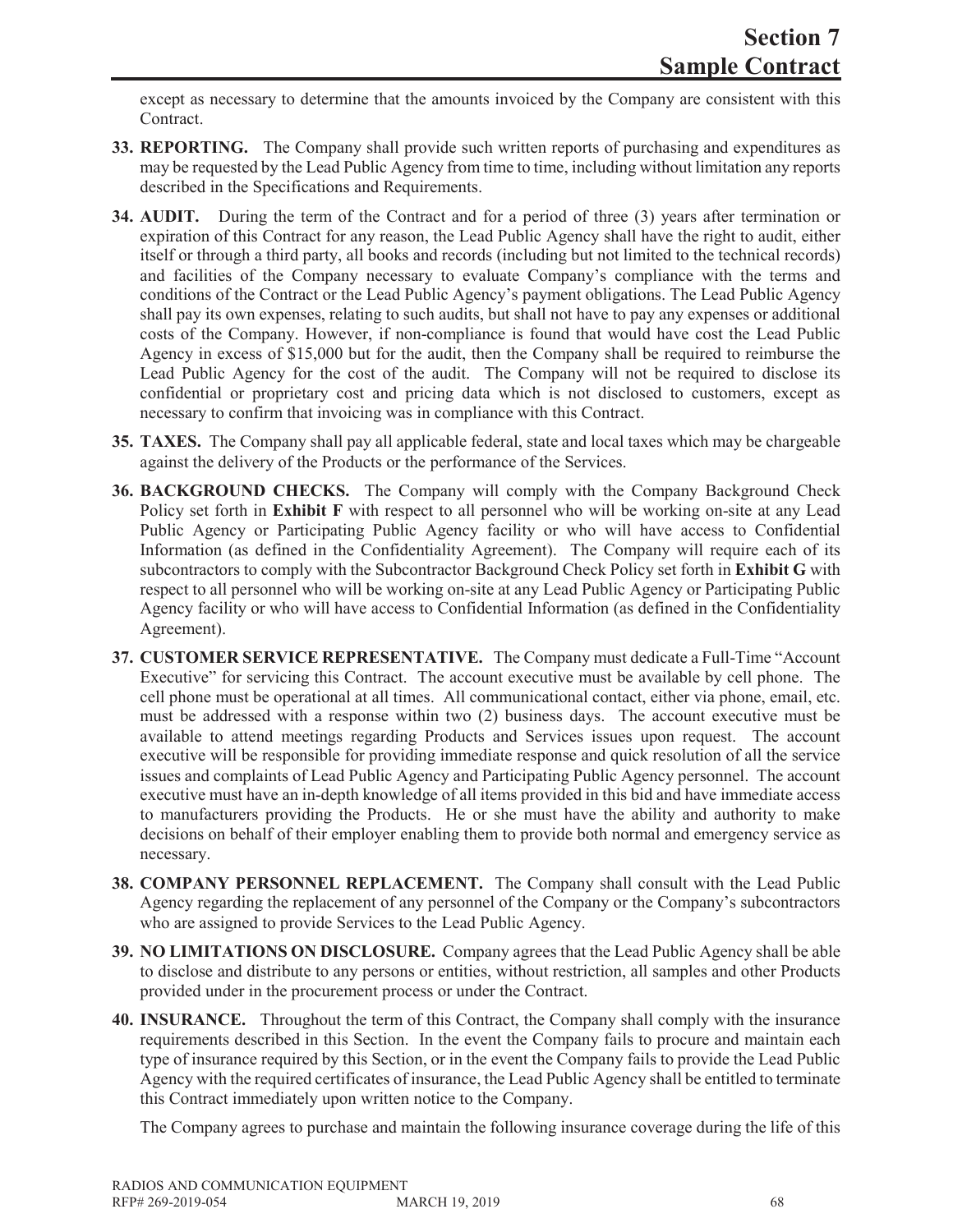except as necessary to determine that the amounts invoiced by the Company are consistent with this Contract.

**33. REPORTING.** The Company shall provide such written reports of purchasing and expenditures as may be requested by the Lead Public Agency from time to time, including without limitation any reports described in the Specifications and Requirements.

**34. AUDIT.** During the term of the Contract and for a period of three (3) years after termination or expiration of this Contract for any reason, the Lead Public Agency shall have the right to audit, either itself or through a third party, all books and records (including but not limited to the technical records) and facilities of the Company necessary to evaluate Company's compliance with the terms and conditions of the Contract or the Lead Public Agency's payment obligations. The Lead Public Agency shall pay its own expenses, relating to such audits, but shall not have to pay any expenses or additional costs of the Company. However, if non-compliance is found that would have cost the Lead Public Agency in excess of $15,000 but for the audit, then the Company shall be required to reimburse the Lead Public Agency for the cost of the audit. The Company will not be required to disclose its confidential or proprietary cost and pricing data which is not disclosed to customers, except as necessary to confirm that invoicing was in compliance with this Contract.

**35. TAXES.** The Company shall pay all applicable federal, state and local taxes which may be chargeable against the delivery of the Products or the performance of the Services.

**36. BACKGROUND CHECKS.** The Company will comply with the Company Background Check Policy set forth in **Exhibit F** with respect to all personnel who will be working on-site at any Lead Public Agency or Participating Public Agency facility or who will have access to Confidential Information (as defined in the Confidentiality Agreement). The Company will require each of its subcontractors to comply with the Subcontractor Background Check Policy set forth in **Exhibit G** with respect to all personnel who will be working on-site at any Lead Public Agency or Participating Public Agency facility or who will have access to Confidential Information (as defined in the Confidentiality Agreement).

**37. CUSTOMER SERVICE REPRESENTATIVE.** The Company must dedicate a Full-Time "Account Executive" for servicing this Contract. The account executive must be available by cell phone. The cell phone must be operational at all times. All communicational contact, either via phone, email, etc. must be addressed with a response within two (2) business days. The account executive must be available to attend meetings regarding Products and Services issues upon request. The account executive will be responsible for providing immediate response and quick resolution of all the service issues and complaints of Lead Public Agency and Participating Public Agency personnel. The account executive must have an in-depth knowledge of all items provided in this bid and have immediate access to manufacturers providing the Products. He or she must have the ability and authority to make decisions on behalf of their employer enabling them to provide both normal and emergency service as necessary.

**38. COMPANY PERSONNEL REPLACEMENT.** The Company shall consult with the Lead Public Agency regarding the replacement of any personnel of the Company or the Company's subcontractors who are assigned to provide Services to the Lead Public Agency.

**39. NO LIMITATIONS ON DISCLOSURE.** Company agrees that the Lead Public Agency shall be able to disclose and distribute to any persons or entities, without restriction, all samples and other Products provided under in the procurement process or under the Contract.

**40. INSURANCE.** Throughout the term of this Contract, the Company shall comply with the insurance requirements described in this Section. In the event the Company fails to procure and maintain each type of insurance required by this Section, or in the event the Company fails to provide the Lead Public Agency with the required certificates of insurance, the Lead Public Agency shall be entitled to terminate this Contract immediately upon written notice to the Company.

The Company agrees to purchase and maintain the following insurance coverage during the life of this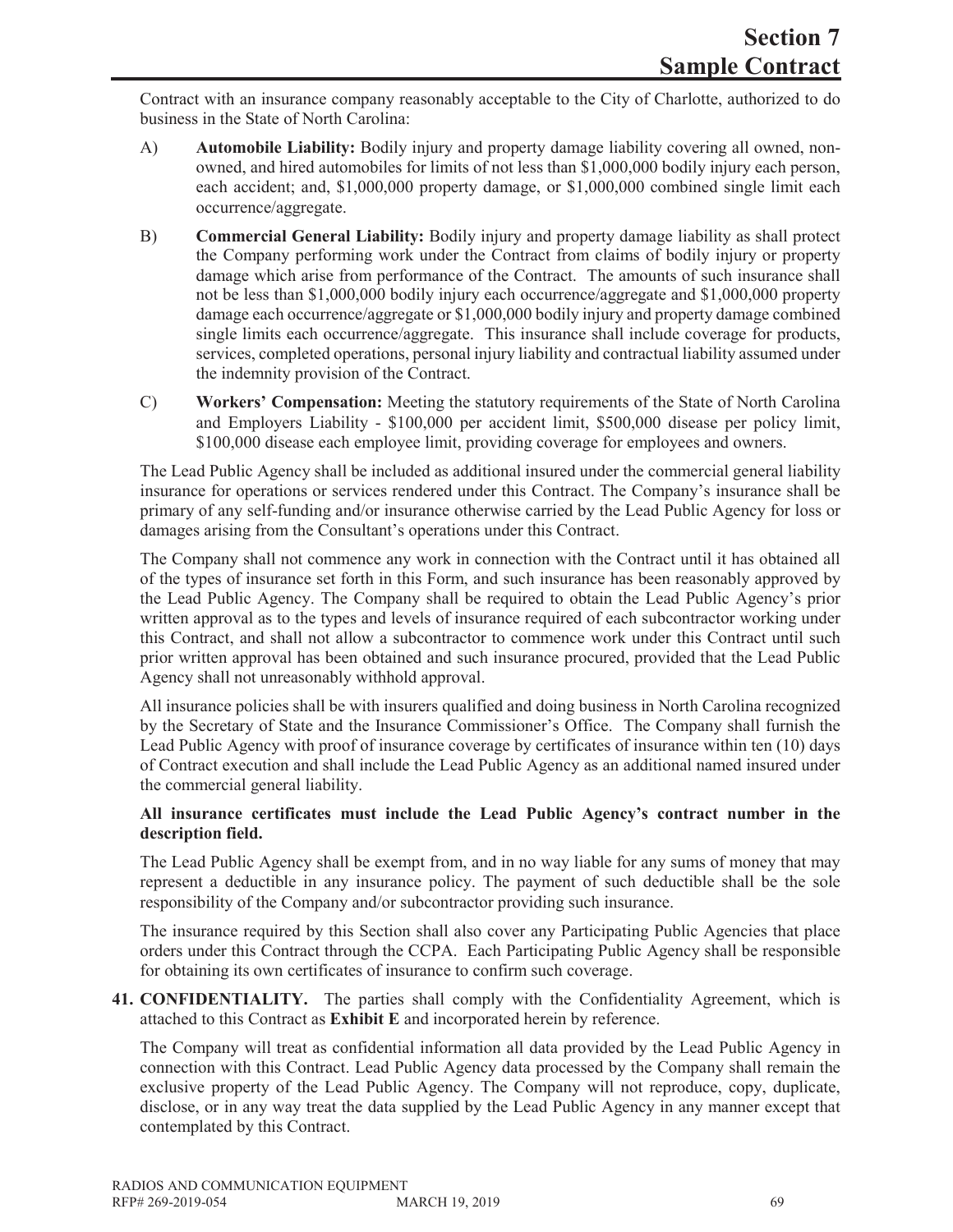Contract with an insurance company reasonably acceptable to the City of Charlotte, authorized to do business in the State of North Carolina:

A) **Automobile Liability:** Bodily injury and property damage liability covering all owned, non-owned, and hired automobiles for limits of not less than $1,000,000 bodily injury each person, each accident; and, $1,000,000 property damage, or $1,000,000 combined single limit each occurrence/aggregate.

B) **Commercial General Liability:** Bodily injury and property damage liability as shall protect the Company performing work under the Contract from claims of bodily injury or property damage which arise from performance of the Contract. The amounts of such insurance shall not be less than $1,000,000 bodily injury each occurrence/aggregate and $1,000,000 property damage each occurrence/aggregate or $1,000,000 bodily injury and property damage combined single limits each occurrence/aggregate. This insurance shall include coverage for products, services, completed operations, personal injury liability and contractual liability assumed under the indemnity provision of the Contract.

C) **Workers' Compensation:** Meeting the statutory requirements of the State of North Carolina and Employers Liability - $100,000 per accident limit, $500,000 disease per policy limit, $100,000 disease each employee limit, providing coverage for employees and owners.

The Lead Public Agency shall be included as additional insured under the commercial general liability insurance for operations or services rendered under this Contract. The Company's insurance shall be primary of any self-funding and/or insurance otherwise carried by the Lead Public Agency for loss or damages arising from the Consultant's operations under this Contract.

The Company shall not commence any work in connection with the Contract until it has obtained all of the types of insurance set forth in this Form, and such insurance has been reasonably approved by the Lead Public Agency. The Company shall be required to obtain the Lead Public Agency's prior written approval as to the types and levels of insurance required of each subcontractor working under this Contract, and shall not allow a subcontractor to commence work under this Contract until such prior written approval has been obtained and such insurance procured, provided that the Lead Public Agency shall not unreasonably withhold approval.

All insurance policies shall be with insurers qualified and doing business in North Carolina recognized by the Secretary of State and the Insurance Commissioner's Office. The Company shall furnish the Lead Public Agency with proof of insurance coverage by certificates of insurance within ten (10) days of Contract execution and shall include the Lead Public Agency as an additional named insured under the commercial general liability.

**All insurance certificates must include the Lead Public Agency's contract number in the description field.**

The Lead Public Agency shall be exempt from, and in no way liable for any sums of money that may represent a deductible in any insurance policy. The payment of such deductible shall be the sole responsibility of the Company and/or subcontractor providing such insurance.

The insurance required by this Section shall also cover any Participating Public Agencies that place orders under this Contract through the CCPA. Each Participating Public Agency shall be responsible for obtaining its own certificates of insurance to confirm such coverage.

**41. CONFIDENTIALITY.** The parties shall comply with the Confidentiality Agreement, which is attached to this Contract as **Exhibit E** and incorporated herein by reference.

The Company will treat as confidential information all data provided by the Lead Public Agency in connection with this Contract. Lead Public Agency data processed by the Company shall remain the exclusive property of the Lead Public Agency. The Company will not reproduce, copy, duplicate, disclose, or in any way treat the data supplied by the Lead Public Agency in any manner except that contemplated by this Contract.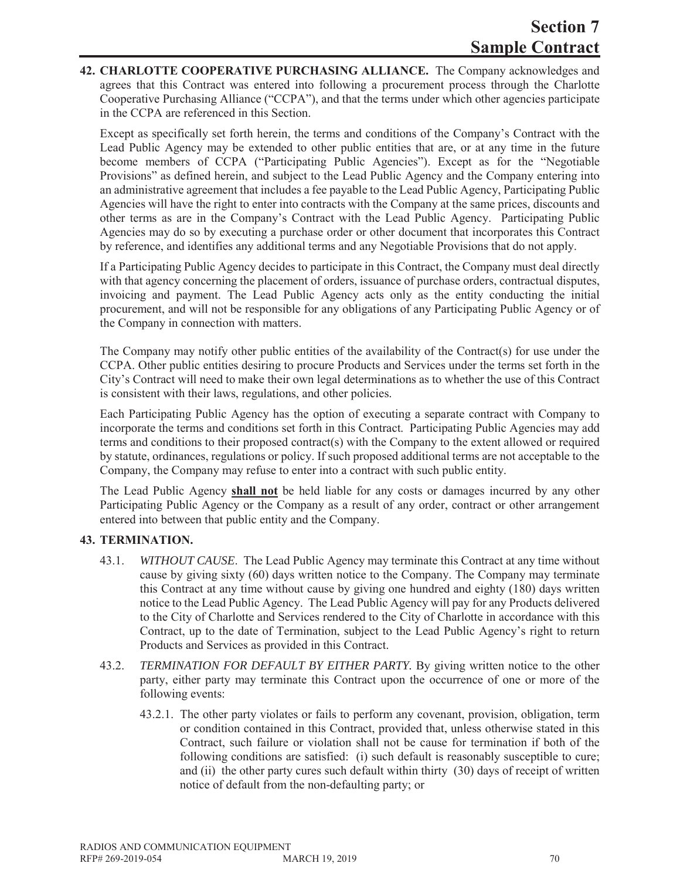**42. CHARLOTTE COOPERATIVE PURCHASING ALLIANCE.** The Company acknowledges and agrees that this Contract was entered into following a procurement process through the Charlotte Cooperative Purchasing Alliance ("CCPA"), and that the terms under which other agencies participate in the CCPA are referenced in this Section.

Except as specifically set forth herein, the terms and conditions of the Company's Contract with the Lead Public Agency may be extended to other public entities that are, or at any time in the future become members of CCPA ("Participating Public Agencies"). Except as for the "Negotiable Provisions" as defined herein, and subject to the Lead Public Agency and the Company entering into an administrative agreement that includes a fee payable to the Lead Public Agency, Participating Public Agencies will have the right to enter into contracts with the Company at the same prices, discounts and other terms as are in the Company's Contract with the Lead Public Agency. Participating Public Agencies may do so by executing a purchase order or other document that incorporates this Contract by reference, and identifies any additional terms and any Negotiable Provisions that do not apply.

If a Participating Public Agency decides to participate in this Contract, the Company must deal directly with that agency concerning the placement of orders, issuance of purchase orders, contractual disputes, invoicing and payment. The Lead Public Agency acts only as the entity conducting the initial procurement, and will not be responsible for any obligations of any Participating Public Agency or of the Company in connection with matters.

The Company may notify other public entities of the availability of the Contract(s) for use under the CCPA. Other public entities desiring to procure Products and Services under the terms set forth in the City's Contract will need to make their own legal determinations as to whether the use of this Contract is consistent with their laws, regulations, and other policies.

Each Participating Public Agency has the option of executing a separate contract with Company to incorporate the terms and conditions set forth in this Contract. Participating Public Agencies may add terms and conditions to their proposed contract(s) with the Company to the extent allowed or required by statute, ordinances, regulations or policy. If such proposed additional terms are not acceptable to the Company, the Company may refuse to enter into a contract with such public entity.

The Lead Public Agency **shall not** be held liable for any costs or damages incurred by any other Participating Public Agency or the Company as a result of any order, contract or other arrangement entered into between that public entity and the Company.

**43. TERMINATION.**

43.1. *WITHOUT CAUSE*. The Lead Public Agency may terminate this Contract at any time without cause by giving sixty (60) days written notice to the Company. The Company may terminate this Contract at any time without cause by giving one hundred and eighty (180) days written notice to the Lead Public Agency. The Lead Public Agency will pay for any Products delivered to the City of Charlotte and Services rendered to the City of Charlotte in accordance with this Contract, up to the date of Termination, subject to the Lead Public Agency's right to return Products and Services as provided in this Contract.

43.2. *TERMINATION FOR DEFAULT BY EITHER PARTY.* By giving written notice to the other party, either party may terminate this Contract upon the occurrence of one or more of the following events:

43.2.1. The other party violates or fails to perform any covenant, provision, obligation, term or condition contained in this Contract, provided that, unless otherwise stated in this Contract, such failure or violation shall not be cause for termination if both of the following conditions are satisfied: (i) such default is reasonably susceptible to cure; and (ii) the other party cures such default within thirty (30) days of receipt of written notice of default from the non-defaulting party; or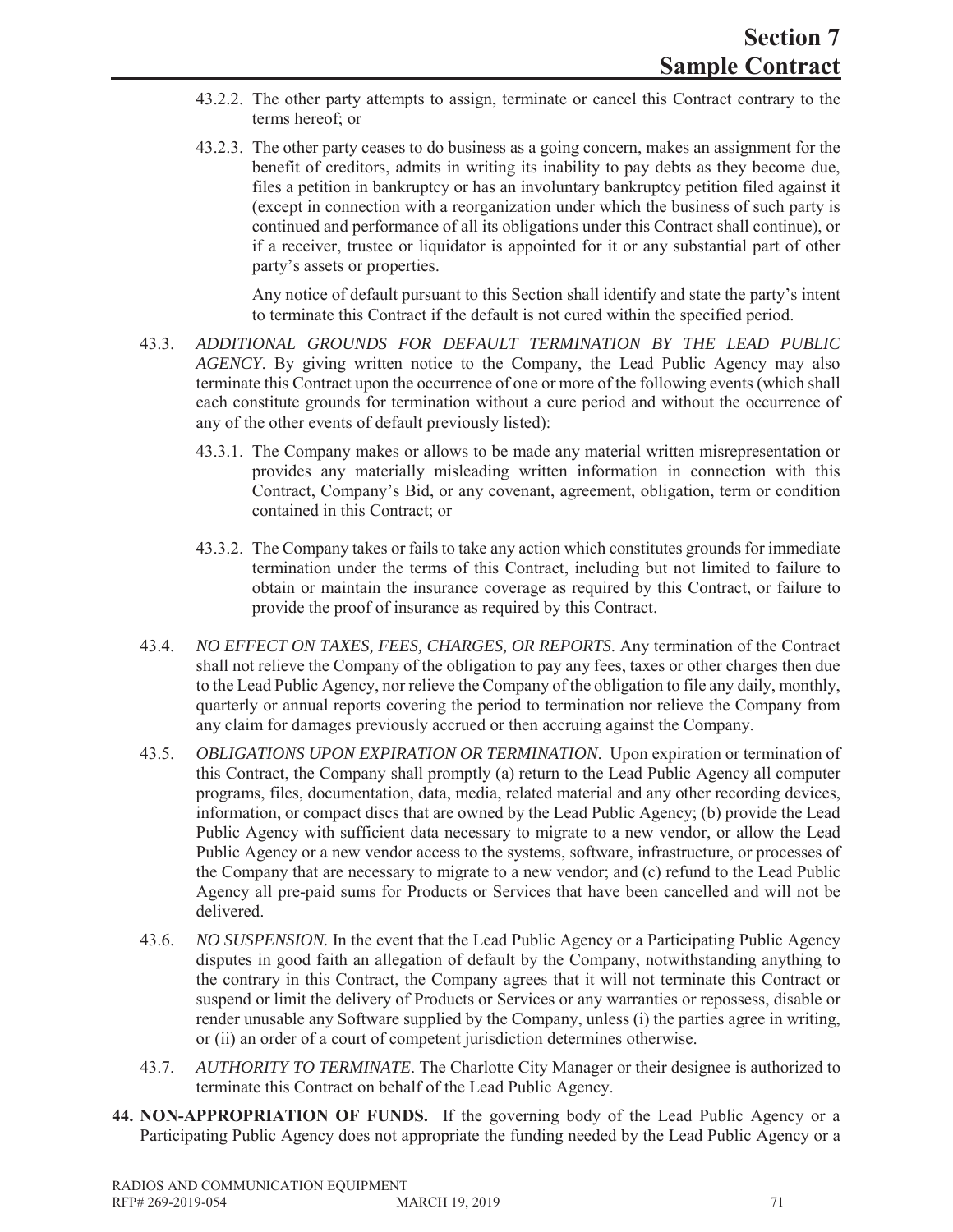43.2.2. The other party attempts to assign, terminate or cancel this Contract contrary to the terms hereof; or

43.2.3. The other party ceases to do business as a going concern, makes an assignment for the benefit of creditors, admits in writing its inability to pay debts as they become due, files a petition in bankruptcy or has an involuntary bankruptcy petition filed against it (except in connection with a reorganization under which the business of such party is continued and performance of all its obligations under this Contract shall continue), or if a receiver, trustee or liquidator is appointed for it or any substantial part of other party's assets or properties.

Any notice of default pursuant to this Section shall identify and state the party's intent to terminate this Contract if the default is not cured within the specified period.

43.3. *ADDITIONAL GROUNDS FOR DEFAULT TERMINATION BY THE LEAD PUBLIC AGENCY*. By giving written notice to the Company, the Lead Public Agency may also terminate this Contract upon the occurrence of one or more of the following events (which shall each constitute grounds for termination without a cure period and without the occurrence of any of the other events of default previously listed):

43.3.1. The Company makes or allows to be made any material written misrepresentation or provides any materially misleading written information in connection with this Contract, Company's Bid, or any covenant, agreement, obligation, term or condition contained in this Contract; or

43.3.2. The Company takes or fails to take any action which constitutes grounds for immediate termination under the terms of this Contract, including but not limited to failure to obtain or maintain the insurance coverage as required by this Contract, or failure to provide the proof of insurance as required by this Contract.

43.4. *NO EFFECT ON TAXES, FEES, CHARGES, OR REPORTS.* Any termination of the Contract shall not relieve the Company of the obligation to pay any fees, taxes or other charges then due to the Lead Public Agency, nor relieve the Company of the obligation to file any daily, monthly, quarterly or annual reports covering the period to termination nor relieve the Company from any claim for damages previously accrued or then accruing against the Company.

43.5. *OBLIGATIONS UPON EXPIRATION OR TERMINATION.* Upon expiration or termination of this Contract, the Company shall promptly (a) return to the Lead Public Agency all computer programs, files, documentation, data, media, related material and any other recording devices, information, or compact discs that are owned by the Lead Public Agency; (b) provide the Lead Public Agency with sufficient data necessary to migrate to a new vendor, or allow the Lead Public Agency or a new vendor access to the systems, software, infrastructure, or processes of the Company that are necessary to migrate to a new vendor; and (c) refund to the Lead Public Agency all pre-paid sums for Products or Services that have been cancelled and will not be delivered.

43.6. *NO SUSPENSION.* In the event that the Lead Public Agency or a Participating Public Agency disputes in good faith an allegation of default by the Company, notwithstanding anything to the contrary in this Contract, the Company agrees that it will not terminate this Contract or suspend or limit the delivery of Products or Services or any warranties or repossess, disable or render unusable any Software supplied by the Company, unless (i) the parties agree in writing, or (ii) an order of a court of competent jurisdiction determines otherwise.

43.7. *AUTHORITY TO TERMINATE*. The Charlotte City Manager or their designee is authorized to terminate this Contract on behalf of the Lead Public Agency.

**44. NON-APPROPRIATION OF FUNDS.** If the governing body of the Lead Public Agency or a Participating Public Agency does not appropriate the funding needed by the Lead Public Agency or a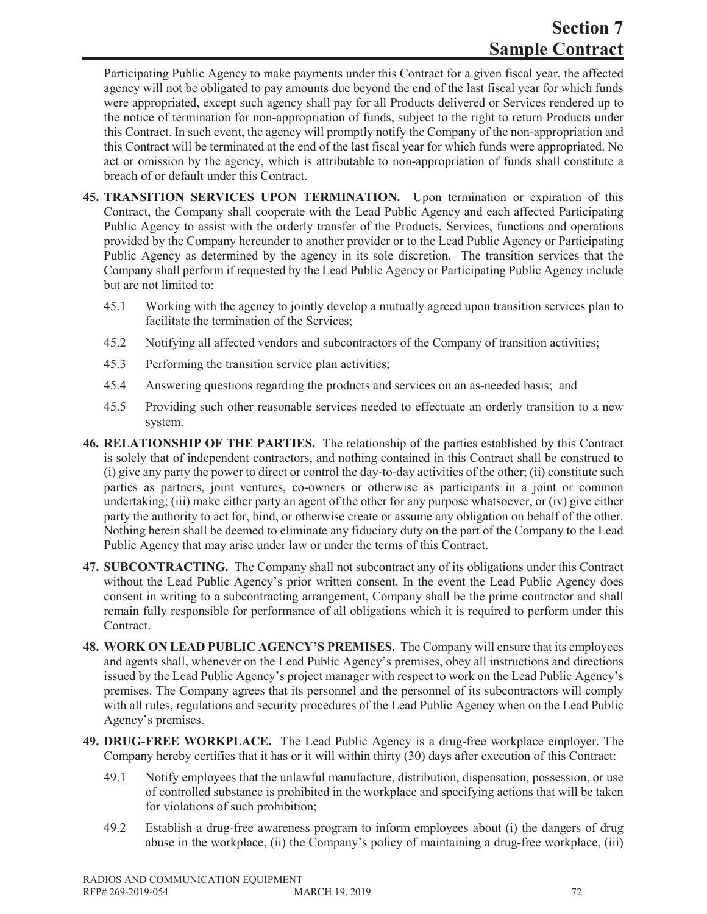Participating Public Agency to make payments under this Contract for a given fiscal year, the affected agency will not be obligated to pay amounts due beyond the end of the last fiscal year for which funds were appropriated, except such agency shall pay for all Products delivered or Services rendered up to the notice of termination for non-appropriation of funds, subject to the right to return Products under this Contract. In such event, the agency will promptly notify the Company of the non-appropriation and this Contract will be terminated at the end of the last fiscal year for which funds were appropriated. No act or omission by the agency, which is attributable to non-appropriation of funds shall constitute a breach of or default under this Contract.

**45. TRANSITION SERVICES UPON TERMINATION.** Upon termination or expiration of this Contract, the Company shall cooperate with the Lead Public Agency and each affected Participating Public Agency to assist with the orderly transfer of the Products, Services, functions and operations provided by the Company hereunder to another provider or to the Lead Public Agency or Participating Public Agency as determined by the agency in its sole discretion. The transition services that the Company shall perform if requested by the Lead Public Agency or Participating Public Agency include but are not limited to:

45.1 Working with the agency to jointly develop a mutually agreed upon transition services plan to facilitate the termination of the Services;

45.2 Notifying all affected vendors and subcontractors of the Company of transition activities;

45.3 Performing the transition service plan activities;

45.4 Answering questions regarding the products and services on an as-needed basis; and

45.5 Providing such other reasonable services needed to effectuate an orderly transition to a new system.

**46. RELATIONSHIP OF THE PARTIES.** The relationship of the parties established by this Contract is solely that of independent contractors, and nothing contained in this Contract shall be construed to (i) give any party the power to direct or control the day-to-day activities of the other; (ii) constitute such parties as partners, joint ventures, co-owners or otherwise as participants in a joint or common undertaking; (iii) make either party an agent of the other for any purpose whatsoever, or (iv) give either party the authority to act for, bind, or otherwise create or assume any obligation on behalf of the other. Nothing herein shall be deemed to eliminate any fiduciary duty on the part of the Company to the Lead Public Agency that may arise under law or under the terms of this Contract.

**47. SUBCONTRACTING.** The Company shall not subcontract any of its obligations under this Contract without the Lead Public Agency's prior written consent. In the event the Lead Public Agency does consent in writing to a subcontracting arrangement, Company shall be the prime contractor and shall remain fully responsible for performance of all obligations which it is required to perform under this Contract.

**48. WORK ON LEAD PUBLIC AGENCY'S PREMISES.** The Company will ensure that its employees and agents shall, whenever on the Lead Public Agency's premises, obey all instructions and directions issued by the Lead Public Agency's project manager with respect to work on the Lead Public Agency's premises. The Company agrees that its personnel and the personnel of its subcontractors will comply with all rules, regulations and security procedures of the Lead Public Agency when on the Lead Public Agency's premises.

**49. DRUG-FREE WORKPLACE.** The Lead Public Agency is a drug-free workplace employer. The Company hereby certifies that it has or it will within thirty (30) days after execution of this Contract:

49.1 Notify employees that the unlawful manufacture, distribution, dispensation, possession, or use of controlled substance is prohibited in the workplace and specifying actions that will be taken for violations of such prohibition;

49.2 Establish a drug-free awareness program to inform employees about (i) the dangers of drug abuse in the workplace, (ii) the Company's policy of maintaining a drug-free workplace, (iii)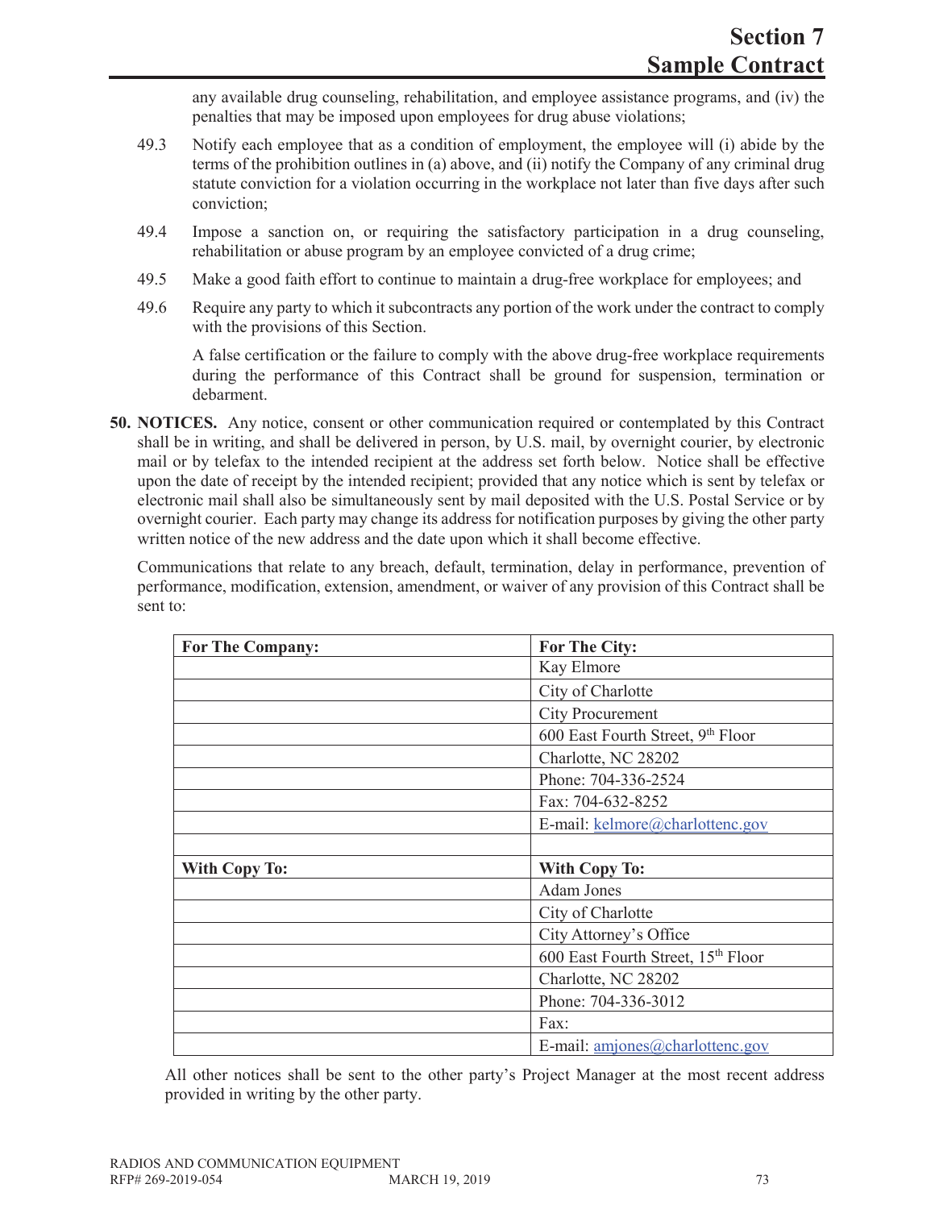any available drug counseling, rehabilitation, and employee assistance programs, and (iv) the penalties that may be imposed upon employees for drug abuse violations;

49.3 Notify each employee that as a condition of employment, the employee will (i) abide by the terms of the prohibition outlines in (a) above, and (ii) notify the Company of any criminal drug statute conviction for a violation occurring in the workplace not later than five days after such conviction;

49.4 Impose a sanction on, or requiring the satisfactory participation in a drug counseling, rehabilitation or abuse program by an employee convicted of a drug crime;

49.5 Make a good faith effort to continue to maintain a drug-free workplace for employees; and

49.6 Require any party to which it subcontracts any portion of the work under the contract to comply with the provisions of this Section.

A false certification or the failure to comply with the above drug-free workplace requirements during the performance of this Contract shall be ground for suspension, termination or debarment.

**50. NOTICES.** Any notice, consent or other communication required or contemplated by this Contract shall be in writing, and shall be delivered in person, by U.S. mail, by overnight courier, by electronic mail or by telefax to the intended recipient at the address set forth below. Notice shall be effective upon the date of receipt by the intended recipient; provided that any notice which is sent by telefax or electronic mail shall also be simultaneously sent by mail deposited with the U.S. Postal Service or by overnight courier. Each party may change its address for notification purposes by giving the other party written notice of the new address and the date upon which it shall become effective.

Communications that relate to any breach, default, termination, delay in performance, prevention of performance, modification, extension, amendment, or waiver of any provision of this Contract shall be sent to:

| **For The Company:** | **For The City:** |
|---|---|
| | Kay Elmore |
| | City of Charlotte |
| | City Procurement |
| | 600 East Fourth Street, 9th Floor |
| | Charlotte, NC 28202 |
| | Phone: 704-336-2524 |
| | Fax: 704-632-8252 |
| | E-mail: kelmore@charlottenc.gov |
| | |
| **With Copy To:** | **With Copy To:** |
| | Adam Jones |
| | City of Charlotte |
| | City Attorney's Office |
| | 600 East Fourth Street, 15th Floor |
| | Charlotte, NC 28202 |
| | Phone: 704-336-3012 |
| | Fax: |
| | E-mail: amjones@charlottenc.gov |

All other notices shall be sent to the other party's Project Manager at the most recent address provided in writing by the other party.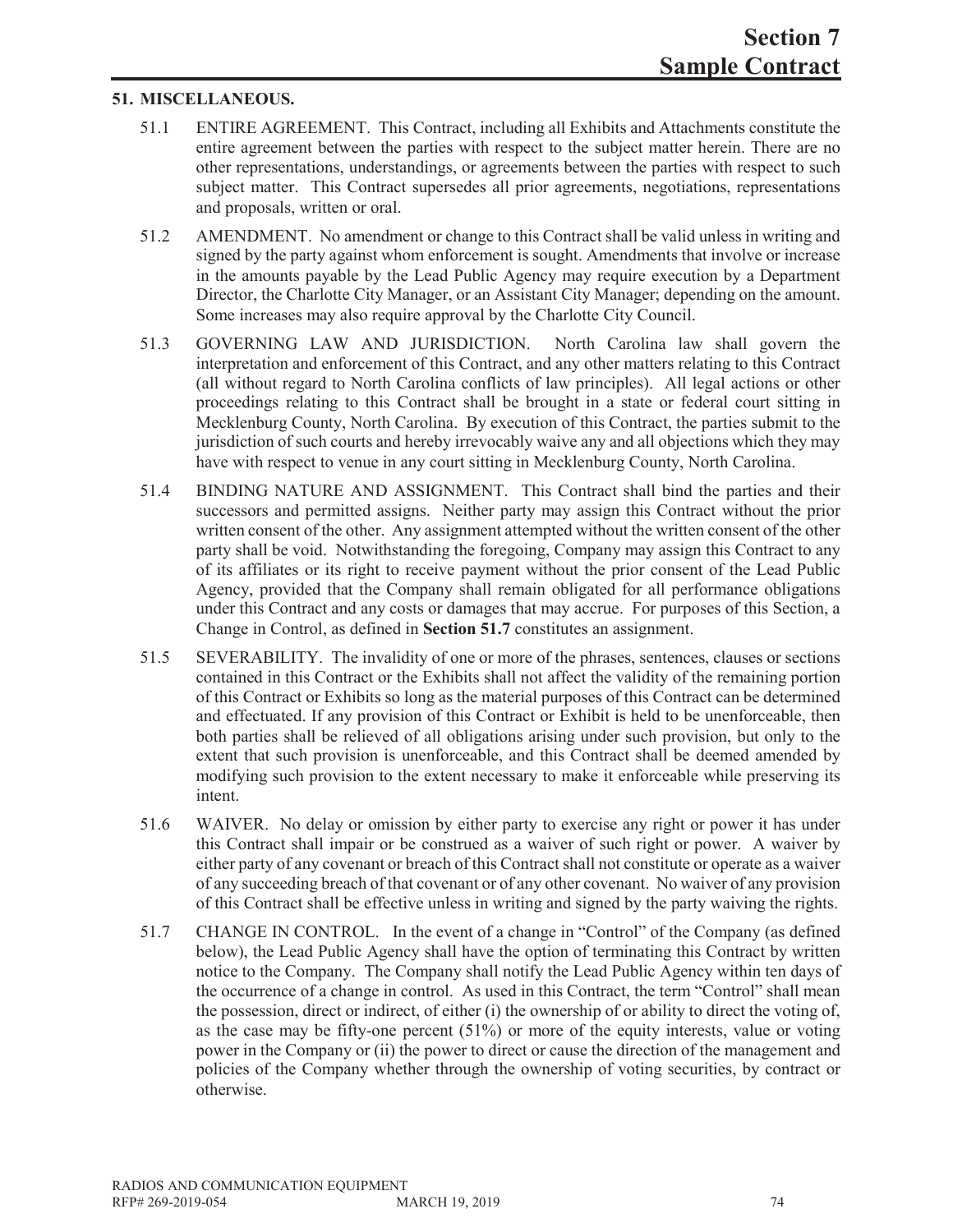## 51. MISCELLANEOUS.

51.1 ENTIRE AGREEMENT. This Contract, including all Exhibits and Attachments constitute the entire agreement between the parties with respect to the subject matter herein. There are no other representations, understandings, or agreements between the parties with respect to such subject matter. This Contract supersedes all prior agreements, negotiations, representations and proposals, written or oral.

51.2 AMENDMENT. No amendment or change to this Contract shall be valid unless in writing and signed by the party against whom enforcement is sought. Amendments that involve or increase in the amounts payable by the Lead Public Agency may require execution by a Department Director, the Charlotte City Manager, or an Assistant City Manager; depending on the amount. Some increases may also require approval by the Charlotte City Council.

51.3 GOVERNING LAW AND JURISDICTION. North Carolina law shall govern the interpretation and enforcement of this Contract, and any other matters relating to this Contract (all without regard to North Carolina conflicts of law principles). All legal actions or other proceedings relating to this Contract shall be brought in a state or federal court sitting in Mecklenburg County, North Carolina. By execution of this Contract, the parties submit to the jurisdiction of such courts and hereby irrevocably waive any and all objections which they may have with respect to venue in any court sitting in Mecklenburg County, North Carolina.

51.4 BINDING NATURE AND ASSIGNMENT. This Contract shall bind the parties and their successors and permitted assigns. Neither party may assign this Contract without the prior written consent of the other. Any assignment attempted without the written consent of the other party shall be void. Notwithstanding the foregoing, Company may assign this Contract to any of its affiliates or its right to receive payment without the prior consent of the Lead Public Agency, provided that the Company shall remain obligated for all performance obligations under this Contract and any costs or damages that may accrue. For purposes of this Section, a Change in Control, as defined in **Section 51.7** constitutes an assignment.

51.5 SEVERABILITY. The invalidity of one or more of the phrases, sentences, clauses or sections contained in this Contract or the Exhibits shall not affect the validity of the remaining portion of this Contract or Exhibits so long as the material purposes of this Contract can be determined and effectuated. If any provision of this Contract or Exhibit is held to be unenforceable, then both parties shall be relieved of all obligations arising under such provision, but only to the extent that such provision is unenforceable, and this Contract shall be deemed amended by modifying such provision to the extent necessary to make it enforceable while preserving its intent.

51.6 WAIVER. No delay or omission by either party to exercise any right or power it has under this Contract shall impair or be construed as a waiver of such right or power. A waiver by either party of any covenant or breach of this Contract shall not constitute or operate as a waiver of any succeeding breach of that covenant or of any other covenant. No waiver of any provision of this Contract shall be effective unless in writing and signed by the party waiving the rights.

51.7 CHANGE IN CONTROL. In the event of a change in "Control" of the Company (as defined below), the Lead Public Agency shall have the option of terminating this Contract by written notice to the Company. The Company shall notify the Lead Public Agency within ten days of the occurrence of a change in control. As used in this Contract, the term "Control" shall mean the possession, direct or indirect, of either (i) the ownership of or ability to direct the voting of, as the case may be fifty-one percent (51%) or more of the equity interests, value or voting power in the Company or (ii) the power to direct or cause the direction of the management and policies of the Company whether through the ownership of voting securities, by contract or otherwise.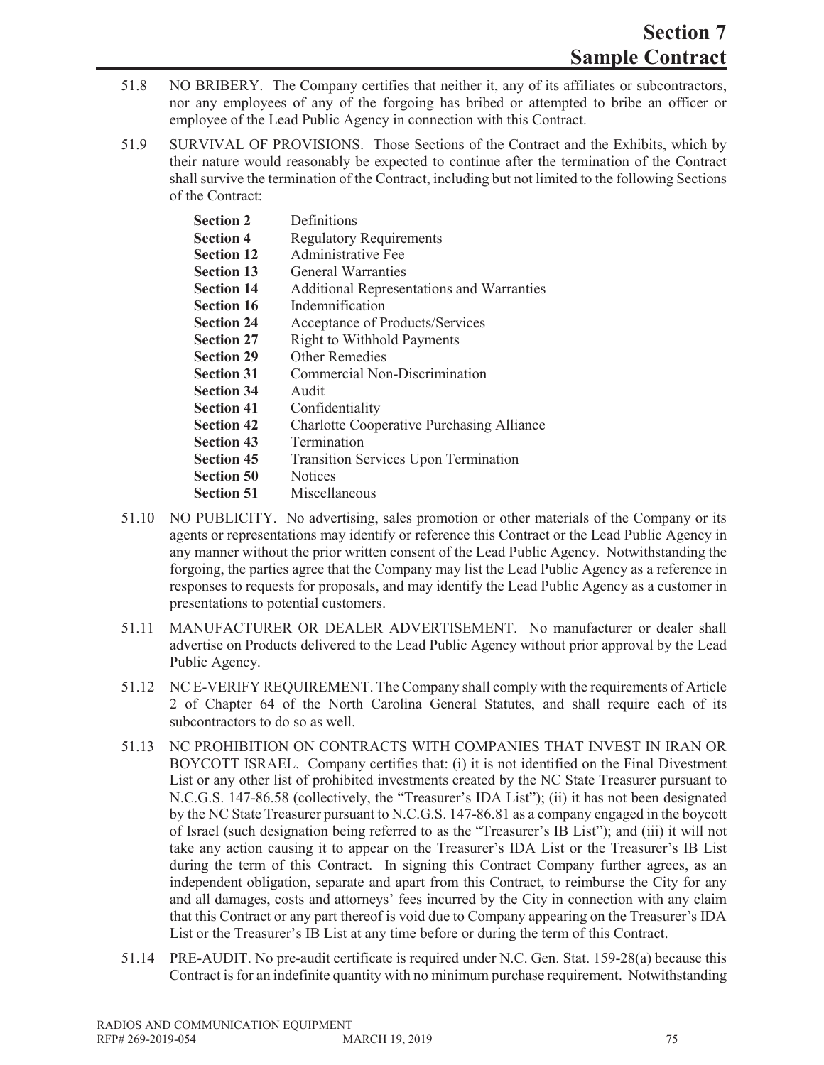51.8 NO BRIBERY. The Company certifies that neither it, any of its affiliates or subcontractors, nor any employees of any of the forgoing has bribed or attempted to bribe an officer or employee of the Lead Public Agency in connection with this Contract.

51.9 SURVIVAL OF PROVISIONS. Those Sections of the Contract and the Exhibits, which by their nature would reasonably be expected to continue after the termination of the Contract shall survive the termination of the Contract, including but not limited to the following Sections of the Contract:

| | |
|---|---|
| **Section 2** | Definitions |
| **Section 4** | Regulatory Requirements |
| **Section 12** | Administrative Fee |
| **Section 13** | General Warranties |
| **Section 14** | Additional Representations and Warranties |
| **Section 16** | Indemnification |
| **Section 24** | Acceptance of Products/Services |
| **Section 27** | Right to Withhold Payments |
| **Section 29** | Other Remedies |
| **Section 31** | Commercial Non-Discrimination |
| **Section 34** | Audit |
| **Section 41** | Confidentiality |
| **Section 42** | Charlotte Cooperative Purchasing Alliance |
| **Section 43** | Termination |
| **Section 45** | Transition Services Upon Termination |
| **Section 50** | Notices |
| **Section 51** | Miscellaneous |

51.10 NO PUBLICITY. No advertising, sales promotion or other materials of the Company or its agents or representations may identify or reference this Contract or the Lead Public Agency in any manner without the prior written consent of the Lead Public Agency. Notwithstanding the forgoing, the parties agree that the Company may list the Lead Public Agency as a reference in responses to requests for proposals, and may identify the Lead Public Agency as a customer in presentations to potential customers.

51.11 MANUFACTURER OR DEALER ADVERTISEMENT. No manufacturer or dealer shall advertise on Products delivered to the Lead Public Agency without prior approval by the Lead Public Agency.

51.12 NC E-VERIFY REQUIREMENT. The Company shall comply with the requirements of Article 2 of Chapter 64 of the North Carolina General Statutes, and shall require each of its subcontractors to do so as well.

51.13 NC PROHIBITION ON CONTRACTS WITH COMPANIES THAT INVEST IN IRAN OR BOYCOTT ISRAEL. Company certifies that: (i) it is not identified on the Final Divestment List or any other list of prohibited investments created by the NC State Treasurer pursuant to N.C.G.S. 147-86.58 (collectively, the "Treasurer's IDA List"); (ii) it has not been designated by the NC State Treasurer pursuant to N.C.G.S. 147-86.81 as a company engaged in the boycott of Israel (such designation being referred to as the "Treasurer's IB List"); and (iii) it will not take any action causing it to appear on the Treasurer's IDA List or the Treasurer's IB List during the term of this Contract. In signing this Contract Company further agrees, as an independent obligation, separate and apart from this Contract, to reimburse the City for any and all damages, costs and attorneys' fees incurred by the City in connection with any claim that this Contract or any part thereof is void due to Company appearing on the Treasurer's IDA List or the Treasurer's IB List at any time before or during the term of this Contract.

51.14 PRE-AUDIT. No pre-audit certificate is required under N.C. Gen. Stat. 159-28(a) because this Contract is for an indefinite quantity with no minimum purchase requirement. Notwithstanding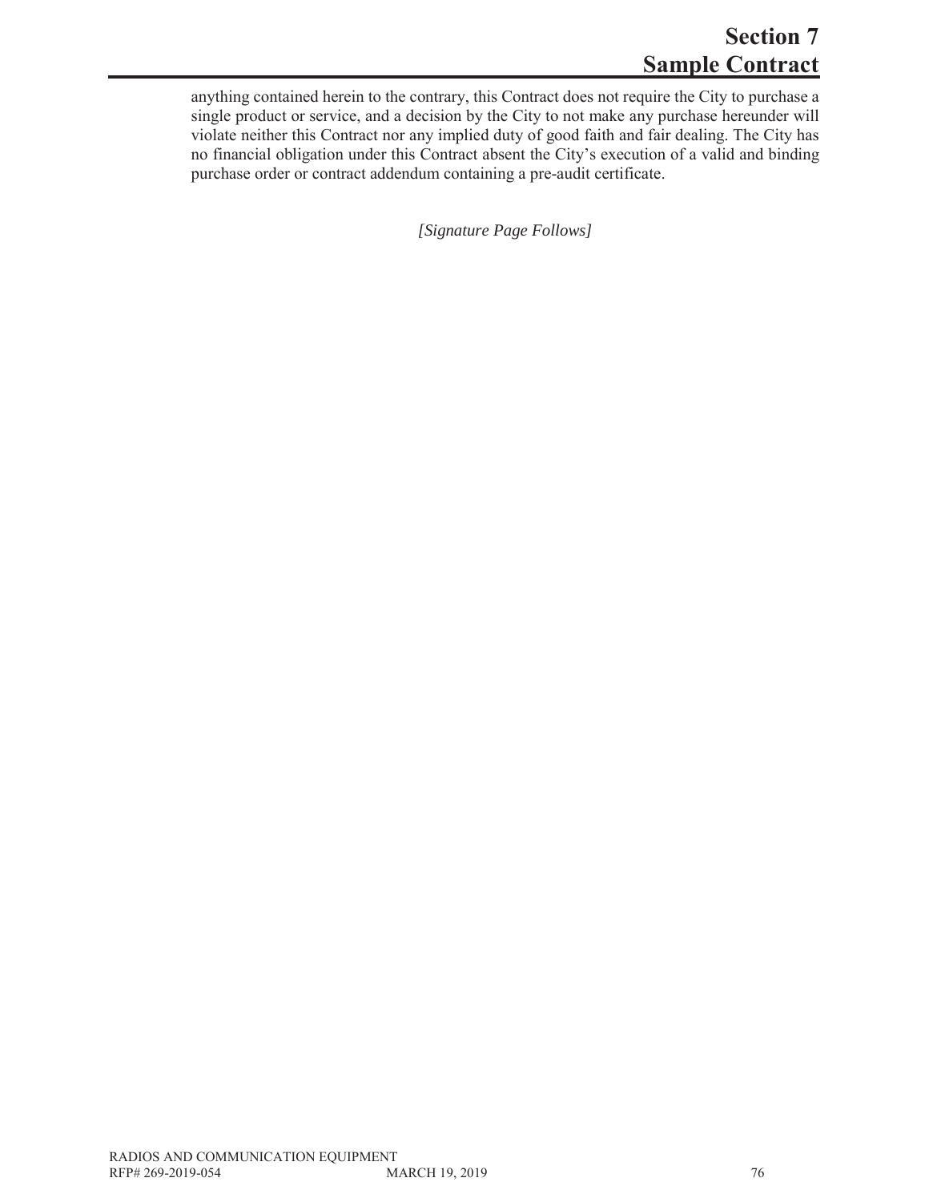anything contained herein to the contrary, this Contract does not require the City to purchase a single product or service, and a decision by the City to not make any purchase hereunder will violate neither this Contract nor any implied duty of good faith and fair dealing. The City has no financial obligation under this Contract absent the City's execution of a valid and binding purchase order or contract addendum containing a pre-audit certificate.

*[Signature Page Follows]*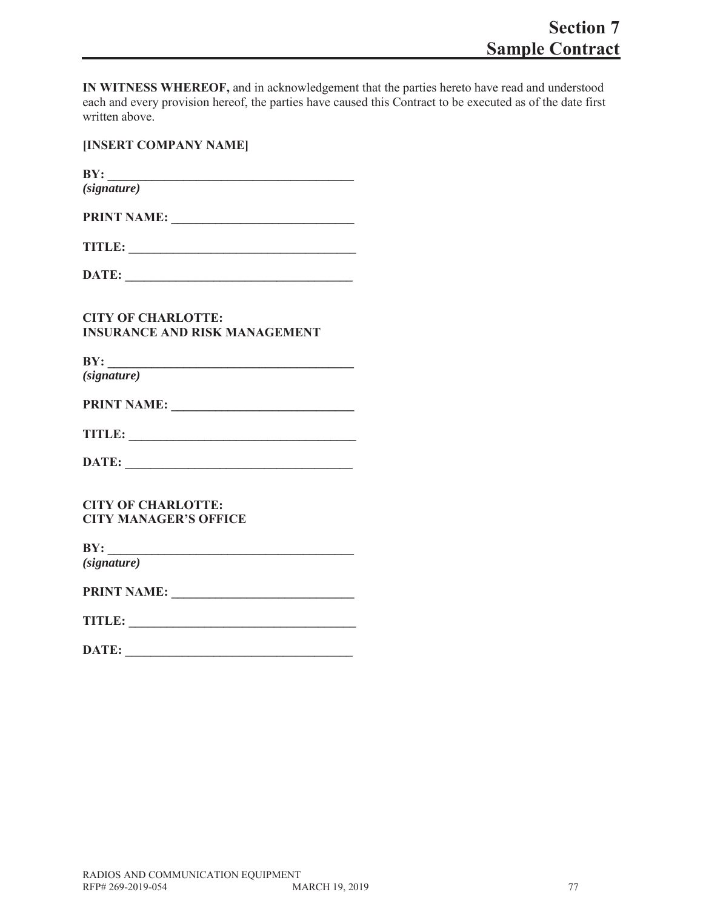**IN WITNESS WHEREOF,** and in acknowledgement that the parties hereto have read and understood each and every provision hereof, the parties have caused this Contract to be executed as of the date first written above.

**[INSERT COMPANY NAME]**

**BY: ______________________________________**
***(signature)***

**PRINT NAME: ____________________________**

**TITLE: __________________________________**

**DATE: __________________________________**

**CITY OF CHARLOTTE:**
**INSURANCE AND RISK MANAGEMENT**

**BY: ______________________________________**
***(signature)***

**PRINT NAME: ____________________________**

**TITLE: __________________________________**

**DATE: __________________________________**

**CITY OF CHARLOTTE:**
**CITY MANAGER'S OFFICE**

**BY: ______________________________________**
***(signature)***

**PRINT NAME: ____________________________**

**TITLE: __________________________________**

**DATE: __________________________________**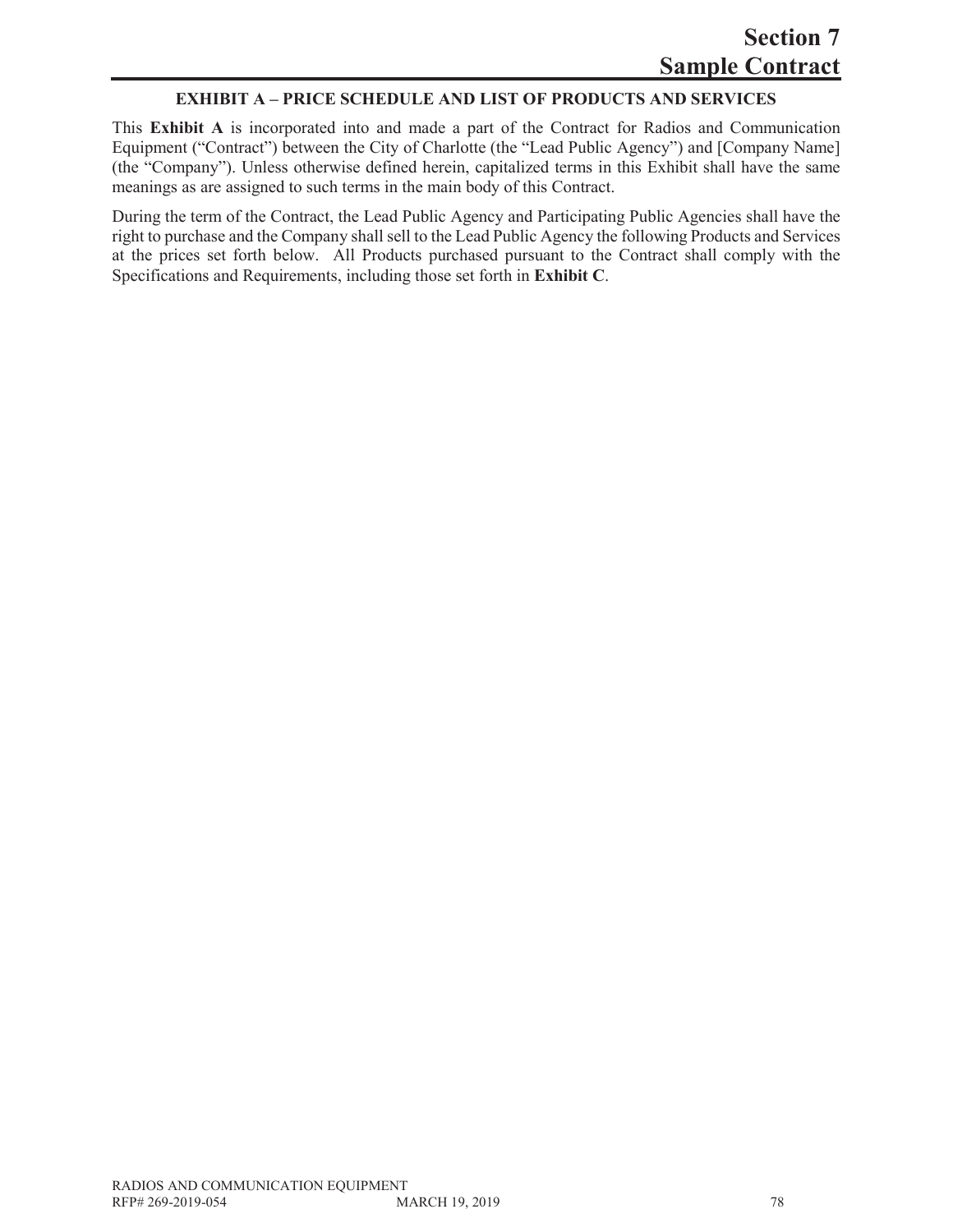# Section 7
# Sample Contract

## EXHIBIT A – PRICE SCHEDULE AND LIST OF PRODUCTS AND SERVICES

This **Exhibit A** is incorporated into and made a part of the Contract for Radios and Communication Equipment ("Contract") between the City of Charlotte (the "Lead Public Agency") and [Company Name] (the "Company"). Unless otherwise defined herein, capitalized terms in this Exhibit shall have the same meanings as are assigned to such terms in the main body of this Contract.

During the term of the Contract, the Lead Public Agency and Participating Public Agencies shall have the right to purchase and the Company shall sell to the Lead Public Agency the following Products and Services at the prices set forth below. All Products purchased pursuant to the Contract shall comply with the Specifications and Requirements, including those set forth in **Exhibit C**.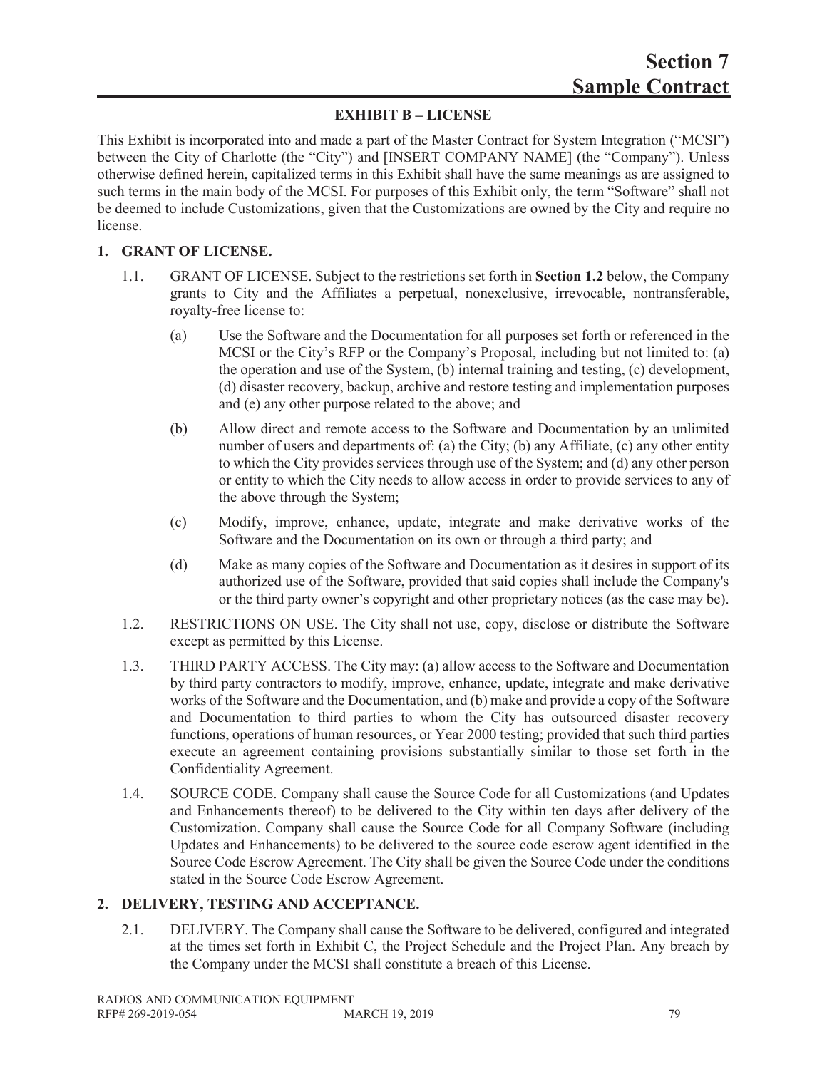# Section 7
# Sample Contract

### EXHIBIT B – LICENSE

This Exhibit is incorporated into and made a part of the Master Contract for System Integration ("MCSI") between the City of Charlotte (the "City") and [INSERT COMPANY NAME] (the "Company"). Unless otherwise defined herein, capitalized terms in this Exhibit shall have the same meanings as are assigned to such terms in the main body of the MCSI. For purposes of this Exhibit only, the term "Software" shall not be deemed to include Customizations, given that the Customizations are owned by the City and require no license.

**1. GRANT OF LICENSE.**

1.1. GRANT OF LICENSE. Subject to the restrictions set forth in **Section 1.2** below, the Company grants to City and the Affiliates a perpetual, nonexclusive, irrevocable, nontransferable, royalty-free license to:

(a) Use the Software and the Documentation for all purposes set forth or referenced in the MCSI or the City's RFP or the Company's Proposal, including but not limited to: (a) the operation and use of the System, (b) internal training and testing, (c) development, (d) disaster recovery, backup, archive and restore testing and implementation purposes and (e) any other purpose related to the above; and

(b) Allow direct and remote access to the Software and Documentation by an unlimited number of users and departments of: (a) the City; (b) any Affiliate, (c) any other entity to which the City provides services through use of the System; and (d) any other person or entity to which the City needs to allow access in order to provide services to any of the above through the System;

(c) Modify, improve, enhance, update, integrate and make derivative works of the Software and the Documentation on its own or through a third party; and

(d) Make as many copies of the Software and Documentation as it desires in support of its authorized use of the Software, provided that said copies shall include the Company's or the third party owner's copyright and other proprietary notices (as the case may be).

1.2. RESTRICTIONS ON USE. The City shall not use, copy, disclose or distribute the Software except as permitted by this License.

1.3. THIRD PARTY ACCESS. The City may: (a) allow access to the Software and Documentation by third party contractors to modify, improve, enhance, update, integrate and make derivative works of the Software and the Documentation, and (b) make and provide a copy of the Software and Documentation to third parties to whom the City has outsourced disaster recovery functions, operations of human resources, or Year 2000 testing; provided that such third parties execute an agreement containing provisions substantially similar to those set forth in the Confidentiality Agreement.

1.4. SOURCE CODE. Company shall cause the Source Code for all Customizations (and Updates and Enhancements thereof) to be delivered to the City within ten days after delivery of the Customization. Company shall cause the Source Code for all Company Software (including Updates and Enhancements) to be delivered to the source code escrow agent identified in the Source Code Escrow Agreement. The City shall be given the Source Code under the conditions stated in the Source Code Escrow Agreement.

**2. DELIVERY, TESTING AND ACCEPTANCE.**

2.1. DELIVERY. The Company shall cause the Software to be delivered, configured and integrated at the times set forth in Exhibit C, the Project Schedule and the Project Plan. Any breach by the Company under the MCSI shall constitute a breach of this License.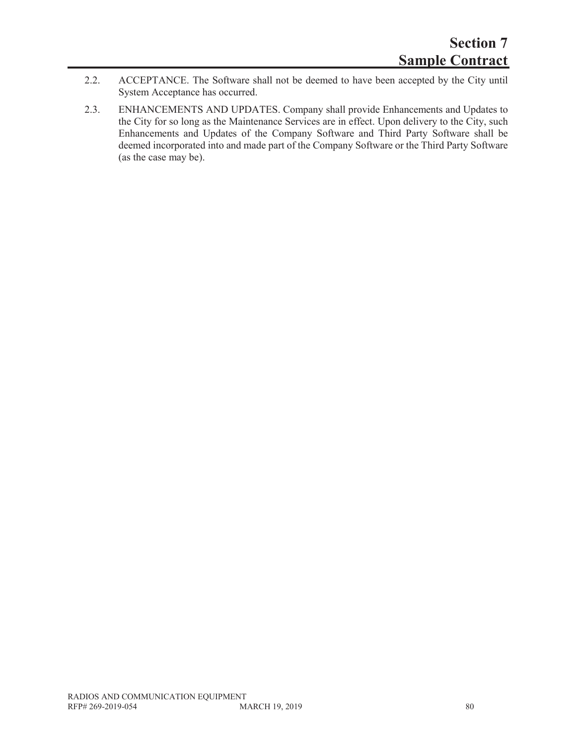2.2. ACCEPTANCE. The Software shall not be deemed to have been accepted by the City until System Acceptance has occurred.

2.3. ENHANCEMENTS AND UPDATES. Company shall provide Enhancements and Updates to the City for so long as the Maintenance Services are in effect. Upon delivery to the City, such Enhancements and Updates of the Company Software and Third Party Software shall be deemed incorporated into and made part of the Company Software or the Third Party Software (as the case may be).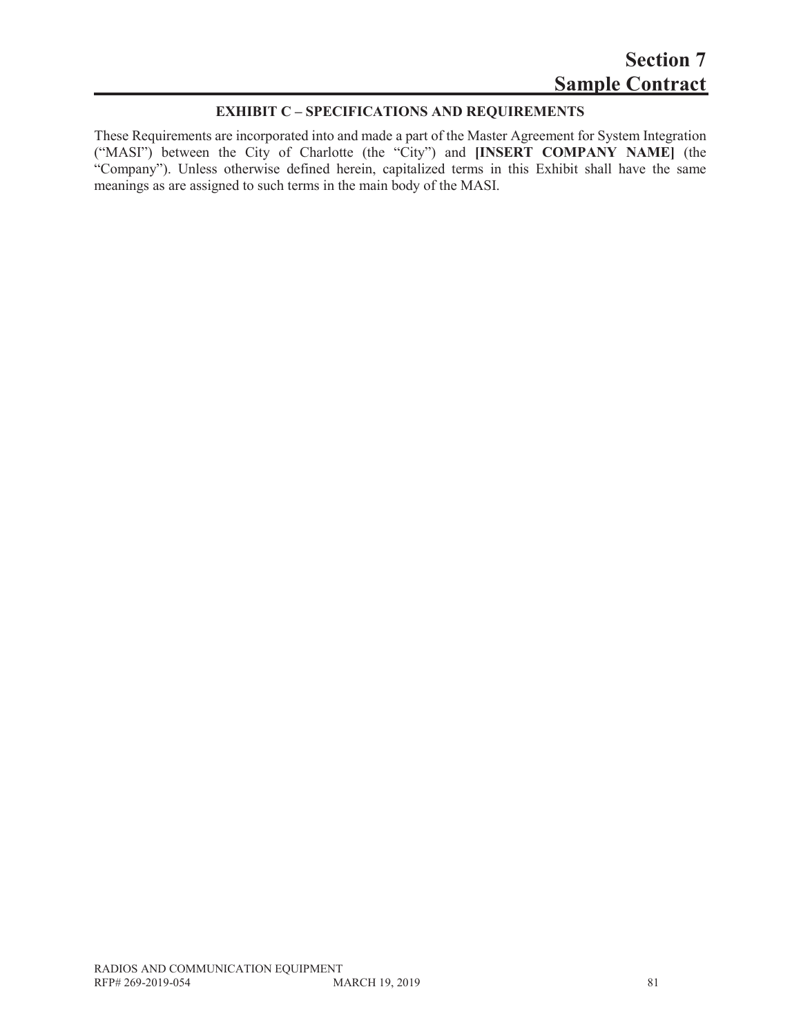# Section 7
# Sample Contract

## EXHIBIT C – SPECIFICATIONS AND REQUIREMENTS

These Requirements are incorporated into and made a part of the Master Agreement for System Integration ("MASI") between the City of Charlotte (the "City") and **[INSERT COMPANY NAME]** (the "Company"). Unless otherwise defined herein, capitalized terms in this Exhibit shall have the same meanings as are assigned to such terms in the main body of the MASI.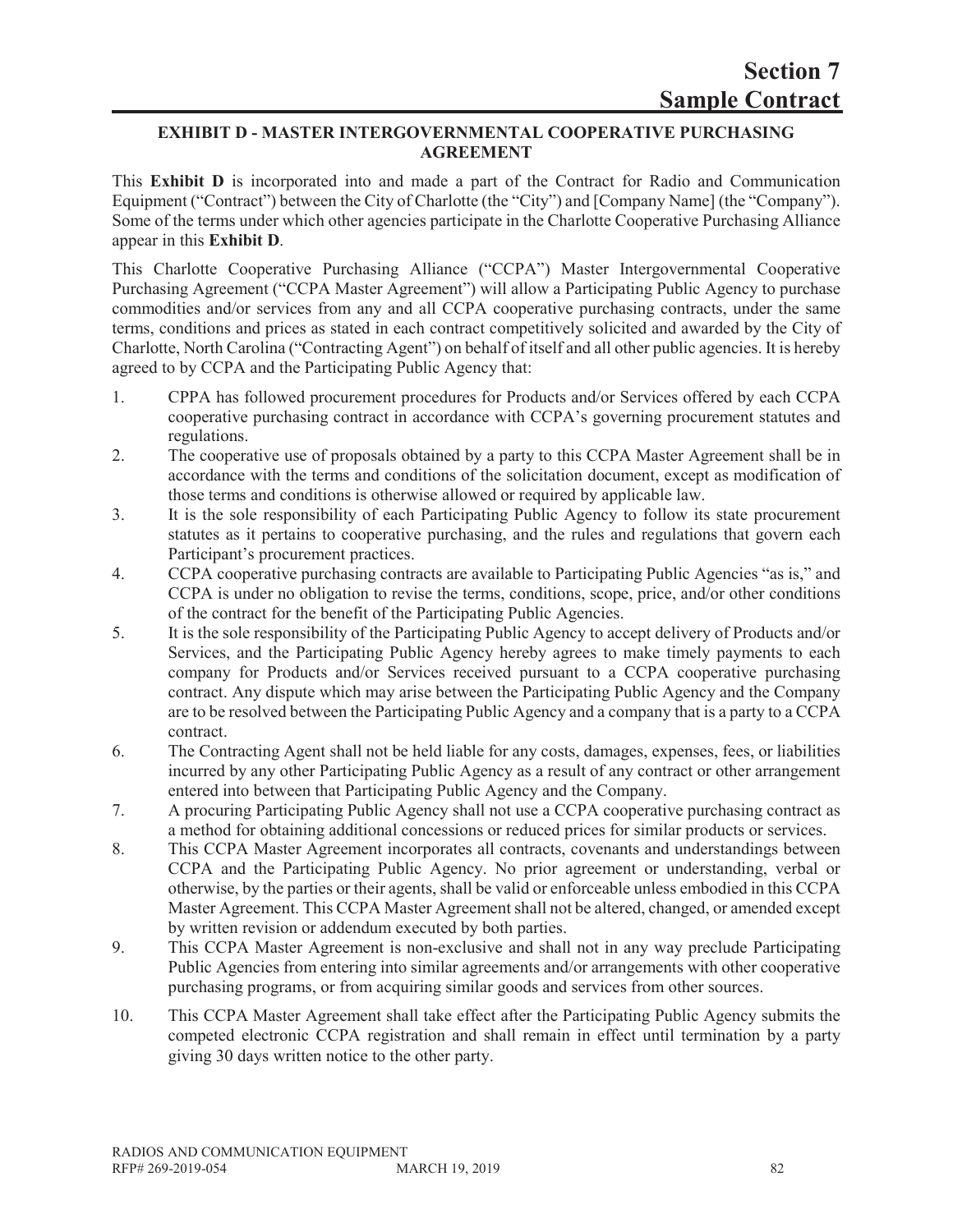# Section 7
# Sample Contract

## EXHIBIT D - MASTER INTERGOVERNMENTAL COOPERATIVE PURCHASING AGREEMENT

This **Exhibit D** is incorporated into and made a part of the Contract for Radio and Communication Equipment ("Contract") between the City of Charlotte (the "City") and [Company Name] (the "Company"). Some of the terms under which other agencies participate in the Charlotte Cooperative Purchasing Alliance appear in this **Exhibit D**.

This Charlotte Cooperative Purchasing Alliance ("CCPA") Master Intergovernmental Cooperative Purchasing Agreement ("CCPA Master Agreement") will allow a Participating Public Agency to purchase commodities and/or services from any and all CCPA cooperative purchasing contracts, under the same terms, conditions and prices as stated in each contract competitively solicited and awarded by the City of Charlotte, North Carolina ("Contracting Agent") on behalf of itself and all other public agencies. It is hereby agreed to by CCPA and the Participating Public Agency that:

1. CPPA has followed procurement procedures for Products and/or Services offered by each CCPA cooperative purchasing contract in accordance with CCPA's governing procurement statutes and regulations.
2. The cooperative use of proposals obtained by a party to this CCPA Master Agreement shall be in accordance with the terms and conditions of the solicitation document, except as modification of those terms and conditions is otherwise allowed or required by applicable law.
3. It is the sole responsibility of each Participating Public Agency to follow its state procurement statutes as it pertains to cooperative purchasing, and the rules and regulations that govern each Participant's procurement practices.
4. CCPA cooperative purchasing contracts are available to Participating Public Agencies "as is," and CCPA is under no obligation to revise the terms, conditions, scope, price, and/or other conditions of the contract for the benefit of the Participating Public Agencies.
5. It is the sole responsibility of the Participating Public Agency to accept delivery of Products and/or Services, and the Participating Public Agency hereby agrees to make timely payments to each company for Products and/or Services received pursuant to a CCPA cooperative purchasing contract. Any dispute which may arise between the Participating Public Agency and the Company are to be resolved between the Participating Public Agency and a company that is a party to a CCPA contract.
6. The Contracting Agent shall not be held liable for any costs, damages, expenses, fees, or liabilities incurred by any other Participating Public Agency as a result of any contract or other arrangement entered into between that Participating Public Agency and the Company.
7. A procuring Participating Public Agency shall not use a CCPA cooperative purchasing contract as a method for obtaining additional concessions or reduced prices for similar products or services.
8. This CCPA Master Agreement incorporates all contracts, covenants and understandings between CCPA and the Participating Public Agency. No prior agreement or understanding, verbal or otherwise, by the parties or their agents, shall be valid or enforceable unless embodied in this CCPA Master Agreement. This CCPA Master Agreement shall not be altered, changed, or amended except by written revision or addendum executed by both parties.
9. This CCPA Master Agreement is non-exclusive and shall not in any way preclude Participating Public Agencies from entering into similar agreements and/or arrangements with other cooperative purchasing programs, or from acquiring similar goods and services from other sources.
10. This CCPA Master Agreement shall take effect after the Participating Public Agency submits the competed electronic CCPA registration and shall remain in effect until termination by a party giving 30 days written notice to the other party.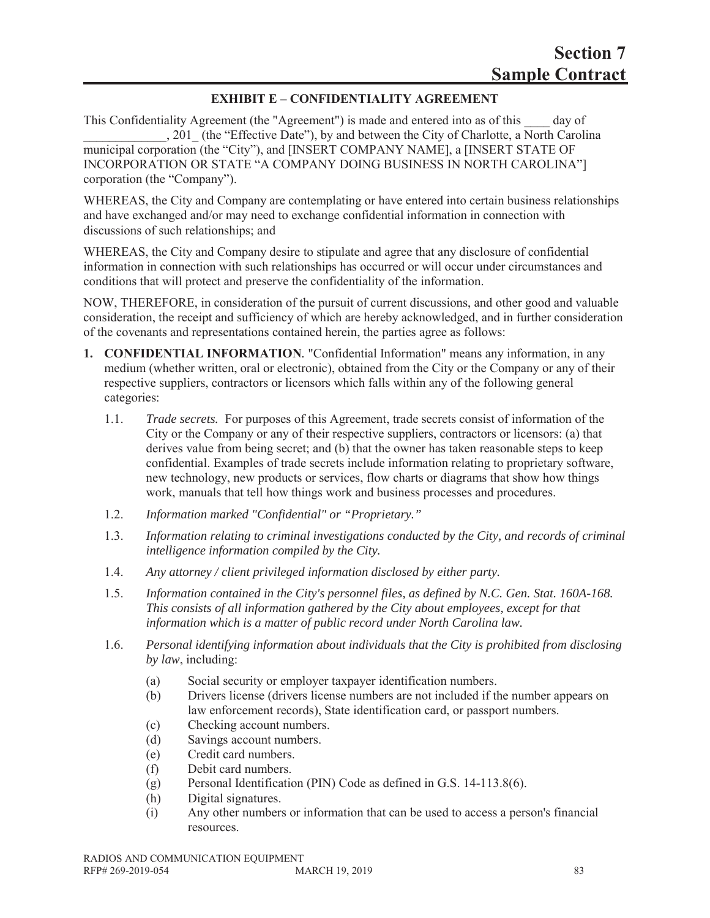# Section 7
# Sample Contract

## EXHIBIT E – CONFIDENTIALITY AGREEMENT

This Confidentiality Agreement (the "Agreement") is made and entered into as of this ____ day of _____________, 201_ (the "Effective Date"), by and between the City of Charlotte, a North Carolina municipal corporation (the "City"), and [INSERT COMPANY NAME], a [INSERT STATE OF INCORPORATION OR STATE "A COMPANY DOING BUSINESS IN NORTH CAROLINA"] corporation (the "Company").

WHEREAS, the City and Company are contemplating or have entered into certain business relationships and have exchanged and/or may need to exchange confidential information in connection with discussions of such relationships; and

WHEREAS, the City and Company desire to stipulate and agree that any disclosure of confidential information in connection with such relationships has occurred or will occur under circumstances and conditions that will protect and preserve the confidentiality of the information.

NOW, THEREFORE, in consideration of the pursuit of current discussions, and other good and valuable consideration, the receipt and sufficiency of which are hereby acknowledged, and in further consideration of the covenants and representations contained herein, the parties agree as follows:

1. **CONFIDENTIAL INFORMATION**. "Confidential Information" means any information, in any medium (whether written, oral or electronic), obtained from the City or the Company or any of their respective suppliers, contractors or licensors which falls within any of the following general categories:

   1.1. *Trade secrets.* For purposes of this Agreement, trade secrets consist of information of the City or the Company or any of their respective suppliers, contractors or licensors: (a) that derives value from being secret; and (b) that the owner has taken reasonable steps to keep confidential. Examples of trade secrets include information relating to proprietary software, new technology, new products or services, flow charts or diagrams that show how things work, manuals that tell how things work and business processes and procedures.

   1.2. *Information marked "Confidential" or "Proprietary."*

   1.3. *Information relating to criminal investigations conducted by the City, and records of criminal intelligence information compiled by the City.*

   1.4. *Any attorney / client privileged information disclosed by either party.*

   1.5. *Information contained in the City's personnel files, as defined by N.C. Gen. Stat. 160A-168. This consists of all information gathered by the City about employees, except for that information which is a matter of public record under North Carolina law.*

   1.6. *Personal identifying information about individuals that the City is prohibited from disclosing by law*, including:

   (a) Social security or employer taxpayer identification numbers.
   (b) Drivers license (drivers license numbers are not included if the number appears on law enforcement records), State identification card, or passport numbers.
   (c) Checking account numbers.
   (d) Savings account numbers.
   (e) Credit card numbers.
   (f) Debit card numbers.
   (g) Personal Identification (PIN) Code as defined in G.S. 14-113.8(6).
   (h) Digital signatures.
   (i) Any other numbers or information that can be used to access a person's financial resources.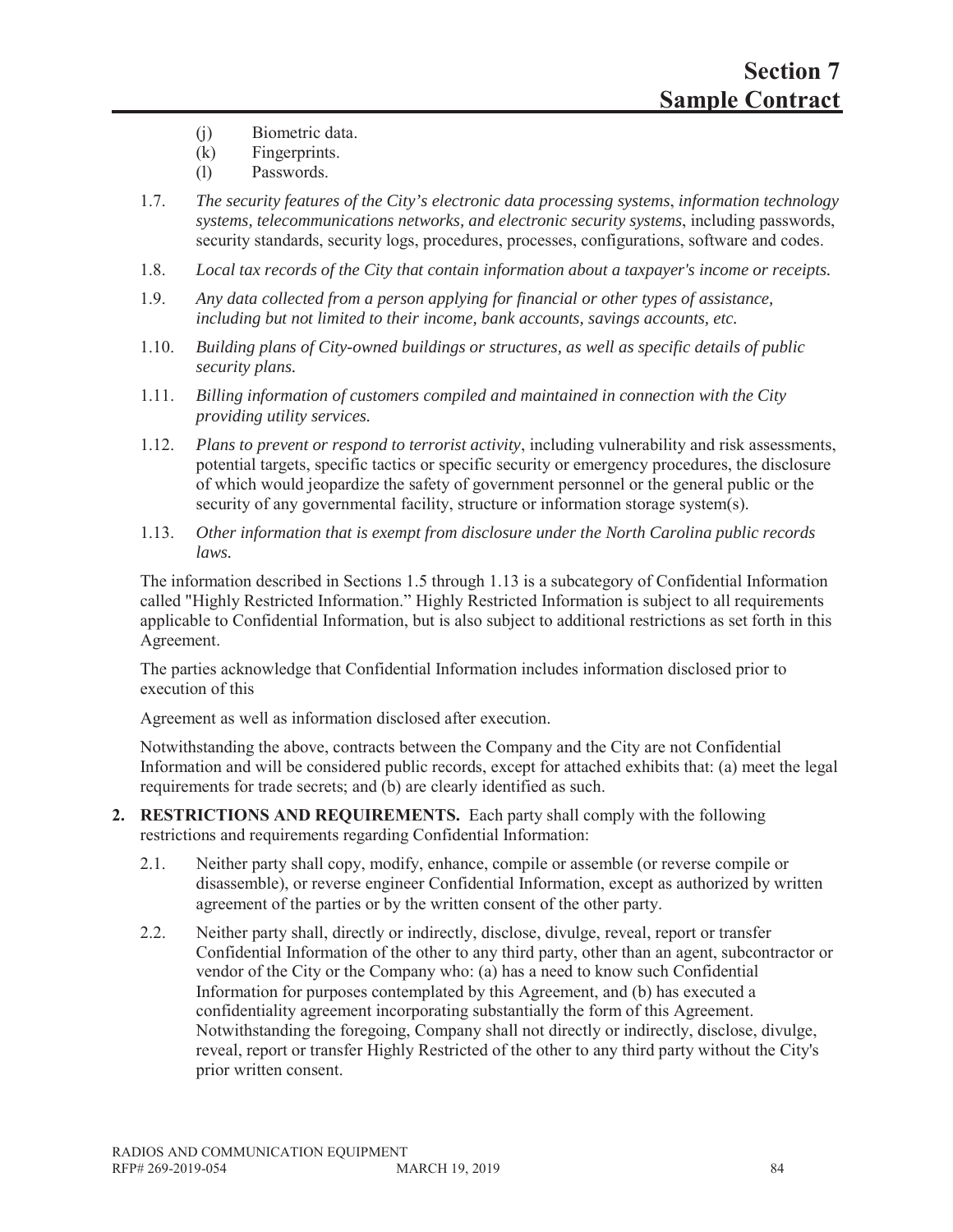(j) Biometric data.
(k) Fingerprints.
(l) Passwords.

1.7. *The security features of the City's electronic data processing systems, information technology systems, telecommunications networks, and electronic security systems*, including passwords, security standards, security logs, procedures, processes, configurations, software and codes.

1.8. *Local tax records of the City that contain information about a taxpayer's income or receipts.*

1.9. *Any data collected from a person applying for financial or other types of assistance, including but not limited to their income, bank accounts, savings accounts, etc.*

1.10. *Building plans of City-owned buildings or structures, as well as specific details of public security plans.*

1.11. *Billing information of customers compiled and maintained in connection with the City providing utility services.*

1.12. *Plans to prevent or respond to terrorist activity*, including vulnerability and risk assessments, potential targets, specific tactics or specific security or emergency procedures, the disclosure of which would jeopardize the safety of government personnel or the general public or the security of any governmental facility, structure or information storage system(s).

1.13. *Other information that is exempt from disclosure under the North Carolina public records laws.*

The information described in Sections 1.5 through 1.13 is a subcategory of Confidential Information called "Highly Restricted Information." Highly Restricted Information is subject to all requirements applicable to Confidential Information, but is also subject to additional restrictions as set forth in this Agreement.

The parties acknowledge that Confidential Information includes information disclosed prior to execution of this

Agreement as well as information disclosed after execution.

Notwithstanding the above, contracts between the Company and the City are not Confidential Information and will be considered public records, except for attached exhibits that: (a) meet the legal requirements for trade secrets; and (b) are clearly identified as such.

**2. RESTRICTIONS AND REQUIREMENTS.** Each party shall comply with the following restrictions and requirements regarding Confidential Information:

2.1. Neither party shall copy, modify, enhance, compile or assemble (or reverse compile or disassemble), or reverse engineer Confidential Information, except as authorized by written agreement of the parties or by the written consent of the other party.

2.2. Neither party shall, directly or indirectly, disclose, divulge, reveal, report or transfer Confidential Information of the other to any third party, other than an agent, subcontractor or vendor of the City or the Company who: (a) has a need to know such Confidential Information for purposes contemplated by this Agreement, and (b) has executed a confidentiality agreement incorporating substantially the form of this Agreement. Notwithstanding the foregoing, Company shall not directly or indirectly, disclose, divulge, reveal, report or transfer Highly Restricted of the other to any third party without the City's prior written consent.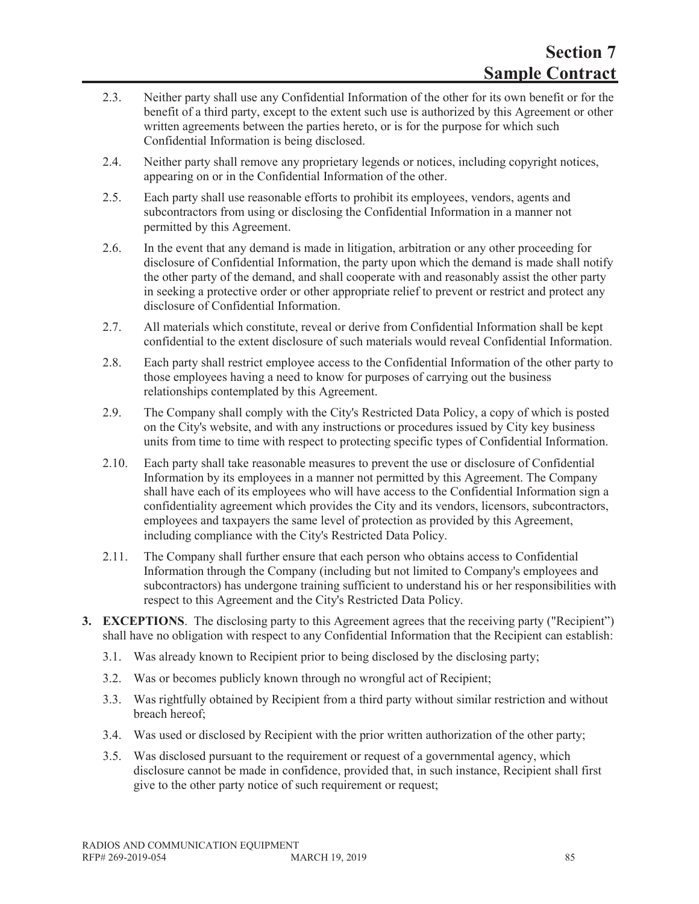2.3. Neither party shall use any Confidential Information of the other for its own benefit or for the benefit of a third party, except to the extent such use is authorized by this Agreement or other written agreements between the parties hereto, or is for the purpose for which such Confidential Information is being disclosed.

2.4. Neither party shall remove any proprietary legends or notices, including copyright notices, appearing on or in the Confidential Information of the other.

2.5. Each party shall use reasonable efforts to prohibit its employees, vendors, agents and subcontractors from using or disclosing the Confidential Information in a manner not permitted by this Agreement.

2.6. In the event that any demand is made in litigation, arbitration or any other proceeding for disclosure of Confidential Information, the party upon which the demand is made shall notify the other party of the demand, and shall cooperate with and reasonably assist the other party in seeking a protective order or other appropriate relief to prevent or restrict and protect any disclosure of Confidential Information.

2.7. All materials which constitute, reveal or derive from Confidential Information shall be kept confidential to the extent disclosure of such materials would reveal Confidential Information.

2.8. Each party shall restrict employee access to the Confidential Information of the other party to those employees having a need to know for purposes of carrying out the business relationships contemplated by this Agreement.

2.9. The Company shall comply with the City's Restricted Data Policy, a copy of which is posted on the City's website, and with any instructions or procedures issued by City key business units from time to time with respect to protecting specific types of Confidential Information.

2.10. Each party shall take reasonable measures to prevent the use or disclosure of Confidential Information by its employees in a manner not permitted by this Agreement. The Company shall have each of its employees who will have access to the Confidential Information sign a confidentiality agreement which provides the City and its vendors, licensors, subcontractors, employees and taxpayers the same level of protection as provided by this Agreement, including compliance with the City's Restricted Data Policy.

2.11. The Company shall further ensure that each person who obtains access to Confidential Information through the Company (including but not limited to Company's employees and subcontractors) has undergone training sufficient to understand his or her responsibilities with respect to this Agreement and the City's Restricted Data Policy.

**3. EXCEPTIONS**. The disclosing party to this Agreement agrees that the receiving party ("Recipient") shall have no obligation with respect to any Confidential Information that the Recipient can establish:

3.1. Was already known to Recipient prior to being disclosed by the disclosing party;

3.2. Was or becomes publicly known through no wrongful act of Recipient;

3.3. Was rightfully obtained by Recipient from a third party without similar restriction and without breach hereof;

3.4. Was used or disclosed by Recipient with the prior written authorization of the other party;

3.5. Was disclosed pursuant to the requirement or request of a governmental agency, which disclosure cannot be made in confidence, provided that, in such instance, Recipient shall first give to the other party notice of such requirement or request;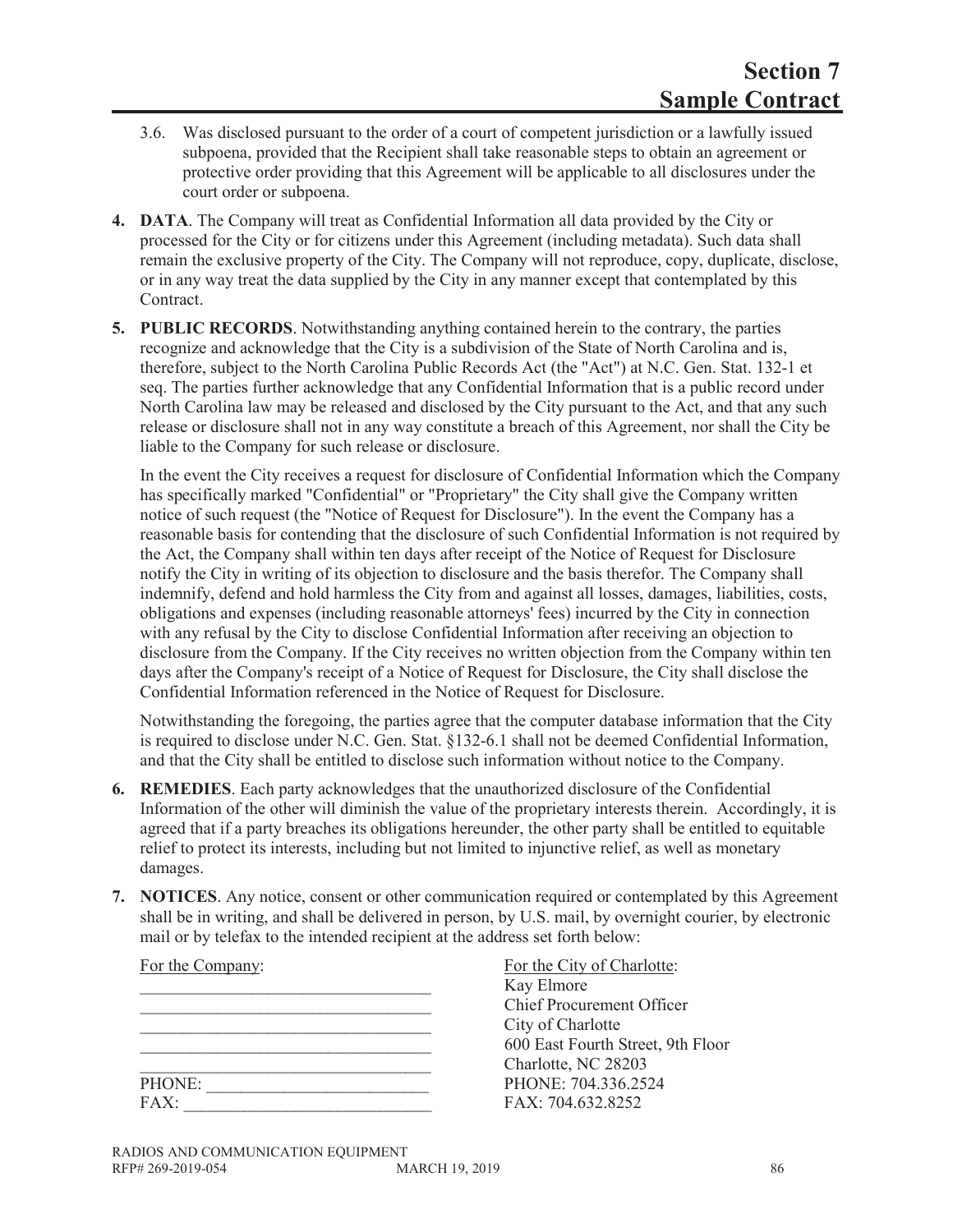3.6. Was disclosed pursuant to the order of a court of competent jurisdiction or a lawfully issued subpoena, provided that the Recipient shall take reasonable steps to obtain an agreement or protective order providing that this Agreement will be applicable to all disclosures under the court order or subpoena.

4. **DATA**. The Company will treat as Confidential Information all data provided by the City or processed for the City or for citizens under this Agreement (including metadata). Such data shall remain the exclusive property of the City. The Company will not reproduce, copy, duplicate, disclose, or in any way treat the data supplied by the City in any manner except that contemplated by this Contract.

5. **PUBLIC RECORDS**. Notwithstanding anything contained herein to the contrary, the parties recognize and acknowledge that the City is a subdivision of the State of North Carolina and is, therefore, subject to the North Carolina Public Records Act (the "Act") at N.C. Gen. Stat. 132-1 et seq. The parties further acknowledge that any Confidential Information that is a public record under North Carolina law may be released and disclosed by the City pursuant to the Act, and that any such release or disclosure shall not in any way constitute a breach of this Agreement, nor shall the City be liable to the Company for such release or disclosure.

   In the event the City receives a request for disclosure of Confidential Information which the Company has specifically marked "Confidential" or "Proprietary" the City shall give the Company written notice of such request (the "Notice of Request for Disclosure"). In the event the Company has a reasonable basis for contending that the disclosure of such Confidential Information is not required by the Act, the Company shall within ten days after receipt of the Notice of Request for Disclosure notify the City in writing of its objection to disclosure and the basis therefor. The Company shall indemnify, defend and hold harmless the City from and against all losses, damages, liabilities, costs, obligations and expenses (including reasonable attorneys' fees) incurred by the City in connection with any refusal by the City to disclose Confidential Information after receiving an objection to disclosure from the Company. If the City receives no written objection from the Company within ten days after the Company's receipt of a Notice of Request for Disclosure, the City shall disclose the Confidential Information referenced in the Notice of Request for Disclosure.

   Notwithstanding the foregoing, the parties agree that the computer database information that the City is required to disclose under N.C. Gen. Stat. §132-6.1 shall not be deemed Confidential Information, and that the City shall be entitled to disclose such information without notice to the Company.

6. **REMEDIES**. Each party acknowledges that the unauthorized disclosure of the Confidential Information of the other will diminish the value of the proprietary interests therein. Accordingly, it is agreed that if a party breaches its obligations hereunder, the other party shall be entitled to equitable relief to protect its interests, including but not limited to injunctive relief, as well as monetary damages.

7. **NOTICES**. Any notice, consent or other communication required or contemplated by this Agreement shall be in writing, and shall be delivered in person, by U.S. mail, by overnight courier, by electronic mail or by telefax to the intended recipient at the address set forth below:

| For the Company: | For the City of Charlotte: |
|---|---|
| __________________________________ | Kay Elmore |
| __________________________________ | Chief Procurement Officer |
| __________________________________ | City of Charlotte |
| __________________________________ | 600 East Fourth Street, 9th Floor |
| __________________________________ | Charlotte, NC 28203 |
| PHONE: ___________________________ | PHONE: 704.336.2524 |
| FAX: ______________________________ | FAX: 704.632.8252 |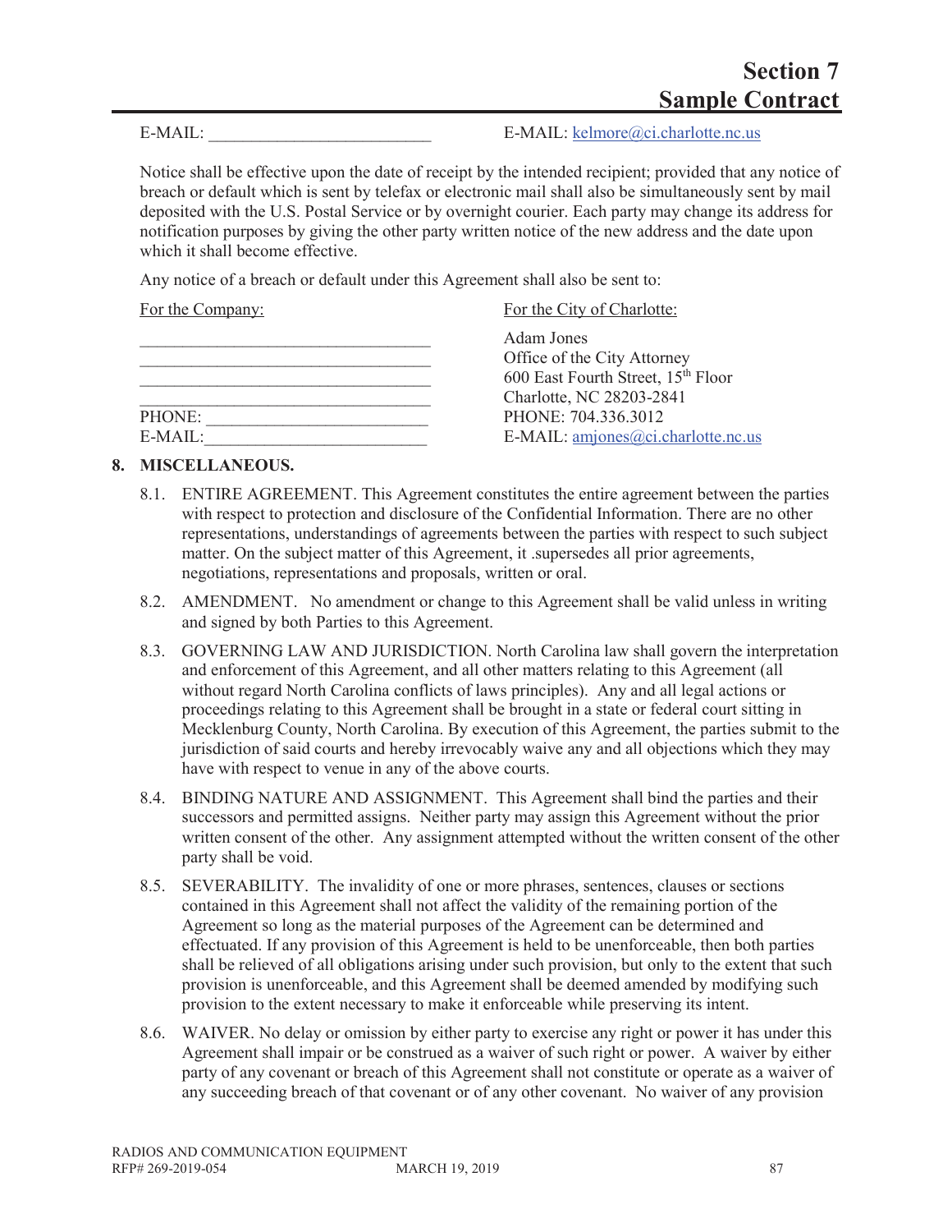| | |
|---|---|
| E-MAIL: ___________________________ | E-MAIL: kelmore@ci.charlotte.nc.us |

Notice shall be effective upon the date of receipt by the intended recipient; provided that any notice of breach or default which is sent by telefax or electronic mail shall also be simultaneously sent by mail deposited with the U.S. Postal Service or by overnight courier. Each party may change its address for notification purposes by giving the other party written notice of the new address and the date upon which it shall become effective.

Any notice of a breach or default under this Agreement shall also be sent to:

| For the Company: | For the City of Charlotte: |
|---|---|
| ___________________________________ | Adam Jones |
| ___________________________________ | Office of the City Attorney |
| ___________________________________ | 600 East Fourth Street, 15th Floor |
| ___________________________________ | Charlotte, NC 28203-2841 |
| PHONE: ___________________________ | PHONE: 704.336.3012 |
| E-MAIL: ___________________________ | E-MAIL: amjones@ci.charlotte.nc.us |

**8. MISCELLANEOUS.**

8.1. ENTIRE AGREEMENT. This Agreement constitutes the entire agreement between the parties with respect to protection and disclosure of the Confidential Information. There are no other representations, understandings of agreements between the parties with respect to such subject matter. On the subject matter of this Agreement, it .supersedes all prior agreements, negotiations, representations and proposals, written or oral.

8.2. AMENDMENT. No amendment or change to this Agreement shall be valid unless in writing and signed by both Parties to this Agreement.

8.3. GOVERNING LAW AND JURISDICTION. North Carolina law shall govern the interpretation and enforcement of this Agreement, and all other matters relating to this Agreement (all without regard North Carolina conflicts of laws principles). Any and all legal actions or proceedings relating to this Agreement shall be brought in a state or federal court sitting in Mecklenburg County, North Carolina. By execution of this Agreement, the parties submit to the jurisdiction of said courts and hereby irrevocably waive any and all objections which they may have with respect to venue in any of the above courts.

8.4. BINDING NATURE AND ASSIGNMENT. This Agreement shall bind the parties and their successors and permitted assigns. Neither party may assign this Agreement without the prior written consent of the other. Any assignment attempted without the written consent of the other party shall be void.

8.5. SEVERABILITY. The invalidity of one or more phrases, sentences, clauses or sections contained in this Agreement shall not affect the validity of the remaining portion of the Agreement so long as the material purposes of the Agreement can be determined and effectuated. If any provision of this Agreement is held to be unenforceable, then both parties shall be relieved of all obligations arising under such provision, but only to the extent that such provision is unenforceable, and this Agreement shall be deemed amended by modifying such provision to the extent necessary to make it enforceable while preserving its intent.

8.6. WAIVER. No delay or omission by either party to exercise any right or power it has under this Agreement shall impair or be construed as a waiver of such right or power. A waiver by either party of any covenant or breach of this Agreement shall not constitute or operate as a waiver of any succeeding breach of that covenant or of any other covenant. No waiver of any provision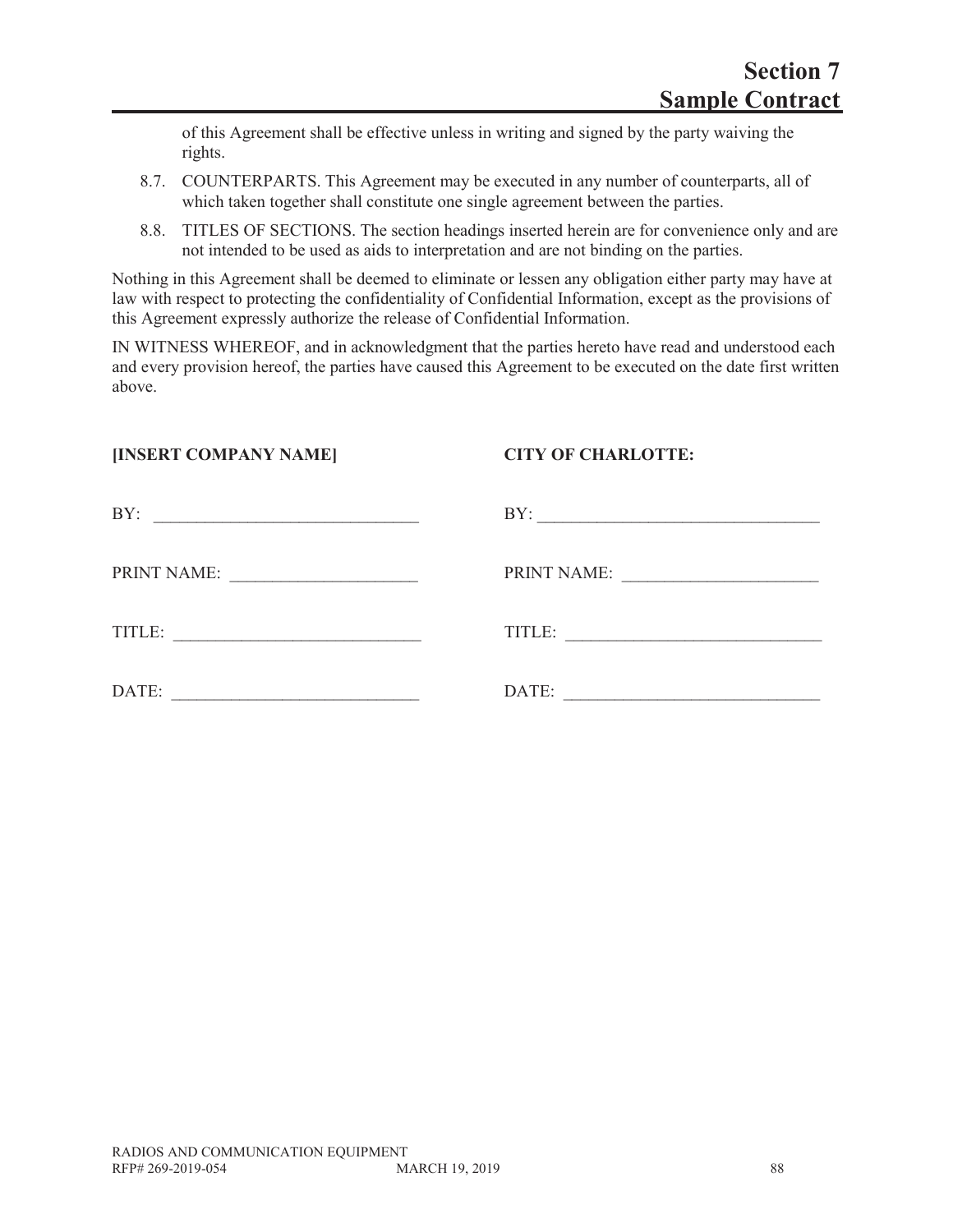of this Agreement shall be effective unless in writing and signed by the party waiving the rights.

8.7. COUNTERPARTS. This Agreement may be executed in any number of counterparts, all of which taken together shall constitute one single agreement between the parties.

8.8. TITLES OF SECTIONS. The section headings inserted herein are for convenience only and are not intended to be used as aids to interpretation and are not binding on the parties.

Nothing in this Agreement shall be deemed to eliminate or lessen any obligation either party may have at law with respect to protecting the confidentiality of Confidential Information, except as the provisions of this Agreement expressly authorize the release of Confidential Information.

IN WITNESS WHEREOF, and in acknowledgment that the parties hereto have read and understood each and every provision hereof, the parties have caused this Agreement to be executed on the date first written above.

| **[INSERT COMPANY NAME]** | **CITY OF CHARLOTTE:** |
|---|---|
| BY: ______________________________ | BY: ________________________________ |
| PRINT NAME: _____________________ | PRINT NAME: ______________________ |
| TITLE: ____________________________ | TITLE: _____________________________ |
| DATE: ____________________________ | DATE: _____________________________ |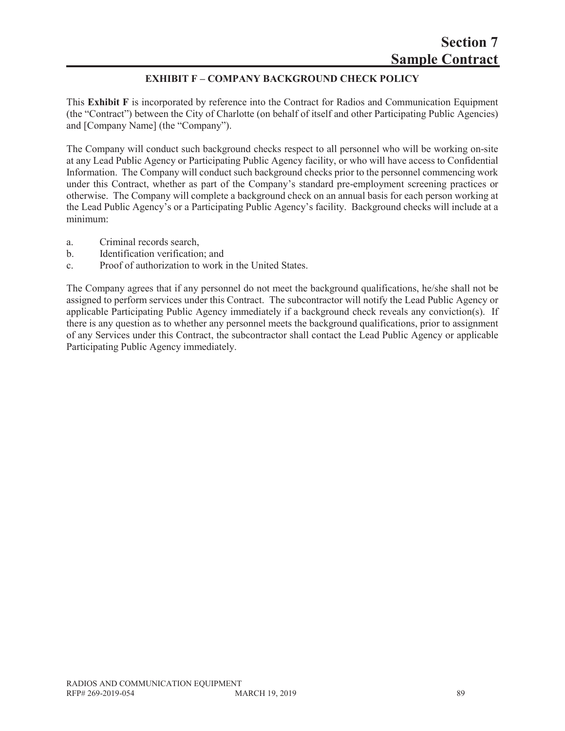# Section 7 Sample Contract

## EXHIBIT F – COMPANY BACKGROUND CHECK POLICY

This **Exhibit F** is incorporated by reference into the Contract for Radios and Communication Equipment (the "Contract") between the City of Charlotte (on behalf of itself and other Participating Public Agencies) and [Company Name] (the "Company").

The Company will conduct such background checks respect to all personnel who will be working on-site at any Lead Public Agency or Participating Public Agency facility, or who will have access to Confidential Information. The Company will conduct such background checks prior to the personnel commencing work under this Contract, whether as part of the Company's standard pre-employment screening practices or otherwise. The Company will complete a background check on an annual basis for each person working at the Lead Public Agency's or a Participating Public Agency's facility. Background checks will include at a minimum:

a. Criminal records search,
b. Identification verification; and
c. Proof of authorization to work in the United States.

The Company agrees that if any personnel do not meet the background qualifications, he/she shall not be assigned to perform services under this Contract. The subcontractor will notify the Lead Public Agency or applicable Participating Public Agency immediately if a background check reveals any conviction(s). If there is any question as to whether any personnel meets the background qualifications, prior to assignment of any Services under this Contract, the subcontractor shall contact the Lead Public Agency or applicable Participating Public Agency immediately.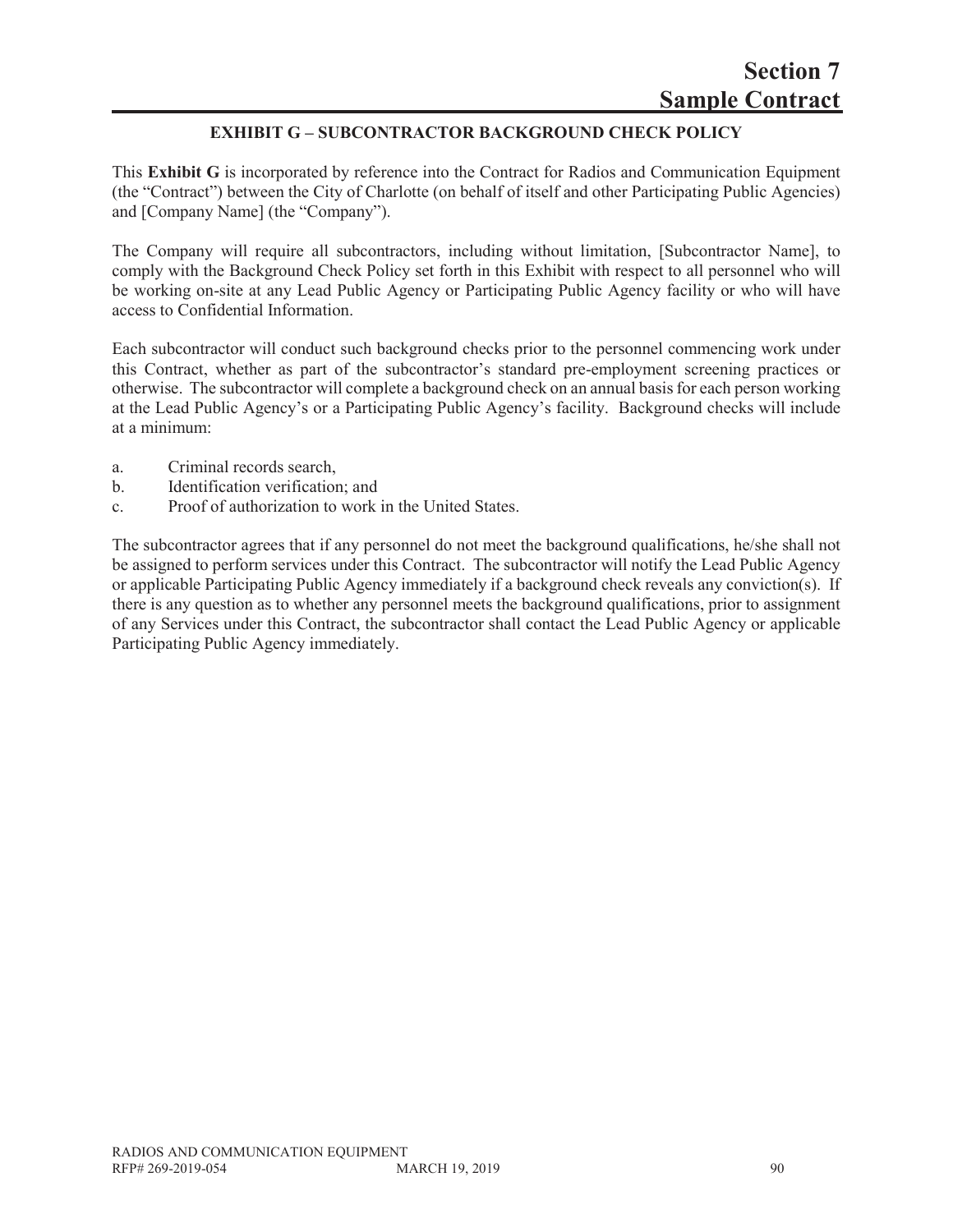## EXHIBIT G – SUBCONTRACTOR BACKGROUND CHECK POLICY

This **Exhibit G** is incorporated by reference into the Contract for Radios and Communication Equipment (the "Contract") between the City of Charlotte (on behalf of itself and other Participating Public Agencies) and [Company Name] (the "Company").

The Company will require all subcontractors, including without limitation, [Subcontractor Name], to comply with the Background Check Policy set forth in this Exhibit with respect to all personnel who will be working on-site at any Lead Public Agency or Participating Public Agency facility or who will have access to Confidential Information.

Each subcontractor will conduct such background checks prior to the personnel commencing work under this Contract, whether as part of the subcontractor's standard pre-employment screening practices or otherwise. The subcontractor will complete a background check on an annual basis for each person working at the Lead Public Agency's or a Participating Public Agency's facility. Background checks will include at a minimum:

a. Criminal records search,
b. Identification verification; and
c. Proof of authorization to work in the United States.

The subcontractor agrees that if any personnel do not meet the background qualifications, he/she shall not be assigned to perform services under this Contract. The subcontractor will notify the Lead Public Agency or applicable Participating Public Agency immediately if a background check reveals any conviction(s). If there is any question as to whether any personnel meets the background qualifications, prior to assignment of any Services under this Contract, the subcontractor shall contact the Lead Public Agency or applicable Participating Public Agency immediately.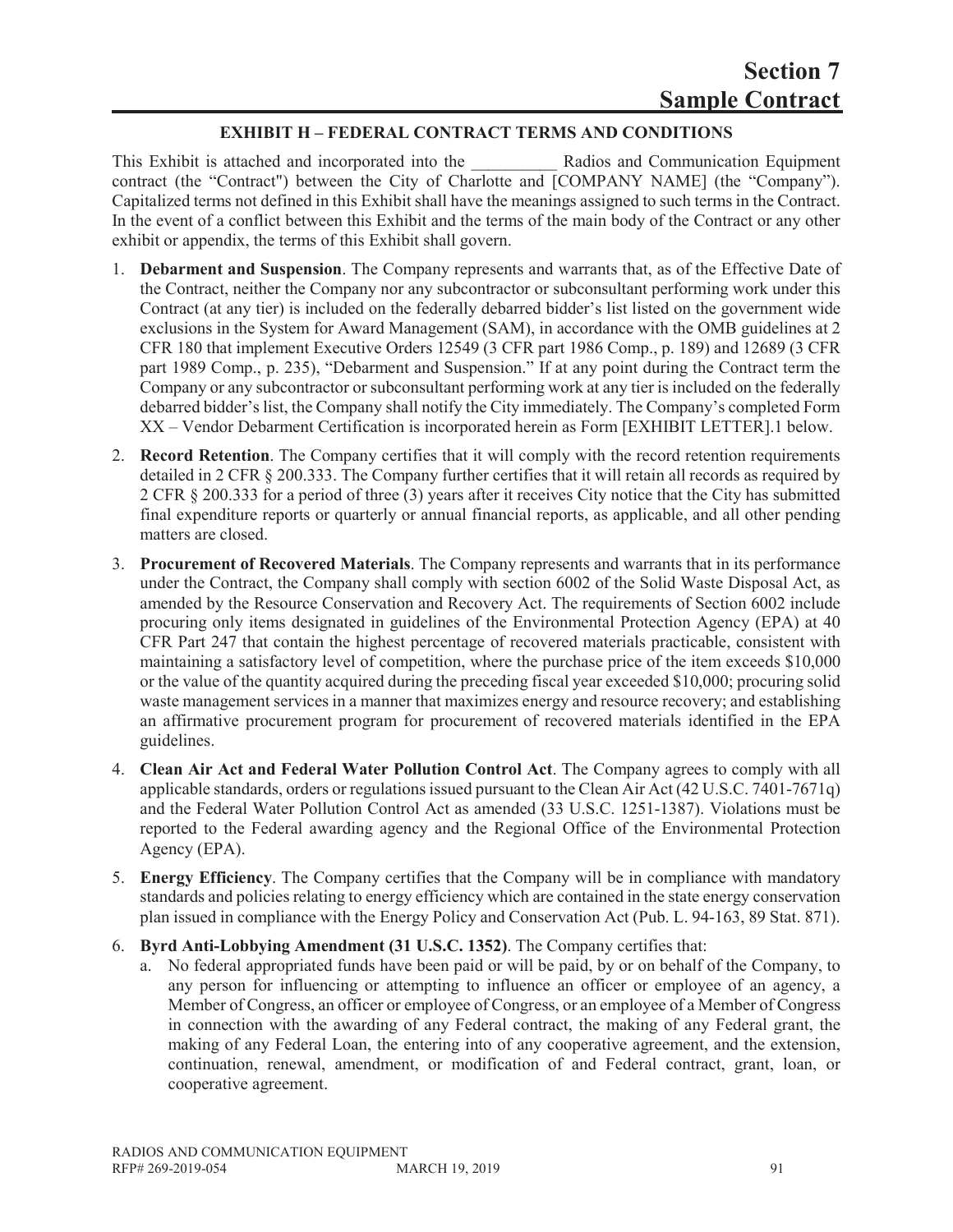# Section 7
# Sample Contract

## EXHIBIT H – FEDERAL CONTRACT TERMS AND CONDITIONS

This Exhibit is attached and incorporated into the __________ Radios and Communication Equipment contract (the "Contract") between the City of Charlotte and [COMPANY NAME] (the "Company"). Capitalized terms not defined in this Exhibit shall have the meanings assigned to such terms in the Contract. In the event of a conflict between this Exhibit and the terms of the main body of the Contract or any other exhibit or appendix, the terms of this Exhibit shall govern.

1. **Debarment and Suspension**. The Company represents and warrants that, as of the Effective Date of the Contract, neither the Company nor any subcontractor or subconsultant performing work under this Contract (at any tier) is included on the federally debarred bidder's list listed on the government wide exclusions in the System for Award Management (SAM), in accordance with the OMB guidelines at 2 CFR 180 that implement Executive Orders 12549 (3 CFR part 1986 Comp., p. 189) and 12689 (3 CFR part 1989 Comp., p. 235), "Debarment and Suspension." If at any point during the Contract term the Company or any subcontractor or subconsultant performing work at any tier is included on the federally debarred bidder's list, the Company shall notify the City immediately. The Company's completed Form XX – Vendor Debarment Certification is incorporated herein as Form [EXHIBIT LETTER].1 below.

2. **Record Retention**. The Company certifies that it will comply with the record retention requirements detailed in 2 CFR § 200.333. The Company further certifies that it will retain all records as required by 2 CFR § 200.333 for a period of three (3) years after it receives City notice that the City has submitted final expenditure reports or quarterly or annual financial reports, as applicable, and all other pending matters are closed.

3. **Procurement of Recovered Materials**. The Company represents and warrants that in its performance under the Contract, the Company shall comply with section 6002 of the Solid Waste Disposal Act, as amended by the Resource Conservation and Recovery Act. The requirements of Section 6002 include procuring only items designated in guidelines of the Environmental Protection Agency (EPA) at 40 CFR Part 247 that contain the highest percentage of recovered materials practicable, consistent with maintaining a satisfactory level of competition, where the purchase price of the item exceeds $10,000 or the value of the quantity acquired during the preceding fiscal year exceeded $10,000; procuring solid waste management services in a manner that maximizes energy and resource recovery; and establishing an affirmative procurement program for procurement of recovered materials identified in the EPA guidelines.

4. **Clean Air Act and Federal Water Pollution Control Act**. The Company agrees to comply with all applicable standards, orders or regulations issued pursuant to the Clean Air Act (42 U.S.C. 7401-7671q) and the Federal Water Pollution Control Act as amended (33 U.S.C. 1251-1387). Violations must be reported to the Federal awarding agency and the Regional Office of the Environmental Protection Agency (EPA).

5. **Energy Efficiency**. The Company certifies that the Company will be in compliance with mandatory standards and policies relating to energy efficiency which are contained in the state energy conservation plan issued in compliance with the Energy Policy and Conservation Act (Pub. L. 94-163, 89 Stat. 871).

6. **Byrd Anti-Lobbying Amendment (31 U.S.C. 1352)**. The Company certifies that:
   a. No federal appropriated funds have been paid or will be paid, by or on behalf of the Company, to any person for influencing or attempting to influence an officer or employee of an agency, a Member of Congress, an officer or employee of Congress, or an employee of a Member of Congress in connection with the awarding of any Federal contract, the making of any Federal grant, the making of any Federal Loan, the entering into of any cooperative agreement, and the extension, continuation, renewal, amendment, or modification of and Federal contract, grant, loan, or cooperative agreement.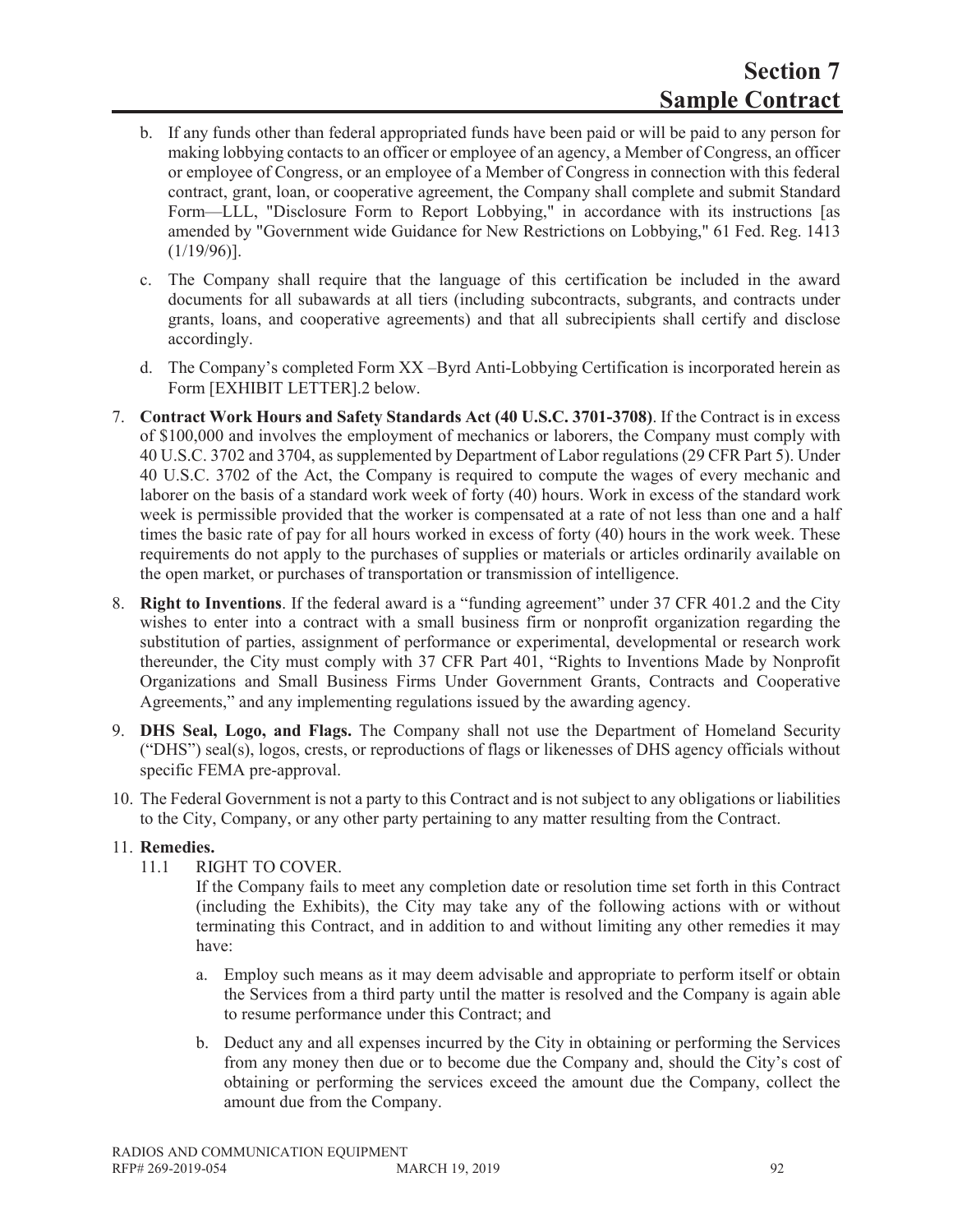b. If any funds other than federal appropriated funds have been paid or will be paid to any person for making lobbying contacts to an officer or employee of an agency, a Member of Congress, an officer or employee of Congress, or an employee of a Member of Congress in connection with this federal contract, grant, loan, or cooperative agreement, the Company shall complete and submit Standard Form—LLL, "Disclosure Form to Report Lobbying," in accordance with its instructions [as amended by "Government wide Guidance for New Restrictions on Lobbying," 61 Fed. Reg. 1413 (1/19/96)].

c. The Company shall require that the language of this certification be included in the award documents for all subawards at all tiers (including subcontracts, subgrants, and contracts under grants, loans, and cooperative agreements) and that all subrecipients shall certify and disclose accordingly.

d. The Company's completed Form XX –Byrd Anti-Lobbying Certification is incorporated herein as Form [EXHIBIT LETTER].2 below.

7. **Contract Work Hours and Safety Standards Act (40 U.S.C. 3701-3708)**. If the Contract is in excess of $100,000 and involves the employment of mechanics or laborers, the Company must comply with 40 U.S.C. 3702 and 3704, as supplemented by Department of Labor regulations (29 CFR Part 5). Under 40 U.S.C. 3702 of the Act, the Company is required to compute the wages of every mechanic and laborer on the basis of a standard work week of forty (40) hours. Work in excess of the standard work week is permissible provided that the worker is compensated at a rate of not less than one and a half times the basic rate of pay for all hours worked in excess of forty (40) hours in the work week. These requirements do not apply to the purchases of supplies or materials or articles ordinarily available on the open market, or purchases of transportation or transmission of intelligence.

8. **Right to Inventions**. If the federal award is a "funding agreement" under 37 CFR 401.2 and the City wishes to enter into a contract with a small business firm or nonprofit organization regarding the substitution of parties, assignment of performance or experimental, developmental or research work thereunder, the City must comply with 37 CFR Part 401, "Rights to Inventions Made by Nonprofit Organizations and Small Business Firms Under Government Grants, Contracts and Cooperative Agreements," and any implementing regulations issued by the awarding agency.

9. **DHS Seal, Logo, and Flags.** The Company shall not use the Department of Homeland Security ("DHS") seal(s), logos, crests, or reproductions of flags or likenesses of DHS agency officials without specific FEMA pre-approval.

10. The Federal Government is not a party to this Contract and is not subject to any obligations or liabilities to the City, Company, or any other party pertaining to any matter resulting from the Contract.

11. **Remedies.**

    11.1 RIGHT TO COVER.

    If the Company fails to meet any completion date or resolution time set forth in this Contract (including the Exhibits), the City may take any of the following actions with or without terminating this Contract, and in addition to and without limiting any other remedies it may have:

    a. Employ such means as it may deem advisable and appropriate to perform itself or obtain the Services from a third party until the matter is resolved and the Company is again able to resume performance under this Contract; and

    b. Deduct any and all expenses incurred by the City in obtaining or performing the Services from any money then due or to become due the Company and, should the City's cost of obtaining or performing the services exceed the amount due the Company, collect the amount due from the Company.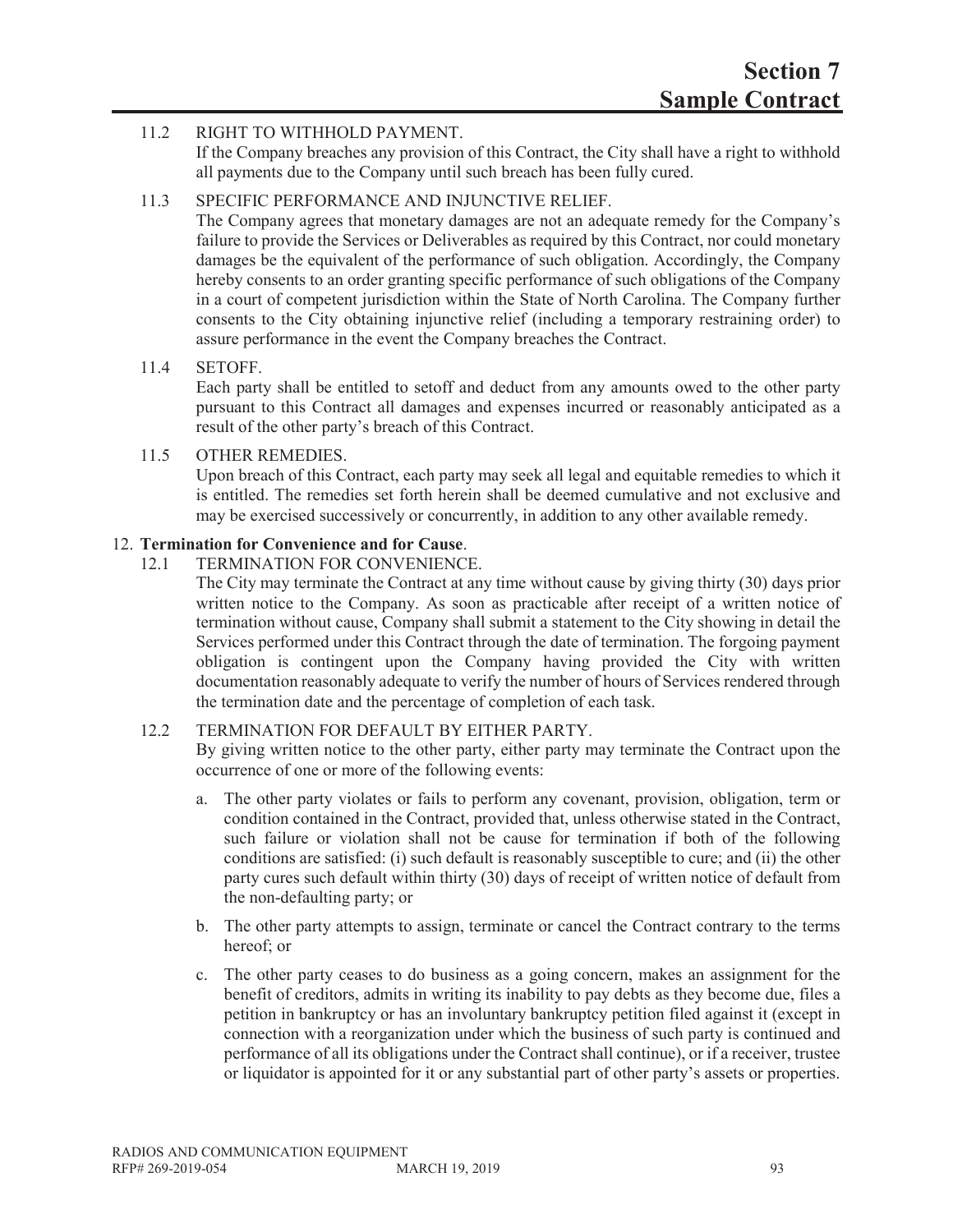11.2 RIGHT TO WITHHOLD PAYMENT.

If the Company breaches any provision of this Contract, the City shall have a right to withhold all payments due to the Company until such breach has been fully cured.

11.3 SPECIFIC PERFORMANCE AND INJUNCTIVE RELIEF.

The Company agrees that monetary damages are not an adequate remedy for the Company's failure to provide the Services or Deliverables as required by this Contract, nor could monetary damages be the equivalent of the performance of such obligation. Accordingly, the Company hereby consents to an order granting specific performance of such obligations of the Company in a court of competent jurisdiction within the State of North Carolina. The Company further consents to the City obtaining injunctive relief (including a temporary restraining order) to assure performance in the event the Company breaches the Contract.

11.4 SETOFF.

Each party shall be entitled to setoff and deduct from any amounts owed to the other party pursuant to this Contract all damages and expenses incurred or reasonably anticipated as a result of the other party's breach of this Contract.

11.5 OTHER REMEDIES.

Upon breach of this Contract, each party may seek all legal and equitable remedies to which it is entitled. The remedies set forth herein shall be deemed cumulative and not exclusive and may be exercised successively or concurrently, in addition to any other available remedy.

12. **Termination for Convenience and for Cause**.

12.1 TERMINATION FOR CONVENIENCE.

The City may terminate the Contract at any time without cause by giving thirty (30) days prior written notice to the Company. As soon as practicable after receipt of a written notice of termination without cause, Company shall submit a statement to the City showing in detail the Services performed under this Contract through the date of termination. The forgoing payment obligation is contingent upon the Company having provided the City with written documentation reasonably adequate to verify the number of hours of Services rendered through the termination date and the percentage of completion of each task.

12.2 TERMINATION FOR DEFAULT BY EITHER PARTY.

By giving written notice to the other party, either party may terminate the Contract upon the occurrence of one or more of the following events:

a. The other party violates or fails to perform any covenant, provision, obligation, term or condition contained in the Contract, provided that, unless otherwise stated in the Contract, such failure or violation shall not be cause for termination if both of the following conditions are satisfied: (i) such default is reasonably susceptible to cure; and (ii) the other party cures such default within thirty (30) days of receipt of written notice of default from the non-defaulting party; or

b. The other party attempts to assign, terminate or cancel the Contract contrary to the terms hereof; or

c. The other party ceases to do business as a going concern, makes an assignment for the benefit of creditors, admits in writing its inability to pay debts as they become due, files a petition in bankruptcy or has an involuntary bankruptcy petition filed against it (except in connection with a reorganization under which the business of such party is continued and performance of all its obligations under the Contract shall continue), or if a receiver, trustee or liquidator is appointed for it or any substantial part of other party's assets or properties.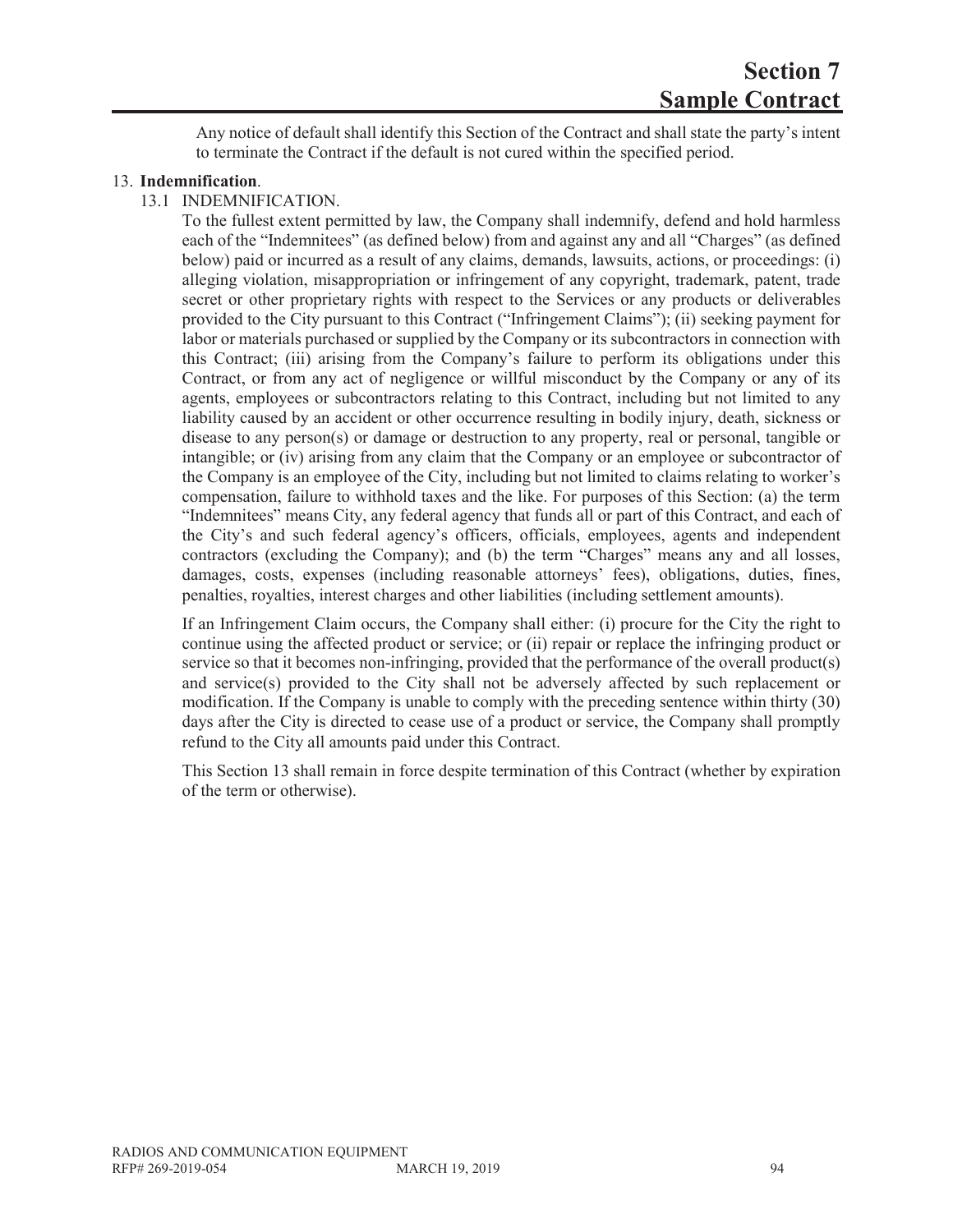Any notice of default shall identify this Section of the Contract and shall state the party's intent to terminate the Contract if the default is not cured within the specified period.

13. **Indemnification**.

13.1 INDEMNIFICATION.

To the fullest extent permitted by law, the Company shall indemnify, defend and hold harmless each of the "Indemnitees" (as defined below) from and against any and all "Charges" (as defined below) paid or incurred as a result of any claims, demands, lawsuits, actions, or proceedings: (i) alleging violation, misappropriation or infringement of any copyright, trademark, patent, trade secret or other proprietary rights with respect to the Services or any products or deliverables provided to the City pursuant to this Contract ("Infringement Claims"); (ii) seeking payment for labor or materials purchased or supplied by the Company or its subcontractors in connection with this Contract; (iii) arising from the Company's failure to perform its obligations under this Contract, or from any act of negligence or willful misconduct by the Company or any of its agents, employees or subcontractors relating to this Contract, including but not limited to any liability caused by an accident or other occurrence resulting in bodily injury, death, sickness or disease to any person(s) or damage or destruction to any property, real or personal, tangible or intangible; or (iv) arising from any claim that the Company or an employee or subcontractor of the Company is an employee of the City, including but not limited to claims relating to worker's compensation, failure to withhold taxes and the like. For purposes of this Section: (a) the term "Indemnitees" means City, any federal agency that funds all or part of this Contract, and each of the City's and such federal agency's officers, officials, employees, agents and independent contractors (excluding the Company); and (b) the term "Charges" means any and all losses, damages, costs, expenses (including reasonable attorneys' fees), obligations, duties, fines, penalties, royalties, interest charges and other liabilities (including settlement amounts).

If an Infringement Claim occurs, the Company shall either: (i) procure for the City the right to continue using the affected product or service; or (ii) repair or replace the infringing product or service so that it becomes non-infringing, provided that the performance of the overall product(s) and service(s) provided to the City shall not be adversely affected by such replacement or modification. If the Company is unable to comply with the preceding sentence within thirty (30) days after the City is directed to cease use of a product or service, the Company shall promptly refund to the City all amounts paid under this Contract.

This Section 13 shall remain in force despite termination of this Contract (whether by expiration of the term or otherwise).